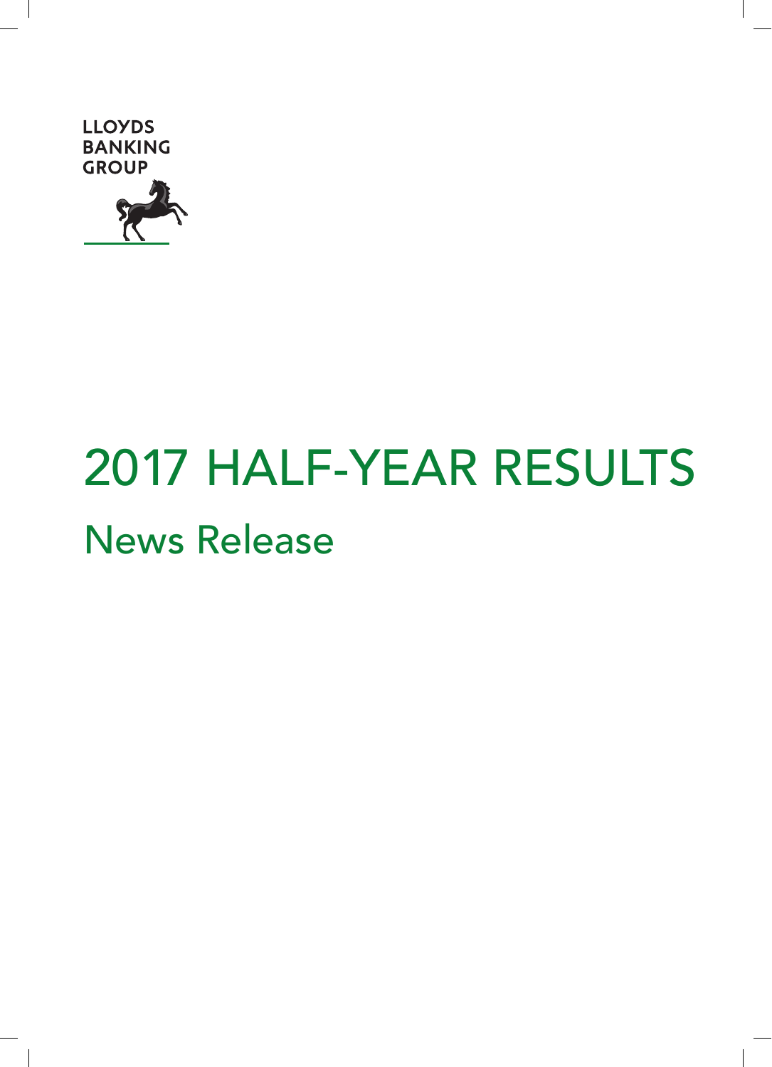LLOYDS BANKING GROUP

# 2017 HALF-YEAR RESULTS

## News Release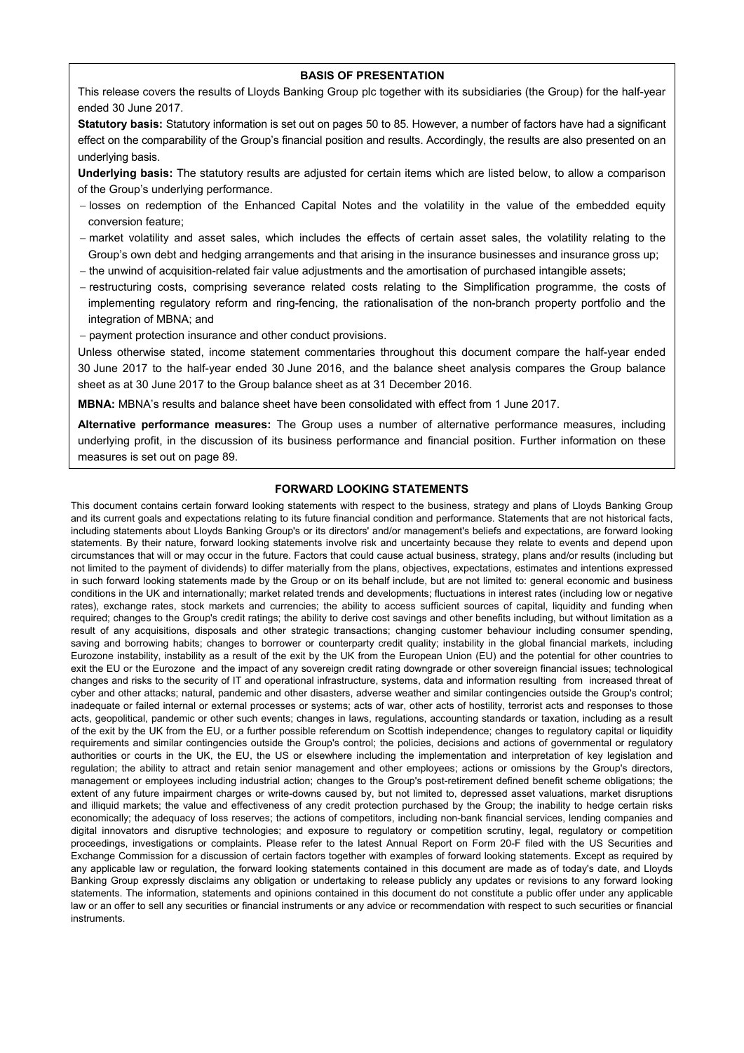## BASIS OF PRESENTATION

This release covers the results of Lloyds Banking Group plc together with its subsidiaries (the Group) for the half-year ended 30 June 2017.

**Statutory basis:** Statutory information is set out on pages 50 to 85. However, a number of factors have had a significant effect on the comparability of the Group's financial position and results. Accordingly, the results are also presented on an underlying basis.

**Underlying basis:** The statutory results are adjusted for certain items which are listed below, to allow a comparison of the Group's underlying performance.

- losses on redemption of the Enhanced Capital Notes and the volatility in the value of the embedded equity conversion feature;
- market volatility and asset sales, which includes the effects of certain asset sales, the volatility relating to the Group's own debt and hedging arrangements and that arising in the insurance businesses and insurance gross up;
- the unwind of acquisition-related fair value adjustments and the amortisation of purchased intangible assets;
- restructuring costs, comprising severance related costs relating to the Simplification programme, the costs of implementing regulatory reform and ring-fencing, the rationalisation of the non-branch property portfolio and the integration of MBNA; and
- payment protection insurance and other conduct provisions.

Unless otherwise stated, income statement commentaries throughout this document compare the half-year ended 30 June 2017 to the half-year ended 30 June 2016, and the balance sheet analysis compares the Group balance sheet as at 30 June 2017 to the Group balance sheet as at 31 December 2016.

**MBNA:** MBNA's results and balance sheet have been consolidated with effect from 1 June 2017.

**Alternative performance measures:** The Group uses a number of alternative performance measures, including underlying profit, in the discussion of its business performance and financial position. Further information on these measures is set out on page 89.

## FORWARD LOOKING STATEMENTS

This document contains certain forward looking statements with respect to the business, strategy and plans of Lloyds Banking Group and its current goals and expectations relating to its future financial condition and performance. Statements that are not historical facts, including statements about Lloyds Banking Group's or its directors' and/or management's beliefs and expectations, are forward looking statements. By their nature, forward looking statements involve risk and uncertainty because they relate to events and depend upon circumstances that will or may occur in the future. Factors that could cause actual business, strategy, plans and/or results (including but not limited to the payment of dividends) to differ materially from the plans, objectives, expectations, estimates and intentions expressed in such forward looking statements made by the Group or on its behalf include, but are not limited to: general economic and business conditions in the UK and internationally; market related trends and developments; fluctuations in interest rates (including low or negative rates), exchange rates, stock markets and currencies; the ability to access sufficient sources of capital, liquidity and funding when required; changes to the Group's credit ratings; the ability to derive cost savings and other benefits including, but without limitation as a result of any acquisitions, disposals and other strategic transactions; changing customer behaviour including consumer spending, saving and borrowing habits; changes to borrower or counterparty credit quality; instability in the global financial markets, including Eurozone instability, instability as a result of the exit by the UK from the European Union (EU) and the potential for other countries to exit the EU or the Eurozone and the impact of any sovereign credit rating downgrade or other sovereign financial issues; technological changes and risks to the security of IT and operational infrastructure, systems, data and information resulting from increased threat of cyber and other attacks; natural, pandemic and other disasters, adverse weather and similar contingencies outside the Group's control; inadequate or failed internal or external processes or systems; acts of war, other acts of hostility, terrorist acts and responses to those acts, geopolitical, pandemic or other such events; changes in laws, regulations, accounting standards or taxation, including as a result of the exit by the UK from the EU, or a further possible referendum on Scottish independence; changes to regulatory capital or liquidity requirements and similar contingencies outside the Group's control; the policies, decisions and actions of governmental or regulatory authorities or courts in the UK, the EU, the US or elsewhere including the implementation and interpretation of key legislation and regulation; the ability to attract and retain senior management and other employees; actions or omissions by the Group's directors, management or employees including industrial action; changes to the Group's post-retirement defined benefit scheme obligations; the extent of any future impairment charges or write-downs caused by, but not limited to, depressed asset valuations, market disruptions and illiquid markets; the value and effectiveness of any credit protection purchased by the Group; the inability to hedge certain risks economically; the adequacy of loss reserves; the actions of competitors, including non-bank financial services, lending companies and digital innovators and disruptive technologies; and exposure to regulatory or competition scrutiny, legal, regulatory or competition proceedings, investigations or complaints. Please refer to the latest Annual Report on Form 20-F filed with the US Securities and Exchange Commission for a discussion of certain factors together with examples of forward looking statements. Except as required by any applicable law or regulation, the forward looking statements contained in this document are made as of today's date, and Lloyds Banking Group expressly disclaims any obligation or undertaking to release publicly any updates or revisions to any forward looking statements. The information, statements and opinions contained in this document do not constitute a public offer under any applicable law or an offer to sell any securities or financial instruments or any advice or recommendation with respect to such securities or financial instruments.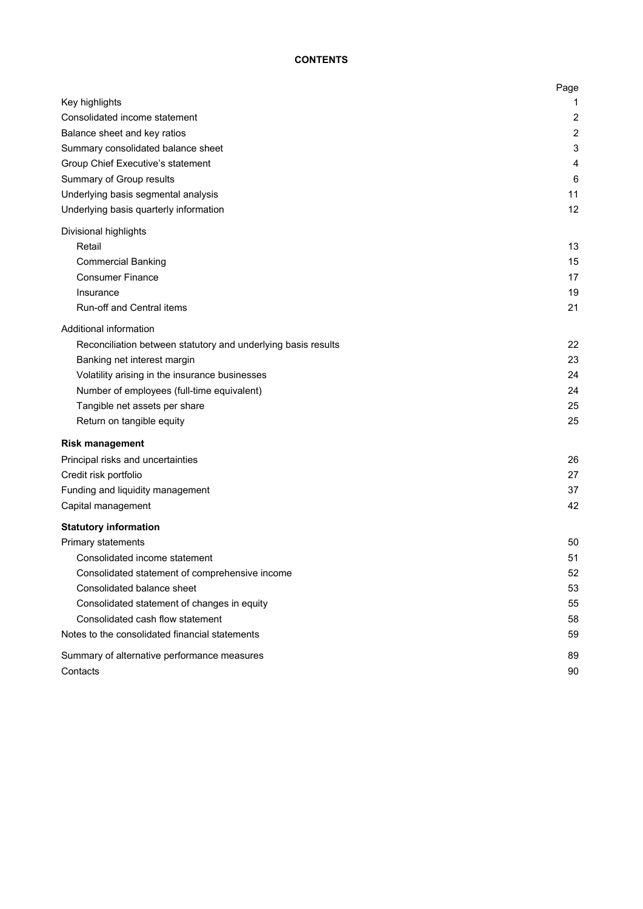**CONTENTS**

| | Page |
|---|---|
| Key highlights | 1 |
| Consolidated income statement | 2 |
| Balance sheet and key ratios | 2 |
| Summary consolidated balance sheet | 3 |
| Group Chief Executive's statement | 4 |
| Summary of Group results | 6 |
| Underlying basis segmental analysis | 11 |
| Underlying basis quarterly information | 12 |
| Divisional highlights | |
| Retail | 13 |
| Commercial Banking | 15 |
| Consumer Finance | 17 |
| Insurance | 19 |
| Run-off and Central items | 21 |
| Additional information | |
| Reconciliation between statutory and underlying basis results | 22 |
| Banking net interest margin | 23 |
| Volatility arising in the insurance businesses | 24 |
| Number of employees (full-time equivalent) | 24 |
| Tangible net assets per share | 25 |
| Return on tangible equity | 25 |
| **Risk management** | |
| Principal risks and uncertainties | 26 |
| Credit risk portfolio | 27 |
| Funding and liquidity management | 37 |
| Capital management | 42 |
| **Statutory information** | |
| Primary statements | 50 |
| Consolidated income statement | 51 |
| Consolidated statement of comprehensive income | 52 |
| Consolidated balance sheet | 53 |
| Consolidated statement of changes in equity | 55 |
| Consolidated cash flow statement | 58 |
| Notes to the consolidated financial statements | 59 |
| Summary of alternative performance measures | 89 |
| Contacts | 90 |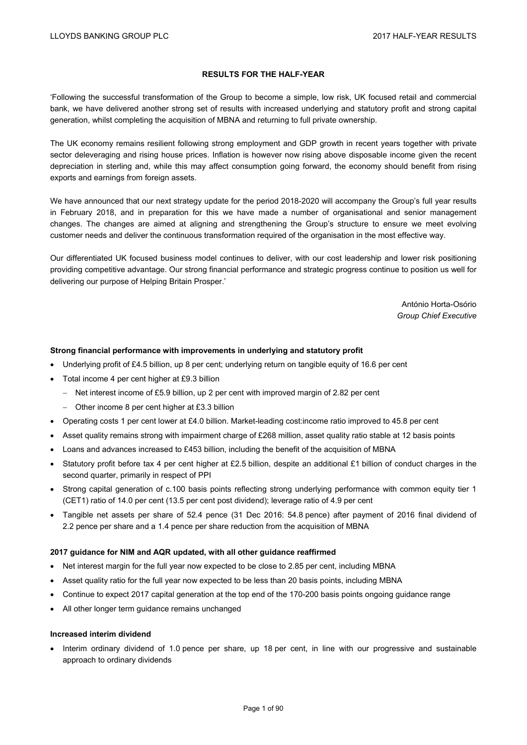## RESULTS FOR THE HALF-YEAR

'Following the successful transformation of the Group to become a simple, low risk, UK focused retail and commercial bank, we have delivered another strong set of results with increased underlying and statutory profit and strong capital generation, whilst completing the acquisition of MBNA and returning to full private ownership.

The UK economy remains resilient following strong employment and GDP growth in recent years together with private sector deleveraging and rising house prices. Inflation is however now rising above disposable income given the recent depreciation in sterling and, while this may affect consumption going forward, the economy should benefit from rising exports and earnings from foreign assets.

We have announced that our next strategy update for the period 2018-2020 will accompany the Group's full year results in February 2018, and in preparation for this we have made a number of organisational and senior management changes. The changes are aimed at aligning and strengthening the Group's structure to ensure we meet evolving customer needs and deliver the continuous transformation required of the organisation in the most effective way.

Our differentiated UK focused business model continues to deliver, with our cost leadership and lower risk positioning providing competitive advantage. Our strong financial performance and strategic progress continue to position us well for delivering our purpose of Helping Britain Prosper.'

António Horta-Osório
*Group Chief Executive*

### Strong financial performance with improvements in underlying and statutory profit

- Underlying profit of £4.5 billion, up 8 per cent; underlying return on tangible equity of 16.6 per cent
- Total income 4 per cent higher at £9.3 billion
  - Net interest income of £5.9 billion, up 2 per cent with improved margin of 2.82 per cent
  - Other income 8 per cent higher at £3.3 billion
- Operating costs 1 per cent lower at £4.0 billion. Market-leading cost:income ratio improved to 45.8 per cent
- Asset quality remains strong with impairment charge of £268 million, asset quality ratio stable at 12 basis points
- Loans and advances increased to £453 billion, including the benefit of the acquisition of MBNA
- Statutory profit before tax 4 per cent higher at £2.5 billion, despite an additional £1 billion of conduct charges in the second quarter, primarily in respect of PPI
- Strong capital generation of c.100 basis points reflecting strong underlying performance with common equity tier 1 (CET1) ratio of 14.0 per cent (13.5 per cent post dividend); leverage ratio of 4.9 per cent
- Tangible net assets per share of 52.4 pence (31 Dec 2016: 54.8 pence) after payment of 2016 final dividend of 2.2 pence per share and a 1.4 pence per share reduction from the acquisition of MBNA

### 2017 guidance for NIM and AQR updated, with all other guidance reaffirmed

- Net interest margin for the full year now expected to be close to 2.85 per cent, including MBNA
- Asset quality ratio for the full year now expected to be less than 20 basis points, including MBNA
- Continue to expect 2017 capital generation at the top end of the 170-200 basis points ongoing guidance range
- All other longer term guidance remains unchanged

### Increased interim dividend

- Interim ordinary dividend of 1.0 pence per share, up 18 per cent, in line with our progressive and sustainable approach to ordinary dividends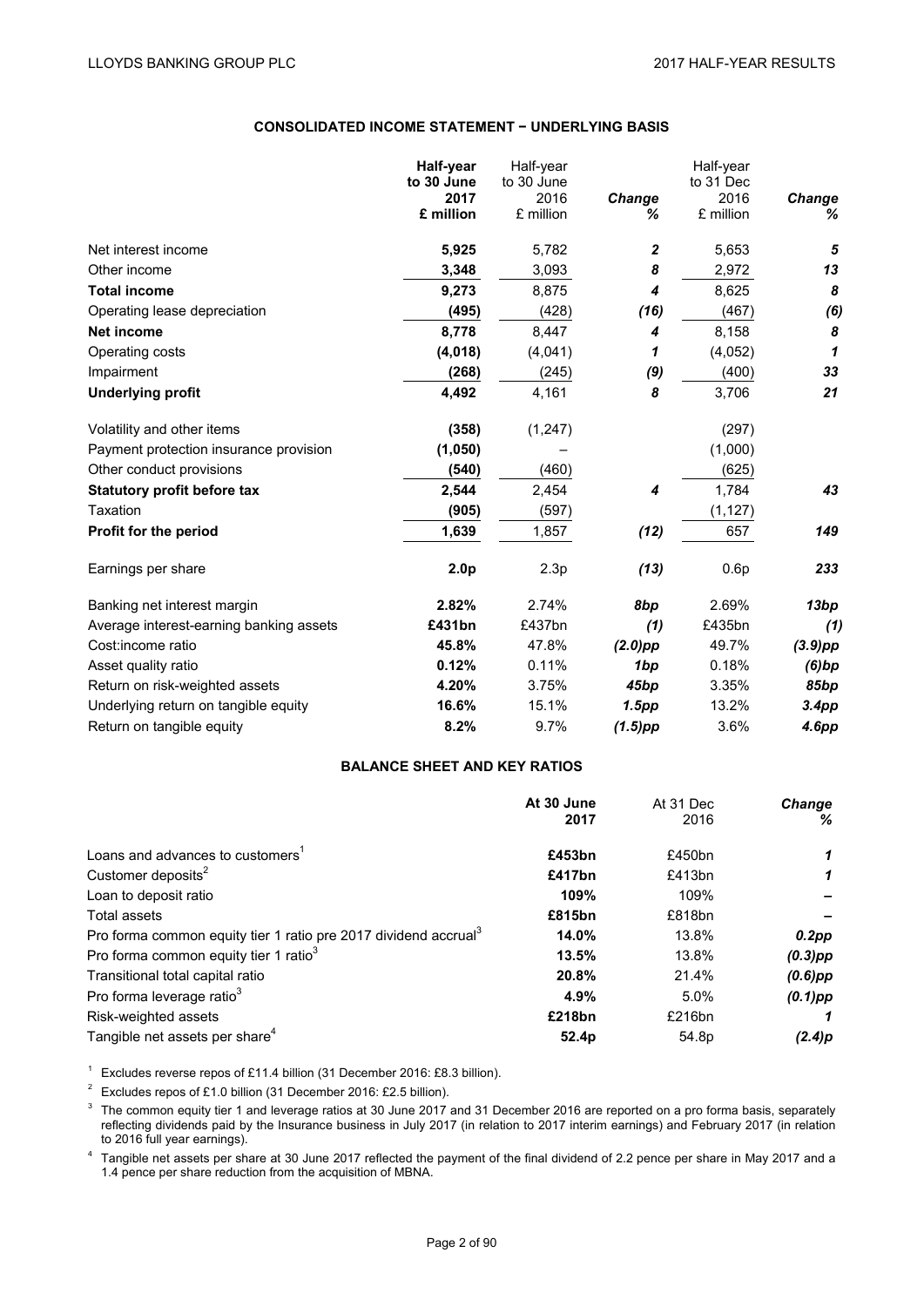## CONSOLIDATED INCOME STATEMENT − UNDERLYING BASIS

| | **Half-year to 30 June 2017 £ million** | Half-year to 30 June 2016 £ million | *Change %* | Half-year to 31 Dec 2016 £ million | *Change %* |
|---|---|---|---|---|---|
| Net interest income | **5,925** | 5,782 | ***2*** | 5,653 | ***5*** |
| Other income | **3,348** | 3,093 | ***8*** | 2,972 | ***13*** |
| **Total income** | **9,273** | 8,875 | ***4*** | 8,625 | ***8*** |
| Operating lease depreciation | **(495)** | (428) | ***(16)*** | (467) | ***(6)*** |
| **Net income** | **8,778** | 8,447 | ***4*** | 8,158 | ***8*** |
| Operating costs | **(4,018)** | (4,041) | ***1*** | (4,052) | ***1*** |
| Impairment | **(268)** | (245) | ***(9)*** | (400) | ***33*** |
| **Underlying profit** | **4,492** | 4,161 | ***8*** | 3,706 | ***21*** |
| Volatility and other items | **(358)** | (1,247) | | (297) | |
| Payment protection insurance provision | **(1,050)** | – | | (1,000) | |
| Other conduct provisions | **(540)** | (460) | | (625) | |
| **Statutory profit before tax** | **2,544** | 2,454 | ***4*** | 1,784 | ***43*** |
| Taxation | **(905)** | (597) | | (1,127) | |
| **Profit for the period** | **1,639** | 1,857 | ***(12)*** | 657 | ***149*** |
| Earnings per share | **2.0p** | 2.3p | ***(13)*** | 0.6p | ***233*** |
| Banking net interest margin | **2.82%** | 2.74% | ***8bp*** | 2.69% | ***13bp*** |
| Average interest-earning banking assets | **£431bn** | £437bn | ***(1)*** | £435bn | ***(1)*** |
| Cost:income ratio | **45.8%** | 47.8% | ***(2.0)pp*** | 49.7% | ***(3.9)pp*** |
| Asset quality ratio | **0.12%** | 0.11% | ***1bp*** | 0.18% | ***(6)bp*** |
| Return on risk-weighted assets | **4.20%** | 3.75% | ***45bp*** | 3.35% | ***85bp*** |
| Underlying return on tangible equity | **16.6%** | 15.1% | ***1.5pp*** | 13.2% | ***3.4pp*** |
| Return on tangible equity | **8.2%** | 9.7% | ***(1.5)pp*** | 3.6% | ***4.6pp*** |

## BALANCE SHEET AND KEY RATIOS

| | **At 30 June 2017** | At 31 Dec 2016 | *Change %* |
|---|---|---|---|
| Loans and advances to customers[1] | **£453bn** | £450bn | ***1*** |
| Customer deposits[2] | **£417bn** | £413bn | ***1*** |
| Loan to deposit ratio | **109%** | 109% | ***–*** |
| Total assets | **£815bn** | £818bn | ***–*** |
| Pro forma common equity tier 1 ratio pre 2017 dividend accrual[3] | **14.0%** | 13.8% | ***0.2pp*** |
| Pro forma common equity tier 1 ratio[3] | **13.5%** | 13.8% | ***(0.3)pp*** |
| Transitional total capital ratio | **20.8%** | 21.4% | ***(0.6)pp*** |
| Pro forma leverage ratio[3] | **4.9%** | 5.0% | ***(0.1)pp*** |
| Risk-weighted assets | **£218bn** | £216bn | ***1*** |
| Tangible net assets per share[4] | **52.4p** | 54.8p | ***(2.4)p*** |

[1] Excludes reverse repos of £11.4 billion (31 December 2016: £8.3 billion).

[2] Excludes repos of £1.0 billion (31 December 2016: £2.5 billion).

[3] The common equity tier 1 and leverage ratios at 30 June 2017 and 31 December 2016 are reported on a pro forma basis, separately reflecting dividends paid by the Insurance business in July 2017 (in relation to 2017 interim earnings) and February 2017 (in relation to 2016 full year earnings).

[4] Tangible net assets per share at 30 June 2017 reflected the payment of the final dividend of 2.2 pence per share in May 2017 and a 1.4 pence per share reduction from the acquisition of MBNA.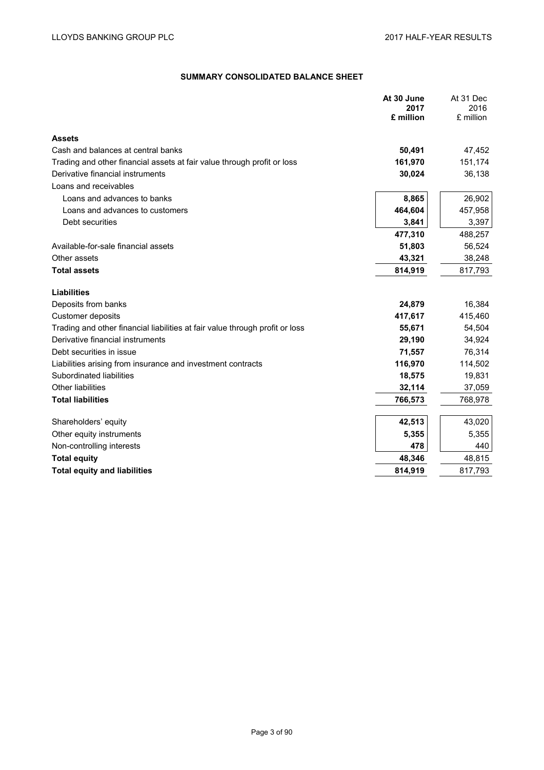## SUMMARY CONSOLIDATED BALANCE SHEET

| | At 30 June 2017 £ million | At 31 Dec 2016 £ million |
|---|---|---|
| **Assets** | | |
| Cash and balances at central banks | **50,491** | 47,452 |
| Trading and other financial assets at fair value through profit or loss | **161,970** | 151,174 |
| Derivative financial instruments | **30,024** | 36,138 |
| Loans and receivables | | |
| Loans and advances to banks | **8,865** | 26,902 |
| Loans and advances to customers | **464,604** | 457,958 |
| Debt securities | **3,841** | 3,397 |
| | **477,310** | 488,257 |
| Available-for-sale financial assets | **51,803** | 56,524 |
| Other assets | **43,321** | 38,248 |
| **Total assets** | **814,919** | 817,793 |
| **Liabilities** | | |
| Deposits from banks | **24,879** | 16,384 |
| Customer deposits | **417,617** | 415,460 |
| Trading and other financial liabilities at fair value through profit or loss | **55,671** | 54,504 |
| Derivative financial instruments | **29,190** | 34,924 |
| Debt securities in issue | **71,557** | 76,314 |
| Liabilities arising from insurance and investment contracts | **116,970** | 114,502 |
| Subordinated liabilities | **18,575** | 19,831 |
| Other liabilities | **32,114** | 37,059 |
| **Total liabilities** | **766,573** | 768,978 |
| Shareholders' equity | **42,513** | 43,020 |
| Other equity instruments | **5,355** | 5,355 |
| Non-controlling interests | **478** | 440 |
| **Total equity** | **48,346** | 48,815 |
| **Total equity and liabilities** | **814,919** | 817,793 |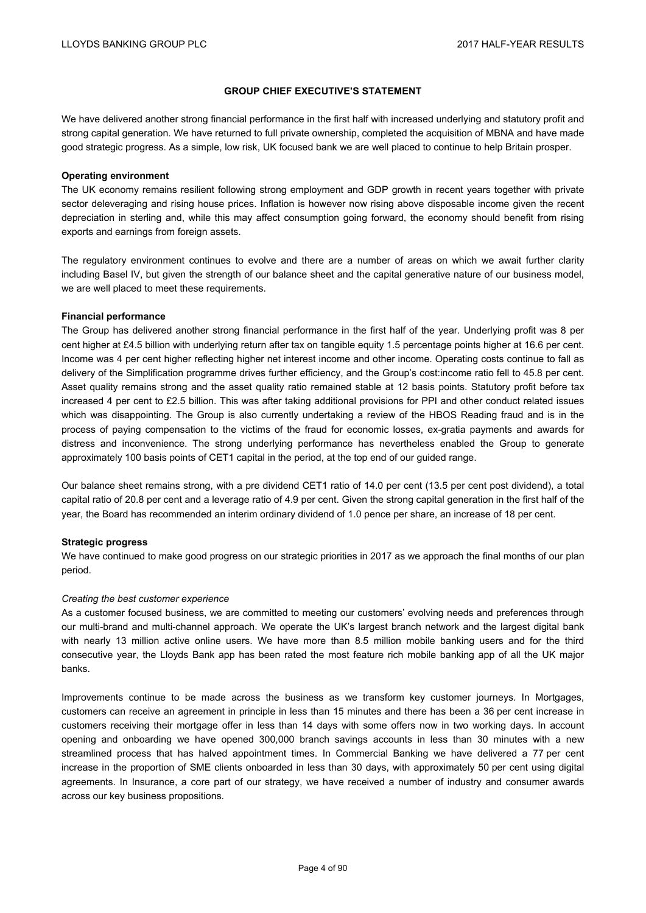## GROUP CHIEF EXECUTIVE'S STATEMENT

We have delivered another strong financial performance in the first half with increased underlying and statutory profit and strong capital generation. We have returned to full private ownership, completed the acquisition of MBNA and have made good strategic progress. As a simple, low risk, UK focused bank we are well placed to continue to help Britain prosper.

**Operating environment**

The UK economy remains resilient following strong employment and GDP growth in recent years together with private sector deleveraging and rising house prices. Inflation is however now rising above disposable income given the recent depreciation in sterling and, while this may affect consumption going forward, the economy should benefit from rising exports and earnings from foreign assets.

The regulatory environment continues to evolve and there are a number of areas on which we await further clarity including Basel IV, but given the strength of our balance sheet and the capital generative nature of our business model, we are well placed to meet these requirements.

**Financial performance**

The Group has delivered another strong financial performance in the first half of the year. Underlying profit was 8 per cent higher at £4.5 billion with underlying return after tax on tangible equity 1.5 percentage points higher at 16.6 per cent. Income was 4 per cent higher reflecting higher net interest income and other income. Operating costs continue to fall as delivery of the Simplification programme drives further efficiency, and the Group's cost:income ratio fell to 45.8 per cent. Asset quality remains strong and the asset quality ratio remained stable at 12 basis points. Statutory profit before tax increased 4 per cent to £2.5 billion. This was after taking additional provisions for PPI and other conduct related issues which was disappointing. The Group is also currently undertaking a review of the HBOS Reading fraud and is in the process of paying compensation to the victims of the fraud for economic losses, ex-gratia payments and awards for distress and inconvenience. The strong underlying performance has nevertheless enabled the Group to generate approximately 100 basis points of CET1 capital in the period, at the top end of our guided range.

Our balance sheet remains strong, with a pre dividend CET1 ratio of 14.0 per cent (13.5 per cent post dividend), a total capital ratio of 20.8 per cent and a leverage ratio of 4.9 per cent. Given the strong capital generation in the first half of the year, the Board has recommended an interim ordinary dividend of 1.0 pence per share, an increase of 18 per cent.

**Strategic progress**

We have continued to make good progress on our strategic priorities in 2017 as we approach the final months of our plan period.

*Creating the best customer experience*

As a customer focused business, we are committed to meeting our customers' evolving needs and preferences through our multi-brand and multi-channel approach. We operate the UK's largest branch network and the largest digital bank with nearly 13 million active online users. We have more than 8.5 million mobile banking users and for the third consecutive year, the Lloyds Bank app has been rated the most feature rich mobile banking app of all the UK major banks.

Improvements continue to be made across the business as we transform key customer journeys. In Mortgages, customers can receive an agreement in principle in less than 15 minutes and there has been a 36 per cent increase in customers receiving their mortgage offer in less than 14 days with some offers now in two working days. In account opening and onboarding we have opened 300,000 branch savings accounts in less than 30 minutes with a new streamlined process that has halved appointment times. In Commercial Banking we have delivered a 77 per cent increase in the proportion of SME clients onboarded in less than 30 days, with approximately 50 per cent using digital agreements. In Insurance, a core part of our strategy, we have received a number of industry and consumer awards across our key business propositions.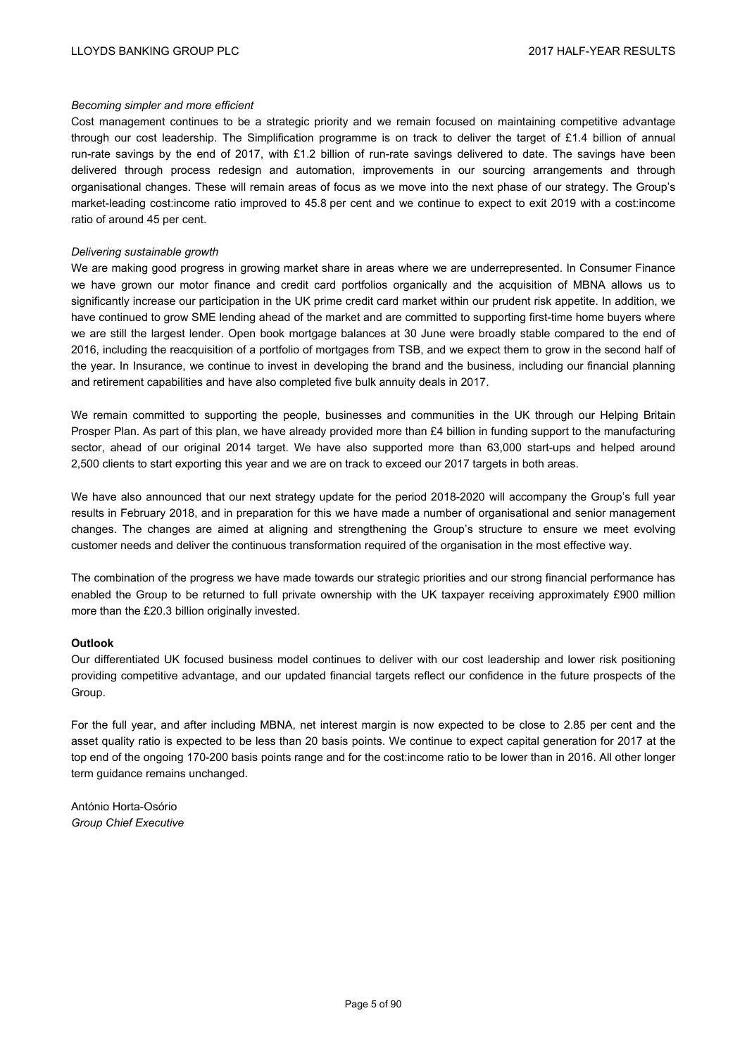*Becoming simpler and more efficient*

Cost management continues to be a strategic priority and we remain focused on maintaining competitive advantage through our cost leadership. The Simplification programme is on track to deliver the target of £1.4 billion of annual run-rate savings by the end of 2017, with £1.2 billion of run-rate savings delivered to date. The savings have been delivered through process redesign and automation, improvements in our sourcing arrangements and through organisational changes. These will remain areas of focus as we move into the next phase of our strategy. The Group's market-leading cost:income ratio improved to 45.8 per cent and we continue to expect to exit 2019 with a cost:income ratio of around 45 per cent.

*Delivering sustainable growth*

We are making good progress in growing market share in areas where we are underrepresented. In Consumer Finance we have grown our motor finance and credit card portfolios organically and the acquisition of MBNA allows us to significantly increase our participation in the UK prime credit card market within our prudent risk appetite. In addition, we have continued to grow SME lending ahead of the market and are committed to supporting first-time home buyers where we are still the largest lender. Open book mortgage balances at 30 June were broadly stable compared to the end of 2016, including the reacquisition of a portfolio of mortgages from TSB, and we expect them to grow in the second half of the year. In Insurance, we continue to invest in developing the brand and the business, including our financial planning and retirement capabilities and have also completed five bulk annuity deals in 2017.

We remain committed to supporting the people, businesses and communities in the UK through our Helping Britain Prosper Plan. As part of this plan, we have already provided more than £4 billion in funding support to the manufacturing sector, ahead of our original 2014 target. We have also supported more than 63,000 start-ups and helped around 2,500 clients to start exporting this year and we are on track to exceed our 2017 targets in both areas.

We have also announced that our next strategy update for the period 2018-2020 will accompany the Group's full year results in February 2018, and in preparation for this we have made a number of organisational and senior management changes. The changes are aimed at aligning and strengthening the Group's structure to ensure we meet evolving customer needs and deliver the continuous transformation required of the organisation in the most effective way.

The combination of the progress we have made towards our strategic priorities and our strong financial performance has enabled the Group to be returned to full private ownership with the UK taxpayer receiving approximately £900 million more than the £20.3 billion originally invested.

**Outlook**

Our differentiated UK focused business model continues to deliver with our cost leadership and lower risk positioning providing competitive advantage, and our updated financial targets reflect our confidence in the future prospects of the Group.

For the full year, and after including MBNA, net interest margin is now expected to be close to 2.85 per cent and the asset quality ratio is expected to be less than 20 basis points. We continue to expect capital generation for 2017 at the top end of the ongoing 170-200 basis points range and for the cost:income ratio to be lower than in 2016. All other longer term guidance remains unchanged.

António Horta-Osório
*Group Chief Executive*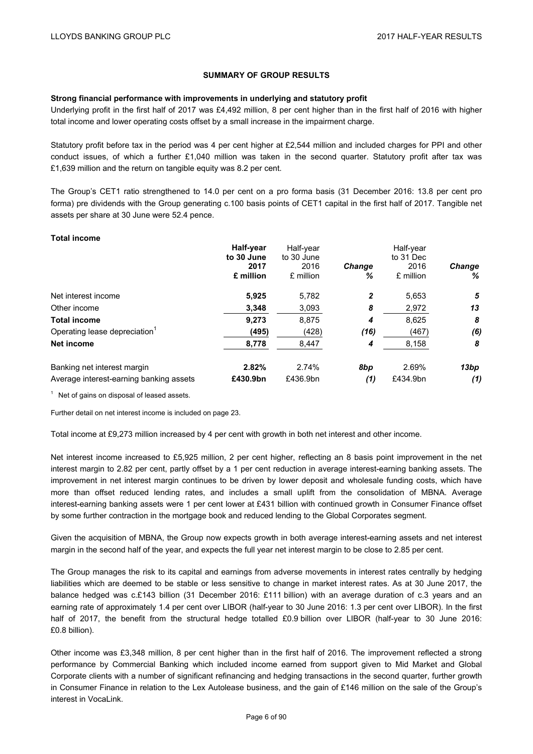## SUMMARY OF GROUP RESULTS

**Strong financial performance with improvements in underlying and statutory profit**

Underlying profit in the first half of 2017 was £4,492 million, 8 per cent higher than in the first half of 2016 with higher total income and lower operating costs offset by a small increase in the impairment charge.

Statutory profit before tax in the period was 4 per cent higher at £2,544 million and included charges for PPI and other conduct issues, of which a further £1,040 million was taken in the second quarter. Statutory profit after tax was £1,639 million and the return on tangible equity was 8.2 per cent.

The Group's CET1 ratio strengthened to 14.0 per cent on a pro forma basis (31 December 2016: 13.8 per cent pro forma) pre dividends with the Group generating c.100 basis points of CET1 capital in the first half of 2017. Tangible net assets per share at 30 June were 52.4 pence.

**Total income**

| | **Half-year to 30 June 2017 £ million** | Half-year to 30 June 2016 £ million | ***Change %*** | Half-year to 31 Dec 2016 £ million | ***Change %*** |
|---|---|---|---|---|---|
| Net interest income | **5,925** | 5,782 | ***2*** | 5,653 | ***5*** |
| Other income | **3,348** | 3,093 | ***8*** | 2,972 | ***13*** |
| **Total income** | **9,273** | 8,875 | ***4*** | 8,625 | ***8*** |
| Operating lease depreciation[1] | **(495)** | (428) | ***(16)*** | (467) | ***(6)*** |
| **Net income** | **8,778** | 8,447 | ***4*** | 8,158 | ***8*** |
| Banking net interest margin | **2.82%** | 2.74% | ***8bp*** | 2.69% | ***13bp*** |
| Average interest-earning banking assets | **£430.9bn** | £436.9bn | ***(1)*** | £434.9bn | ***(1)*** |

[1] Net of gains on disposal of leased assets.

Further detail on net interest income is included on page 23.

Total income at £9,273 million increased by 4 per cent with growth in both net interest and other income.

Net interest income increased to £5,925 million, 2 per cent higher, reflecting an 8 basis point improvement in the net interest margin to 2.82 per cent, partly offset by a 1 per cent reduction in average interest-earning banking assets. The improvement in net interest margin continues to be driven by lower deposit and wholesale funding costs, which have more than offset reduced lending rates, and includes a small uplift from the consolidation of MBNA. Average interest-earning banking assets were 1 per cent lower at £431 billion with continued growth in Consumer Finance offset by some further contraction in the mortgage book and reduced lending to the Global Corporates segment.

Given the acquisition of MBNA, the Group now expects growth in both average interest-earning assets and net interest margin in the second half of the year, and expects the full year net interest margin to be close to 2.85 per cent.

The Group manages the risk to its capital and earnings from adverse movements in interest rates centrally by hedging liabilities which are deemed to be stable or less sensitive to change in market interest rates. As at 30 June 2017, the balance hedged was c.£143 billion (31 December 2016: £111 billion) with an average duration of c.3 years and an earning rate of approximately 1.4 per cent over LIBOR (half-year to 30 June 2016: 1.3 per cent over LIBOR). In the first half of 2017, the benefit from the structural hedge totalled £0.9 billion over LIBOR (half-year to 30 June 2016: £0.8 billion).

Other income was £3,348 million, 8 per cent higher than in the first half of 2016. The improvement reflected a strong performance by Commercial Banking which included income earned from support given to Mid Market and Global Corporate clients with a number of significant refinancing and hedging transactions in the second quarter, further growth in Consumer Finance in relation to the Lex Autolease business, and the gain of £146 million on the sale of the Group's interest in VocaLink.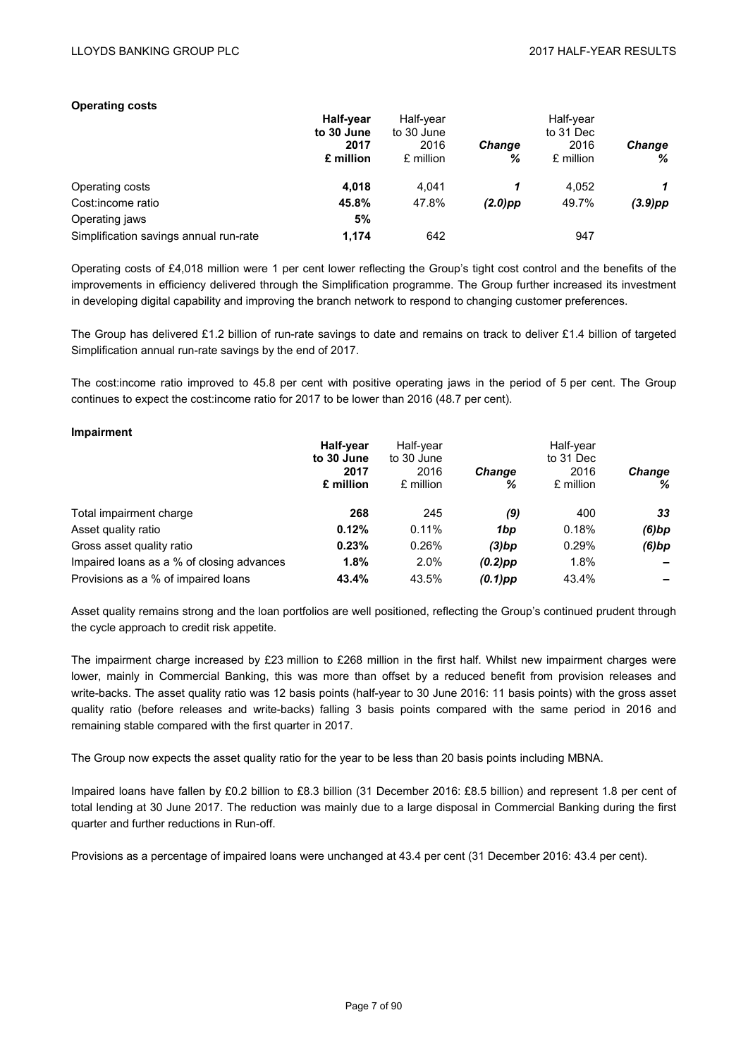**Operating costs**

| | Half-year to 30 June 2017 £ million | Half-year to 30 June 2016 £ million | *Change %* | Half-year to 31 Dec 2016 £ million | *Change %* |
|---|---|---|---|---|---|
| Operating costs | **4,018** | 4,041 | ***1*** | 4,052 | ***1*** |
| Cost:income ratio | **45.8%** | 47.8% | ***(2.0)pp*** | 49.7% | ***(3.9)pp*** |
| Operating jaws | **5%** | | | | |
| Simplification savings annual run-rate | **1,174** | 642 | | 947 | |

Operating costs of £4,018 million were 1 per cent lower reflecting the Group's tight cost control and the benefits of the improvements in efficiency delivered through the Simplification programme. The Group further increased its investment in developing digital capability and improving the branch network to respond to changing customer preferences.

The Group has delivered £1.2 billion of run-rate savings to date and remains on track to deliver £1.4 billion of targeted Simplification annual run-rate savings by the end of 2017.

The cost:income ratio improved to 45.8 per cent with positive operating jaws in the period of 5 per cent. The Group continues to expect the cost:income ratio for 2017 to be lower than 2016 (48.7 per cent).

**Impairment**

| | Half-year to 30 June 2017 £ million | Half-year to 30 June 2016 £ million | *Change %* | Half-year to 31 Dec 2016 £ million | *Change %* |
|---|---|---|---|---|---|
| Total impairment charge | **268** | 245 | ***(9)*** | 400 | ***33*** |
| Asset quality ratio | **0.12%** | 0.11% | ***1bp*** | 0.18% | ***(6)bp*** |
| Gross asset quality ratio | **0.23%** | 0.26% | ***(3)bp*** | 0.29% | ***(6)bp*** |
| Impaired loans as a % of closing advances | **1.8%** | 2.0% | ***(0.2)pp*** | 1.8% | **–** |
| Provisions as a % of impaired loans | **43.4%** | 43.5% | ***(0.1)pp*** | 43.4% | **–** |

Asset quality remains strong and the loan portfolios are well positioned, reflecting the Group's continued prudent through the cycle approach to credit risk appetite.

The impairment charge increased by £23 million to £268 million in the first half. Whilst new impairment charges were lower, mainly in Commercial Banking, this was more than offset by a reduced benefit from provision releases and write-backs. The asset quality ratio was 12 basis points (half-year to 30 June 2016: 11 basis points) with the gross asset quality ratio (before releases and write-backs) falling 3 basis points compared with the same period in 2016 and remaining stable compared with the first quarter in 2017.

The Group now expects the asset quality ratio for the year to be less than 20 basis points including MBNA.

Impaired loans have fallen by £0.2 billion to £8.3 billion (31 December 2016: £8.5 billion) and represent 1.8 per cent of total lending at 30 June 2017. The reduction was mainly due to a large disposal in Commercial Banking during the first quarter and further reductions in Run-off.

Provisions as a percentage of impaired loans were unchanged at 43.4 per cent (31 December 2016: 43.4 per cent).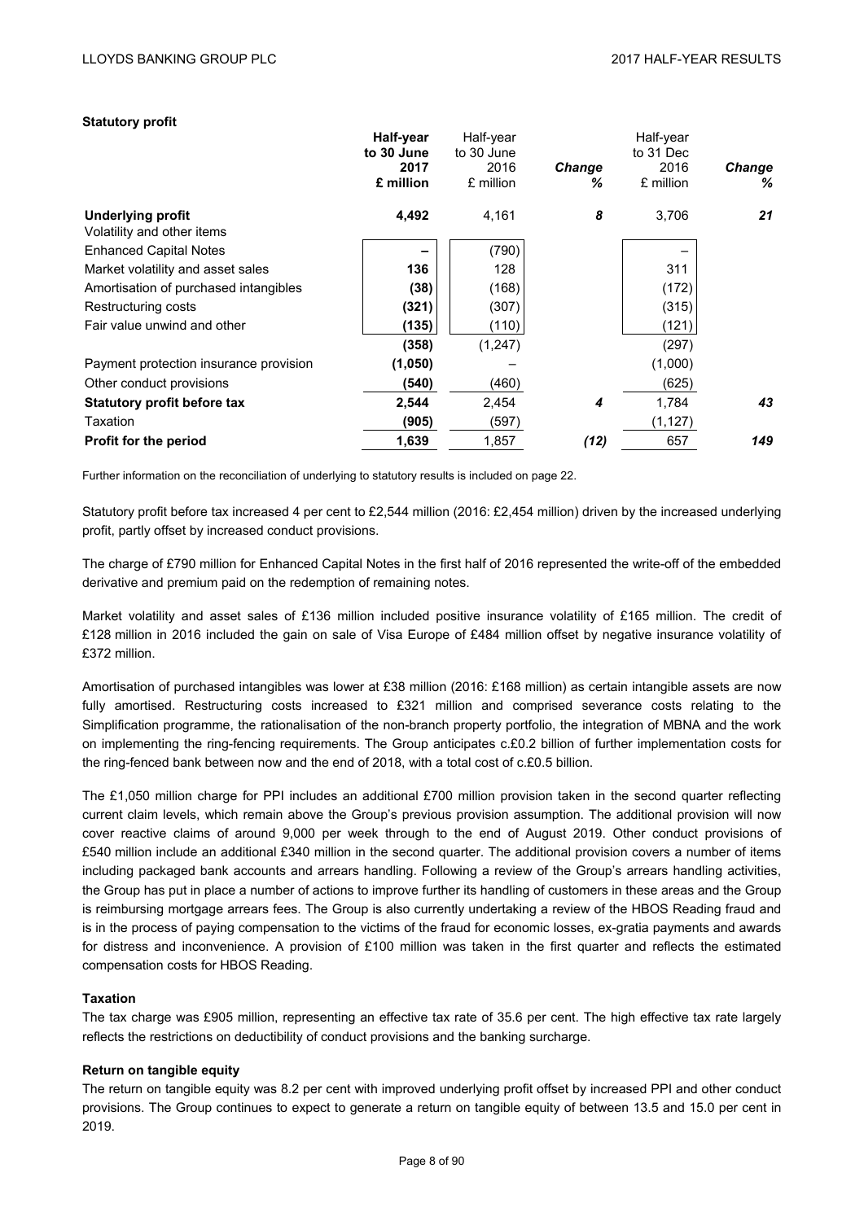**Statutory profit**

| | Half-year to 30 June 2017 £ million | Half-year to 30 June 2016 £ million | Change % | Half-year to 31 Dec 2016 £ million | Change % |
|---|---|---|---|---|---|
| **Underlying profit** | **4,492** | 4,161 | *8* | 3,706 | *21* |
| Volatility and other items | | | | | |
| Enhanced Capital Notes | **–** | (790) | | – | |
| Market volatility and asset sales | **136** | 128 | | 311 | |
| Amortisation of purchased intangibles | **(38)** | (168) | | (172) | |
| Restructuring costs | **(321)** | (307) | | (315) | |
| Fair value unwind and other | **(135)** | (110) | | (121) | |
| | **(358)** | (1,247) | | (297) | |
| Payment protection insurance provision | **(1,050)** | – | | (1,000) | |
| Other conduct provisions | **(540)** | (460) | | (625) | |
| **Statutory profit before tax** | **2,544** | 2,454 | *4* | 1,784 | *43* |
| Taxation | **(905)** | (597) | | (1,127) | |
| **Profit for the period** | **1,639** | 1,857 | *(12)* | 657 | *149* |

Further information on the reconciliation of underlying to statutory results is included on page 22.

Statutory profit before tax increased 4 per cent to £2,544 million (2016: £2,454 million) driven by the increased underlying profit, partly offset by increased conduct provisions.

The charge of £790 million for Enhanced Capital Notes in the first half of 2016 represented the write-off of the embedded derivative and premium paid on the redemption of remaining notes.

Market volatility and asset sales of £136 million included positive insurance volatility of £165 million. The credit of £128 million in 2016 included the gain on sale of Visa Europe of £484 million offset by negative insurance volatility of £372 million.

Amortisation of purchased intangibles was lower at £38 million (2016: £168 million) as certain intangible assets are now fully amortised. Restructuring costs increased to £321 million and comprised severance costs relating to the Simplification programme, the rationalisation of the non-branch property portfolio, the integration of MBNA and the work on implementing the ring-fencing requirements. The Group anticipates c.£0.2 billion of further implementation costs for the ring-fenced bank between now and the end of 2018, with a total cost of c.£0.5 billion.

The £1,050 million charge for PPI includes an additional £700 million provision taken in the second quarter reflecting current claim levels, which remain above the Group's previous provision assumption. The additional provision will now cover reactive claims of around 9,000 per week through to the end of August 2019. Other conduct provisions of £540 million include an additional £340 million in the second quarter. The additional provision covers a number of items including packaged bank accounts and arrears handling. Following a review of the Group's arrears handling activities, the Group has put in place a number of actions to improve further its handling of customers in these areas and the Group is reimbursing mortgage arrears fees. The Group is also currently undertaking a review of the HBOS Reading fraud and is in the process of paying compensation to the victims of the fraud for economic losses, ex-gratia payments and awards for distress and inconvenience. A provision of £100 million was taken in the first quarter and reflects the estimated compensation costs for HBOS Reading.

**Taxation**

The tax charge was £905 million, representing an effective tax rate of 35.6 per cent. The high effective tax rate largely reflects the restrictions on deductibility of conduct provisions and the banking surcharge.

**Return on tangible equity**

The return on tangible equity was 8.2 per cent with improved underlying profit offset by increased PPI and other conduct provisions. The Group continues to expect to generate a return on tangible equity of between 13.5 and 15.0 per cent in 2019.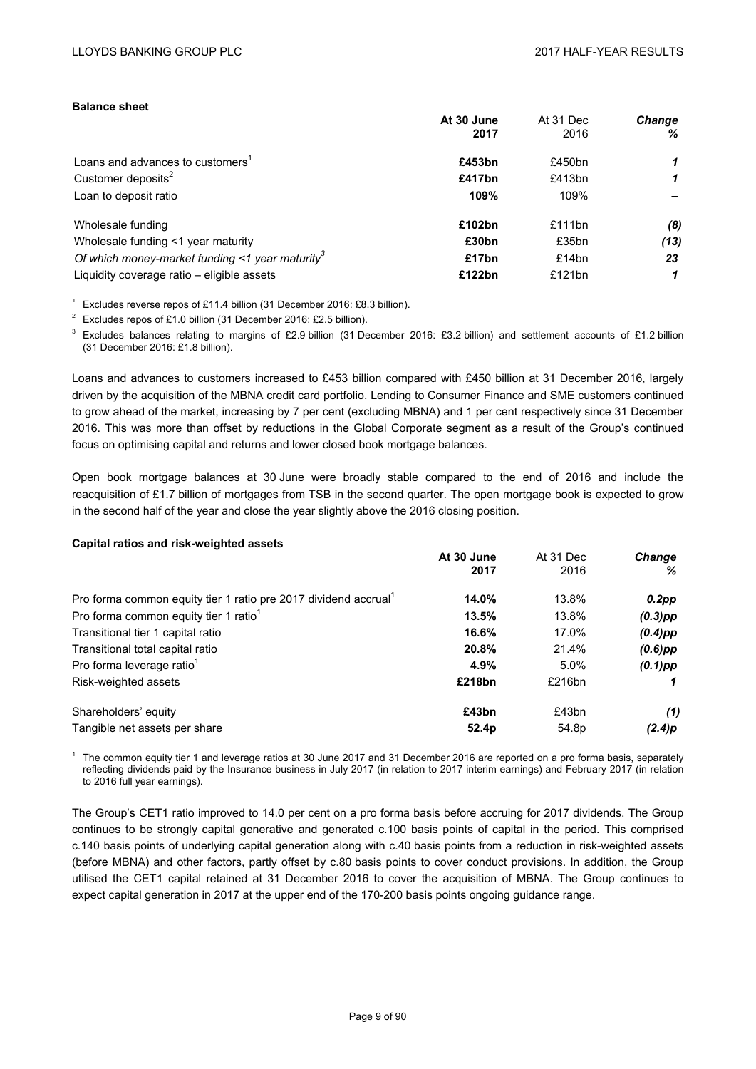**Balance sheet**

| | At 30 June 2017 | At 31 Dec 2016 | *Change %* |
|---|---|---|---|
| Loans and advances to customers[1] | **£453bn** | £450bn | ***1*** |
| Customer deposits[2] | **£417bn** | £413bn | ***1*** |
| Loan to deposit ratio | **109%** | 109% | ***–*** |
| Wholesale funding | **£102bn** | £111bn | ***(8)*** |
| Wholesale funding <1 year maturity | **£30bn** | £35bn | ***(13)*** |
| *Of which money-market funding <1 year maturity*[3] | **£17bn** | £14bn | ***23*** |
| Liquidity coverage ratio – eligible assets | **£122bn** | £121bn | ***1*** |

[1] Excludes reverse repos of £11.4 billion (31 December 2016: £8.3 billion).

[2] Excludes repos of £1.0 billion (31 December 2016: £2.5 billion).

[3] Excludes balances relating to margins of £2.9 billion (31 December 2016: £3.2 billion) and settlement accounts of £1.2 billion (31 December 2016: £1.8 billion).

Loans and advances to customers increased to £453 billion compared with £450 billion at 31 December 2016, largely driven by the acquisition of the MBNA credit card portfolio. Lending to Consumer Finance and SME customers continued to grow ahead of the market, increasing by 7 per cent (excluding MBNA) and 1 per cent respectively since 31 December 2016. This was more than offset by reductions in the Global Corporate segment as a result of the Group's continued focus on optimising capital and returns and lower closed book mortgage balances.

Open book mortgage balances at 30 June were broadly stable compared to the end of 2016 and include the reacquisition of £1.7 billion of mortgages from TSB in the second quarter. The open mortgage book is expected to grow in the second half of the year and close the year slightly above the 2016 closing position.

**Capital ratios and risk-weighted assets**

| | At 30 June 2017 | At 31 Dec 2016 | *Change %* |
|---|---|---|---|
| Pro forma common equity tier 1 ratio pre 2017 dividend accrual[1] | **14.0%** | 13.8% | ***0.2pp*** |
| Pro forma common equity tier 1 ratio[1] | **13.5%** | 13.8% | ***(0.3)pp*** |
| Transitional tier 1 capital ratio | **16.6%** | 17.0% | ***(0.4)pp*** |
| Transitional total capital ratio | **20.8%** | 21.4% | ***(0.6)pp*** |
| Pro forma leverage ratio[1] | **4.9%** | 5.0% | ***(0.1)pp*** |
| Risk-weighted assets | **£218bn** | £216bn | ***1*** |
| Shareholders' equity | **£43bn** | £43bn | ***(1)*** |
| Tangible net assets per share | **52.4p** | 54.8p | ***(2.4)p*** |

[1] The common equity tier 1 and leverage ratios at 30 June 2017 and 31 December 2016 are reported on a pro forma basis, separately reflecting dividends paid by the Insurance business in July 2017 (in relation to 2017 interim earnings) and February 2017 (in relation to 2016 full year earnings).

The Group's CET1 ratio improved to 14.0 per cent on a pro forma basis before accruing for 2017 dividends. The Group continues to be strongly capital generative and generated c.100 basis points of capital in the period. This comprised c.140 basis points of underlying capital generation along with c.40 basis points from a reduction in risk-weighted assets (before MBNA) and other factors, partly offset by c.80 basis points to cover conduct provisions. In addition, the Group utilised the CET1 capital retained at 31 December 2016 to cover the acquisition of MBNA. The Group continues to expect capital generation in 2017 at the upper end of the 170-200 basis points ongoing guidance range.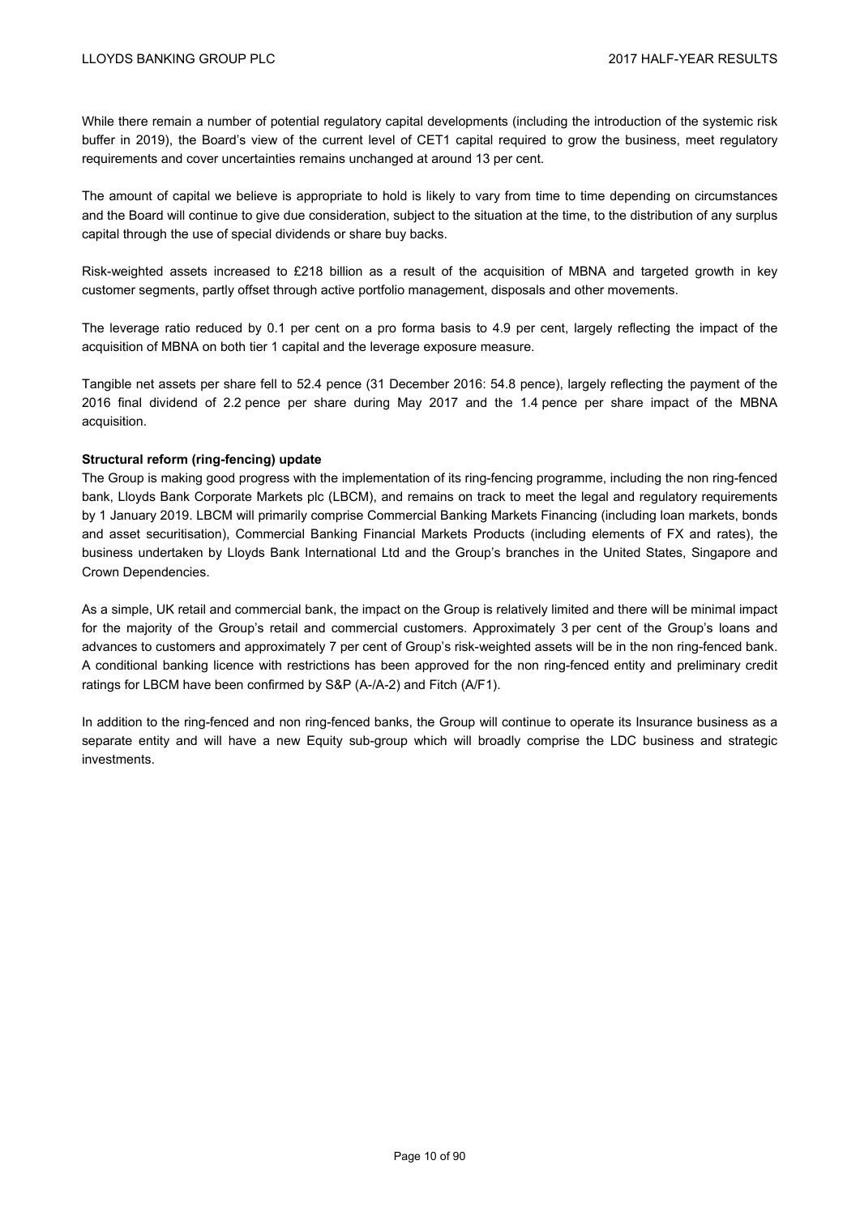While there remain a number of potential regulatory capital developments (including the introduction of the systemic risk buffer in 2019), the Board's view of the current level of CET1 capital required to grow the business, meet regulatory requirements and cover uncertainties remains unchanged at around 13 per cent.

The amount of capital we believe is appropriate to hold is likely to vary from time to time depending on circumstances and the Board will continue to give due consideration, subject to the situation at the time, to the distribution of any surplus capital through the use of special dividends or share buy backs.

Risk-weighted assets increased to £218 billion as a result of the acquisition of MBNA and targeted growth in key customer segments, partly offset through active portfolio management, disposals and other movements.

The leverage ratio reduced by 0.1 per cent on a pro forma basis to 4.9 per cent, largely reflecting the impact of the acquisition of MBNA on both tier 1 capital and the leverage exposure measure.

Tangible net assets per share fell to 52.4 pence (31 December 2016: 54.8 pence), largely reflecting the payment of the 2016 final dividend of 2.2 pence per share during May 2017 and the 1.4 pence per share impact of the MBNA acquisition.

**Structural reform (ring-fencing) update**

The Group is making good progress with the implementation of its ring-fencing programme, including the non ring-fenced bank, Lloyds Bank Corporate Markets plc (LBCM), and remains on track to meet the legal and regulatory requirements by 1 January 2019. LBCM will primarily comprise Commercial Banking Markets Financing (including loan markets, bonds and asset securitisation), Commercial Banking Financial Markets Products (including elements of FX and rates), the business undertaken by Lloyds Bank International Ltd and the Group's branches in the United States, Singapore and Crown Dependencies.

As a simple, UK retail and commercial bank, the impact on the Group is relatively limited and there will be minimal impact for the majority of the Group's retail and commercial customers. Approximately 3 per cent of the Group's loans and advances to customers and approximately 7 per cent of Group's risk-weighted assets will be in the non ring-fenced bank. A conditional banking licence with restrictions has been approved for the non ring-fenced entity and preliminary credit ratings for LBCM have been confirmed by S&P (A-/A-2) and Fitch (A/F1).

In addition to the ring-fenced and non ring-fenced banks, the Group will continue to operate its Insurance business as a separate entity and will have a new Equity sub-group which will broadly comprise the LDC business and strategic investments.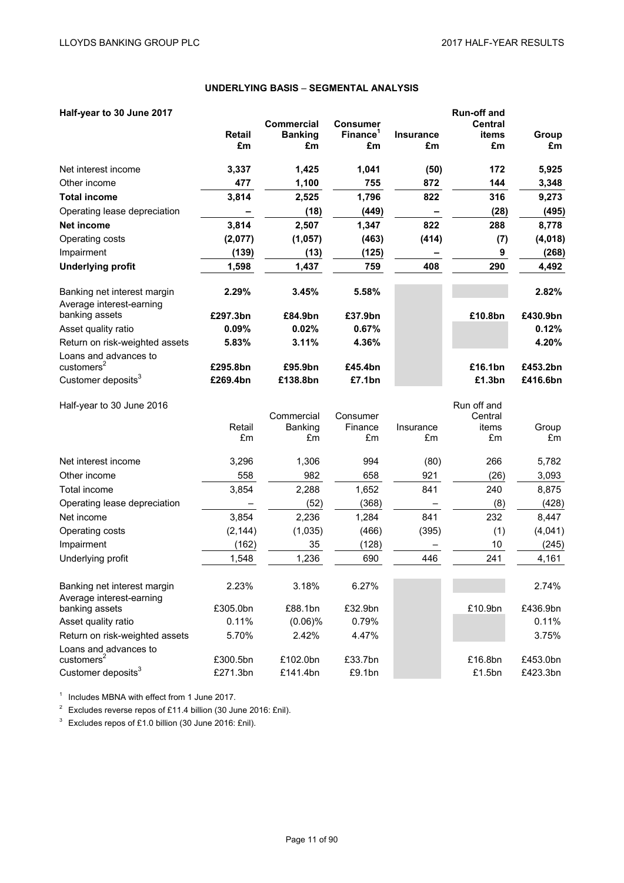## UNDERLYING BASIS – SEGMENTAL ANALYSIS

| **Half-year to 30 June 2017** | **Retail £m** | **Commercial Banking £m** | **Consumer Finance[1] £m** | **Insurance £m** | **Run-off and Central items £m** | **Group £m** |
|---|---|---|---|---|---|---|
| Net interest income | **3,337** | **1,425** | **1,041** | **(50)** | **172** | **5,925** |
| Other income | **477** | **1,100** | **755** | **872** | **144** | **3,348** |
| **Total income** | **3,814** | **2,525** | **1,796** | **822** | **316** | **9,273** |
| Operating lease depreciation | **–** | **(18)** | **(449)** | **–** | **(28)** | **(495)** |
| **Net income** | **3,814** | **2,507** | **1,347** | **822** | **288** | **8,778** |
| Operating costs | **(2,077)** | **(1,057)** | **(463)** | **(414)** | **(7)** | **(4,018)** |
| Impairment | **(139)** | **(13)** | **(125)** | **–** | **9** | **(268)** |
| **Underlying profit** | **1,598** | **1,437** | **759** | **408** | **290** | **4,492** |
| | | | | | | |
| Banking net interest margin | **2.29%** | **3.45%** | **5.58%** | | | **2.82%** |
| Average interest-earning banking assets | **£297.3bn** | **£84.9bn** | **£37.9bn** | | **£10.8bn** | **£430.9bn** |
| Asset quality ratio | **0.09%** | **0.02%** | **0.67%** | | | **0.12%** |
| Return on risk-weighted assets | **5.83%** | **3.11%** | **4.36%** | | | **4.20%** |
| Loans and advances to customers[2] | **£295.8bn** | **£95.9bn** | **£45.4bn** | | **£16.1bn** | **£453.2bn** |
| Customer deposits[3] | **£269.4bn** | **£138.8bn** | **£7.1bn** | | **£1.3bn** | **£416.6bn** |

| Half-year to 30 June 2016 | Retail £m | Commercial Banking £m | Consumer Finance £m | Insurance £m | Run off and Central items £m | Group £m |
|---|---|---|---|---|---|---|
| Net interest income | 3,296 | 1,306 | 994 | (80) | 266 | 5,782 |
| Other income | 558 | 982 | 658 | 921 | (26) | 3,093 |
| Total income | 3,854 | 2,288 | 1,652 | 841 | 240 | 8,875 |
| Operating lease depreciation | – | (52) | (368) | – | (8) | (428) |
| Net income | 3,854 | 2,236 | 1,284 | 841 | 232 | 8,447 |
| Operating costs | (2,144) | (1,035) | (466) | (395) | (1) | (4,041) |
| Impairment | (162) | 35 | (128) | – | 10 | (245) |
| Underlying profit | 1,548 | 1,236 | 690 | 446 | 241 | 4,161 |
| | | | | | | |
| Banking net interest margin | 2.23% | 3.18% | 6.27% | | | 2.74% |
| Average interest-earning banking assets | £305.0bn | £88.1bn | £32.9bn | | £10.9bn | £436.9bn |
| Asset quality ratio | 0.11% | (0.06)% | 0.79% | | | 0.11% |
| Return on risk-weighted assets | 5.70% | 2.42% | 4.47% | | | 3.75% |
| Loans and advances to customers[2] | £300.5bn | £102.0bn | £33.7bn | | £16.8bn | £453.0bn |
| Customer deposits[3] | £271.3bn | £141.4bn | £9.1bn | | £1.5bn | £423.3bn |

[1] Includes MBNA with effect from 1 June 2017.

[2] Excludes reverse repos of £11.4 billion (30 June 2016: £nil).

[3] Excludes repos of £1.0 billion (30 June 2016: £nil).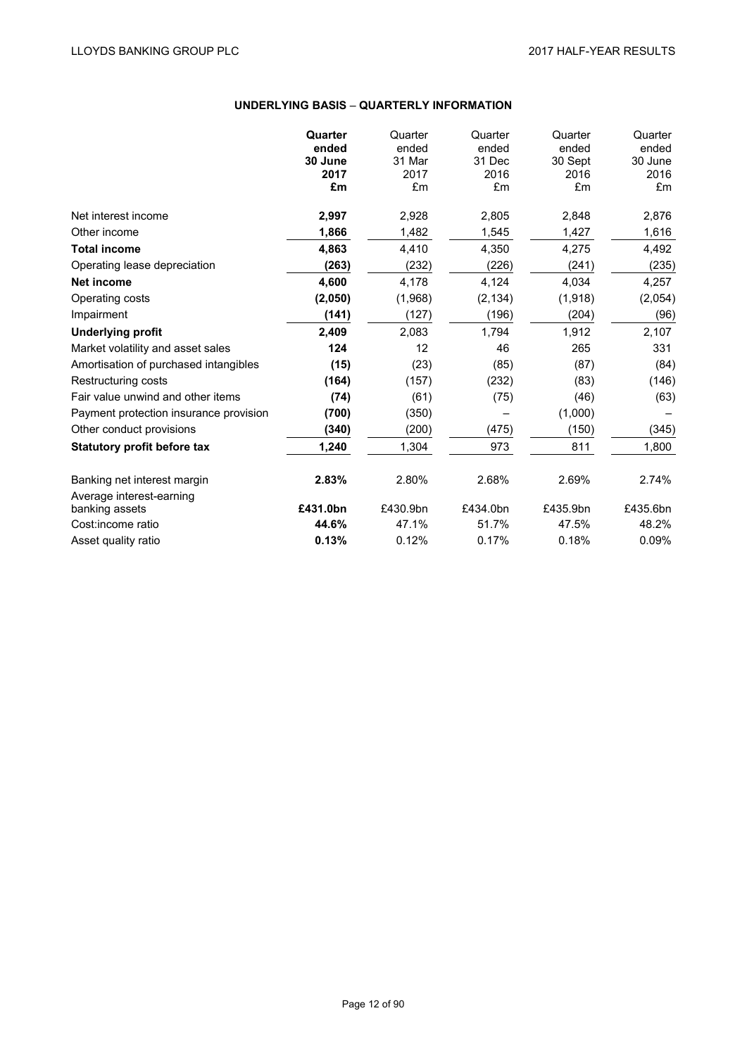## UNDERLYING BASIS – QUARTERLY INFORMATION

| | **Quarter ended 30 June 2017 £m** | Quarter ended 31 Mar 2017 £m | Quarter ended 31 Dec 2016 £m | Quarter ended 30 Sept 2016 £m | Quarter ended 30 June 2016 £m |
|---|---|---|---|---|---|
| Net interest income | **2,997** | 2,928 | 2,805 | 2,848 | 2,876 |
| Other income | **1,866** | 1,482 | 1,545 | 1,427 | 1,616 |
| **Total income** | **4,863** | 4,410 | 4,350 | 4,275 | 4,492 |
| Operating lease depreciation | **(263)** | (232) | (226) | (241) | (235) |
| **Net income** | **4,600** | 4,178 | 4,124 | 4,034 | 4,257 |
| Operating costs | **(2,050)** | (1,968) | (2,134) | (1,918) | (2,054) |
| Impairment | **(141)** | (127) | (196) | (204) | (96) |
| **Underlying profit** | **2,409** | 2,083 | 1,794 | 1,912 | 2,107 |
| Market volatility and asset sales | **124** | 12 | 46 | 265 | 331 |
| Amortisation of purchased intangibles | **(15)** | (23) | (85) | (87) | (84) |
| Restructuring costs | **(164)** | (157) | (232) | (83) | (146) |
| Fair value unwind and other items | **(74)** | (61) | (75) | (46) | (63) |
| Payment protection insurance provision | **(700)** | (350) | – | (1,000) | – |
| Other conduct provisions | **(340)** | (200) | (475) | (150) | (345) |
| **Statutory profit before tax** | **1,240** | 1,304 | 973 | 811 | 1,800 |
| | | | | | |
| Banking net interest margin | **2.83%** | 2.80% | 2.68% | 2.69% | 2.74% |
| Average interest-earning banking assets | **£431.0bn** | £430.9bn | £434.0bn | £435.9bn | £435.6bn |
| Cost:income ratio | **44.6%** | 47.1% | 51.7% | 47.5% | 48.2% |
| Asset quality ratio | **0.13%** | 0.12% | 0.17% | 0.18% | 0.09% |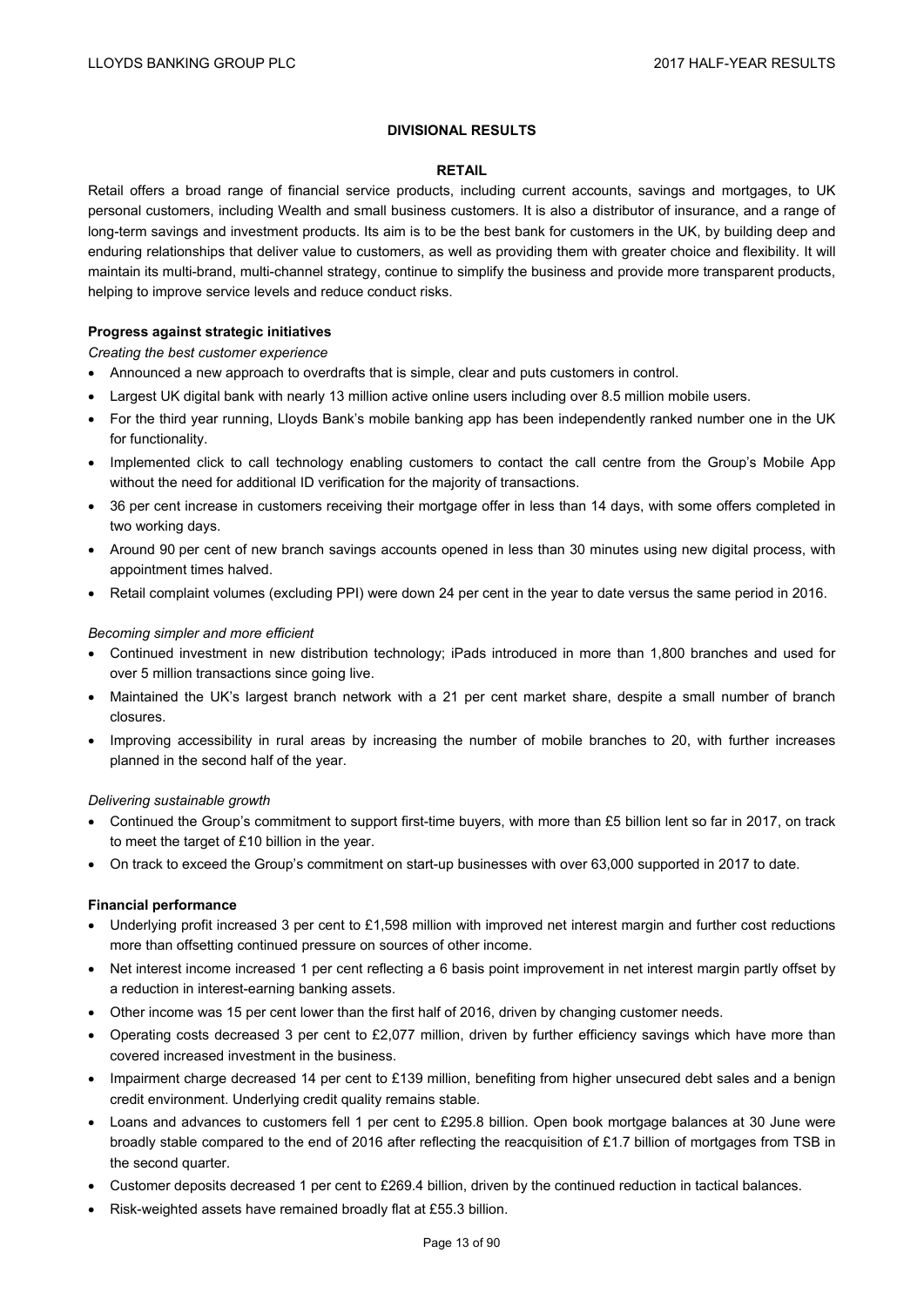## DIVISIONAL RESULTS

### RETAIL

Retail offers a broad range of financial service products, including current accounts, savings and mortgages, to UK personal customers, including Wealth and small business customers. It is also a distributor of insurance, and a range of long-term savings and investment products. Its aim is to be the best bank for customers in the UK, by building deep and enduring relationships that deliver value to customers, as well as providing them with greater choice and flexibility. It will maintain its multi-brand, multi-channel strategy, continue to simplify the business and provide more transparent products, helping to improve service levels and reduce conduct risks.

**Progress against strategic initiatives**

*Creating the best customer experience*

- Announced a new approach to overdrafts that is simple, clear and puts customers in control.
- Largest UK digital bank with nearly 13 million active online users including over 8.5 million mobile users.
- For the third year running, Lloyds Bank's mobile banking app has been independently ranked number one in the UK for functionality.
- Implemented click to call technology enabling customers to contact the call centre from the Group's Mobile App without the need for additional ID verification for the majority of transactions.
- 36 per cent increase in customers receiving their mortgage offer in less than 14 days, with some offers completed in two working days.
- Around 90 per cent of new branch savings accounts opened in less than 30 minutes using new digital process, with appointment times halved.
- Retail complaint volumes (excluding PPI) were down 24 per cent in the year to date versus the same period in 2016.

*Becoming simpler and more efficient*

- Continued investment in new distribution technology; iPads introduced in more than 1,800 branches and used for over 5 million transactions since going live.
- Maintained the UK's largest branch network with a 21 per cent market share, despite a small number of branch closures.
- Improving accessibility in rural areas by increasing the number of mobile branches to 20, with further increases planned in the second half of the year.

*Delivering sustainable growth*

- Continued the Group's commitment to support first-time buyers, with more than £5 billion lent so far in 2017, on track to meet the target of £10 billion in the year.
- On track to exceed the Group's commitment on start-up businesses with over 63,000 supported in 2017 to date.

**Financial performance**

- Underlying profit increased 3 per cent to £1,598 million with improved net interest margin and further cost reductions more than offsetting continued pressure on sources of other income.
- Net interest income increased 1 per cent reflecting a 6 basis point improvement in net interest margin partly offset by a reduction in interest-earning banking assets.
- Other income was 15 per cent lower than the first half of 2016, driven by changing customer needs.
- Operating costs decreased 3 per cent to £2,077 million, driven by further efficiency savings which have more than covered increased investment in the business.
- Impairment charge decreased 14 per cent to £139 million, benefiting from higher unsecured debt sales and a benign credit environment. Underlying credit quality remains stable.
- Loans and advances to customers fell 1 per cent to £295.8 billion. Open book mortgage balances at 30 June were broadly stable compared to the end of 2016 after reflecting the reacquisition of £1.7 billion of mortgages from TSB in the second quarter.
- Customer deposits decreased 1 per cent to £269.4 billion, driven by the continued reduction in tactical balances.
- Risk-weighted assets have remained broadly flat at £55.3 billion.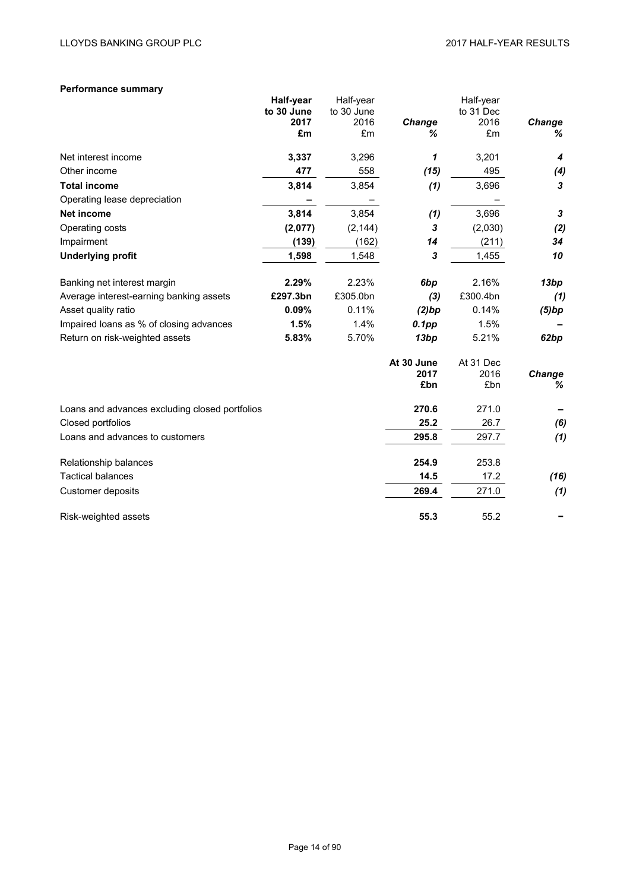**Performance summary**

| | Half-year to 30 June 2017 £m | Half-year to 30 June 2016 £m | Change % | Half-year to 31 Dec 2016 £m | Change % |
|---|---|---|---|---|---|
| Net interest income | **3,337** | 3,296 | *1* | 3,201 | *4* |
| Other income | **477** | 558 | *(15)* | 495 | *(4)* |
| **Total income** | **3,814** | 3,854 | *(1)* | 3,696 | *3* |
| Operating lease depreciation | **–** | – | | – | |
| **Net income** | **3,814** | 3,854 | *(1)* | 3,696 | *3* |
| Operating costs | **(2,077)** | (2,144) | *3* | (2,030) | *(2)* |
| Impairment | **(139)** | (162) | *14* | (211) | *34* |
| **Underlying profit** | **1,598** | 1,548 | *3* | 1,455 | *10* |
| | | | | | |
| Banking net interest margin | **2.29%** | 2.23% | *6bp* | 2.16% | *13bp* |
| Average interest-earning banking assets | **£297.3bn** | £305.0bn | *(3)* | £300.4bn | *(1)* |
| Asset quality ratio | **0.09%** | 0.11% | *(2)bp* | 0.14% | *(5)bp* |
| Impaired loans as % of closing advances | **1.5%** | 1.4% | *0.1pp* | 1.5% | *–* |
| Return on risk-weighted assets | **5.83%** | 5.70% | *13bp* | 5.21% | *62bp* |

| | At 30 June 2017 £bn | At 31 Dec 2016 £bn | Change % |
|---|---|---|---|
| Loans and advances excluding closed portfolios | **270.6** | 271.0 | *–* |
| Closed portfolios | **25.2** | 26.7 | *(6)* |
| Loans and advances to customers | **295.8** | 297.7 | *(1)* |
| | | | |
| Relationship balances | **254.9** | 253.8 | |
| Tactical balances | **14.5** | 17.2 | *(16)* |
| Customer deposits | **269.4** | 271.0 | *(1)* |
| | | | |
| Risk-weighted assets | **55.3** | 55.2 | *–* |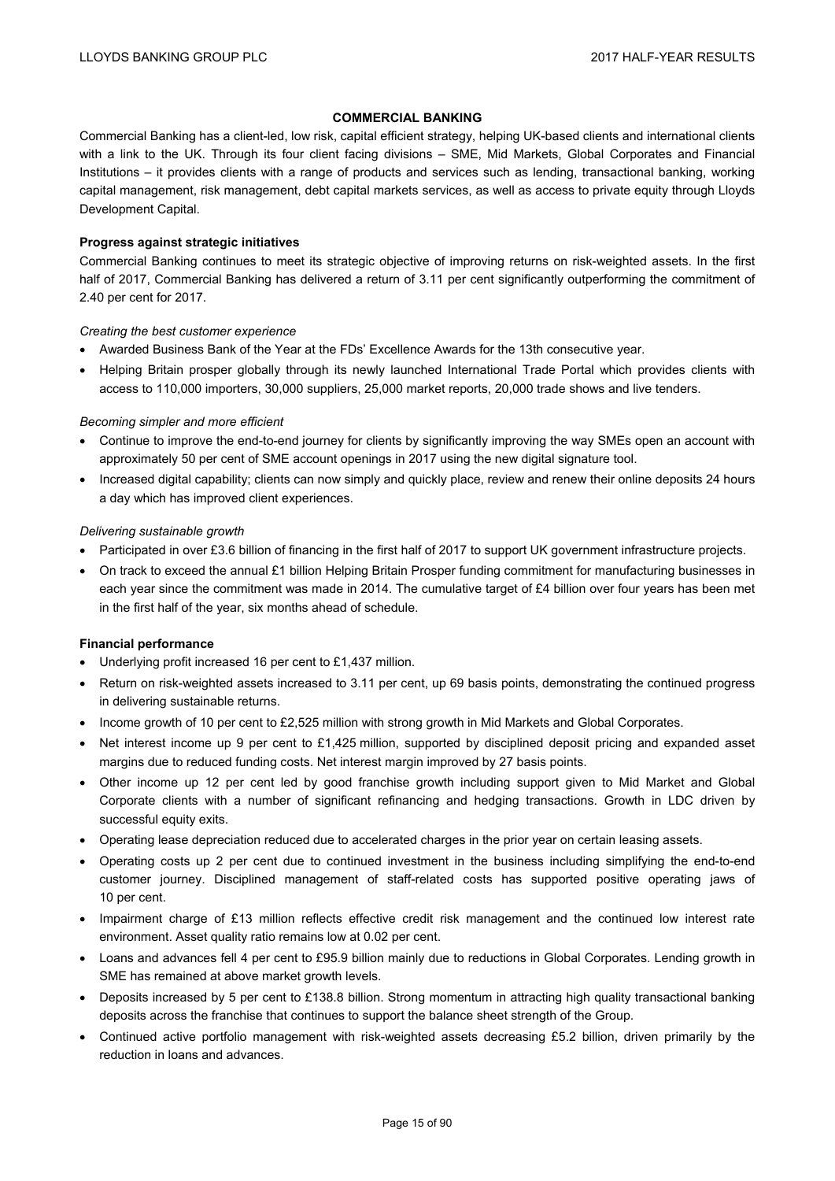## COMMERCIAL BANKING

Commercial Banking has a client-led, low risk, capital efficient strategy, helping UK-based clients and international clients with a link to the UK. Through its four client facing divisions – SME, Mid Markets, Global Corporates and Financial Institutions – it provides clients with a range of products and services such as lending, transactional banking, working capital management, risk management, debt capital markets services, as well as access to private equity through Lloyds Development Capital.

### Progress against strategic initiatives

Commercial Banking continues to meet its strategic objective of improving returns on risk-weighted assets. In the first half of 2017, Commercial Banking has delivered a return of 3.11 per cent significantly outperforming the commitment of 2.40 per cent for 2017.

*Creating the best customer experience*

- Awarded Business Bank of the Year at the FDs' Excellence Awards for the 13th consecutive year.
- Helping Britain prosper globally through its newly launched International Trade Portal which provides clients with access to 110,000 importers, 30,000 suppliers, 25,000 market reports, 20,000 trade shows and live tenders.

*Becoming simpler and more efficient*

- Continue to improve the end-to-end journey for clients by significantly improving the way SMEs open an account with approximately 50 per cent of SME account openings in 2017 using the new digital signature tool.
- Increased digital capability; clients can now simply and quickly place, review and renew their online deposits 24 hours a day which has improved client experiences.

*Delivering sustainable growth*

- Participated in over £3.6 billion of financing in the first half of 2017 to support UK government infrastructure projects.
- On track to exceed the annual £1 billion Helping Britain Prosper funding commitment for manufacturing businesses in each year since the commitment was made in 2014. The cumulative target of £4 billion over four years has been met in the first half of the year, six months ahead of schedule.

### Financial performance

- Underlying profit increased 16 per cent to £1,437 million.
- Return on risk-weighted assets increased to 3.11 per cent, up 69 basis points, demonstrating the continued progress in delivering sustainable returns.
- Income growth of 10 per cent to £2,525 million with strong growth in Mid Markets and Global Corporates.
- Net interest income up 9 per cent to £1,425 million, supported by disciplined deposit pricing and expanded asset margins due to reduced funding costs. Net interest margin improved by 27 basis points.
- Other income up 12 per cent led by good franchise growth including support given to Mid Market and Global Corporate clients with a number of significant refinancing and hedging transactions. Growth in LDC driven by successful equity exits.
- Operating lease depreciation reduced due to accelerated charges in the prior year on certain leasing assets.
- Operating costs up 2 per cent due to continued investment in the business including simplifying the end-to-end customer journey. Disciplined management of staff-related costs has supported positive operating jaws of 10 per cent.
- Impairment charge of £13 million reflects effective credit risk management and the continued low interest rate environment. Asset quality ratio remains low at 0.02 per cent.
- Loans and advances fell 4 per cent to £95.9 billion mainly due to reductions in Global Corporates. Lending growth in SME has remained at above market growth levels.
- Deposits increased by 5 per cent to £138.8 billion. Strong momentum in attracting high quality transactional banking deposits across the franchise that continues to support the balance sheet strength of the Group.
- Continued active portfolio management with risk-weighted assets decreasing £5.2 billion, driven primarily by the reduction in loans and advances.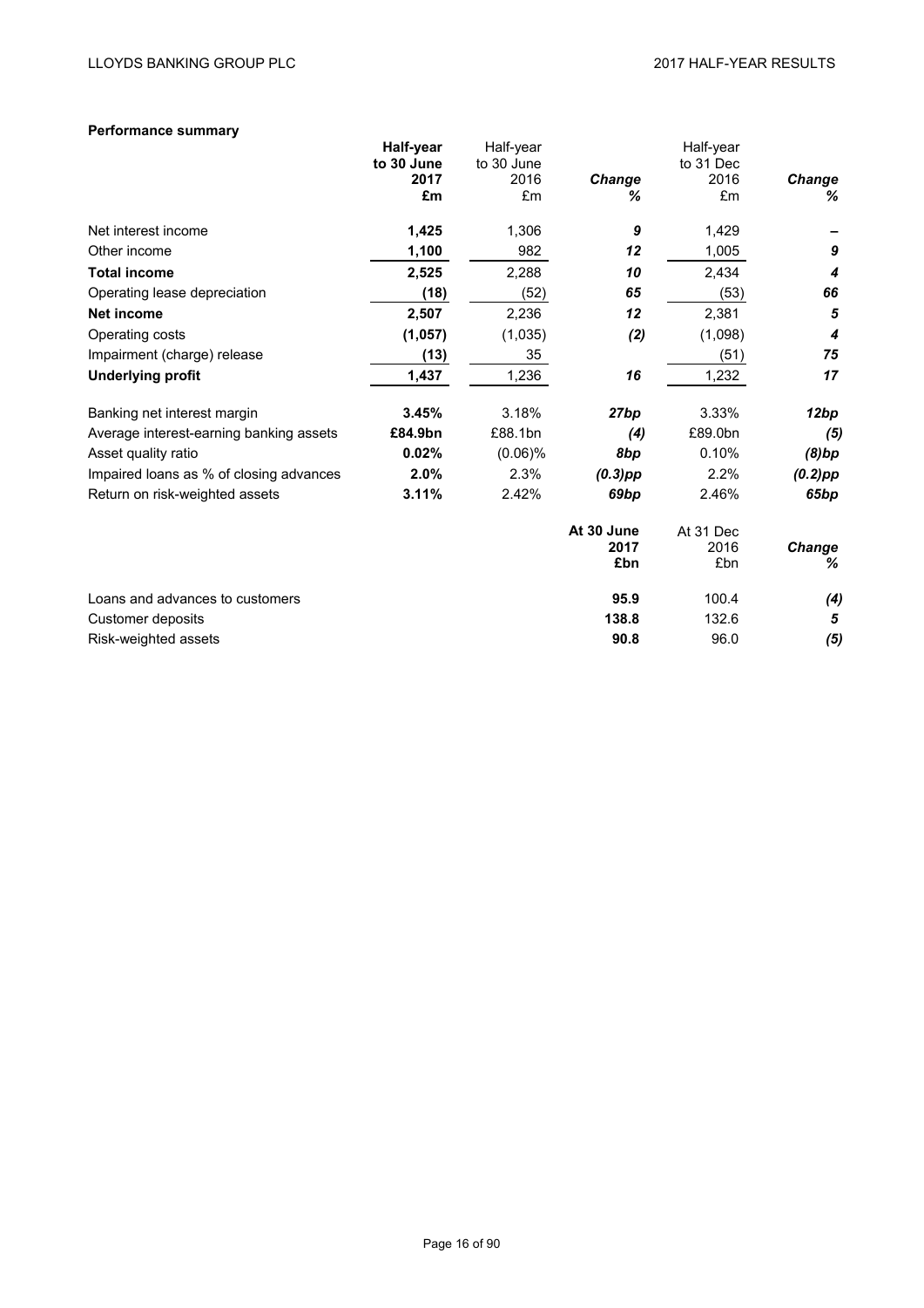**Performance summary**

| | **Half-year to 30 June 2017 £m** | Half-year to 30 June 2016 £m | ***Change %*** | Half-year to 31 Dec 2016 £m | ***Change %*** |
|---|---|---|---|---|---|
| Net interest income | **1,425** | 1,306 | ***9*** | 1,429 | ***–*** |
| Other income | **1,100** | 982 | ***12*** | 1,005 | ***9*** |
| **Total income** | **2,525** | 2,288 | ***10*** | 2,434 | ***4*** |
| Operating lease depreciation | **(18)** | (52) | ***65*** | (53) | ***66*** |
| **Net income** | **2,507** | 2,236 | ***12*** | 2,381 | ***5*** |
| Operating costs | **(1,057)** | (1,035) | ***(2)*** | (1,098) | ***4*** |
| Impairment (charge) release | **(13)** | 35 | | (51) | ***75*** |
| **Underlying profit** | **1,437** | 1,236 | ***16*** | 1,232 | ***17*** |
| Banking net interest margin | **3.45%** | 3.18% | ***27bp*** | 3.33% | ***12bp*** |
| Average interest-earning banking assets | **£84.9bn** | £88.1bn | ***(4)*** | £89.0bn | ***(5)*** |
| Asset quality ratio | **0.02%** | (0.06)% | ***8bp*** | 0.10% | ***(8)bp*** |
| Impaired loans as % of closing advances | **2.0%** | 2.3% | ***(0.3)pp*** | 2.2% | ***(0.2)pp*** |
| Return on risk-weighted assets | **3.11%** | 2.42% | ***69bp*** | 2.46% | ***65bp*** |

| | **At 30 June 2017 £bn** | At 31 Dec 2016 £bn | ***Change %*** |
|---|---|---|---|
| Loans and advances to customers | **95.9** | 100.4 | ***(4)*** |
| Customer deposits | **138.8** | 132.6 | ***5*** |
| Risk-weighted assets | **90.8** | 96.0 | ***(5)*** |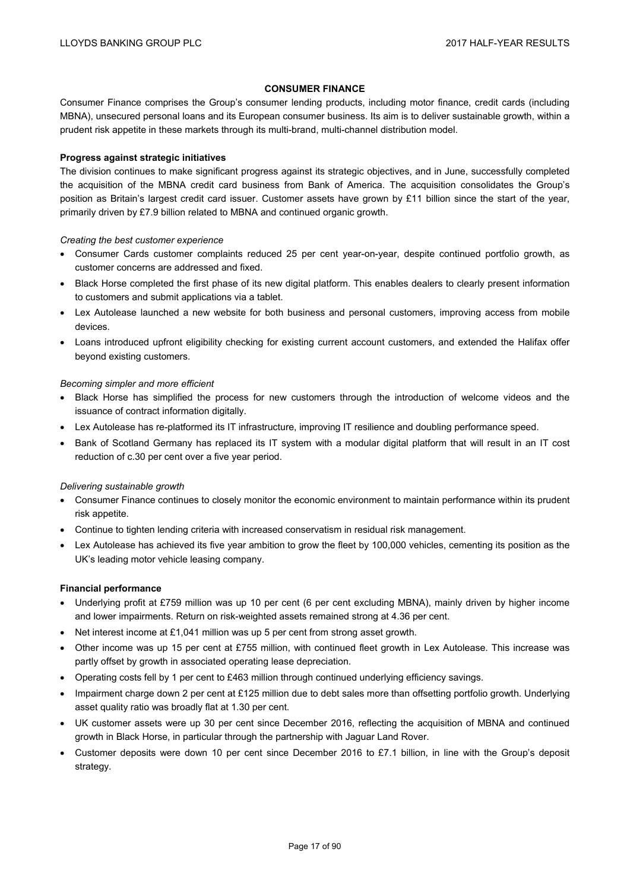## CONSUMER FINANCE

Consumer Finance comprises the Group's consumer lending products, including motor finance, credit cards (including MBNA), unsecured personal loans and its European consumer business. Its aim is to deliver sustainable growth, within a prudent risk appetite in these markets through its multi-brand, multi-channel distribution model.

### Progress against strategic initiatives

The division continues to make significant progress against its strategic objectives, and in June, successfully completed the acquisition of the MBNA credit card business from Bank of America. The acquisition consolidates the Group's position as Britain's largest credit card issuer. Customer assets have grown by £11 billion since the start of the year, primarily driven by £7.9 billion related to MBNA and continued organic growth.

*Creating the best customer experience*

- Consumer Cards customer complaints reduced 25 per cent year-on-year, despite continued portfolio growth, as customer concerns are addressed and fixed.
- Black Horse completed the first phase of its new digital platform. This enables dealers to clearly present information to customers and submit applications via a tablet.
- Lex Autolease launched a new website for both business and personal customers, improving access from mobile devices.
- Loans introduced upfront eligibility checking for existing current account customers, and extended the Halifax offer beyond existing customers.

*Becoming simpler and more efficient*

- Black Horse has simplified the process for new customers through the introduction of welcome videos and the issuance of contract information digitally.
- Lex Autolease has re-platformed its IT infrastructure, improving IT resilience and doubling performance speed.
- Bank of Scotland Germany has replaced its IT system with a modular digital platform that will result in an IT cost reduction of c.30 per cent over a five year period.

*Delivering sustainable growth*

- Consumer Finance continues to closely monitor the economic environment to maintain performance within its prudent risk appetite.
- Continue to tighten lending criteria with increased conservatism in residual risk management.
- Lex Autolease has achieved its five year ambition to grow the fleet by 100,000 vehicles, cementing its position as the UK's leading motor vehicle leasing company.

### Financial performance

- Underlying profit at £759 million was up 10 per cent (6 per cent excluding MBNA), mainly driven by higher income and lower impairments. Return on risk-weighted assets remained strong at 4.36 per cent.
- Net interest income at £1,041 million was up 5 per cent from strong asset growth.
- Other income was up 15 per cent at £755 million, with continued fleet growth in Lex Autolease. This increase was partly offset by growth in associated operating lease depreciation.
- Operating costs fell by 1 per cent to £463 million through continued underlying efficiency savings.
- Impairment charge down 2 per cent at £125 million due to debt sales more than offsetting portfolio growth. Underlying asset quality ratio was broadly flat at 1.30 per cent.
- UK customer assets were up 30 per cent since December 2016, reflecting the acquisition of MBNA and continued growth in Black Horse, in particular through the partnership with Jaguar Land Rover.
- Customer deposits were down 10 per cent since December 2016 to £7.1 billion, in line with the Group's deposit strategy.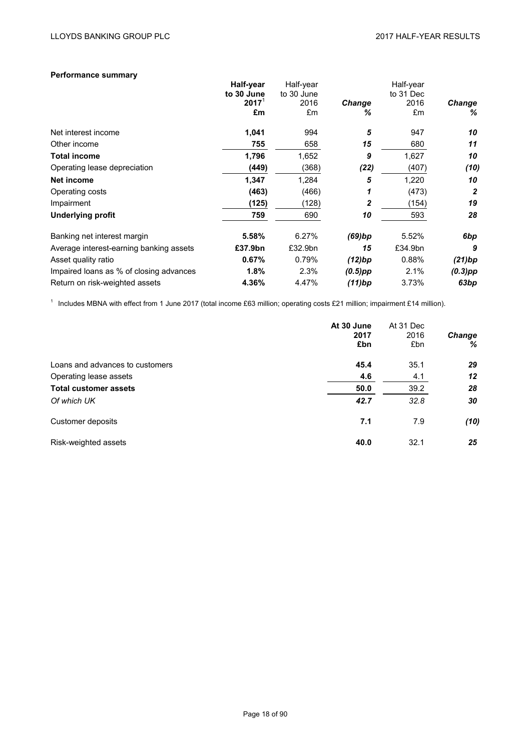**Performance summary**

| | Half-year to 30 June 2017[1] £m | Half-year to 30 June 2016 £m | *Change %* | Half-year to 31 Dec 2016 £m | *Change %* |
|---|---|---|---|---|---|
| Net interest income | **1,041** | 994 | *5* | 947 | *10* |
| Other income | **755** | 658 | *15* | 680 | *11* |
| **Total income** | **1,796** | 1,652 | *9* | 1,627 | *10* |
| Operating lease depreciation | **(449)** | (368) | *(22)* | (407) | *(10)* |
| **Net income** | **1,347** | 1,284 | *5* | 1,220 | *10* |
| Operating costs | **(463)** | (466) | *1* | (473) | *2* |
| Impairment | **(125)** | (128) | *2* | (154) | *19* |
| **Underlying profit** | **759** | 690 | *10* | 593 | *28* |
| Banking net interest margin | **5.58%** | 6.27% | *(69)bp* | 5.52% | *6bp* |
| Average interest-earning banking assets | **£37.9bn** | £32.9bn | *15* | £34.9bn | *9* |
| Asset quality ratio | **0.67%** | 0.79% | *(12)bp* | 0.88% | *(21)bp* |
| Impaired loans as % of closing advances | **1.8%** | 2.3% | *(0.5)pp* | 2.1% | *(0.3)pp* |
| Return on risk-weighted assets | **4.36%** | 4.47% | *(11)bp* | 3.73% | *63bp* |

[1] Includes MBNA with effect from 1 June 2017 (total income £63 million; operating costs £21 million; impairment £14 million).

| | At 30 June 2017 £bn | At 31 Dec 2016 £bn | *Change %* |
|---|---|---|---|
| Loans and advances to customers | **45.4** | 35.1 | *29* |
| Operating lease assets | **4.6** | 4.1 | *12* |
| **Total customer assets** | **50.0** | 39.2 | *28* |
| *Of which UK* | ***42.7*** | *32.8* | *30* |
| Customer deposits | **7.1** | 7.9 | *(10)* |
| Risk-weighted assets | **40.0** | 32.1 | *25* |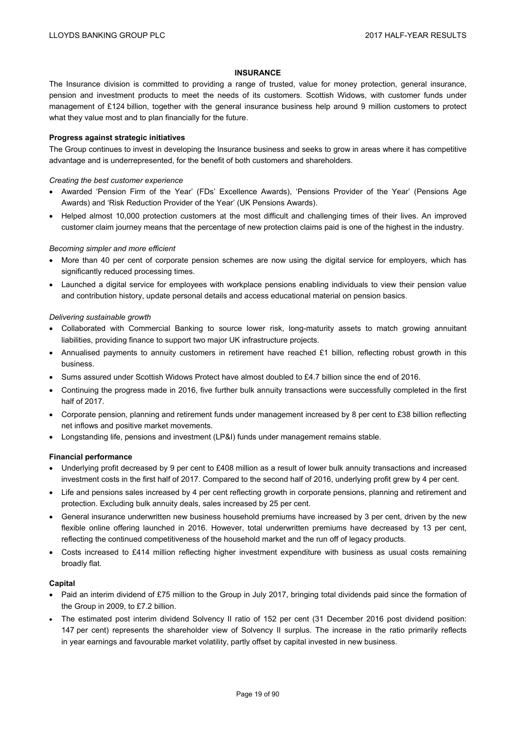# INSURANCE

The Insurance division is committed to providing a range of trusted, value for money protection, general insurance, pension and investment products to meet the needs of its customers. Scottish Widows, with customer funds under management of £124 billion, together with the general insurance business help around 9 million customers to protect what they value most and to plan financially for the future.

## Progress against strategic initiatives

The Group continues to invest in developing the Insurance business and seeks to grow in areas where it has competitive advantage and is underrepresented, for the benefit of both customers and shareholders.

*Creating the best customer experience*

- Awarded 'Pension Firm of the Year' (FDs' Excellence Awards), 'Pensions Provider of the Year' (Pensions Age Awards) and 'Risk Reduction Provider of the Year' (UK Pensions Awards).
- Helped almost 10,000 protection customers at the most difficult and challenging times of their lives. An improved customer claim journey means that the percentage of new protection claims paid is one of the highest in the industry.

*Becoming simpler and more efficient*

- More than 40 per cent of corporate pension schemes are now using the digital service for employers, which has significantly reduced processing times.
- Launched a digital service for employees with workplace pensions enabling individuals to view their pension value and contribution history, update personal details and access educational material on pension basics.

*Delivering sustainable growth*

- Collaborated with Commercial Banking to source lower risk, long-maturity assets to match growing annuitant liabilities, providing finance to support two major UK infrastructure projects.
- Annualised payments to annuity customers in retirement have reached £1 billion, reflecting robust growth in this business.
- Sums assured under Scottish Widows Protect have almost doubled to £4.7 billion since the end of 2016.
- Continuing the progress made in 2016, five further bulk annuity transactions were successfully completed in the first half of 2017.
- Corporate pension, planning and retirement funds under management increased by 8 per cent to £38 billion reflecting net inflows and positive market movements.
- Longstanding life, pensions and investment (LP&I) funds under management remains stable.

## Financial performance

- Underlying profit decreased by 9 per cent to £408 million as a result of lower bulk annuity transactions and increased investment costs in the first half of 2017. Compared to the second half of 2016, underlying profit grew by 4 per cent.
- Life and pensions sales increased by 4 per cent reflecting growth in corporate pensions, planning and retirement and protection. Excluding bulk annuity deals, sales increased by 25 per cent.
- General insurance underwritten new business household premiums have increased by 3 per cent, driven by the new flexible online offering launched in 2016. However, total underwritten premiums have decreased by 13 per cent, reflecting the continued competitiveness of the household market and the run off of legacy products.
- Costs increased to £414 million reflecting higher investment expenditure with business as usual costs remaining broadly flat.

## Capital

- Paid an interim dividend of £75 million to the Group in July 2017, bringing total dividends paid since the formation of the Group in 2009, to £7.2 billion.
- The estimated post interim dividend Solvency II ratio of 152 per cent (31 December 2016 post dividend position: 147 per cent) represents the shareholder view of Solvency II surplus. The increase in the ratio primarily reflects in year earnings and favourable market volatility, partly offset by capital invested in new business.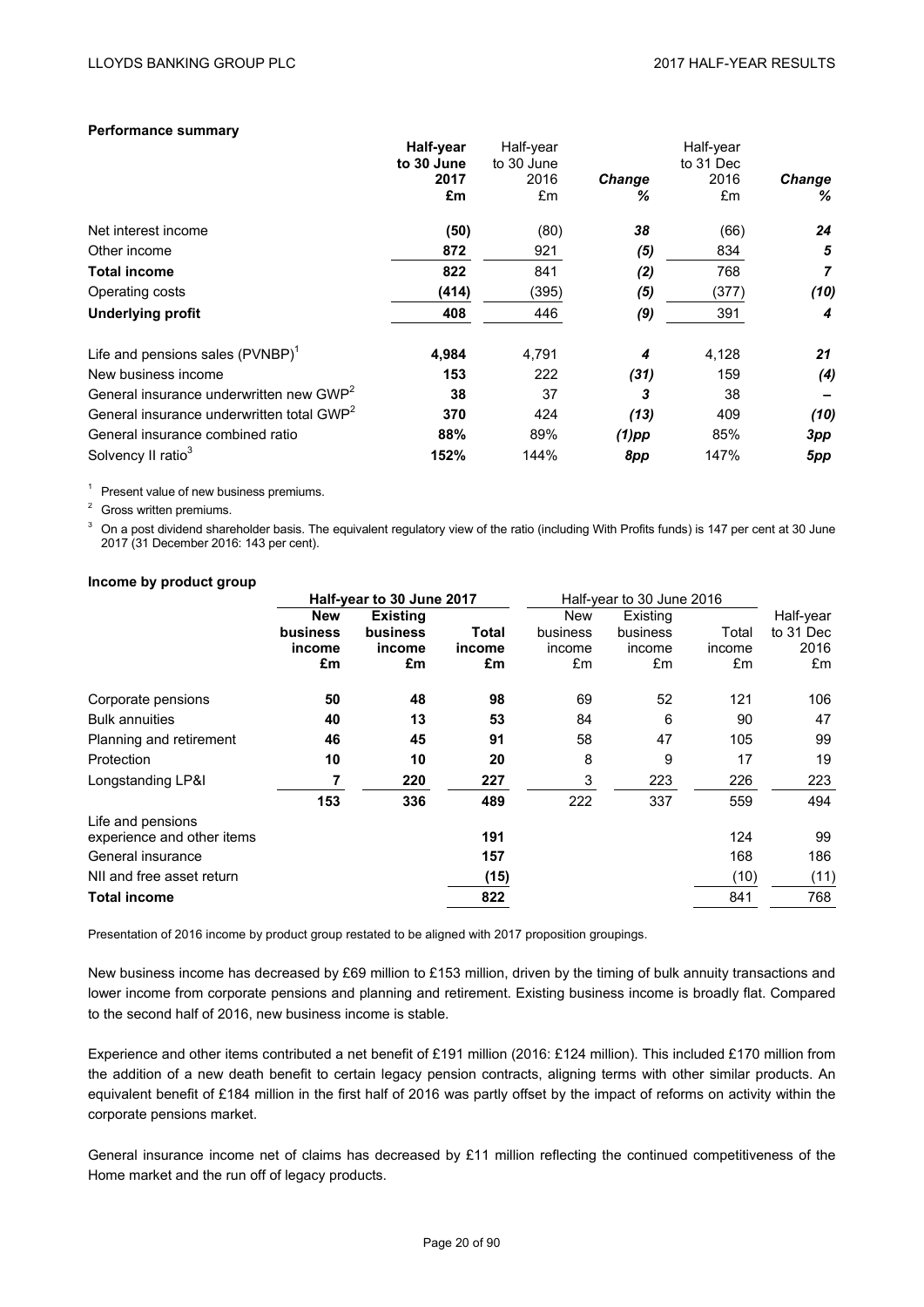**Performance summary**

| | **Half-year to 30 June 2017 £m** | Half-year to 30 June 2016 £m | ***Change %*** | Half-year to 31 Dec 2016 £m | ***Change %*** |
|---|---|---|---|---|---|
| Net interest income | **(50)** | (80) | ***38*** | (66) | ***24*** |
| Other income | **872** | 921 | ***(5)*** | 834 | ***5*** |
| **Total income** | **822** | 841 | ***(2)*** | 768 | ***7*** |
| Operating costs | **(414)** | (395) | ***(5)*** | (377) | ***(10)*** |
| **Underlying profit** | **408** | 446 | ***(9)*** | 391 | ***4*** |
| | | | | | |
| Life and pensions sales (PVNBP)[1] | **4,984** | 4,791 | ***4*** | 4,128 | ***21*** |
| New business income | **153** | 222 | ***(31)*** | 159 | ***(4)*** |
| General insurance underwritten new GWP[2] | **38** | 37 | ***3*** | 38 | ***–*** |
| General insurance underwritten total GWP[2] | **370** | 424 | ***(13)*** | 409 | ***(10)*** |
| General insurance combined ratio | **88%** | 89% | ***(1)pp*** | 85% | ***3pp*** |
| Solvency II ratio[3] | **152%** | 144% | ***8pp*** | 147% | ***5pp*** |

[1] Present value of new business premiums.

[2] Gross written premiums.

[3] On a post dividend shareholder basis. The equivalent regulatory view of the ratio (including With Profits funds) is 147 per cent at 30 June 2017 (31 December 2016: 143 per cent).

**Income by product group**

| | **Half-year to 30 June 2017** | | | Half-year to 30 June 2016 | | | |
|---|---|---|---|---|---|---|---|
| | **New business income £m** | **Existing business income £m** | **Total income £m** | New business income £m | Existing business income £m | Total income £m | Half-year to 31 Dec 2016 £m |
| Corporate pensions | **50** | **48** | **98** | 69 | 52 | 121 | 106 |
| Bulk annuities | **40** | **13** | **53** | 84 | 6 | 90 | 47 |
| Planning and retirement | **46** | **45** | **91** | 58 | 47 | 105 | 99 |
| Protection | **10** | **10** | **20** | 8 | 9 | 17 | 19 |
| Longstanding LP&I | **7** | **220** | **227** | 3 | 223 | 226 | 223 |
| | **153** | **336** | **489** | 222 | 337 | 559 | 494 |
| Life and pensions experience and other items | | | **191** | | | 124 | 99 |
| General insurance | | | **157** | | | 168 | 186 |
| NII and free asset return | | | **(15)** | | | (10) | (11) |
| **Total income** | | | **822** | | | 841 | 768 |

Presentation of 2016 income by product group restated to be aligned with 2017 proposition groupings.

New business income has decreased by £69 million to £153 million, driven by the timing of bulk annuity transactions and lower income from corporate pensions and planning and retirement. Existing business income is broadly flat. Compared to the second half of 2016, new business income is stable.

Experience and other items contributed a net benefit of £191 million (2016: £124 million). This included £170 million from the addition of a new death benefit to certain legacy pension contracts, aligning terms with other similar products. An equivalent benefit of £184 million in the first half of 2016 was partly offset by the impact of reforms on activity within the corporate pensions market.

General insurance income net of claims has decreased by £11 million reflecting the continued competitiveness of the Home market and the run off of legacy products.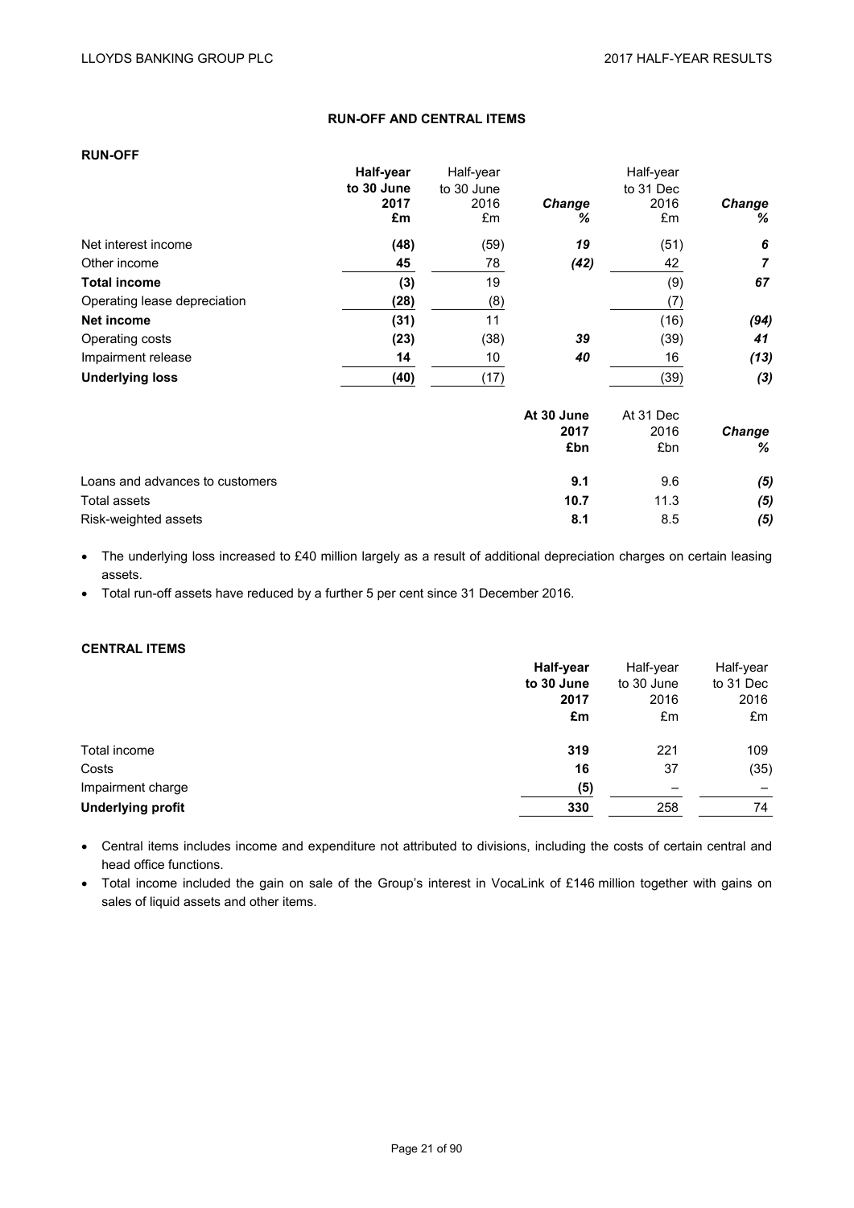## RUN-OFF AND CENTRAL ITEMS

### RUN-OFF

| | **Half-year to 30 June 2017 £m** | Half-year to 30 June 2016 £m | ***Change %*** | Half-year to 31 Dec 2016 £m | ***Change %*** |
|---|---|---|---|---|---|
| Net interest income | **(48)** | (59) | ***19*** | (51) | ***6*** |
| Other income | **45** | 78 | ***(42)*** | 42 | ***7*** |
| **Total income** | **(3)** | 19 | | (9) | ***67*** |
| Operating lease depreciation | **(28)** | (8) | | (7) | |
| **Net income** | **(31)** | 11 | | (16) | ***(94)*** |
| Operating costs | **(23)** | (38) | ***39*** | (39) | ***41*** |
| Impairment release | **14** | 10 | ***40*** | 16 | ***(13)*** |
| **Underlying loss** | **(40)** | (17) | | (39) | ***(3)*** |

| | **At 30 June 2017 £bn** | At 31 Dec 2016 £bn | ***Change %*** |
|---|---|---|---|
| Loans and advances to customers | **9.1** | 9.6 | ***(5)*** |
| Total assets | **10.7** | 11.3 | ***(5)*** |
| Risk-weighted assets | **8.1** | 8.5 | ***(5)*** |

- The underlying loss increased to £40 million largely as a result of additional depreciation charges on certain leasing assets.
- Total run-off assets have reduced by a further 5 per cent since 31 December 2016.

### CENTRAL ITEMS

| | **Half-year to 30 June 2017 £m** | Half-year to 30 June 2016 £m | Half-year to 31 Dec 2016 £m |
|---|---|---|---|
| Total income | **319** | 221 | 109 |
| Costs | **16** | 37 | (35) |
| Impairment charge | **(5)** | – | – |
| **Underlying profit** | **330** | 258 | 74 |

- Central items includes income and expenditure not attributed to divisions, including the costs of certain central and head office functions.
- Total income included the gain on sale of the Group's interest in VocaLink of £146 million together with gains on sales of liquid assets and other items.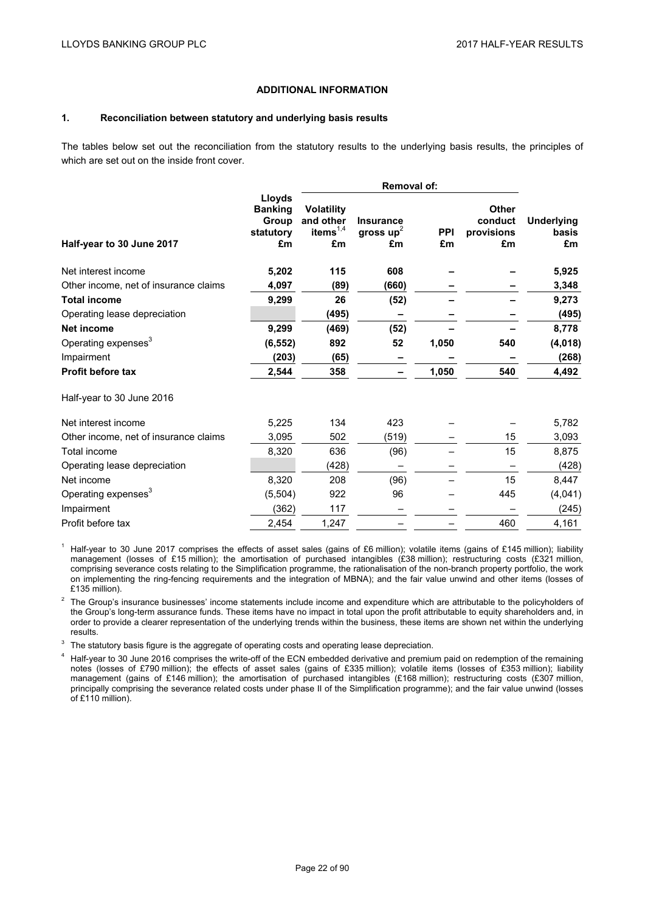## ADDITIONAL INFORMATION

### 1. Reconciliation between statutory and underlying basis results

The tables below set out the reconciliation from the statutory results to the underlying basis results, the principles of which are set out on the inside front cover.

| | | Removal of: | | | | |
|---|---|---|---|---|---|---|
| **Half-year to 30 June 2017** | **Lloyds Banking Group statutory £m** | **Volatility and other items[1,4] £m** | **Insurance gross up[2] £m** | **PPI £m** | **Other conduct provisions £m** | **Underlying basis £m** |
| Net interest income | **5,202** | **115** | **608** | **–** | **–** | **5,925** |
| Other income, net of insurance claims | **4,097** | **(89)** | **(660)** | **–** | **–** | **3,348** |
| **Total income** | **9,299** | **26** | **(52)** | **–** | **–** | **9,273** |
| Operating lease depreciation | | **(495)** | **–** | **–** | **–** | **(495)** |
| **Net income** | **9,299** | **(469)** | **(52)** | **–** | **–** | **8,778** |
| Operating expenses[3] | **(6,552)** | **892** | **52** | **1,050** | **540** | **(4,018)** |
| Impairment | **(203)** | **(65)** | **–** | **–** | **–** | **(268)** |
| **Profit before tax** | **2,544** | **358** | **–** | **1,050** | **540** | **4,492** |
| Half-year to 30 June 2016 | | | | | | |
| Net interest income | 5,225 | 134 | 423 | – | – | 5,782 |
| Other income, net of insurance claims | 3,095 | 502 | (519) | – | 15 | 3,093 |
| Total income | 8,320 | 636 | (96) | – | 15 | 8,875 |
| Operating lease depreciation | | (428) | – | – | – | (428) |
| Net income | 8,320 | 208 | (96) | – | 15 | 8,447 |
| Operating expenses[3] | (5,504) | 922 | 96 | – | 445 | (4,041) |
| Impairment | (362) | 117 | – | – | – | (245) |
| Profit before tax | 2,454 | 1,247 | – | – | 460 | 4,161 |

[1] Half-year to 30 June 2017 comprises the effects of asset sales (gains of £6 million); volatile items (gains of £145 million); liability management (losses of £15 million); the amortisation of purchased intangibles (£38 million); restructuring costs (£321 million, comprising severance costs relating to the Simplification programme, the rationalisation of the non-branch property portfolio, the work on implementing the ring-fencing requirements and the integration of MBNA); and the fair value unwind and other items (losses of £135 million).

[2] The Group's insurance businesses' income statements include income and expenditure which are attributable to the policyholders of the Group's long-term assurance funds. These items have no impact in total upon the profit attributable to equity shareholders and, in order to provide a clearer representation of the underlying trends within the business, these items are shown net within the underlying results.

[3] The statutory basis figure is the aggregate of operating costs and operating lease depreciation.

[4] Half-year to 30 June 2016 comprises the write-off of the ECN embedded derivative and premium paid on redemption of the remaining notes (losses of £790 million); the effects of asset sales (gains of £335 million); volatile items (losses of £353 million); liability management (gains of £146 million); the amortisation of purchased intangibles (£168 million); restructuring costs (£307 million, principally comprising the severance related costs under phase II of the Simplification programme); and the fair value unwind (losses of £110 million).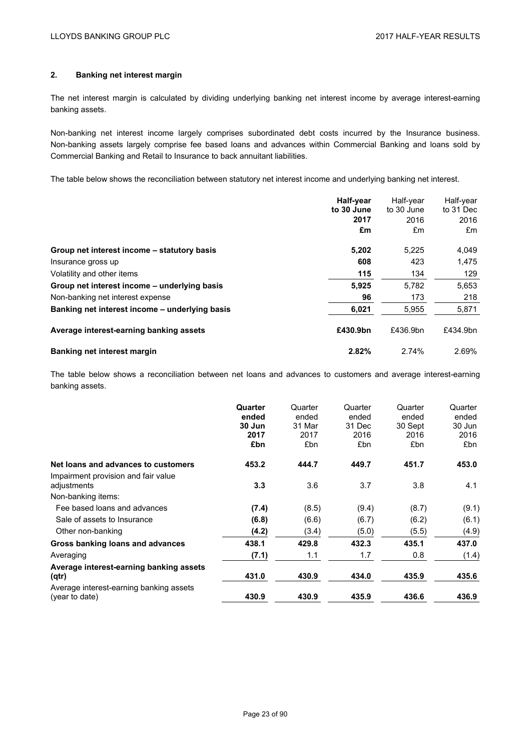## 2. Banking net interest margin

The net interest margin is calculated by dividing underlying banking net interest income by average interest-earning banking assets.

Non-banking net interest income largely comprises subordinated debt costs incurred by the Insurance business. Non-banking assets largely comprise fee based loans and advances within Commercial Banking and loans sold by Commercial Banking and Retail to Insurance to back annuitant liabilities.

The table below shows the reconciliation between statutory net interest income and underlying banking net interest.

| | **Half-year to 30 June 2017 £m** | Half-year to 30 June 2016 £m | Half-year to 31 Dec 2016 £m |
|---|---|---|---|
| **Group net interest income – statutory basis** | **5,202** | 5,225 | 4,049 |
| Insurance gross up | **608** | 423 | 1,475 |
| Volatility and other items | **115** | 134 | 129 |
| **Group net interest income – underlying basis** | **5,925** | 5,782 | 5,653 |
| Non-banking net interest expense | **96** | 173 | 218 |
| **Banking net interest income – underlying basis** | **6,021** | 5,955 | 5,871 |
| **Average interest-earning banking assets** | **£430.9bn** | £436.9bn | £434.9bn |
| **Banking net interest margin** | **2.82%** | 2.74% | 2.69% |

The table below shows a reconciliation between net loans and advances to customers and average interest-earning banking assets.

| | **Quarter ended 30 Jun 2017 £bn** | Quarter ended 31 Mar 2017 £bn | Quarter ended 31 Dec 2016 £bn | Quarter ended 30 Sept 2016 £bn | Quarter ended 30 Jun 2016 £bn |
|---|---|---|---|---|---|
| **Net loans and advances to customers** | **453.2** | **444.7** | **449.7** | **451.7** | **453.0** |
| Impairment provision and fair value adjustments | **3.3** | 3.6 | 3.7 | 3.8 | 4.1 |
| Non-banking items: | | | | | |
| Fee based loans and advances | **(7.4)** | (8.5) | (9.4) | (8.7) | (9.1) |
| Sale of assets to Insurance | **(6.8)** | (6.6) | (6.7) | (6.2) | (6.1) |
| Other non-banking | **(4.2)** | (3.4) | (5.0) | (5.5) | (4.9) |
| **Gross banking loans and advances** | **438.1** | **429.8** | **432.3** | **435.1** | **437.0** |
| Averaging | **(7.1)** | 1.1 | 1.7 | 0.8 | (1.4) |
| **Average interest-earning banking assets (qtr)** | **431.0** | **430.9** | **434.0** | **435.9** | **435.6** |
| Average interest-earning banking assets (year to date) | **430.9** | **430.9** | **435.9** | **436.6** | **436.9** |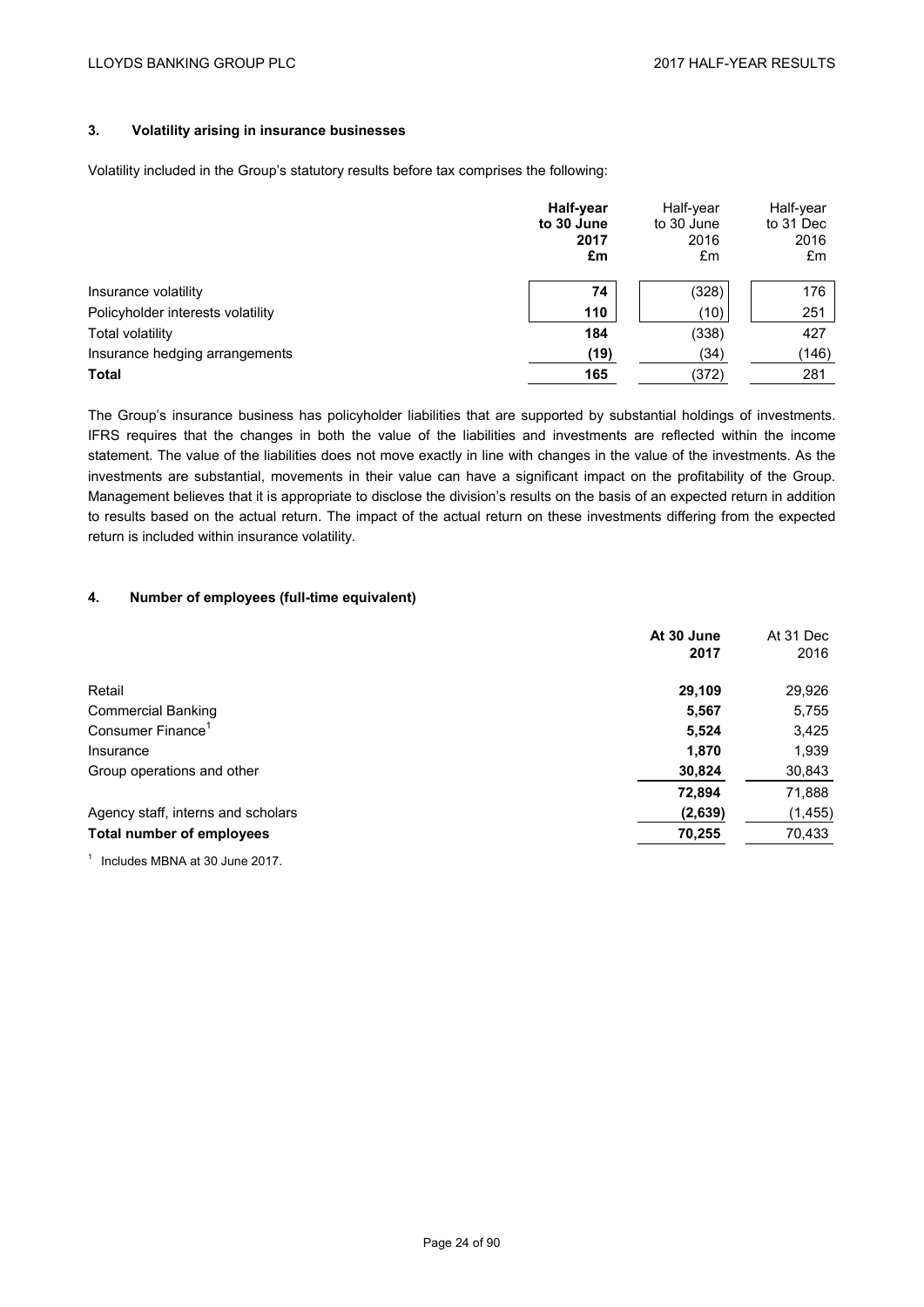### 3. Volatility arising in insurance businesses

Volatility included in the Group's statutory results before tax comprises the following:

| | **Half-year to 30 June 2017 £m** | Half-year to 30 June 2016 £m | Half-year to 31 Dec 2016 £m |
|---|---|---|---|
| Insurance volatility | **74** | (328) | 176 |
| Policyholder interests volatility | **110** | (10) | 251 |
| Total volatility | **184** | (338) | 427 |
| Insurance hedging arrangements | **(19)** | (34) | (146) |
| **Total** | **165** | (372) | 281 |

The Group's insurance business has policyholder liabilities that are supported by substantial holdings of investments. IFRS requires that the changes in both the value of the liabilities and investments are reflected within the income statement. The value of the liabilities does not move exactly in line with changes in the value of the investments. As the investments are substantial, movements in their value can have a significant impact on the profitability of the Group. Management believes that it is appropriate to disclose the division's results on the basis of an expected return in addition to results based on the actual return. The impact of the actual return on these investments differing from the expected return is included within insurance volatility.

### 4. Number of employees (full-time equivalent)

| | **At 30 June 2017** | At 31 Dec 2016 |
|---|---|---|
| Retail | **29,109** | 29,926 |
| Commercial Banking | **5,567** | 5,755 |
| Consumer Finance[1] | **5,524** | 3,425 |
| Insurance | **1,870** | 1,939 |
| Group operations and other | **30,824** | 30,843 |
| | **72,894** | 71,888 |
| Agency staff, interns and scholars | **(2,639)** | (1,455) |
| **Total number of employees** | **70,255** | 70,433 |

[1] Includes MBNA at 30 June 2017.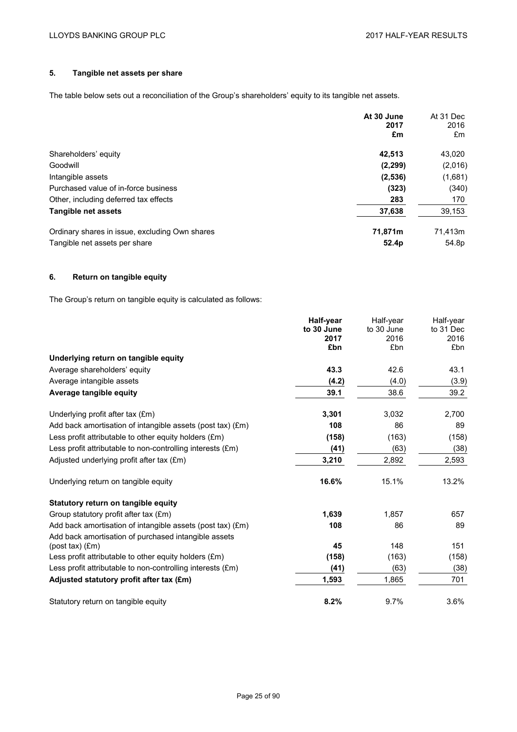## 5. Tangible net assets per share

The table below sets out a reconciliation of the Group's shareholders' equity to its tangible net assets.

| | **At 30 June 2017 £m** | At 31 Dec 2016 £m |
|---|---|---|
| Shareholders' equity | **42,513** | 43,020 |
| Goodwill | **(2,299)** | (2,016) |
| Intangible assets | **(2,536)** | (1,681) |
| Purchased value of in-force business | **(323)** | (340) |
| Other, including deferred tax effects | **283** | 170 |
| **Tangible net assets** | **37,638** | 39,153 |
| | | |
| Ordinary shares in issue, excluding Own shares | **71,871m** | 71,413m |
| Tangible net assets per share | **52.4p** | 54.8p |

## 6. Return on tangible equity

The Group's return on tangible equity is calculated as follows:

| | **Half-year to 30 June 2017 £bn** | Half-year to 30 June 2016 £bn | Half-year to 31 Dec 2016 £bn |
|---|---|---|---|
| **Underlying return on tangible equity** | | | |
| Average shareholders' equity | **43.3** | 42.6 | 43.1 |
| Average intangible assets | **(4.2)** | (4.0) | (3.9) |
| **Average tangible equity** | **39.1** | 38.6 | 39.2 |
| | | | |
| Underlying profit after tax (£m) | **3,301** | 3,032 | 2,700 |
| Add back amortisation of intangible assets (post tax) (£m) | **108** | 86 | 89 |
| Less profit attributable to other equity holders (£m) | **(158)** | (163) | (158) |
| Less profit attributable to non-controlling interests (£m) | **(41)** | (63) | (38) |
| Adjusted underlying profit after tax (£m) | **3,210** | 2,892 | 2,593 |
| | | | |
| Underlying return on tangible equity | **16.6%** | 15.1% | 13.2% |
| | | | |
| **Statutory return on tangible equity** | | | |
| Group statutory profit after tax (£m) | **1,639** | 1,857 | 657 |
| Add back amortisation of intangible assets (post tax) (£m) | **108** | 86 | 89 |
| Add back amortisation of purchased intangible assets (post tax) (£m) | **45** | 148 | 151 |
| Less profit attributable to other equity holders (£m) | **(158)** | (163) | (158) |
| Less profit attributable to non-controlling interests (£m) | **(41)** | (63) | (38) |
| **Adjusted statutory profit after tax (£m)** | **1,593** | 1,865 | 701 |
| | | | |
| Statutory return on tangible equity | **8.2%** | 9.7% | 3.6% |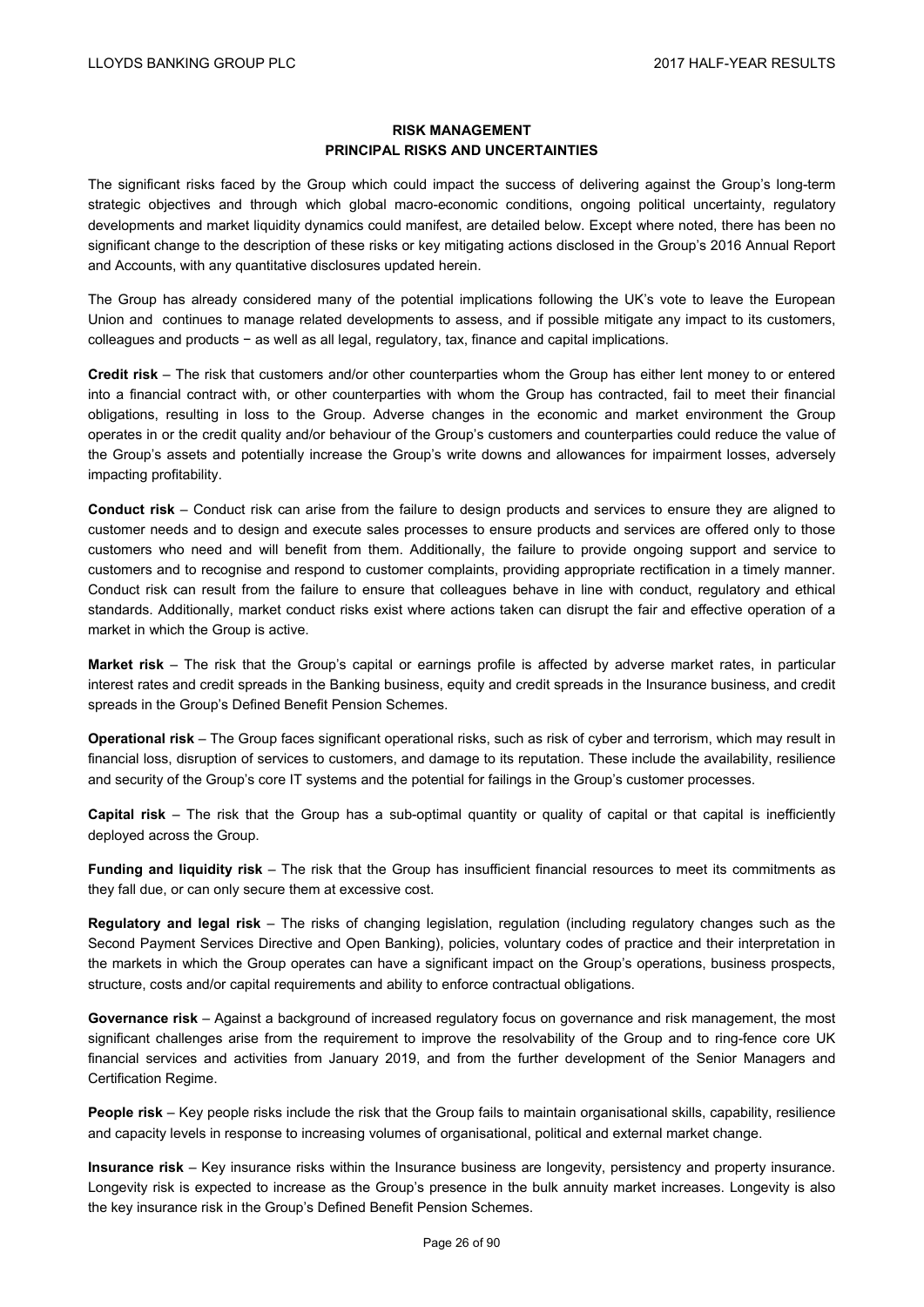## RISK MANAGEMENT

## PRINCIPAL RISKS AND UNCERTAINTIES

The significant risks faced by the Group which could impact the success of delivering against the Group's long-term strategic objectives and through which global macro-economic conditions, ongoing political uncertainty, regulatory developments and market liquidity dynamics could manifest, are detailed below. Except where noted, there has been no significant change to the description of these risks or key mitigating actions disclosed in the Group's 2016 Annual Report and Accounts, with any quantitative disclosures updated herein.

The Group has already considered many of the potential implications following the UK's vote to leave the European Union and continues to manage related developments to assess, and if possible mitigate any impact to its customers, colleagues and products − as well as all legal, regulatory, tax, finance and capital implications.

**Credit risk** – The risk that customers and/or other counterparties whom the Group has either lent money to or entered into a financial contract with, or other counterparties with whom the Group has contracted, fail to meet their financial obligations, resulting in loss to the Group. Adverse changes in the economic and market environment the Group operates in or the credit quality and/or behaviour of the Group's customers and counterparties could reduce the value of the Group's assets and potentially increase the Group's write downs and allowances for impairment losses, adversely impacting profitability.

**Conduct risk** – Conduct risk can arise from the failure to design products and services to ensure they are aligned to customer needs and to design and execute sales processes to ensure products and services are offered only to those customers who need and will benefit from them. Additionally, the failure to provide ongoing support and service to customers and to recognise and respond to customer complaints, providing appropriate rectification in a timely manner. Conduct risk can result from the failure to ensure that colleagues behave in line with conduct, regulatory and ethical standards. Additionally, market conduct risks exist where actions taken can disrupt the fair and effective operation of a market in which the Group is active.

**Market risk** – The risk that the Group's capital or earnings profile is affected by adverse market rates, in particular interest rates and credit spreads in the Banking business, equity and credit spreads in the Insurance business, and credit spreads in the Group's Defined Benefit Pension Schemes.

**Operational risk** – The Group faces significant operational risks, such as risk of cyber and terrorism, which may result in financial loss, disruption of services to customers, and damage to its reputation. These include the availability, resilience and security of the Group's core IT systems and the potential for failings in the Group's customer processes.

**Capital risk** – The risk that the Group has a sub-optimal quantity or quality of capital or that capital is inefficiently deployed across the Group.

**Funding and liquidity risk** – The risk that the Group has insufficient financial resources to meet its commitments as they fall due, or can only secure them at excessive cost.

**Regulatory and legal risk** – The risks of changing legislation, regulation (including regulatory changes such as the Second Payment Services Directive and Open Banking), policies, voluntary codes of practice and their interpretation in the markets in which the Group operates can have a significant impact on the Group's operations, business prospects, structure, costs and/or capital requirements and ability to enforce contractual obligations.

**Governance risk** – Against a background of increased regulatory focus on governance and risk management, the most significant challenges arise from the requirement to improve the resolvability of the Group and to ring-fence core UK financial services and activities from January 2019, and from the further development of the Senior Managers and Certification Regime.

**People risk** – Key people risks include the risk that the Group fails to maintain organisational skills, capability, resilience and capacity levels in response to increasing volumes of organisational, political and external market change.

**Insurance risk** – Key insurance risks within the Insurance business are longevity, persistency and property insurance. Longevity risk is expected to increase as the Group's presence in the bulk annuity market increases. Longevity is also the key insurance risk in the Group's Defined Benefit Pension Schemes.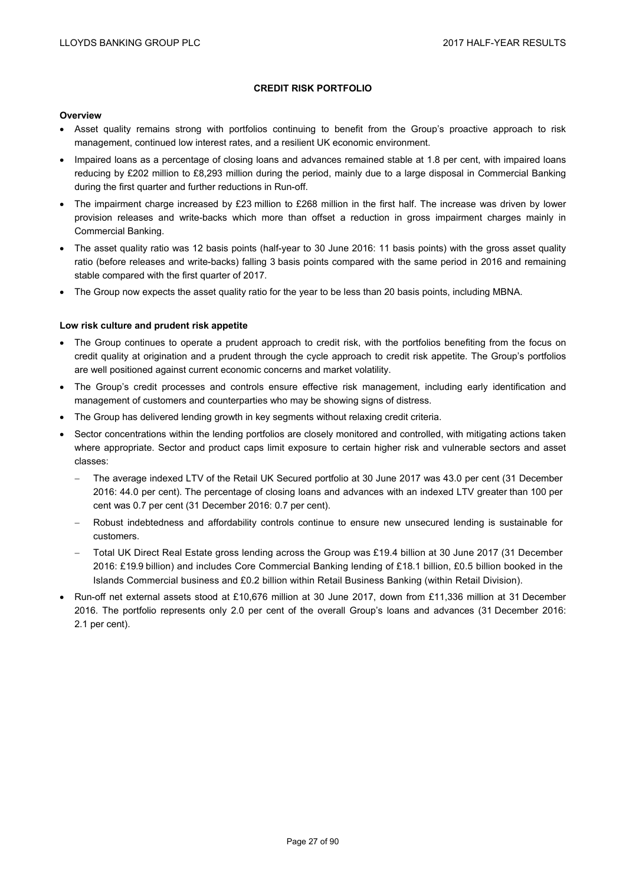## CREDIT RISK PORTFOLIO

**Overview**

- Asset quality remains strong with portfolios continuing to benefit from the Group's proactive approach to risk management, continued low interest rates, and a resilient UK economic environment.
- Impaired loans as a percentage of closing loans and advances remained stable at 1.8 per cent, with impaired loans reducing by £202 million to £8,293 million during the period, mainly due to a large disposal in Commercial Banking during the first quarter and further reductions in Run-off.
- The impairment charge increased by £23 million to £268 million in the first half. The increase was driven by lower provision releases and write-backs which more than offset a reduction in gross impairment charges mainly in Commercial Banking.
- The asset quality ratio was 12 basis points (half-year to 30 June 2016: 11 basis points) with the gross asset quality ratio (before releases and write-backs) falling 3 basis points compared with the same period in 2016 and remaining stable compared with the first quarter of 2017.
- The Group now expects the asset quality ratio for the year to be less than 20 basis points, including MBNA.

**Low risk culture and prudent risk appetite**

- The Group continues to operate a prudent approach to credit risk, with the portfolios benefiting from the focus on credit quality at origination and a prudent through the cycle approach to credit risk appetite. The Group's portfolios are well positioned against current economic concerns and market volatility.
- The Group's credit processes and controls ensure effective risk management, including early identification and management of customers and counterparties who may be showing signs of distress.
- The Group has delivered lending growth in key segments without relaxing credit criteria.
- Sector concentrations within the lending portfolios are closely monitored and controlled, with mitigating actions taken where appropriate. Sector and product caps limit exposure to certain higher risk and vulnerable sectors and asset classes:
  - The average indexed LTV of the Retail UK Secured portfolio at 30 June 2017 was 43.0 per cent (31 December 2016: 44.0 per cent). The percentage of closing loans and advances with an indexed LTV greater than 100 per cent was 0.7 per cent (31 December 2016: 0.7 per cent).
  - Robust indebtedness and affordability controls continue to ensure new unsecured lending is sustainable for customers.
  - Total UK Direct Real Estate gross lending across the Group was £19.4 billion at 30 June 2017 (31 December 2016: £19.9 billion) and includes Core Commercial Banking lending of £18.1 billion, £0.5 billion booked in the Islands Commercial business and £0.2 billion within Retail Business Banking (within Retail Division).
- Run-off net external assets stood at £10,676 million at 30 June 2017, down from £11,336 million at 31 December 2016. The portfolio represents only 2.0 per cent of the overall Group's loans and advances (31 December 2016: 2.1 per cent).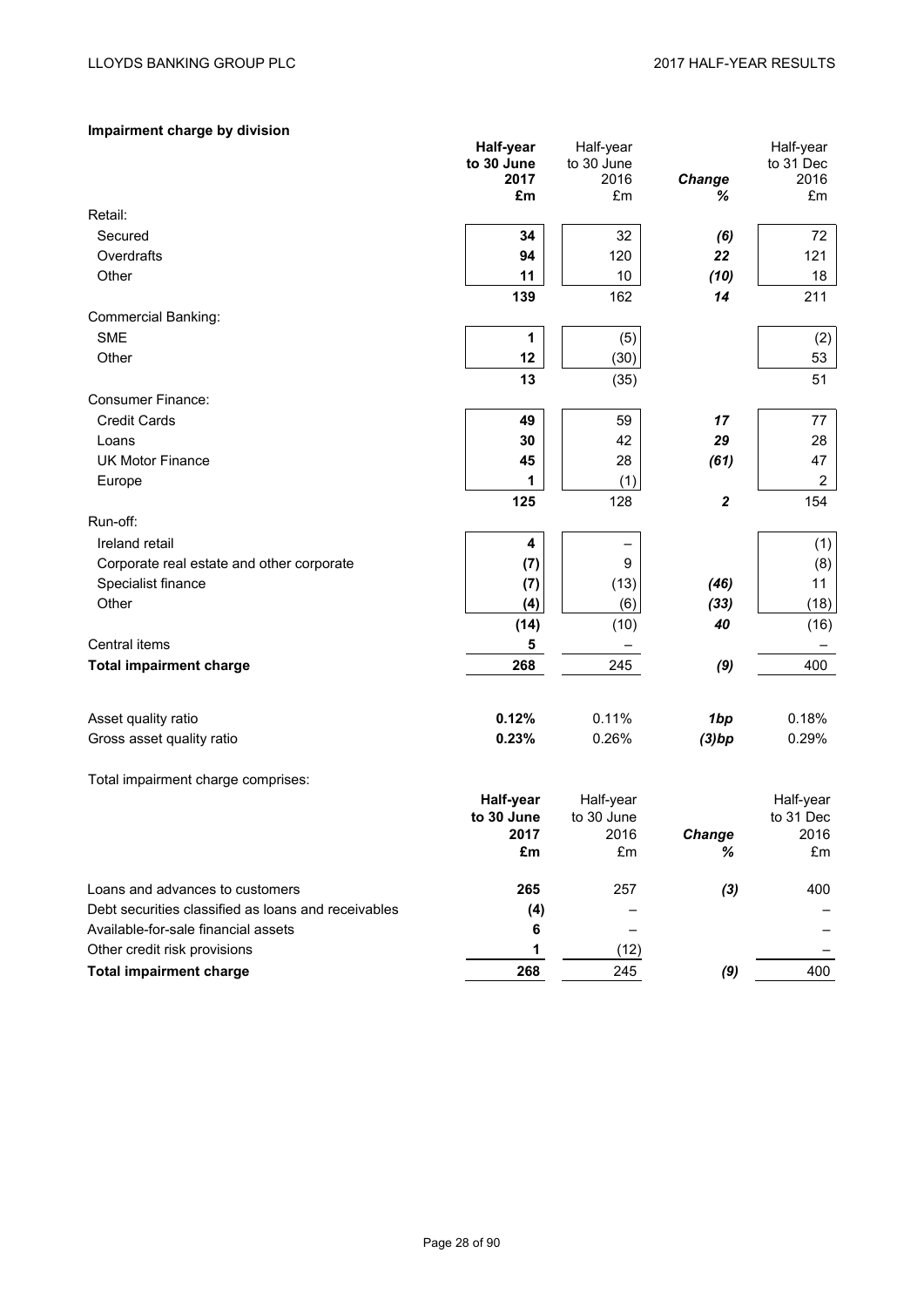**Impairment charge by division**

| | Half-year to 30 June 2017 £m | Half-year to 30 June 2016 £m | Change % | Half-year to 31 Dec 2016 £m |
|---|---|---|---|---|
| Retail: | | | | |
| Secured | **34** | 32 | *(6)* | 72 |
| Overdrafts | **94** | 120 | *22* | 121 |
| Other | **11** | 10 | *(10)* | 18 |
| | **139** | 162 | *14* | 211 |
| Commercial Banking: | | | | |
| SME | **1** | (5) | | (2) |
| Other | **12** | (30) | | 53 |
| | **13** | (35) | | 51 |
| Consumer Finance: | | | | |
| Credit Cards | **49** | 59 | *17* | 77 |
| Loans | **30** | 42 | *29* | 28 |
| UK Motor Finance | **45** | 28 | *(61)* | 47 |
| Europe | **1** | (1) | | 2 |
| | **125** | 128 | *2* | 154 |
| Run-off: | | | | |
| Ireland retail | **4** | – | | (1) |
| Corporate real estate and other corporate | **(7)** | 9 | | (8) |
| Specialist finance | **(7)** | (13) | *(46)* | 11 |
| Other | **(4)** | (6) | *(33)* | (18) |
| | **(14)** | (10) | *40* | (16) |
| Central items | **5** | – | | – |
| **Total impairment charge** | **268** | 245 | *(9)* | 400 |
| | | | | |
| Asset quality ratio | **0.12%** | 0.11% | *1bp* | 0.18% |
| Gross asset quality ratio | **0.23%** | 0.26% | *(3)bp* | 0.29% |

Total impairment charge comprises:

| | Half-year to 30 June 2017 £m | Half-year to 30 June 2016 £m | Change % | Half-year to 31 Dec 2016 £m |
|---|---|---|---|---|
| Loans and advances to customers | **265** | 257 | *(3)* | 400 |
| Debt securities classified as loans and receivables | **(4)** | – | | – |
| Available-for-sale financial assets | **6** | – | | – |
| Other credit risk provisions | **1** | (12) | | – |
| **Total impairment charge** | **268** | 245 | *(9)* | 400 |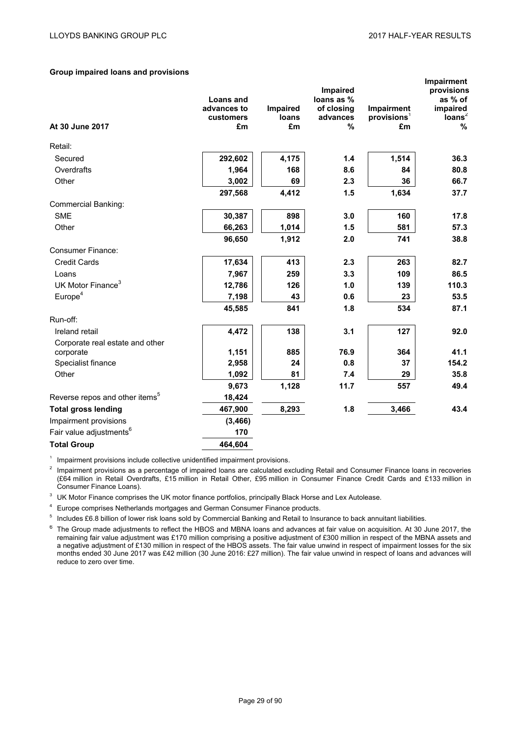**Group impaired loans and provisions**

| At 30 June 2017 | Loans and advances to customers £m | Impaired loans £m | Impaired loans as % of closing advances % | Impairment provisions[1] £m | Impairment provisions as % of impaired loans[2] % |
|---|---|---|---|---|---|
| Retail: | | | | | |
| Secured | **292,602** | **4,175** | **1.4** | **1,514** | **36.3** |
| Overdrafts | **1,964** | **168** | **8.6** | **84** | **80.8** |
| Other | **3,002** | **69** | **2.3** | **36** | **66.7** |
| | **297,568** | **4,412** | **1.5** | **1,634** | **37.7** |
| Commercial Banking: | | | | | |
| SME | **30,387** | **898** | **3.0** | **160** | **17.8** |
| Other | **66,263** | **1,014** | **1.5** | **581** | **57.3** |
| | **96,650** | **1,912** | **2.0** | **741** | **38.8** |
| Consumer Finance: | | | | | |
| Credit Cards | **17,634** | **413** | **2.3** | **263** | **82.7** |
| Loans | **7,967** | **259** | **3.3** | **109** | **86.5** |
| UK Motor Finance[3] | **12,786** | **126** | **1.0** | **139** | **110.3** |
| Europe[4] | **7,198** | **43** | **0.6** | **23** | **53.5** |
| | **45,585** | **841** | **1.8** | **534** | **87.1** |
| Run-off: | | | | | |
| Ireland retail | **4,472** | **138** | **3.1** | **127** | **92.0** |
| Corporate real estate and other corporate | **1,151** | **885** | **76.9** | **364** | **41.1** |
| Specialist finance | **2,958** | **24** | **0.8** | **37** | **154.2** |
| Other | **1,092** | **81** | **7.4** | **29** | **35.8** |
| | **9,673** | **1,128** | **11.7** | **557** | **49.4** |
| Reverse repos and other items[5] | **18,424** | | | | |
| **Total gross lending** | **467,900** | **8,293** | **1.8** | **3,466** | **43.4** |
| Impairment provisions | **(3,466)** | | | | |
| Fair value adjustments[6] | **170** | | | | |
| **Total Group** | **464,604** | | | | |

[1] Impairment provisions include collective unidentified impairment provisions.

[2] Impairment provisions as a percentage of impaired loans are calculated excluding Retail and Consumer Finance loans in recoveries (£64 million in Retail Overdrafts, £15 million in Retail Other, £95 million in Consumer Finance Credit Cards and £133 million in Consumer Finance Loans).

[3] UK Motor Finance comprises the UK motor finance portfolios, principally Black Horse and Lex Autolease.

[4] Europe comprises Netherlands mortgages and German Consumer Finance products.

[5] Includes £6.8 billion of lower risk loans sold by Commercial Banking and Retail to Insurance to back annuitant liabilities.

[6] The Group made adjustments to reflect the HBOS and MBNA loans and advances at fair value on acquisition. At 30 June 2017, the remaining fair value adjustment was £170 million comprising a positive adjustment of £300 million in respect of the MBNA assets and a negative adjustment of £130 million in respect of the HBOS assets. The fair value unwind in respect of impairment losses for the six months ended 30 June 2017 was £42 million (30 June 2016: £27 million). The fair value unwind in respect of loans and advances will reduce to zero over time.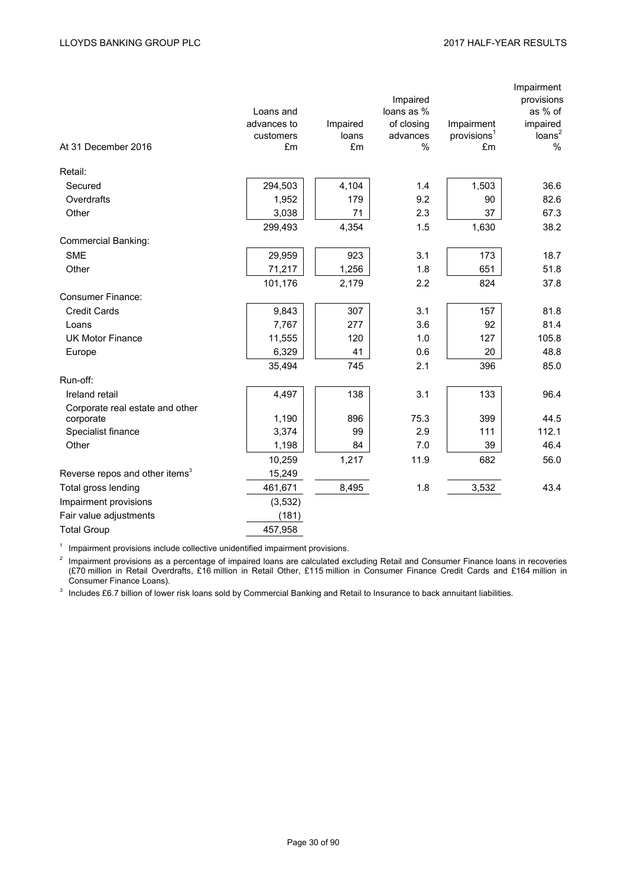| At 31 December 2016 | Loans and advances to customers £m | Impaired loans £m | Impaired loans as % of closing advances % | Impairment provisions[1] £m | Impairment provisions as % of impaired loans[2] % |
|---|---|---|---|---|---|
| Retail: | | | | | |
| Secured | 294,503 | 4,104 | 1.4 | 1,503 | 36.6 |
| Overdrafts | 1,952 | 179 | 9.2 | 90 | 82.6 |
| Other | 3,038 | 71 | 2.3 | 37 | 67.3 |
| | 299,493 | 4,354 | 1.5 | 1,630 | 38.2 |
| Commercial Banking: | | | | | |
| SME | 29,959 | 923 | 3.1 | 173 | 18.7 |
| Other | 71,217 | 1,256 | 1.8 | 651 | 51.8 |
| | 101,176 | 2,179 | 2.2 | 824 | 37.8 |
| Consumer Finance: | | | | | |
| Credit Cards | 9,843 | 307 | 3.1 | 157 | 81.8 |
| Loans | 7,767 | 277 | 3.6 | 92 | 81.4 |
| UK Motor Finance | 11,555 | 120 | 1.0 | 127 | 105.8 |
| Europe | 6,329 | 41 | 0.6 | 20 | 48.8 |
| | 35,494 | 745 | 2.1 | 396 | 85.0 |
| Run-off: | | | | | |
| Ireland retail | 4,497 | 138 | 3.1 | 133 | 96.4 |
| Corporate real estate and other corporate | 1,190 | 896 | 75.3 | 399 | 44.5 |
| Specialist finance | 3,374 | 99 | 2.9 | 111 | 112.1 |
| Other | 1,198 | 84 | 7.0 | 39 | 46.4 |
| | 10,259 | 1,217 | 11.9 | 682 | 56.0 |
| Reverse repos and other items[3] | 15,249 | | | | |
| Total gross lending | 461,671 | 8,495 | 1.8 | 3,532 | 43.4 |
| Impairment provisions | (3,532) | | | | |
| Fair value adjustments | (181) | | | | |
| Total Group | 457,958 | | | | |

[1] Impairment provisions include collective unidentified impairment provisions.

[2] Impairment provisions as a percentage of impaired loans are calculated excluding Retail and Consumer Finance loans in recoveries (£70 million in Retail Overdrafts, £16 million in Retail Other, £115 million in Consumer Finance Credit Cards and £164 million in Consumer Finance Loans).

[3] Includes £6.7 billion of lower risk loans sold by Commercial Banking and Retail to Insurance to back annuitant liabilities.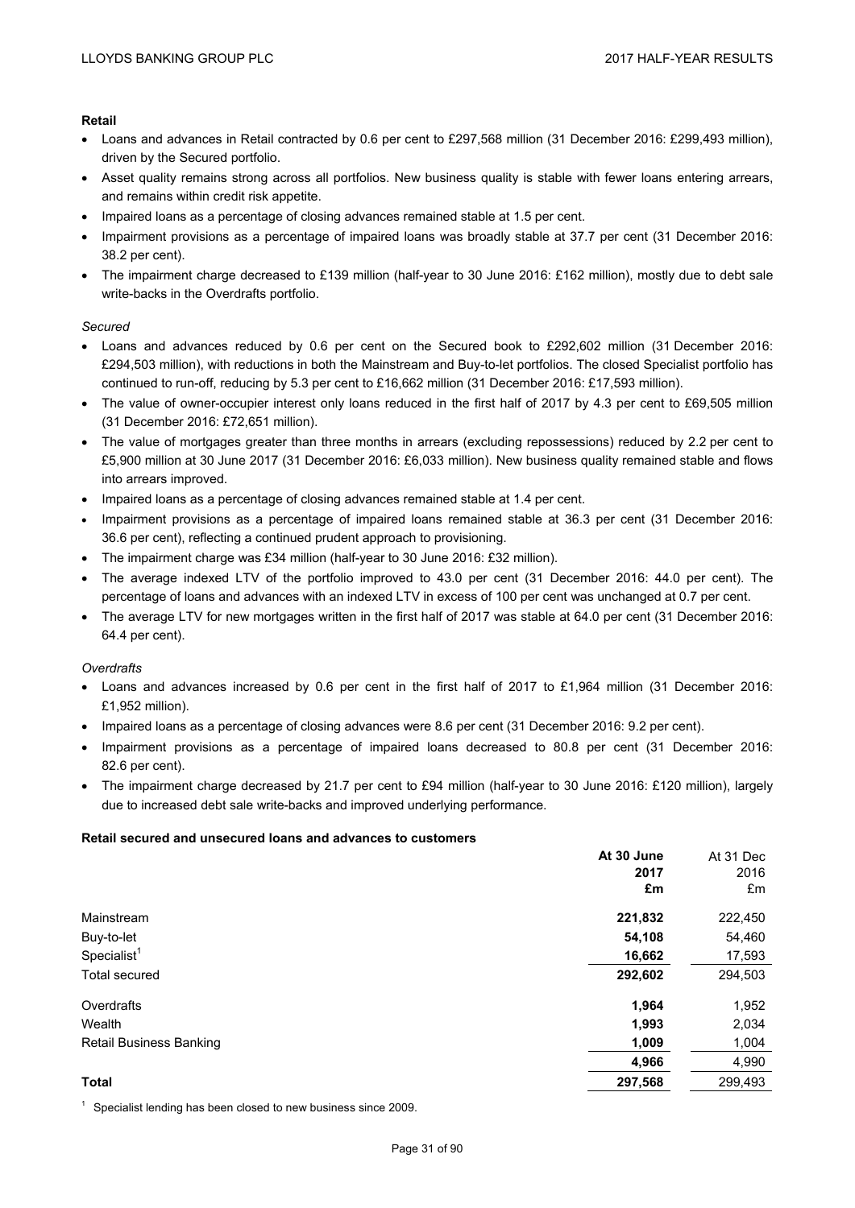**Retail**

- Loans and advances in Retail contracted by 0.6 per cent to £297,568 million (31 December 2016: £299,493 million), driven by the Secured portfolio.
- Asset quality remains strong across all portfolios. New business quality is stable with fewer loans entering arrears, and remains within credit risk appetite.
- Impaired loans as a percentage of closing advances remained stable at 1.5 per cent.
- Impairment provisions as a percentage of impaired loans was broadly stable at 37.7 per cent (31 December 2016: 38.2 per cent).
- The impairment charge decreased to £139 million (half-year to 30 June 2016: £162 million), mostly due to debt sale write-backs in the Overdrafts portfolio.

*Secured*

- Loans and advances reduced by 0.6 per cent on the Secured book to £292,602 million (31 December 2016: £294,503 million), with reductions in both the Mainstream and Buy-to-let portfolios. The closed Specialist portfolio has continued to run-off, reducing by 5.3 per cent to £16,662 million (31 December 2016: £17,593 million).
- The value of owner-occupier interest only loans reduced in the first half of 2017 by 4.3 per cent to £69,505 million (31 December 2016: £72,651 million).
- The value of mortgages greater than three months in arrears (excluding repossessions) reduced by 2.2 per cent to £5,900 million at 30 June 2017 (31 December 2016: £6,033 million). New business quality remained stable and flows into arrears improved.
- Impaired loans as a percentage of closing advances remained stable at 1.4 per cent.
- Impairment provisions as a percentage of impaired loans remained stable at 36.3 per cent (31 December 2016: 36.6 per cent), reflecting a continued prudent approach to provisioning.
- The impairment charge was £34 million (half-year to 30 June 2016: £32 million).
- The average indexed LTV of the portfolio improved to 43.0 per cent (31 December 2016: 44.0 per cent). The percentage of loans and advances with an indexed LTV in excess of 100 per cent was unchanged at 0.7 per cent.
- The average LTV for new mortgages written in the first half of 2017 was stable at 64.0 per cent (31 December 2016: 64.4 per cent).

*Overdrafts*

- Loans and advances increased by 0.6 per cent in the first half of 2017 to £1,964 million (31 December 2016: £1,952 million).
- Impaired loans as a percentage of closing advances were 8.6 per cent (31 December 2016: 9.2 per cent).
- Impairment provisions as a percentage of impaired loans decreased to 80.8 per cent (31 December 2016: 82.6 per cent).
- The impairment charge decreased by 21.7 per cent to £94 million (half-year to 30 June 2016: £120 million), largely due to increased debt sale write-backs and improved underlying performance.

**Retail secured and unsecured loans and advances to customers**

| | **At 30 June 2017 £m** | At 31 Dec 2016 £m |
|---|---|---|
| Mainstream | **221,832** | 222,450 |
| Buy-to-let | **54,108** | 54,460 |
| Specialist[1] | **16,662** | 17,593 |
| Total secured | **292,602** | 294,503 |
| Overdrafts | **1,964** | 1,952 |
| Wealth | **1,993** | 2,034 |
| Retail Business Banking | **1,009** | 1,004 |
| | **4,966** | 4,990 |
| **Total** | **297,568** | 299,493 |

[1] Specialist lending has been closed to new business since 2009.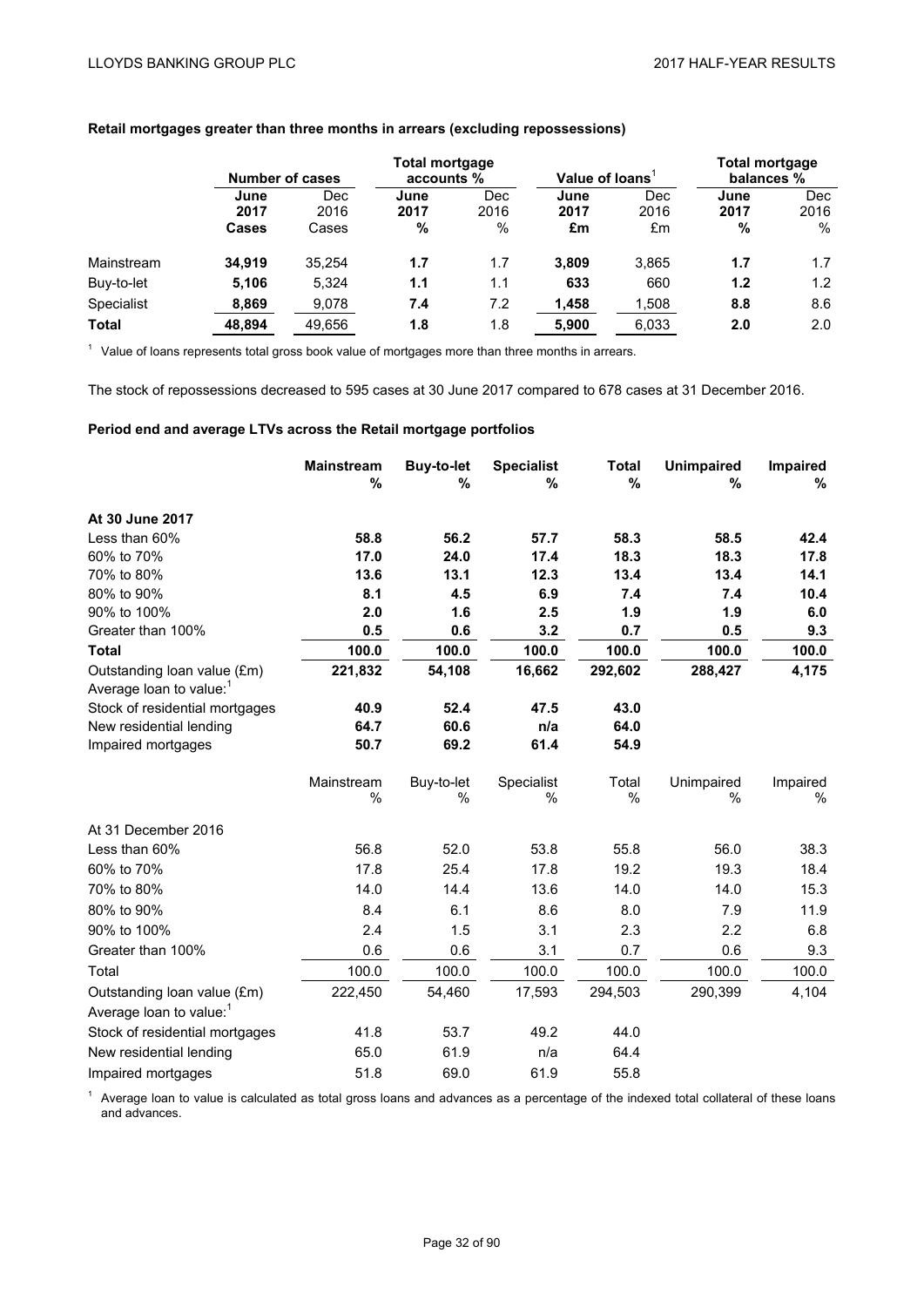**Retail mortgages greater than three months in arrears (excluding repossessions)**

| | Number of cases | | Total mortgage accounts % | | Value of loans[1] | | Total mortgage balances % | |
|---|---|---|---|---|---|---|---|---|
| | **June 2017 Cases** | Dec 2016 Cases | **June 2017 %** | Dec 2016 % | **June 2017 £m** | Dec 2016 £m | **June 2017 %** | Dec 2016 % |
| Mainstream | **34,919** | 35,254 | **1.7** | 1.7 | **3,809** | 3,865 | **1.7** | 1.7 |
| Buy-to-let | **5,106** | 5,324 | **1.1** | 1.1 | **633** | 660 | **1.2** | 1.2 |
| Specialist | **8,869** | 9,078 | **7.4** | 7.2 | **1,458** | 1,508 | **8.8** | 8.6 |
| **Total** | **48,894** | 49,656 | **1.8** | 1.8 | **5,900** | 6,033 | **2.0** | 2.0 |

[1] Value of loans represents total gross book value of mortgages more than three months in arrears.

The stock of repossessions decreased to 595 cases at 30 June 2017 compared to 678 cases at 31 December 2016.

**Period end and average LTVs across the Retail mortgage portfolios**

| | **Mainstream %** | **Buy-to-let %** | **Specialist %** | **Total %** | **Unimpaired %** | **Impaired %** |
|---|---|---|---|---|---|---|
| **At 30 June 2017** | | | | | | |
| Less than 60% | **58.8** | **56.2** | **57.7** | **58.3** | **58.5** | **42.4** |
| 60% to 70% | **17.0** | **24.0** | **17.4** | **18.3** | **18.3** | **17.8** |
| 70% to 80% | **13.6** | **13.1** | **12.3** | **13.4** | **13.4** | **14.1** |
| 80% to 90% | **8.1** | **4.5** | **6.9** | **7.4** | **7.4** | **10.4** |
| 90% to 100% | **2.0** | **1.6** | **2.5** | **1.9** | **1.9** | **6.0** |
| Greater than 100% | **0.5** | **0.6** | **3.2** | **0.7** | **0.5** | **9.3** |
| **Total** | **100.0** | **100.0** | **100.0** | **100.0** | **100.0** | **100.0** |
| Outstanding loan value (£m) | **221,832** | **54,108** | **16,662** | **292,602** | **288,427** | **4,175** |
| Average loan to value:[1] | | | | | | |
| Stock of residential mortgages | **40.9** | **52.4** | **47.5** | **43.0** | | |
| New residential lending | **64.7** | **60.6** | **n/a** | **64.0** | | |
| Impaired mortgages | **50.7** | **69.2** | **61.4** | **54.9** | | |

| | Mainstream % | Buy-to-let % | Specialist % | Total % | Unimpaired % | Impaired % |
|---|---|---|---|---|---|---|
| At 31 December 2016 | | | | | | |
| Less than 60% | 56.8 | 52.0 | 53.8 | 55.8 | 56.0 | 38.3 |
| 60% to 70% | 17.8 | 25.4 | 17.8 | 19.2 | 19.3 | 18.4 |
| 70% to 80% | 14.0 | 14.4 | 13.6 | 14.0 | 14.0 | 15.3 |
| 80% to 90% | 8.4 | 6.1 | 8.6 | 8.0 | 7.9 | 11.9 |
| 90% to 100% | 2.4 | 1.5 | 3.1 | 2.3 | 2.2 | 6.8 |
| Greater than 100% | 0.6 | 0.6 | 3.1 | 0.7 | 0.6 | 9.3 |
| Total | 100.0 | 100.0 | 100.0 | 100.0 | 100.0 | 100.0 |
| Outstanding loan value (£m) | 222,450 | 54,460 | 17,593 | 294,503 | 290,399 | 4,104 |
| Average loan to value:[1] | | | | | | |
| Stock of residential mortgages | 41.8 | 53.7 | 49.2 | 44.0 | | |
| New residential lending | 65.0 | 61.9 | n/a | 64.4 | | |
| Impaired mortgages | 51.8 | 69.0 | 61.9 | 55.8 | | |

[1] Average loan to value is calculated as total gross loans and advances as a percentage of the indexed total collateral of these loans and advances.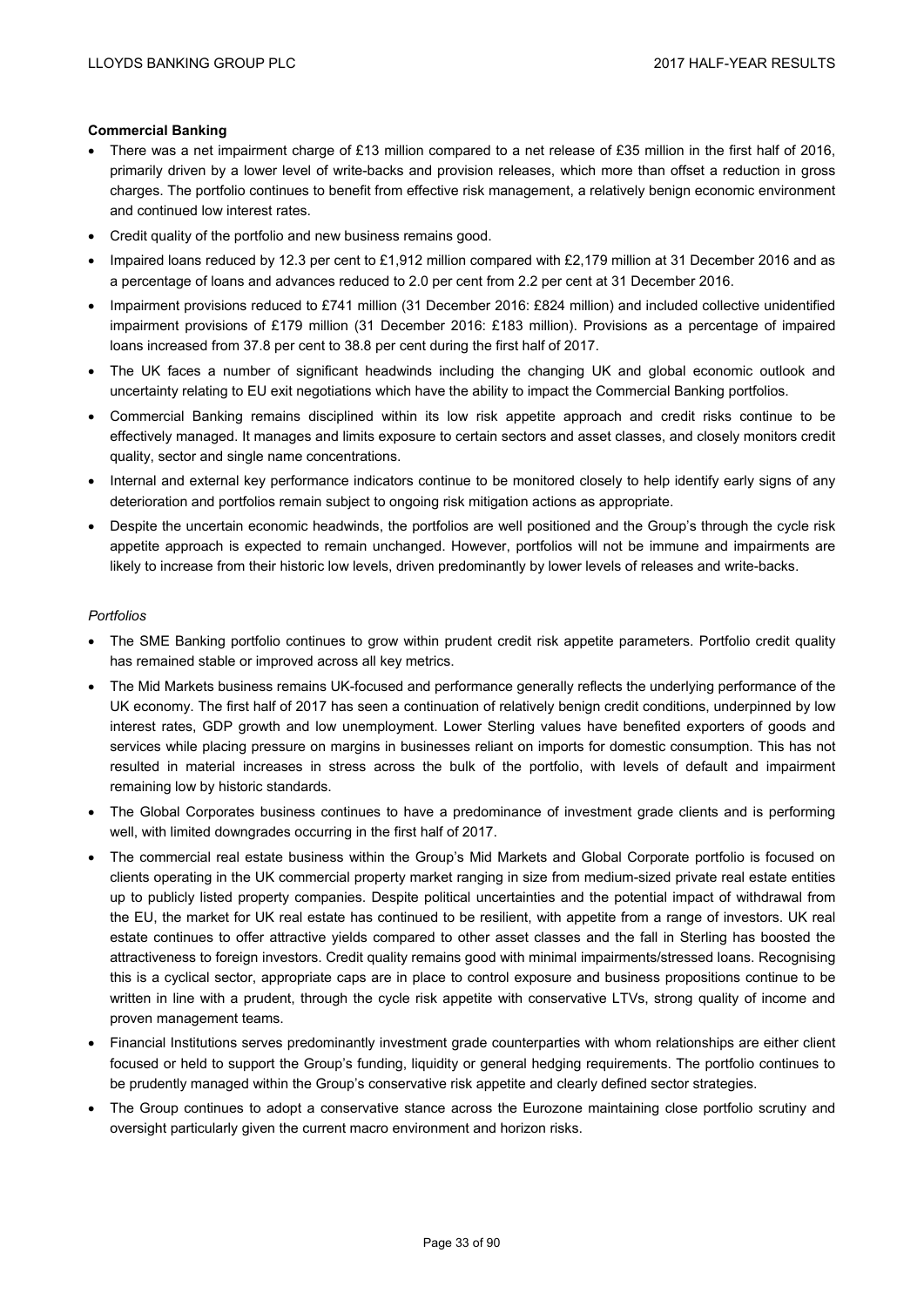**Commercial Banking**

- There was a net impairment charge of £13 million compared to a net release of £35 million in the first half of 2016, primarily driven by a lower level of write-backs and provision releases, which more than offset a reduction in gross charges. The portfolio continues to benefit from effective risk management, a relatively benign economic environment and continued low interest rates.
- Credit quality of the portfolio and new business remains good.
- Impaired loans reduced by 12.3 per cent to £1,912 million compared with £2,179 million at 31 December 2016 and as a percentage of loans and advances reduced to 2.0 per cent from 2.2 per cent at 31 December 2016.
- Impairment provisions reduced to £741 million (31 December 2016: £824 million) and included collective unidentified impairment provisions of £179 million (31 December 2016: £183 million). Provisions as a percentage of impaired loans increased from 37.8 per cent to 38.8 per cent during the first half of 2017.
- The UK faces a number of significant headwinds including the changing UK and global economic outlook and uncertainty relating to EU exit negotiations which have the ability to impact the Commercial Banking portfolios.
- Commercial Banking remains disciplined within its low risk appetite approach and credit risks continue to be effectively managed. It manages and limits exposure to certain sectors and asset classes, and closely monitors credit quality, sector and single name concentrations.
- Internal and external key performance indicators continue to be monitored closely to help identify early signs of any deterioration and portfolios remain subject to ongoing risk mitigation actions as appropriate.
- Despite the uncertain economic headwinds, the portfolios are well positioned and the Group's through the cycle risk appetite approach is expected to remain unchanged. However, portfolios will not be immune and impairments are likely to increase from their historic low levels, driven predominantly by lower levels of releases and write-backs.

*Portfolios*

- The SME Banking portfolio continues to grow within prudent credit risk appetite parameters. Portfolio credit quality has remained stable or improved across all key metrics.
- The Mid Markets business remains UK-focused and performance generally reflects the underlying performance of the UK economy. The first half of 2017 has seen a continuation of relatively benign credit conditions, underpinned by low interest rates, GDP growth and low unemployment. Lower Sterling values have benefited exporters of goods and services while placing pressure on margins in businesses reliant on imports for domestic consumption. This has not resulted in material increases in stress across the bulk of the portfolio, with levels of default and impairment remaining low by historic standards.
- The Global Corporates business continues to have a predominance of investment grade clients and is performing well, with limited downgrades occurring in the first half of 2017.
- The commercial real estate business within the Group's Mid Markets and Global Corporate portfolio is focused on clients operating in the UK commercial property market ranging in size from medium-sized private real estate entities up to publicly listed property companies. Despite political uncertainties and the potential impact of withdrawal from the EU, the market for UK real estate has continued to be resilient, with appetite from a range of investors. UK real estate continues to offer attractive yields compared to other asset classes and the fall in Sterling has boosted the attractiveness to foreign investors. Credit quality remains good with minimal impairments/stressed loans. Recognising this is a cyclical sector, appropriate caps are in place to control exposure and business propositions continue to be written in line with a prudent, through the cycle risk appetite with conservative LTVs, strong quality of income and proven management teams.
- Financial Institutions serves predominantly investment grade counterparties with whom relationships are either client focused or held to support the Group's funding, liquidity or general hedging requirements. The portfolio continues to be prudently managed within the Group's conservative risk appetite and clearly defined sector strategies.
- The Group continues to adopt a conservative stance across the Eurozone maintaining close portfolio scrutiny and oversight particularly given the current macro environment and horizon risks.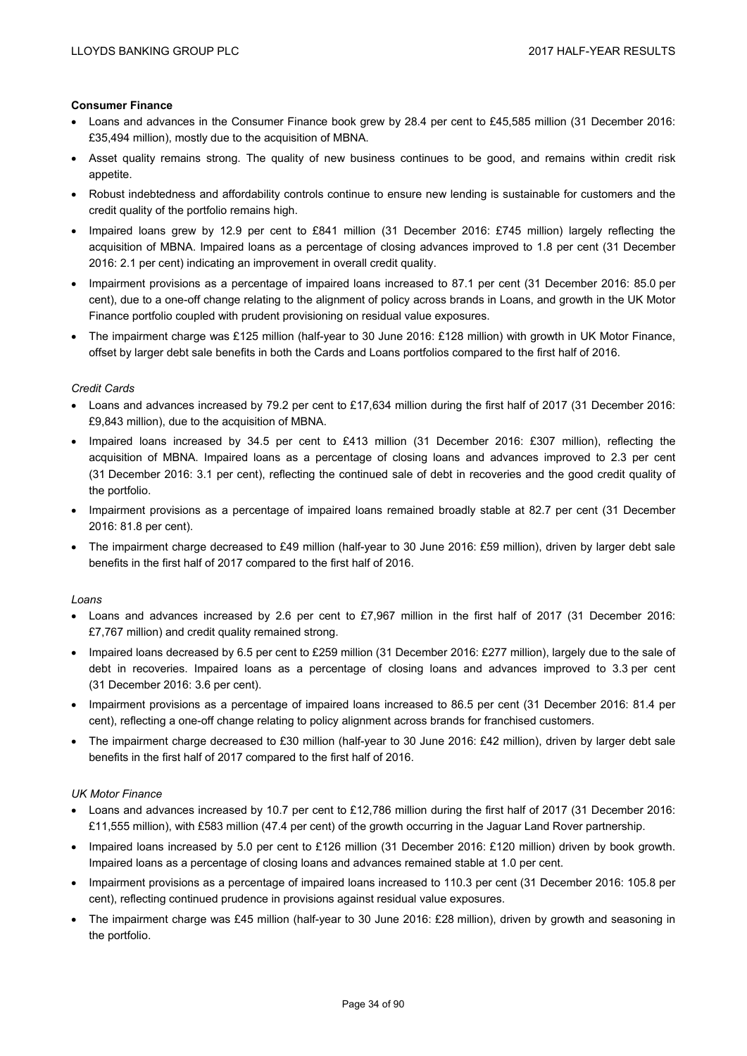**Consumer Finance**

- Loans and advances in the Consumer Finance book grew by 28.4 per cent to £45,585 million (31 December 2016: £35,494 million), mostly due to the acquisition of MBNA.
- Asset quality remains strong. The quality of new business continues to be good, and remains within credit risk appetite.
- Robust indebtedness and affordability controls continue to ensure new lending is sustainable for customers and the credit quality of the portfolio remains high.
- Impaired loans grew by 12.9 per cent to £841 million (31 December 2016: £745 million) largely reflecting the acquisition of MBNA. Impaired loans as a percentage of closing advances improved to 1.8 per cent (31 December 2016: 2.1 per cent) indicating an improvement in overall credit quality.
- Impairment provisions as a percentage of impaired loans increased to 87.1 per cent (31 December 2016: 85.0 per cent), due to a one-off change relating to the alignment of policy across brands in Loans, and growth in the UK Motor Finance portfolio coupled with prudent provisioning on residual value exposures.
- The impairment charge was £125 million (half-year to 30 June 2016: £128 million) with growth in UK Motor Finance, offset by larger debt sale benefits in both the Cards and Loans portfolios compared to the first half of 2016.

*Credit Cards*

- Loans and advances increased by 79.2 per cent to £17,634 million during the first half of 2017 (31 December 2016: £9,843 million), due to the acquisition of MBNA.
- Impaired loans increased by 34.5 per cent to £413 million (31 December 2016: £307 million), reflecting the acquisition of MBNA. Impaired loans as a percentage of closing loans and advances improved to 2.3 per cent (31 December 2016: 3.1 per cent), reflecting the continued sale of debt in recoveries and the good credit quality of the portfolio.
- Impairment provisions as a percentage of impaired loans remained broadly stable at 82.7 per cent (31 December 2016: 81.8 per cent).
- The impairment charge decreased to £49 million (half-year to 30 June 2016: £59 million), driven by larger debt sale benefits in the first half of 2017 compared to the first half of 2016.

*Loans*

- Loans and advances increased by 2.6 per cent to £7,967 million in the first half of 2017 (31 December 2016: £7,767 million) and credit quality remained strong.
- Impaired loans decreased by 6.5 per cent to £259 million (31 December 2016: £277 million), largely due to the sale of debt in recoveries. Impaired loans as a percentage of closing loans and advances improved to 3.3 per cent (31 December 2016: 3.6 per cent).
- Impairment provisions as a percentage of impaired loans increased to 86.5 per cent (31 December 2016: 81.4 per cent), reflecting a one-off change relating to policy alignment across brands for franchised customers.
- The impairment charge decreased to £30 million (half-year to 30 June 2016: £42 million), driven by larger debt sale benefits in the first half of 2017 compared to the first half of 2016.

*UK Motor Finance*

- Loans and advances increased by 10.7 per cent to £12,786 million during the first half of 2017 (31 December 2016: £11,555 million), with £583 million (47.4 per cent) of the growth occurring in the Jaguar Land Rover partnership.
- Impaired loans increased by 5.0 per cent to £126 million (31 December 2016: £120 million) driven by book growth. Impaired loans as a percentage of closing loans and advances remained stable at 1.0 per cent.
- Impairment provisions as a percentage of impaired loans increased to 110.3 per cent (31 December 2016: 105.8 per cent), reflecting continued prudence in provisions against residual value exposures.
- The impairment charge was £45 million (half-year to 30 June 2016: £28 million), driven by growth and seasoning in the portfolio.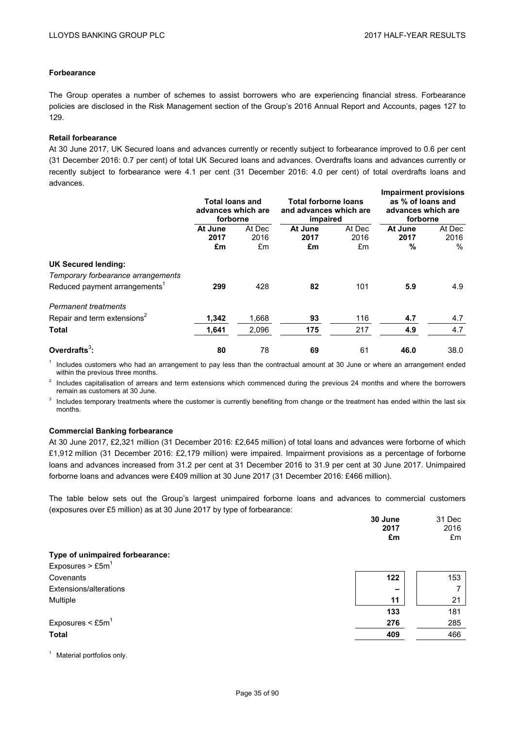### Forbearance

The Group operates a number of schemes to assist borrowers who are experiencing financial stress. Forbearance policies are disclosed in the Risk Management section of the Group's 2016 Annual Report and Accounts, pages 127 to 129.

### Retail forbearance

At 30 June 2017, UK Secured loans and advances currently or recently subject to forbearance improved to 0.6 per cent (31 December 2016: 0.7 per cent) of total UK Secured loans and advances. Overdrafts loans and advances currently or recently subject to forbearance were 4.1 per cent (31 December 2016: 4.0 per cent) of total overdrafts loans and advances.

| | **Total loans and advances which are forborne** | | **Total forborne loans and advances which are impaired** | | **Impairment provisions as % of loans and advances which are forborne** | |
|---|---|---|---|---|---|---|
| | **At June 2017 £m** | At Dec 2016 £m | **At June 2017 £m** | At Dec 2016 £m | **At June 2017 %** | At Dec 2016 % |
| **UK Secured lending:** | | | | | | |
| *Temporary forbearance arrangements* | | | | | | |
| Reduced payment arrangements[1] | **299** | 428 | **82** | 101 | **5.9** | 4.9 |
| *Permanent treatments* | | | | | | |
| Repair and term extensions[2] | **1,342** | 1,668 | **93** | 116 | **4.7** | 4.7 |
| **Total** | **1,641** | 2,096 | **175** | 217 | **4.9** | 4.7 |
| **Overdrafts[3]:** | **80** | 78 | **69** | 61 | **46.0** | 38.0 |

[1] Includes customers who had an arrangement to pay less than the contractual amount at 30 June or where an arrangement ended within the previous three months.

[2] Includes capitalisation of arrears and term extensions which commenced during the previous 24 months and where the borrowers remain as customers at 30 June.

[3] Includes temporary treatments where the customer is currently benefiting from change or the treatment has ended within the last six months.

### Commercial Banking forbearance

At 30 June 2017, £2,321 million (31 December 2016: £2,645 million) of total loans and advances were forborne of which £1,912 million (31 December 2016: £2,179 million) were impaired. Impairment provisions as a percentage of forborne loans and advances increased from 31.2 per cent at 31 December 2016 to 31.9 per cent at 30 June 2017. Unimpaired forborne loans and advances were £409 million at 30 June 2017 (31 December 2016: £466 million).

The table below sets out the Group's largest unimpaired forborne loans and advances to commercial customers (exposures over £5 million) as at 30 June 2017 by type of forbearance:

| | **30 June 2017 £m** | 31 Dec 2016 £m |
|---|---|---|
| **Type of unimpaired forbearance:** | | |
| Exposures > £5m[1] | | |
| Covenants | **122** | 153 |
| Extensions/alterations | **–** | 7 |
| Multiple | **11** | 21 |
| | **133** | 181 |
| Exposures < £5m[1] | **276** | 285 |
| **Total** | **409** | 466 |

[1] Material portfolios only.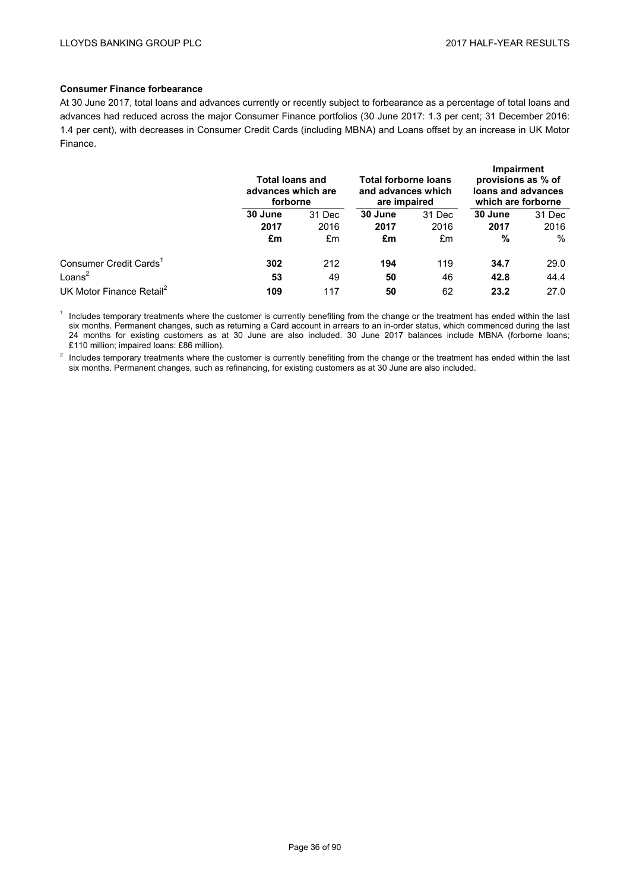**Consumer Finance forbearance**

At 30 June 2017, total loans and advances currently or recently subject to forbearance as a percentage of total loans and advances had reduced across the major Consumer Finance portfolios (30 June 2017: 1.3 per cent; 31 December 2016: 1.4 per cent), with decreases in Consumer Credit Cards (including MBNA) and Loans offset by an increase in UK Motor Finance.

| | **Total loans and advances which are forborne** | | **Total forborne loans and advances which are impaired** | | **Impairment provisions as % of loans and advances which are forborne** | |
|---|---|---|---|---|---|---|
| | **30 June 2017** | 31 Dec 2016 | **30 June 2017** | 31 Dec 2016 | **30 June 2017** | 31 Dec 2016 |
| | **£m** | £m | **£m** | £m | **%** | % |
| Consumer Credit Cards[1] | **302** | 212 | **194** | 119 | **34.7** | 29.0 |
| Loans[2] | **53** | 49 | **50** | 46 | **42.8** | 44.4 |
| UK Motor Finance Retail[2] | **109** | 117 | **50** | 62 | **23.2** | 27.0 |

[1] Includes temporary treatments where the customer is currently benefiting from the change or the treatment has ended within the last six months. Permanent changes, such as returning a Card account in arrears to an in-order status, which commenced during the last 24 months for existing customers as at 30 June are also included. 30 June 2017 balances include MBNA (forborne loans; £110 million; impaired loans: £86 million).

[2] Includes temporary treatments where the customer is currently benefiting from the change or the treatment has ended within the last six months. Permanent changes, such as refinancing, for existing customers as at 30 June are also included.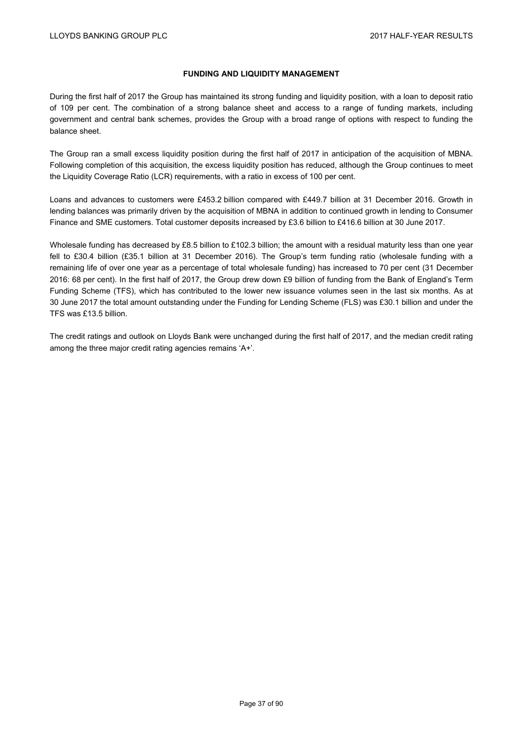## FUNDING AND LIQUIDITY MANAGEMENT

During the first half of 2017 the Group has maintained its strong funding and liquidity position, with a loan to deposit ratio of 109 per cent. The combination of a strong balance sheet and access to a range of funding markets, including government and central bank schemes, provides the Group with a broad range of options with respect to funding the balance sheet.

The Group ran a small excess liquidity position during the first half of 2017 in anticipation of the acquisition of MBNA. Following completion of this acquisition, the excess liquidity position has reduced, although the Group continues to meet the Liquidity Coverage Ratio (LCR) requirements, with a ratio in excess of 100 per cent.

Loans and advances to customers were £453.2 billion compared with £449.7 billion at 31 December 2016. Growth in lending balances was primarily driven by the acquisition of MBNA in addition to continued growth in lending to Consumer Finance and SME customers. Total customer deposits increased by £3.6 billion to £416.6 billion at 30 June 2017.

Wholesale funding has decreased by £8.5 billion to £102.3 billion; the amount with a residual maturity less than one year fell to £30.4 billion (£35.1 billion at 31 December 2016). The Group's term funding ratio (wholesale funding with a remaining life of over one year as a percentage of total wholesale funding) has increased to 70 per cent (31 December 2016: 68 per cent). In the first half of 2017, the Group drew down £9 billion of funding from the Bank of England's Term Funding Scheme (TFS), which has contributed to the lower new issuance volumes seen in the last six months. As at 30 June 2017 the total amount outstanding under the Funding for Lending Scheme (FLS) was £30.1 billion and under the TFS was £13.5 billion.

The credit ratings and outlook on Lloyds Bank were unchanged during the first half of 2017, and the median credit rating among the three major credit rating agencies remains 'A+'.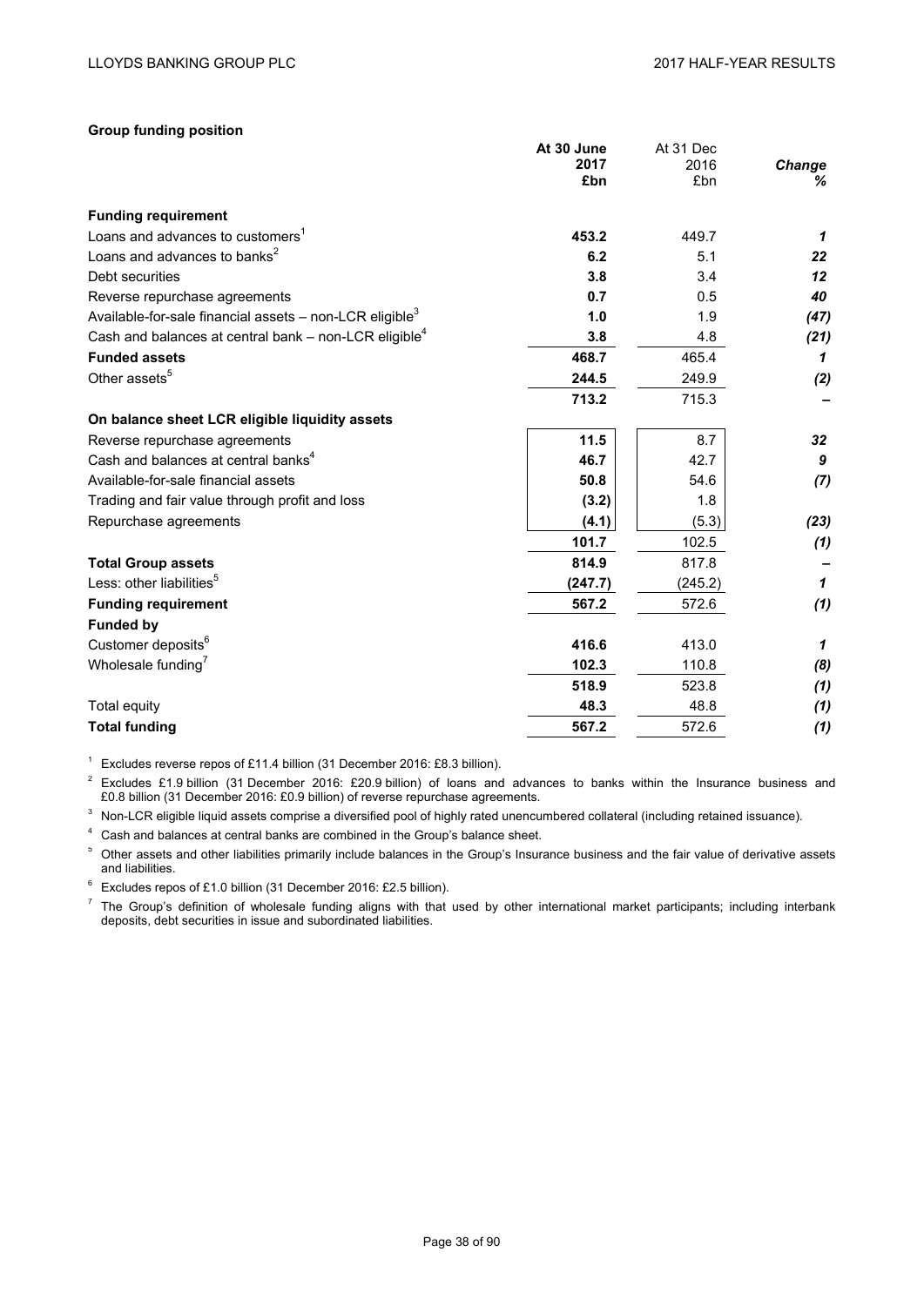**Group funding position**

| | At 30 June 2017 £bn | At 31 Dec 2016 £bn | Change % |
|---|---|---|---|
| **Funding requirement** | | | |
| Loans and advances to customers[1] | **453.2** | 449.7 | ***1*** |
| Loans and advances to banks[2] | **6.2** | 5.1 | ***22*** |
| Debt securities | **3.8** | 3.4 | ***12*** |
| Reverse repurchase agreements | **0.7** | 0.5 | ***40*** |
| Available-for-sale financial assets – non-LCR eligible[3] | **1.0** | 1.9 | ***(47)*** |
| Cash and balances at central bank – non-LCR eligible[4] | **3.8** | 4.8 | ***(21)*** |
| **Funded assets** | **468.7** | 465.4 | ***1*** |
| Other assets[5] | **244.5** | 249.9 | ***(2)*** |
| | **713.2** | 715.3 | ***–*** |
| **On balance sheet LCR eligible liquidity assets** | | | |
| Reverse repurchase agreements | **11.5** | 8.7 | ***32*** |
| Cash and balances at central banks[4] | **46.7** | 42.7 | ***9*** |
| Available-for-sale financial assets | **50.8** | 54.6 | ***(7)*** |
| Trading and fair value through profit and loss | **(3.2)** | 1.8 | |
| Repurchase agreements | **(4.1)** | (5.3) | ***(23)*** |
| | **101.7** | 102.5 | ***(1)*** |
| **Total Group assets** | **814.9** | 817.8 | ***–*** |
| Less: other liabilities[5] | **(247.7)** | (245.2) | ***1*** |
| **Funding requirement** | **567.2** | 572.6 | ***(1)*** |
| **Funded by** | | | |
| Customer deposits[6] | **416.6** | 413.0 | ***1*** |
| Wholesale funding[7] | **102.3** | 110.8 | ***(8)*** |
| | **518.9** | 523.8 | ***(1)*** |
| Total equity | **48.3** | 48.8 | ***(1)*** |
| **Total funding** | **567.2** | 572.6 | ***(1)*** |

[1] Excludes reverse repos of £11.4 billion (31 December 2016: £8.3 billion).

[2] Excludes £1.9 billion (31 December 2016: £20.9 billion) of loans and advances to banks within the Insurance business and £0.8 billion (31 December 2016: £0.9 billion) of reverse repurchase agreements.

[3] Non-LCR eligible liquid assets comprise a diversified pool of highly rated unencumbered collateral (including retained issuance).

[4] Cash and balances at central banks are combined in the Group's balance sheet.

[5] Other assets and other liabilities primarily include balances in the Group's Insurance business and the fair value of derivative assets and liabilities.

[6] Excludes repos of £1.0 billion (31 December 2016: £2.5 billion).

[7] The Group's definition of wholesale funding aligns with that used by other international market participants; including interbank deposits, debt securities in issue and subordinated liabilities.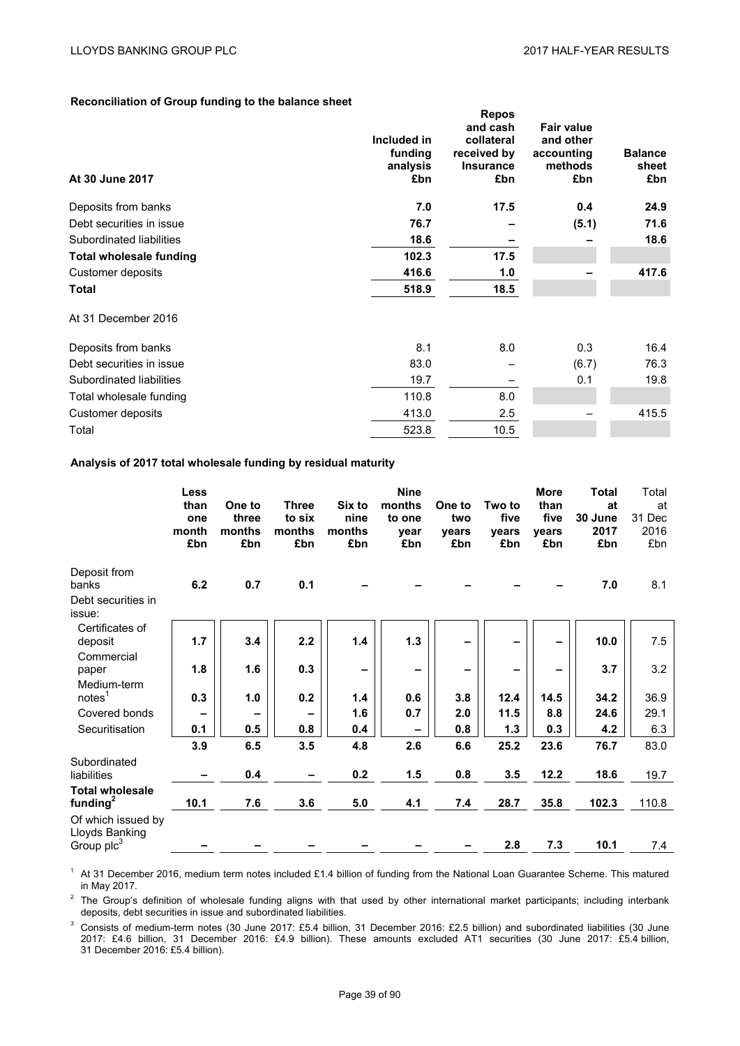**Reconciliation of Group funding to the balance sheet**

| At 30 June 2017 | Included in funding analysis £bn | Repos and cash collateral received by Insurance £bn | Fair value and other accounting methods £bn | Balance sheet £bn |
|---|---|---|---|---|
| Deposits from banks | **7.0** | **17.5** | **0.4** | **24.9** |
| Debt securities in issue | **76.7** | **–** | **(5.1)** | **71.6** |
| Subordinated liabilities | **18.6** | **–** | **–** | **18.6** |
| **Total wholesale funding** | **102.3** | **17.5** | | |
| Customer deposits | **416.6** | **1.0** | **–** | **417.6** |
| **Total** | **518.9** | **18.5** | | |
| At 31 December 2016 | | | | |
| Deposits from banks | 8.1 | 8.0 | 0.3 | 16.4 |
| Debt securities in issue | 83.0 | – | (6.7) | 76.3 |
| Subordinated liabilities | 19.7 | – | 0.1 | 19.8 |
| Total wholesale funding | 110.8 | 8.0 | | |
| Customer deposits | 413.0 | 2.5 | – | 415.5 |
| Total | 523.8 | 10.5 | | |

**Analysis of 2017 total wholesale funding by residual maturity**

| | Less than one month £bn | One to three months £bn | Three to six months £bn | Six to nine months £bn | Nine months to one year £bn | One to two years £bn | Two to five years £bn | More than five years £bn | Total at 30 June 2017 £bn | Total at 31 Dec 2016 £bn |
|---|---|---|---|---|---|---|---|---|---|---|
| Deposit from banks | **6.2** | **0.7** | **0.1** | **–** | **–** | **–** | **–** | **–** | **7.0** | 8.1 |
| Debt securities in issue: | | | | | | | | | | |
| Certificates of deposit | **1.7** | **3.4** | **2.2** | **1.4** | **1.3** | **–** | **–** | **–** | **10.0** | 7.5 |
| Commercial paper | **1.8** | **1.6** | **0.3** | **–** | **–** | **–** | **–** | **–** | **3.7** | 3.2 |
| Medium-term notes[1] | **0.3** | **1.0** | **0.2** | **1.4** | **0.6** | **3.8** | **12.4** | **14.5** | **34.2** | 36.9 |
| Covered bonds | **–** | **–** | **–** | **1.6** | **0.7** | **2.0** | **11.5** | **8.8** | **24.6** | 29.1 |
| Securitisation | **0.1** | **0.5** | **0.8** | **0.4** | **–** | **0.8** | **1.3** | **0.3** | **4.2** | 6.3 |
| | **3.9** | **6.5** | **3.5** | **4.8** | **2.6** | **6.6** | **25.2** | **23.6** | **76.7** | 83.0 |
| Subordinated liabilities | **–** | **0.4** | **–** | **0.2** | **1.5** | **0.8** | **3.5** | **12.2** | **18.6** | 19.7 |
| **Total wholesale funding[2]** | **10.1** | **7.6** | **3.6** | **5.0** | **4.1** | **7.4** | **28.7** | **35.8** | **102.3** | 110.8 |
| Of which issued by Lloyds Banking Group plc[3] | **–** | **–** | **–** | **–** | **–** | **–** | **2.8** | **7.3** | **10.1** | 7.4 |

[1] At 31 December 2016, medium term notes included £1.4 billion of funding from the National Loan Guarantee Scheme. This matured in May 2017.

[2] The Group's definition of wholesale funding aligns with that used by other international market participants; including interbank deposits, debt securities in issue and subordinated liabilities.

[3] Consists of medium-term notes (30 June 2017: £5.4 billion, 31 December 2016: £2.5 billion) and subordinated liabilities (30 June 2017: £4.6 billion, 31 December 2016: £4.9 billion). These amounts excluded AT1 securities (30 June 2017: £5.4 billion, 31 December 2016: £5.4 billion).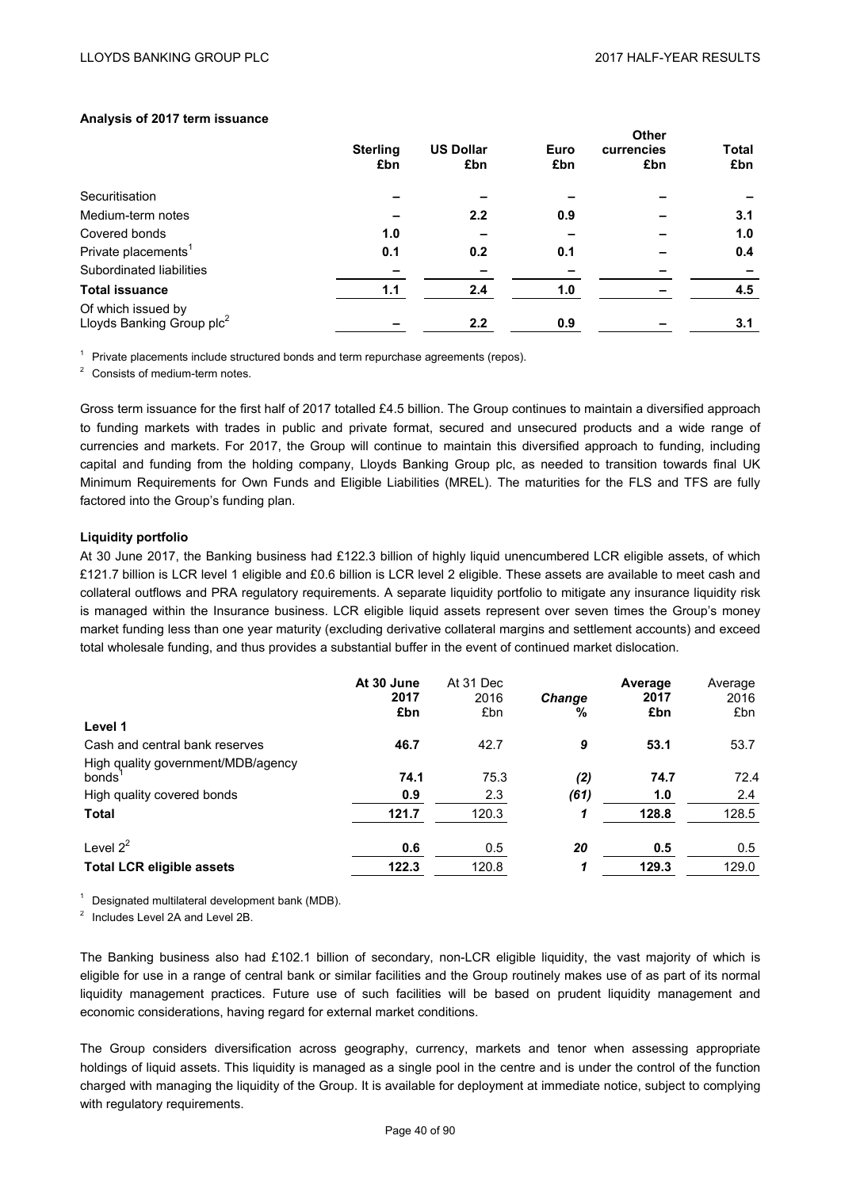**Analysis of 2017 term issuance**

| | Sterling £bn | US Dollar £bn | Euro £bn | Other currencies £bn | Total £bn |
|---|---|---|---|---|---|
| Securitisation | – | – | – | – | – |
| Medium-term notes | – | 2.2 | 0.9 | – | 3.1 |
| Covered bonds | 1.0 | – | – | – | 1.0 |
| Private placements[1] | 0.1 | 0.2 | 0.1 | – | 0.4 |
| Subordinated liabilities | – | – | – | – | – |
| **Total issuance** | **1.1** | **2.4** | **1.0** | **–** | **4.5** |
| Of which issued by Lloyds Banking Group plc[2] | – | 2.2 | 0.9 | – | 3.1 |

[1] Private placements include structured bonds and term repurchase agreements (repos).

[2] Consists of medium-term notes.

Gross term issuance for the first half of 2017 totalled £4.5 billion. The Group continues to maintain a diversified approach to funding markets with trades in public and private format, secured and unsecured products and a wide range of currencies and markets. For 2017, the Group will continue to maintain this diversified approach to funding, including capital and funding from the holding company, Lloyds Banking Group plc, as needed to transition towards final UK Minimum Requirements for Own Funds and Eligible Liabilities (MREL). The maturities for the FLS and TFS are fully factored into the Group's funding plan.

**Liquidity portfolio**

At 30 June 2017, the Banking business had £122.3 billion of highly liquid unencumbered LCR eligible assets, of which £121.7 billion is LCR level 1 eligible and £0.6 billion is LCR level 2 eligible. These assets are available to meet cash and collateral outflows and PRA regulatory requirements. A separate liquidity portfolio to mitigate any insurance liquidity risk is managed within the Insurance business. LCR eligible liquid assets represent over seven times the Group's money market funding less than one year maturity (excluding derivative collateral margins and settlement accounts) and exceed total wholesale funding, and thus provides a substantial buffer in the event of continued market dislocation.

| | At 30 June 2017 £bn | At 31 Dec 2016 £bn | *Change %* | Average 2017 £bn | Average 2016 £bn |
|---|---|---|---|---|---|
| **Level 1** | | | | | |
| Cash and central bank reserves | **46.7** | 42.7 | *9* | **53.1** | 53.7 |
| High quality government/MDB/agency bonds[1] | **74.1** | 75.3 | *(2)* | **74.7** | 72.4 |
| High quality covered bonds | **0.9** | 2.3 | *(61)* | **1.0** | 2.4 |
| **Total** | **121.7** | 120.3 | *1* | **128.8** | 128.5 |
| Level 2[2] | **0.6** | 0.5 | *20* | **0.5** | 0.5 |
| **Total LCR eligible assets** | **122.3** | 120.8 | *1* | **129.3** | 129.0 |

[1] Designated multilateral development bank (MDB).

[2] Includes Level 2A and Level 2B.

The Banking business also had £102.1 billion of secondary, non-LCR eligible liquidity, the vast majority of which is eligible for use in a range of central bank or similar facilities and the Group routinely makes use of as part of its normal liquidity management practices. Future use of such facilities will be based on prudent liquidity management and economic considerations, having regard for external market conditions.

The Group considers diversification across geography, currency, markets and tenor when assessing appropriate holdings of liquid assets. This liquidity is managed as a single pool in the centre and is under the control of the function charged with managing the liquidity of the Group. It is available for deployment at immediate notice, subject to complying with regulatory requirements.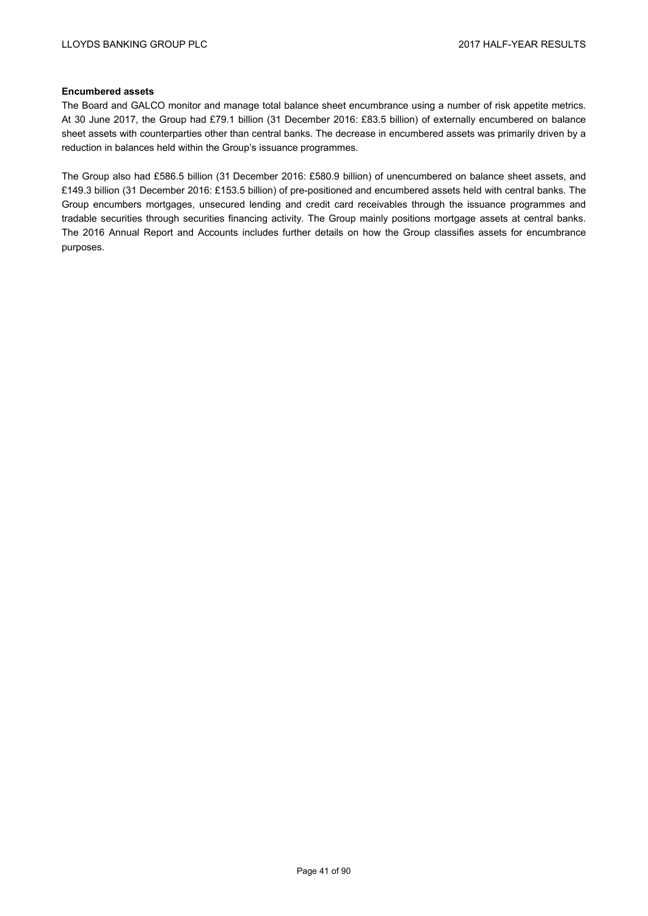**Encumbered assets**

The Board and GALCO monitor and manage total balance sheet encumbrance using a number of risk appetite metrics. At 30 June 2017, the Group had £79.1 billion (31 December 2016: £83.5 billion) of externally encumbered on balance sheet assets with counterparties other than central banks. The decrease in encumbered assets was primarily driven by a reduction in balances held within the Group's issuance programmes.

The Group also had £586.5 billion (31 December 2016: £580.9 billion) of unencumbered on balance sheet assets, and £149.3 billion (31 December 2016: £153.5 billion) of pre-positioned and encumbered assets held with central banks. The Group encumbers mortgages, unsecured lending and credit card receivables through the issuance programmes and tradable securities through securities financing activity. The Group mainly positions mortgage assets at central banks. The 2016 Annual Report and Accounts includes further details on how the Group classifies assets for encumbrance purposes.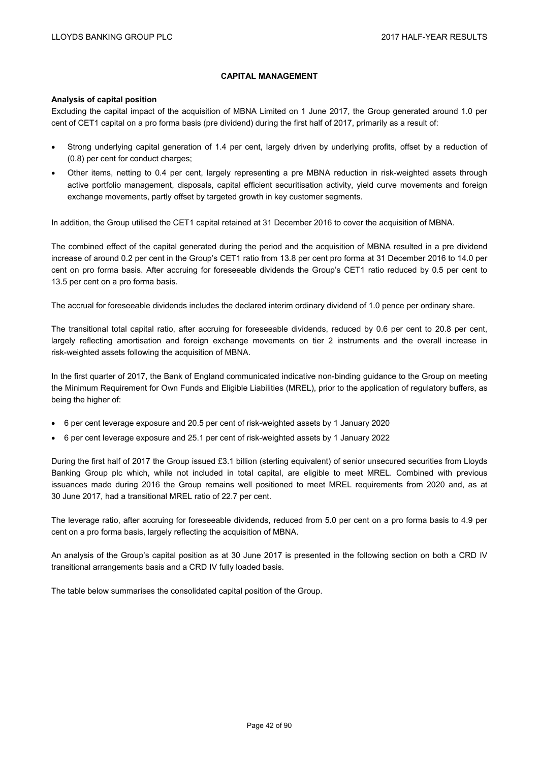## CAPITAL MANAGEMENT

### Analysis of capital position

Excluding the capital impact of the acquisition of MBNA Limited on 1 June 2017, the Group generated around 1.0 per cent of CET1 capital on a pro forma basis (pre dividend) during the first half of 2017, primarily as a result of:

- Strong underlying capital generation of 1.4 per cent, largely driven by underlying profits, offset by a reduction of (0.8) per cent for conduct charges;
- Other items, netting to 0.4 per cent, largely representing a pre MBNA reduction in risk-weighted assets through active portfolio management, disposals, capital efficient securitisation activity, yield curve movements and foreign exchange movements, partly offset by targeted growth in key customer segments.

In addition, the Group utilised the CET1 capital retained at 31 December 2016 to cover the acquisition of MBNA.

The combined effect of the capital generated during the period and the acquisition of MBNA resulted in a pre dividend increase of around 0.2 per cent in the Group's CET1 ratio from 13.8 per cent pro forma at 31 December 2016 to 14.0 per cent on pro forma basis. After accruing for foreseeable dividends the Group's CET1 ratio reduced by 0.5 per cent to 13.5 per cent on a pro forma basis.

The accrual for foreseeable dividends includes the declared interim ordinary dividend of 1.0 pence per ordinary share.

The transitional total capital ratio, after accruing for foreseeable dividends, reduced by 0.6 per cent to 20.8 per cent, largely reflecting amortisation and foreign exchange movements on tier 2 instruments and the overall increase in risk-weighted assets following the acquisition of MBNA.

In the first quarter of 2017, the Bank of England communicated indicative non-binding guidance to the Group on meeting the Minimum Requirement for Own Funds and Eligible Liabilities (MREL), prior to the application of regulatory buffers, as being the higher of:

- 6 per cent leverage exposure and 20.5 per cent of risk-weighted assets by 1 January 2020
- 6 per cent leverage exposure and 25.1 per cent of risk-weighted assets by 1 January 2022

During the first half of 2017 the Group issued £3.1 billion (sterling equivalent) of senior unsecured securities from Lloyds Banking Group plc which, while not included in total capital, are eligible to meet MREL. Combined with previous issuances made during 2016 the Group remains well positioned to meet MREL requirements from 2020 and, as at 30 June 2017, had a transitional MREL ratio of 22.7 per cent.

The leverage ratio, after accruing for foreseeable dividends, reduced from 5.0 per cent on a pro forma basis to 4.9 per cent on a pro forma basis, largely reflecting the acquisition of MBNA.

An analysis of the Group's capital position as at 30 June 2017 is presented in the following section on both a CRD IV transitional arrangements basis and a CRD IV fully loaded basis.

The table below summarises the consolidated capital position of the Group.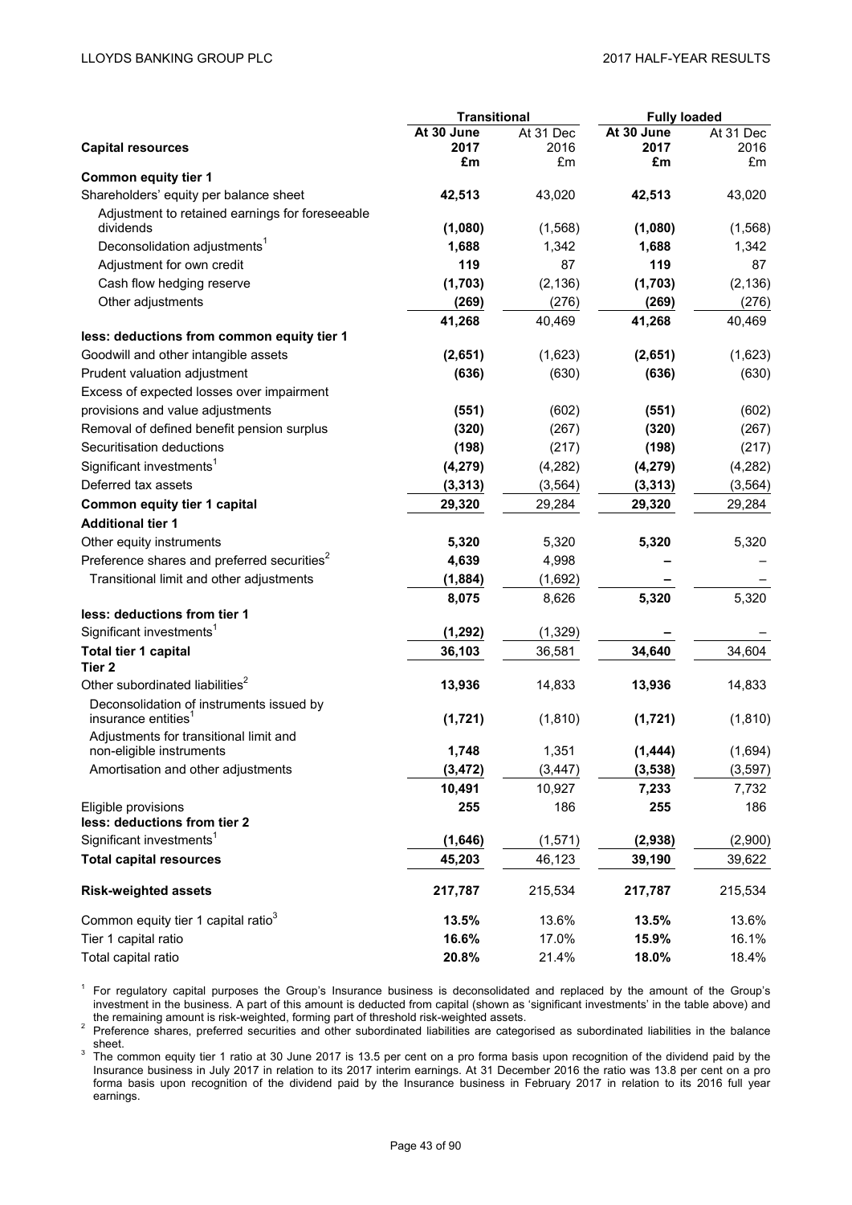| Capital resources | Transitional | | Fully loaded | |
|---|---|---|---|---|
| | **At 30 June 2017 £m** | At 31 Dec 2016 £m | **At 30 June 2017 £m** | At 31 Dec 2016 £m |
| **Common equity tier 1** | | | | |
| Shareholders' equity per balance sheet | **42,513** | 43,020 | **42,513** | 43,020 |
| Adjustment to retained earnings for foreseeable dividends | **(1,080)** | (1,568) | **(1,080)** | (1,568) |
| Deconsolidation adjustments[1] | **1,688** | 1,342 | **1,688** | 1,342 |
| Adjustment for own credit | **119** | 87 | **119** | 87 |
| Cash flow hedging reserve | **(1,703)** | (2,136) | **(1,703)** | (2,136) |
| Other adjustments | **(269)** | (276) | **(269)** | (276) |
| | **41,268** | 40,469 | **41,268** | 40,469 |
| **less: deductions from common equity tier 1** | | | | |
| Goodwill and other intangible assets | **(2,651)** | (1,623) | **(2,651)** | (1,623) |
| Prudent valuation adjustment | **(636)** | (630) | **(636)** | (630) |
| Excess of expected losses over impairment provisions and value adjustments | **(551)** | (602) | **(551)** | (602) |
| Removal of defined benefit pension surplus | **(320)** | (267) | **(320)** | (267) |
| Securitisation deductions | **(198)** | (217) | **(198)** | (217) |
| Significant investments[1] | **(4,279)** | (4,282) | **(4,279)** | (4,282) |
| Deferred tax assets | **(3,313)** | (3,564) | **(3,313)** | (3,564) |
| **Common equity tier 1 capital** | **29,320** | 29,284 | **29,320** | 29,284 |
| **Additional tier 1** | | | | |
| Other equity instruments | **5,320** | 5,320 | **5,320** | 5,320 |
| Preference shares and preferred securities[2] | **4,639** | 4,998 | **–** | – |
| Transitional limit and other adjustments | **(1,884)** | (1,692) | **–** | – |
| | **8,075** | 8,626 | **5,320** | 5,320 |
| **less: deductions from tier 1** | | | | |
| Significant investments[1] | **(1,292)** | (1,329) | **–** | – |
| **Total tier 1 capital** | **36,103** | 36,581 | **34,640** | 34,604 |
| **Tier 2** | | | | |
| Other subordinated liabilities[2] | **13,936** | 14,833 | **13,936** | 14,833 |
| Deconsolidation of instruments issued by insurance entities[1] | **(1,721)** | (1,810) | **(1,721)** | (1,810) |
| Adjustments for transitional limit and non-eligible instruments | **1,748** | 1,351 | **(1,444)** | (1,694) |
| Amortisation and other adjustments | **(3,472)** | (3,447) | **(3,538)** | (3,597) |
| | **10,491** | 10,927 | **7,233** | 7,732 |
| Eligible provisions | **255** | 186 | **255** | 186 |
| **less: deductions from tier 2** | | | | |
| Significant investments[1] | **(1,646)** | (1,571) | **(2,938)** | (2,900) |
| **Total capital resources** | **45,203** | 46,123 | **39,190** | 39,622 |
| **Risk-weighted assets** | **217,787** | 215,534 | **217,787** | 215,534 |
| Common equity tier 1 capital ratio[3] | **13.5%** | 13.6% | **13.5%** | 13.6% |
| Tier 1 capital ratio | **16.6%** | 17.0% | **15.9%** | 16.1% |
| Total capital ratio | **20.8%** | 21.4% | **18.0%** | 18.4% |

[1] For regulatory capital purposes the Group's Insurance business is deconsolidated and replaced by the amount of the Group's investment in the business. A part of this amount is deducted from capital (shown as 'significant investments' in the table above) and the remaining amount is risk-weighted, forming part of threshold risk-weighted assets.

[2] Preference shares, preferred securities and other subordinated liabilities are categorised as subordinated liabilities in the balance sheet.

[3] The common equity tier 1 ratio at 30 June 2017 is 13.5 per cent on a pro forma basis upon recognition of the dividend paid by the Insurance business in July 2017 in relation to its 2017 interim earnings. At 31 December 2016 the ratio was 13.8 per cent on a pro forma basis upon recognition of the dividend paid by the Insurance business in February 2017 in relation to its 2016 full year earnings.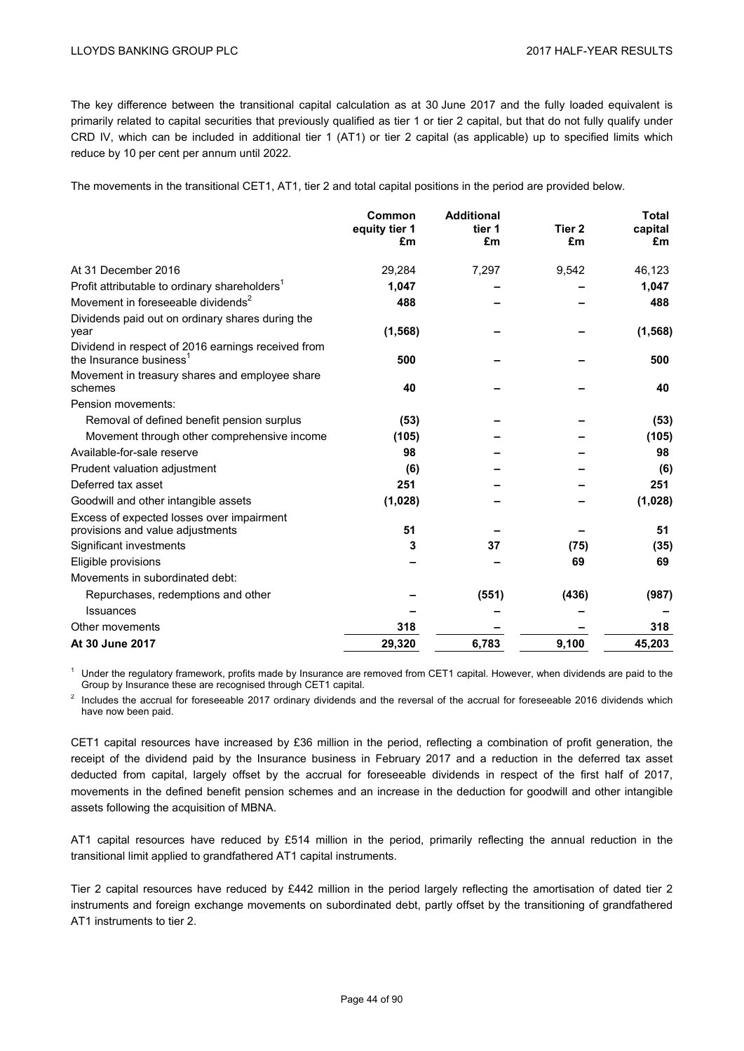The key difference between the transitional capital calculation as at 30 June 2017 and the fully loaded equivalent is primarily related to capital securities that previously qualified as tier 1 or tier 2 capital, but that do not fully qualify under CRD IV, which can be included in additional tier 1 (AT1) or tier 2 capital (as applicable) up to specified limits which reduce by 10 per cent per annum until 2022.

The movements in the transitional CET1, AT1, tier 2 and total capital positions in the period are provided below.

| | Common equity tier 1 £m | Additional tier 1 £m | Tier 2 £m | Total capital £m |
|---|---|---|---|---|
| At 31 December 2016 | 29,284 | 7,297 | 9,542 | 46,123 |
| Profit attributable to ordinary shareholders[1] | **1,047** | **–** | **–** | **1,047** |
| Movement in foreseeable dividends[2] | **488** | **–** | **–** | **488** |
| Dividends paid out on ordinary shares during the year | **(1,568)** | **–** | **–** | **(1,568)** |
| Dividend in respect of 2016 earnings received from the Insurance business[1] | **500** | **–** | **–** | **500** |
| Movement in treasury shares and employee share schemes | **40** | **–** | **–** | **40** |
| Pension movements: | | | | |
| Removal of defined benefit pension surplus | **(53)** | **–** | **–** | **(53)** |
| Movement through other comprehensive income | **(105)** | **–** | **–** | **(105)** |
| Available-for-sale reserve | **98** | **–** | **–** | **98** |
| Prudent valuation adjustment | **(6)** | **–** | **–** | **(6)** |
| Deferred tax asset | **251** | **–** | **–** | **251** |
| Goodwill and other intangible assets | **(1,028)** | **–** | **–** | **(1,028)** |
| Excess of expected losses over impairment provisions and value adjustments | **51** | **–** | **–** | **51** |
| Significant investments | **3** | **37** | **(75)** | **(35)** |
| Eligible provisions | **–** | **–** | **69** | **69** |
| Movements in subordinated debt: | | | | |
| Repurchases, redemptions and other | **–** | **(551)** | **(436)** | **(987)** |
| Issuances | **–** | **–** | **–** | **–** |
| Other movements | **318** | **–** | **–** | **318** |
| **At 30 June 2017** | **29,320** | **6,783** | **9,100** | **45,203** |

[1] Under the regulatory framework, profits made by Insurance are removed from CET1 capital. However, when dividends are paid to the Group by Insurance these are recognised through CET1 capital.

[2] Includes the accrual for foreseeable 2017 ordinary dividends and the reversal of the accrual for foreseeable 2016 dividends which have now been paid.

CET1 capital resources have increased by £36 million in the period, reflecting a combination of profit generation, the receipt of the dividend paid by the Insurance business in February 2017 and a reduction in the deferred tax asset deducted from capital, largely offset by the accrual for foreseeable dividends in respect of the first half of 2017, movements in the defined benefit pension schemes and an increase in the deduction for goodwill and other intangible assets following the acquisition of MBNA.

AT1 capital resources have reduced by £514 million in the period, primarily reflecting the annual reduction in the transitional limit applied to grandfathered AT1 capital instruments.

Tier 2 capital resources have reduced by £442 million in the period largely reflecting the amortisation of dated tier 2 instruments and foreign exchange movements on subordinated debt, partly offset by the transitioning of grandfathered AT1 instruments to tier 2.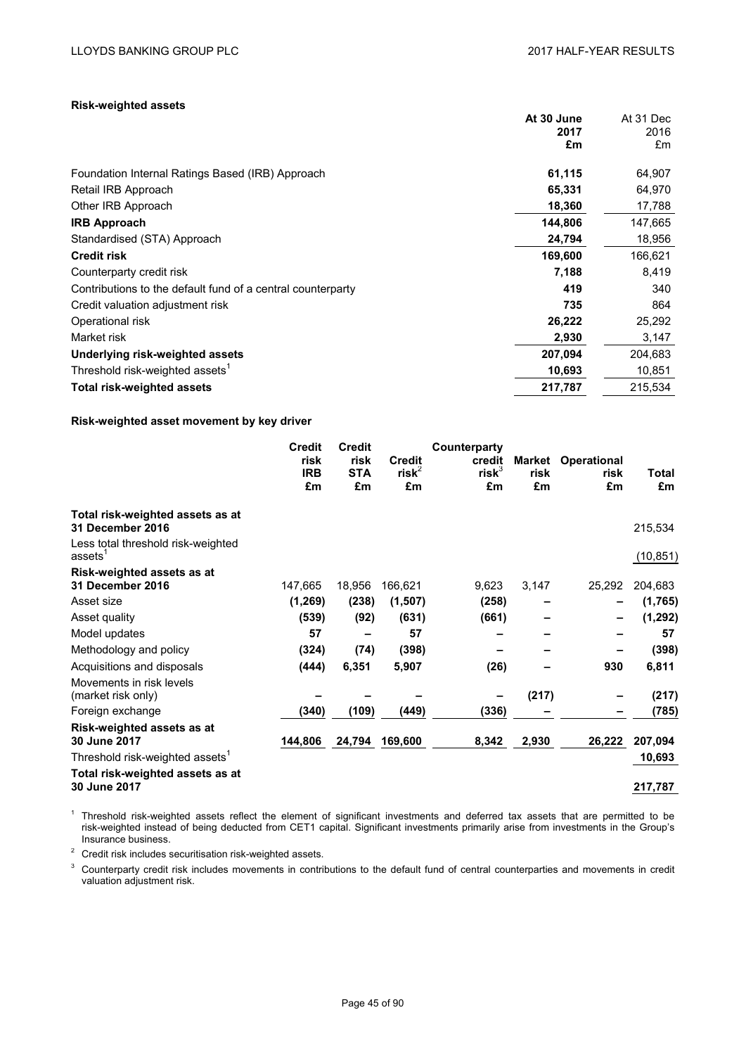**Risk-weighted assets**

| | At 30 June 2017 £m | At 31 Dec 2016 £m |
|---|---|---|
| Foundation Internal Ratings Based (IRB) Approach | **61,115** | 64,907 |
| Retail IRB Approach | **65,331** | 64,970 |
| Other IRB Approach | **18,360** | 17,788 |
| **IRB Approach** | **144,806** | 147,665 |
| Standardised (STA) Approach | **24,794** | 18,956 |
| **Credit risk** | **169,600** | 166,621 |
| Counterparty credit risk | **7,188** | 8,419 |
| Contributions to the default fund of a central counterparty | **419** | 340 |
| Credit valuation adjustment risk | **735** | 864 |
| Operational risk | **26,222** | 25,292 |
| Market risk | **2,930** | 3,147 |
| **Underlying risk-weighted assets** | **207,094** | 204,683 |
| Threshold risk-weighted assets[1] | **10,693** | 10,851 |
| **Total risk-weighted assets** | **217,787** | 215,534 |

**Risk-weighted asset movement by key driver**

| | Credit risk IRB £m | Credit risk STA £m | Credit risk[2] £m | Counterparty credit risk[3] £m | Market risk £m | Operational risk £m | Total £m |
|---|---|---|---|---|---|---|---|
| **Total risk-weighted assets as at 31 December 2016** | | | | | | | 215,534 |
| Less total threshold risk-weighted assets[1] | | | | | | | (10,851) |
| **Risk-weighted assets as at 31 December 2016** | 147,665 | 18,956 | 166,621 | 9,623 | 3,147 | 25,292 | 204,683 |
| Asset size | **(1,269)** | **(238)** | **(1,507)** | **(258)** | **–** | **–** | **(1,765)** |
| Asset quality | **(539)** | **(92)** | **(631)** | **(661)** | **–** | **–** | **(1,292)** |
| Model updates | **57** | **–** | **57** | **–** | **–** | **–** | **57** |
| Methodology and policy | **(324)** | **(74)** | **(398)** | **–** | **–** | **–** | **(398)** |
| Acquisitions and disposals | **(444)** | **6,351** | **5,907** | **(26)** | **–** | **930** | **6,811** |
| Movements in risk levels (market risk only) | **–** | **–** | **–** | **–** | **(217)** | **–** | **(217)** |
| Foreign exchange | **(340)** | **(109)** | **(449)** | **(336)** | **–** | **–** | **(785)** |
| **Risk-weighted assets as at 30 June 2017** | **144,806** | **24,794** | **169,600** | **8,342** | **2,930** | **26,222** | **207,094** |
| Threshold risk-weighted assets[1] | | | | | | | **10,693** |
| **Total risk-weighted assets as at 30 June 2017** | | | | | | | **217,787** |

[1] Threshold risk-weighted assets reflect the element of significant investments and deferred tax assets that are permitted to be risk-weighted instead of being deducted from CET1 capital. Significant investments primarily arise from investments in the Group's Insurance business.

[2] Credit risk includes securitisation risk-weighted assets.

[3] Counterparty credit risk includes movements in contributions to the default fund of central counterparties and movements in credit valuation adjustment risk.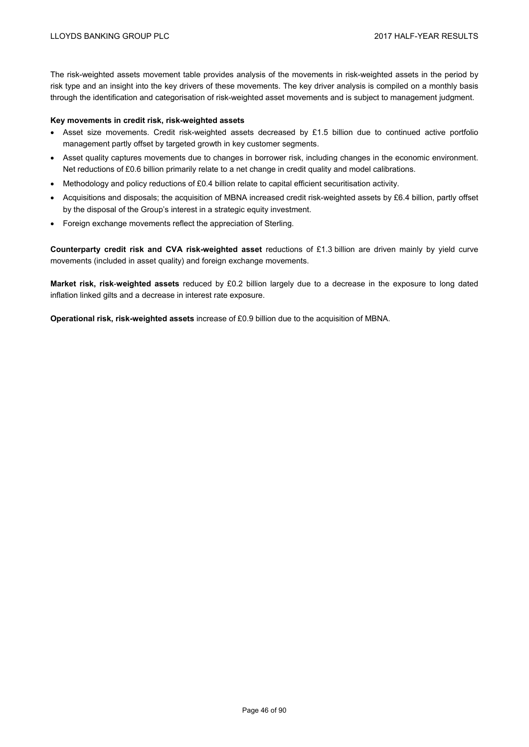The risk-weighted assets movement table provides analysis of the movements in risk-weighted assets in the period by risk type and an insight into the key drivers of these movements. The key driver analysis is compiled on a monthly basis through the identification and categorisation of risk-weighted asset movements and is subject to management judgment.

**Key movements in credit risk, risk-weighted assets**

- Asset size movements. Credit risk-weighted assets decreased by £1.5 billion due to continued active portfolio management partly offset by targeted growth in key customer segments.
- Asset quality captures movements due to changes in borrower risk, including changes in the economic environment. Net reductions of £0.6 billion primarily relate to a net change in credit quality and model calibrations.
- Methodology and policy reductions of £0.4 billion relate to capital efficient securitisation activity.
- Acquisitions and disposals; the acquisition of MBNA increased credit risk-weighted assets by £6.4 billion, partly offset by the disposal of the Group's interest in a strategic equity investment.
- Foreign exchange movements reflect the appreciation of Sterling.

**Counterparty credit risk and CVA risk-weighted asset** reductions of £1.3 billion are driven mainly by yield curve movements (included in asset quality) and foreign exchange movements.

**Market risk, risk-weighted assets** reduced by £0.2 billion largely due to a decrease in the exposure to long dated inflation linked gilts and a decrease in interest rate exposure.

**Operational risk, risk-weighted assets** increase of £0.9 billion due to the acquisition of MBNA.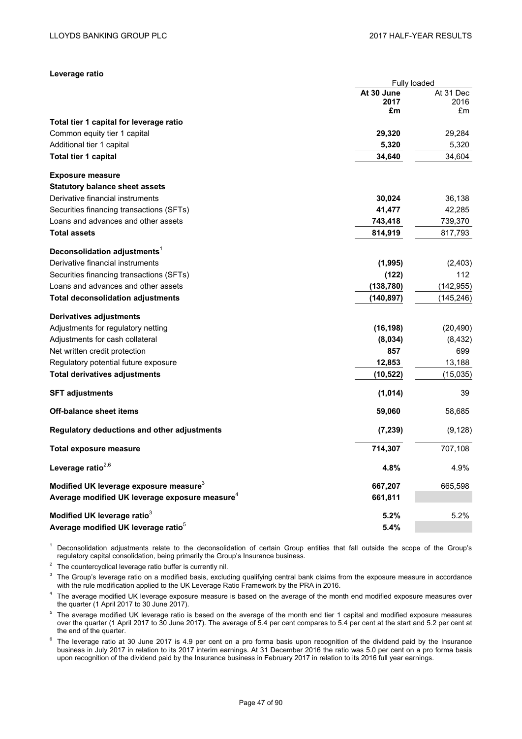**Leverage ratio**

| | Fully loaded | |
|---|---|---|
| | **At 30 June 2017 £m** | At 31 Dec 2016 £m |
| **Total tier 1 capital for leverage ratio** | | |
| Common equity tier 1 capital | **29,320** | 29,284 |
| Additional tier 1 capital | **5,320** | 5,320 |
| **Total tier 1 capital** | **34,640** | 34,604 |
| **Exposure measure** | | |
| **Statutory balance sheet assets** | | |
| Derivative financial instruments | **30,024** | 36,138 |
| Securities financing transactions (SFTs) | **41,477** | 42,285 |
| Loans and advances and other assets | **743,418** | 739,370 |
| **Total assets** | **814,919** | 817,793 |
| **Deconsolidation adjustments**[1] | | |
| Derivative financial instruments | **(1,995)** | (2,403) |
| Securities financing transactions (SFTs) | **(122)** | 112 |
| Loans and advances and other assets | **(138,780)** | (142,955) |
| **Total deconsolidation adjustments** | **(140,897)** | (145,246) |
| **Derivatives adjustments** | | |
| Adjustments for regulatory netting | **(16,198)** | (20,490) |
| Adjustments for cash collateral | **(8,034)** | (8,432) |
| Net written credit protection | **857** | 699 |
| Regulatory potential future exposure | **12,853** | 13,188 |
| **Total derivatives adjustments** | **(10,522)** | (15,035) |
| **SFT adjustments** | **(1,014)** | 39 |
| **Off-balance sheet items** | **59,060** | 58,685 |
| **Regulatory deductions and other adjustments** | **(7,239)** | (9,128) |
| **Total exposure measure** | **714,307** | 707,108 |
| **Leverage ratio**[2,6] | **4.8%** | 4.9% |
| **Modified UK leverage exposure measure**[3] | **667,207** | 665,598 |
| **Average modified UK leverage exposure measure**[4] | **661,811** | |
| **Modified UK leverage ratio**[3] | **5.2%** | 5.2% |
| **Average modified UK leverage ratio**[5] | **5.4%** | |

[1] Deconsolidation adjustments relate to the deconsolidation of certain Group entities that fall outside the scope of the Group's regulatory capital consolidation, being primarily the Group's Insurance business.

[2] The countercyclical leverage ratio buffer is currently nil.

[3] The Group's leverage ratio on a modified basis, excluding qualifying central bank claims from the exposure measure in accordance with the rule modification applied to the UK Leverage Ratio Framework by the PRA in 2016.

[4] The average modified UK leverage exposure measure is based on the average of the month end modified exposure measures over the quarter (1 April 2017 to 30 June 2017).

[5] The average modified UK leverage ratio is based on the average of the month end tier 1 capital and modified exposure measures over the quarter (1 April 2017 to 30 June 2017). The average of 5.4 per cent compares to 5.4 per cent at the start and 5.2 per cent at the end of the quarter.

[6] The leverage ratio at 30 June 2017 is 4.9 per cent on a pro forma basis upon recognition of the dividend paid by the Insurance business in July 2017 in relation to its 2017 interim earnings. At 31 December 2016 the ratio was 5.0 per cent on a pro forma basis upon recognition of the dividend paid by the Insurance business in February 2017 in relation to its 2016 full year earnings.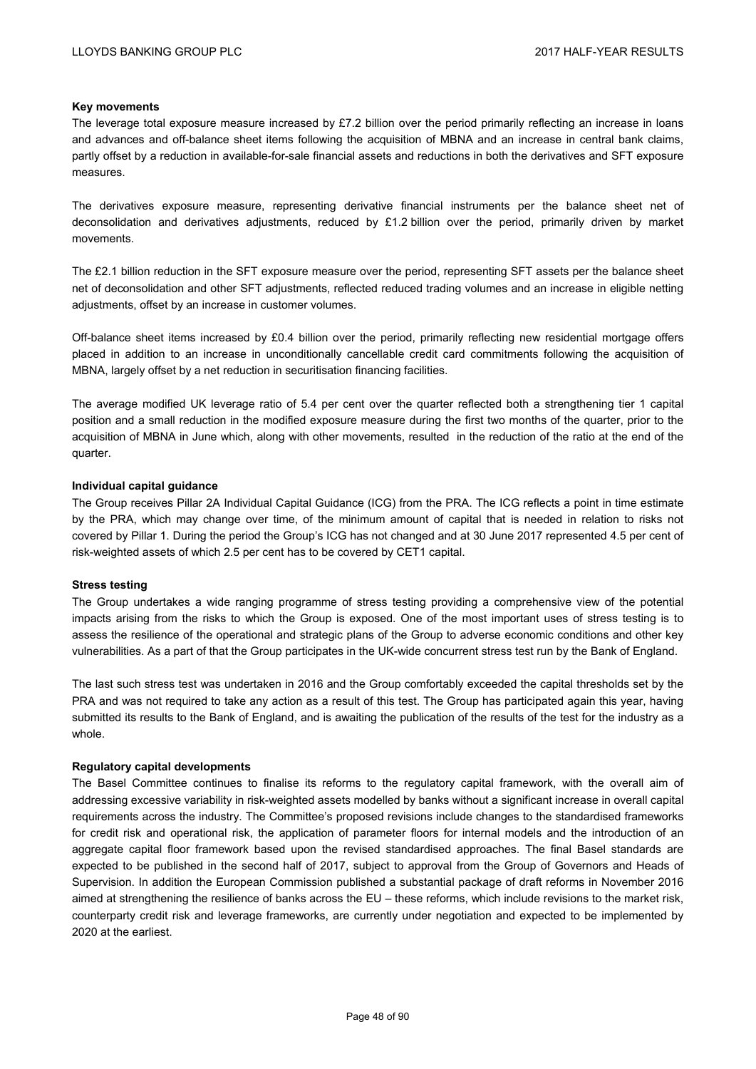**Key movements**

The leverage total exposure measure increased by £7.2 billion over the period primarily reflecting an increase in loans and advances and off-balance sheet items following the acquisition of MBNA and an increase in central bank claims, partly offset by a reduction in available-for-sale financial assets and reductions in both the derivatives and SFT exposure measures.

The derivatives exposure measure, representing derivative financial instruments per the balance sheet net of deconsolidation and derivatives adjustments, reduced by £1.2 billion over the period, primarily driven by market movements.

The £2.1 billion reduction in the SFT exposure measure over the period, representing SFT assets per the balance sheet net of deconsolidation and other SFT adjustments, reflected reduced trading volumes and an increase in eligible netting adjustments, offset by an increase in customer volumes.

Off-balance sheet items increased by £0.4 billion over the period, primarily reflecting new residential mortgage offers placed in addition to an increase in unconditionally cancellable credit card commitments following the acquisition of MBNA, largely offset by a net reduction in securitisation financing facilities.

The average modified UK leverage ratio of 5.4 per cent over the quarter reflected both a strengthening tier 1 capital position and a small reduction in the modified exposure measure during the first two months of the quarter, prior to the acquisition of MBNA in June which, along with other movements, resulted in the reduction of the ratio at the end of the quarter.

**Individual capital guidance**

The Group receives Pillar 2A Individual Capital Guidance (ICG) from the PRA. The ICG reflects a point in time estimate by the PRA, which may change over time, of the minimum amount of capital that is needed in relation to risks not covered by Pillar 1. During the period the Group's ICG has not changed and at 30 June 2017 represented 4.5 per cent of risk-weighted assets of which 2.5 per cent has to be covered by CET1 capital.

**Stress testing**

The Group undertakes a wide ranging programme of stress testing providing a comprehensive view of the potential impacts arising from the risks to which the Group is exposed. One of the most important uses of stress testing is to assess the resilience of the operational and strategic plans of the Group to adverse economic conditions and other key vulnerabilities. As a part of that the Group participates in the UK-wide concurrent stress test run by the Bank of England.

The last such stress test was undertaken in 2016 and the Group comfortably exceeded the capital thresholds set by the PRA and was not required to take any action as a result of this test. The Group has participated again this year, having submitted its results to the Bank of England, and is awaiting the publication of the results of the test for the industry as a whole.

**Regulatory capital developments**

The Basel Committee continues to finalise its reforms to the regulatory capital framework, with the overall aim of addressing excessive variability in risk-weighted assets modelled by banks without a significant increase in overall capital requirements across the industry. The Committee's proposed revisions include changes to the standardised frameworks for credit risk and operational risk, the application of parameter floors for internal models and the introduction of an aggregate capital floor framework based upon the revised standardised approaches. The final Basel standards are expected to be published in the second half of 2017, subject to approval from the Group of Governors and Heads of Supervision. In addition the European Commission published a substantial package of draft reforms in November 2016 aimed at strengthening the resilience of banks across the EU – these reforms, which include revisions to the market risk, counterparty credit risk and leverage frameworks, are currently under negotiation and expected to be implemented by 2020 at the earliest.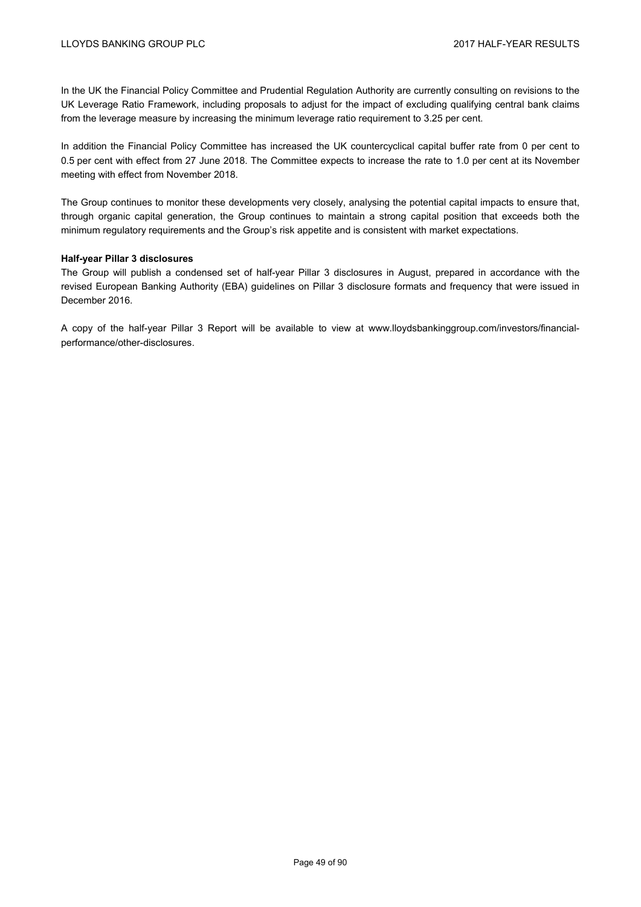In the UK the Financial Policy Committee and Prudential Regulation Authority are currently consulting on revisions to the UK Leverage Ratio Framework, including proposals to adjust for the impact of excluding qualifying central bank claims from the leverage measure by increasing the minimum leverage ratio requirement to 3.25 per cent.

In addition the Financial Policy Committee has increased the UK countercyclical capital buffer rate from 0 per cent to 0.5 per cent with effect from 27 June 2018. The Committee expects to increase the rate to 1.0 per cent at its November meeting with effect from November 2018.

The Group continues to monitor these developments very closely, analysing the potential capital impacts to ensure that, through organic capital generation, the Group continues to maintain a strong capital position that exceeds both the minimum regulatory requirements and the Group's risk appetite and is consistent with market expectations.

**Half-year Pillar 3 disclosures**

The Group will publish a condensed set of half-year Pillar 3 disclosures in August, prepared in accordance with the revised European Banking Authority (EBA) guidelines on Pillar 3 disclosure formats and frequency that were issued in December 2016.

A copy of the half-year Pillar 3 Report will be available to view at www.lloydsbankinggroup.com/investors/financial-performance/other-disclosures.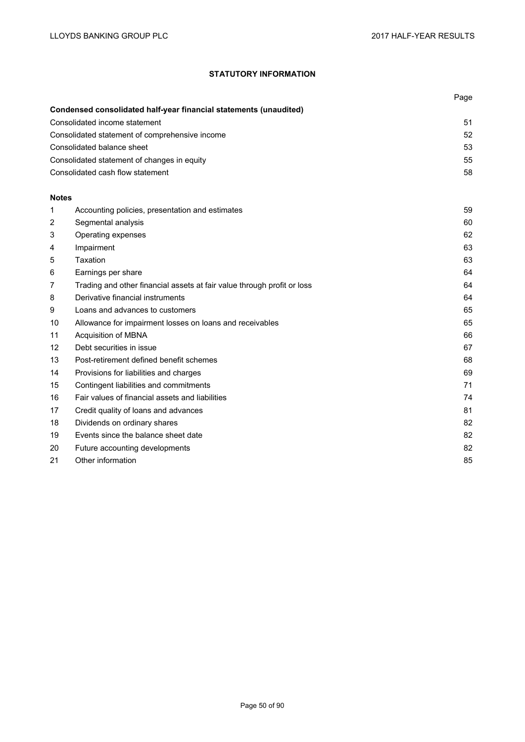## STATUTORY INFORMATION

| | | Page |
|---|---|---|
| **Condensed consolidated half-year financial statements (unaudited)** | | |
| Consolidated income statement | | 51 |
| Consolidated statement of comprehensive income | | 52 |
| Consolidated balance sheet | | 53 |
| Consolidated statement of changes in equity | | 55 |
| Consolidated cash flow statement | | 58 |
| | | |
| **Notes** | | |
| 1 | Accounting policies, presentation and estimates | 59 |
| 2 | Segmental analysis | 60 |
| 3 | Operating expenses | 62 |
| 4 | Impairment | 63 |
| 5 | Taxation | 63 |
| 6 | Earnings per share | 64 |
| 7 | Trading and other financial assets at fair value through profit or loss | 64 |
| 8 | Derivative financial instruments | 64 |
| 9 | Loans and advances to customers | 65 |
| 10 | Allowance for impairment losses on loans and receivables | 65 |
| 11 | Acquisition of MBNA | 66 |
| 12 | Debt securities in issue | 67 |
| 13 | Post-retirement defined benefit schemes | 68 |
| 14 | Provisions for liabilities and charges | 69 |
| 15 | Contingent liabilities and commitments | 71 |
| 16 | Fair values of financial assets and liabilities | 74 |
| 17 | Credit quality of loans and advances | 81 |
| 18 | Dividends on ordinary shares | 82 |
| 19 | Events since the balance sheet date | 82 |
| 20 | Future accounting developments | 82 |
| 21 | Other information | 85 |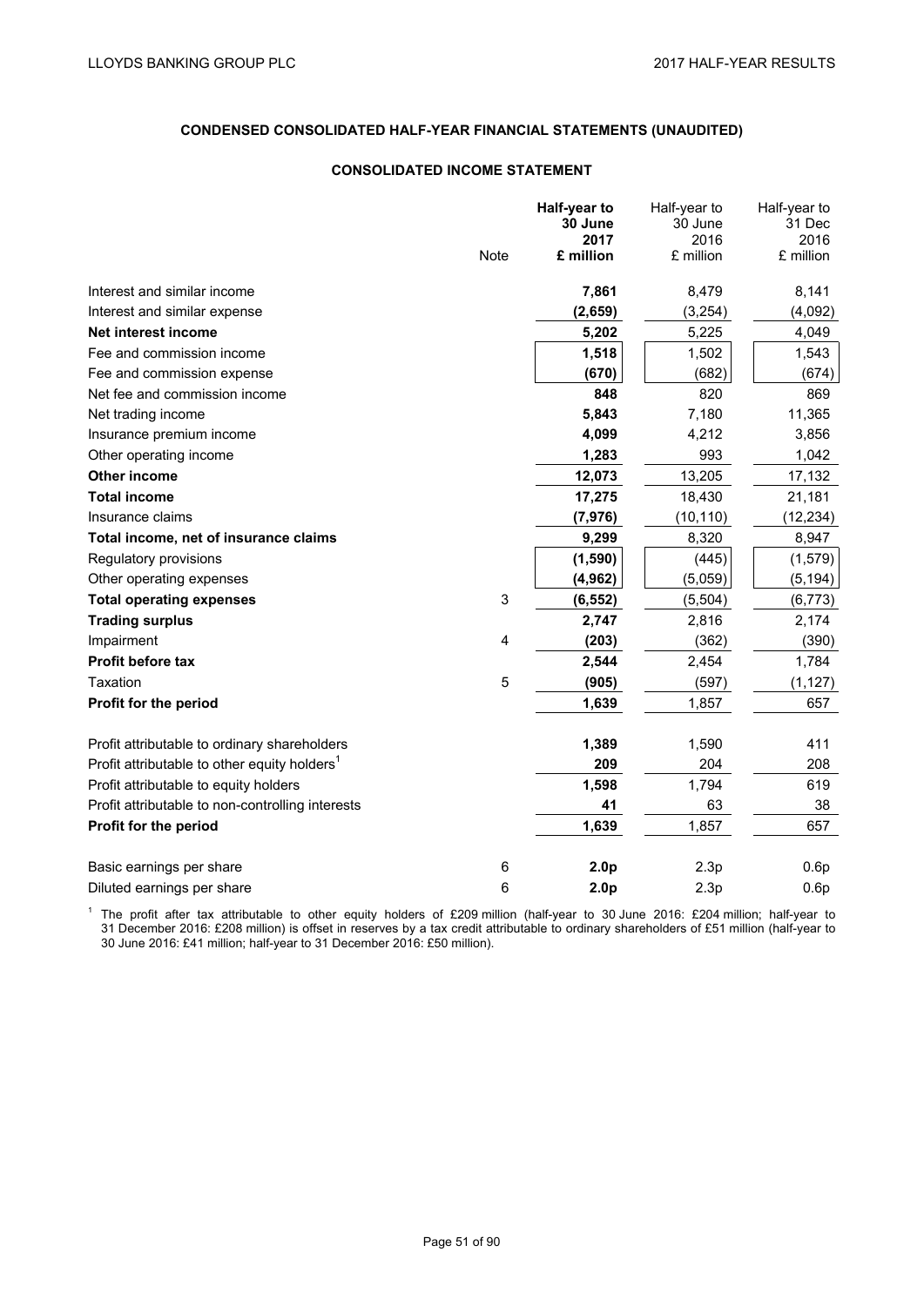## CONDENSED CONSOLIDATED HALF-YEAR FINANCIAL STATEMENTS (UNAUDITED)

### CONSOLIDATED INCOME STATEMENT

| | Note | **Half-year to 30 June 2017 £ million** | Half-year to 30 June 2016 £ million | Half-year to 31 Dec 2016 £ million |
|---|---|---|---|---|
| Interest and similar income | | **7,861** | 8,479 | 8,141 |
| Interest and similar expense | | **(2,659)** | (3,254) | (4,092) |
| **Net interest income** | | **5,202** | 5,225 | 4,049 |
| Fee and commission income | | **1,518** | 1,502 | 1,543 |
| Fee and commission expense | | **(670)** | (682) | (674) |
| Net fee and commission income | | **848** | 820 | 869 |
| Net trading income | | **5,843** | 7,180 | 11,365 |
| Insurance premium income | | **4,099** | 4,212 | 3,856 |
| Other operating income | | **1,283** | 993 | 1,042 |
| **Other income** | | **12,073** | 13,205 | 17,132 |
| **Total income** | | **17,275** | 18,430 | 21,181 |
| Insurance claims | | **(7,976)** | (10,110) | (12,234) |
| **Total income, net of insurance claims** | | **9,299** | 8,320 | 8,947 |
| Regulatory provisions | | **(1,590)** | (445) | (1,579) |
| Other operating expenses | | **(4,962)** | (5,059) | (5,194) |
| **Total operating expenses** | 3 | **(6,552)** | (5,504) | (6,773) |
| **Trading surplus** | | **2,747** | 2,816 | 2,174 |
| Impairment | 4 | **(203)** | (362) | (390) |
| **Profit before tax** | | **2,544** | 2,454 | 1,784 |
| Taxation | 5 | **(905)** | (597) | (1,127) |
| **Profit for the period** | | **1,639** | 1,857 | 657 |
| | | | | |
| Profit attributable to ordinary shareholders | | **1,389** | 1,590 | 411 |
| Profit attributable to other equity holders[1] | | **209** | 204 | 208 |
| Profit attributable to equity holders | | **1,598** | 1,794 | 619 |
| Profit attributable to non-controlling interests | | **41** | 63 | 38 |
| **Profit for the period** | | **1,639** | 1,857 | 657 |
| | | | | |
| Basic earnings per share | 6 | **2.0p** | 2.3p | 0.6p |
| Diluted earnings per share | 6 | **2.0p** | 2.3p | 0.6p |

[1] The profit after tax attributable to other equity holders of £209 million (half-year to 30 June 2016: £204 million; half-year to 31 December 2016: £208 million) is offset in reserves by a tax credit attributable to ordinary shareholders of £51 million (half-year to 30 June 2016: £41 million; half-year to 31 December 2016: £50 million).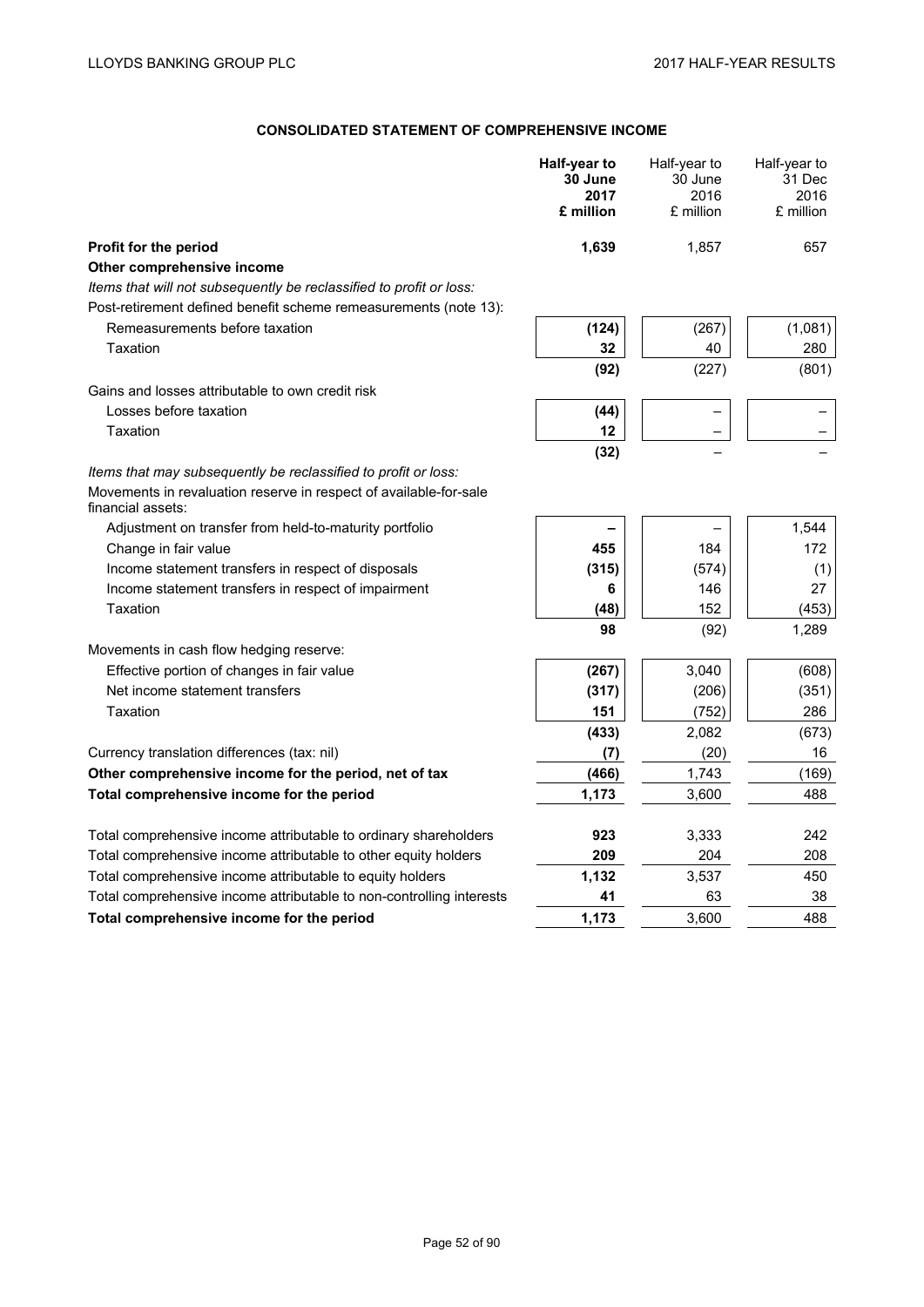## CONSOLIDATED STATEMENT OF COMPREHENSIVE INCOME

| | **Half-year to 30 June 2017 £ million** | Half-year to 30 June 2016 £ million | Half-year to 31 Dec 2016 £ million |
|---|---|---|---|
| **Profit for the period** | **1,639** | 1,857 | 657 |
| **Other comprehensive income** | | | |
| *Items that will not subsequently be reclassified to profit or loss:* | | | |
| Post-retirement defined benefit scheme remeasurements (note 13): | | | |
| Remeasurements before taxation | **(124)** | (267) | (1,081) |
| Taxation | **32** | 40 | 280 |
| | **(92)** | (227) | (801) |
| Gains and losses attributable to own credit risk | | | |
| Losses before taxation | **(44)** | – | – |
| Taxation | **12** | – | – |
| | **(32)** | – | – |
| *Items that may subsequently be reclassified to profit or loss:* | | | |
| Movements in revaluation reserve in respect of available-for-sale financial assets: | | | |
| Adjustment on transfer from held-to-maturity portfolio | **–** | – | 1,544 |
| Change in fair value | **455** | 184 | 172 |
| Income statement transfers in respect of disposals | **(315)** | (574) | (1) |
| Income statement transfers in respect of impairment | **6** | 146 | 27 |
| Taxation | **(48)** | 152 | (453) |
| | **98** | (92) | 1,289 |
| Movements in cash flow hedging reserve: | | | |
| Effective portion of changes in fair value | **(267)** | 3,040 | (608) |
| Net income statement transfers | **(317)** | (206) | (351) |
| Taxation | **151** | (752) | 286 |
| | **(433)** | 2,082 | (673) |
| Currency translation differences (tax: nil) | **(7)** | (20) | 16 |
| **Other comprehensive income for the period, net of tax** | **(466)** | 1,743 | (169) |
| **Total comprehensive income for the period** | **1,173** | 3,600 | 488 |
| | | | |
| Total comprehensive income attributable to ordinary shareholders | **923** | 3,333 | 242 |
| Total comprehensive income attributable to other equity holders | **209** | 204 | 208 |
| Total comprehensive income attributable to equity holders | **1,132** | 3,537 | 450 |
| Total comprehensive income attributable to non-controlling interests | **41** | 63 | 38 |
| **Total comprehensive income for the period** | **1,173** | 3,600 | 488 |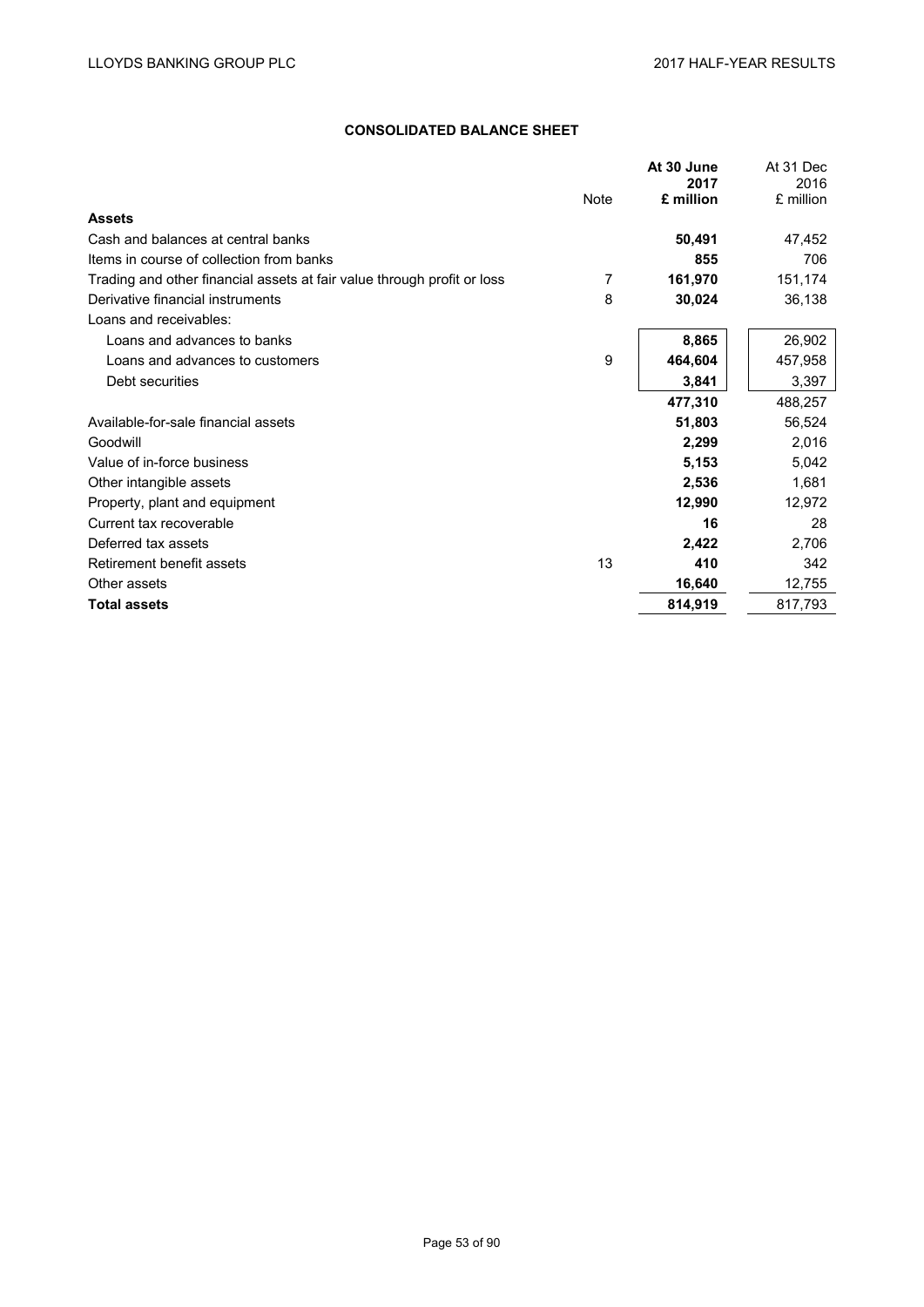## CONSOLIDATED BALANCE SHEET

| | Note | At 30 June 2017 £ million | At 31 Dec 2016 £ million |
|---|---|---|---|
| **Assets** | | | |
| Cash and balances at central banks | | **50,491** | 47,452 |
| Items in course of collection from banks | | **855** | 706 |
| Trading and other financial assets at fair value through profit or loss | 7 | **161,970** | 151,174 |
| Derivative financial instruments | 8 | **30,024** | 36,138 |
| Loans and receivables: | | | |
| Loans and advances to banks | | **8,865** | 26,902 |
| Loans and advances to customers | 9 | **464,604** | 457,958 |
| Debt securities | | **3,841** | 3,397 |
| | | **477,310** | 488,257 |
| Available-for-sale financial assets | | **51,803** | 56,524 |
| Goodwill | | **2,299** | 2,016 |
| Value of in-force business | | **5,153** | 5,042 |
| Other intangible assets | | **2,536** | 1,681 |
| Property, plant and equipment | | **12,990** | 12,972 |
| Current tax recoverable | | **16** | 28 |
| Deferred tax assets | | **2,422** | 2,706 |
| Retirement benefit assets | 13 | **410** | 342 |
| Other assets | | **16,640** | 12,755 |
| **Total assets** | | **814,919** | 817,793 |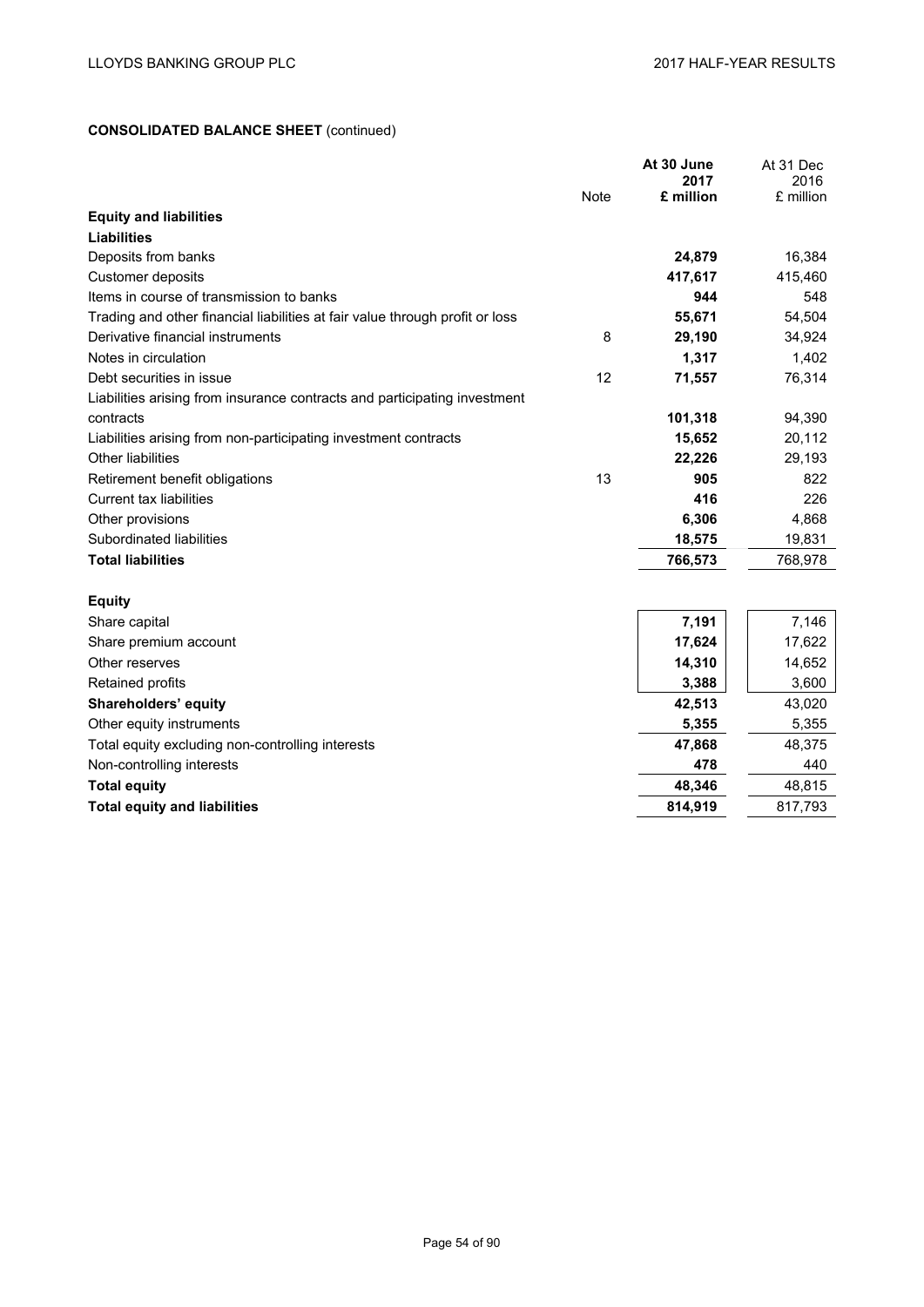## CONSOLIDATED BALANCE SHEET (continued)

| | Note | At 30 June 2017 £ million | At 31 Dec 2016 £ million |
|---|---|---|---|
| **Equity and liabilities** | | | |
| **Liabilities** | | | |
| Deposits from banks | | **24,879** | 16,384 |
| Customer deposits | | **417,617** | 415,460 |
| Items in course of transmission to banks | | **944** | 548 |
| Trading and other financial liabilities at fair value through profit or loss | | **55,671** | 54,504 |
| Derivative financial instruments | 8 | **29,190** | 34,924 |
| Notes in circulation | | **1,317** | 1,402 |
| Debt securities in issue | 12 | **71,557** | 76,314 |
| Liabilities arising from insurance contracts and participating investment contracts | | **101,318** | 94,390 |
| Liabilities arising from non-participating investment contracts | | **15,652** | 20,112 |
| Other liabilities | | **22,226** | 29,193 |
| Retirement benefit obligations | 13 | **905** | 822 |
| Current tax liabilities | | **416** | 226 |
| Other provisions | | **6,306** | 4,868 |
| Subordinated liabilities | | **18,575** | 19,831 |
| **Total liabilities** | | **766,573** | 768,978 |
| | | | |
| **Equity** | | | |
| Share capital | | **7,191** | 7,146 |
| Share premium account | | **17,624** | 17,622 |
| Other reserves | | **14,310** | 14,652 |
| Retained profits | | **3,388** | 3,600 |
| **Shareholders' equity** | | **42,513** | 43,020 |
| Other equity instruments | | **5,355** | 5,355 |
| Total equity excluding non-controlling interests | | **47,868** | 48,375 |
| Non-controlling interests | | **478** | 440 |
| **Total equity** | | **48,346** | 48,815 |
| **Total equity and liabilities** | | **814,919** | 817,793 |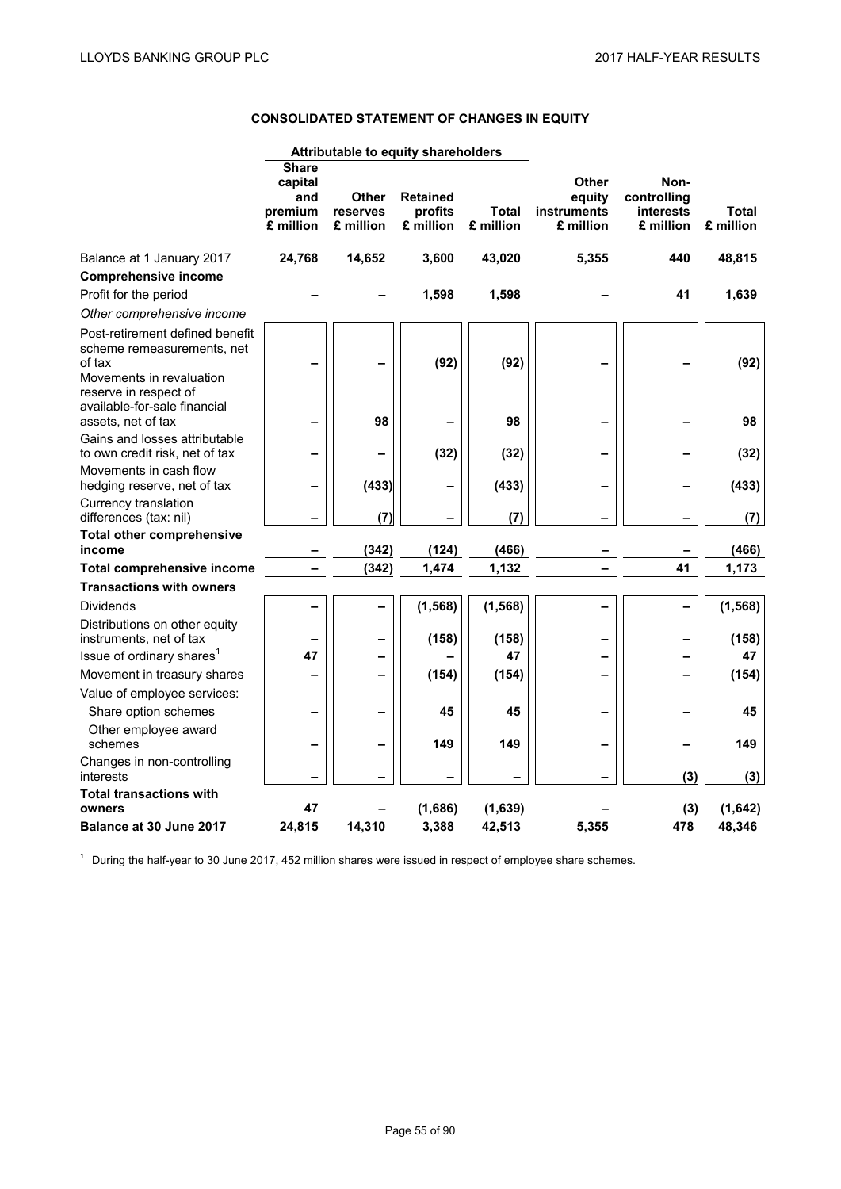## CONSOLIDATED STATEMENT OF CHANGES IN EQUITY

| | Attributable to equity shareholders | | | | | | |
|---|---|---|---|---|---|---|---|
| | **Share capital and premium £ million** | **Other reserves £ million** | **Retained profits £ million** | **Total £ million** | **Other equity instruments £ million** | **Non-controlling interests £ million** | **Total £ million** |
| Balance at 1 January 2017 | **24,768** | **14,652** | **3,600** | **43,020** | **5,355** | **440** | **48,815** |
| **Comprehensive income** | | | | | | | |
| Profit for the period | – | – | 1,598 | 1,598 | – | 41 | 1,639 |
| *Other comprehensive income* | | | | | | | |
| Post-retirement defined benefit scheme remeasurements, net of tax | – | – | (92) | (92) | – | – | (92) |
| Movements in revaluation reserve in respect of available-for-sale financial assets, net of tax | – | 98 | – | 98 | – | – | 98 |
| Gains and losses attributable to own credit risk, net of tax | – | – | (32) | (32) | – | – | (32) |
| Movements in cash flow hedging reserve, net of tax | – | (433) | – | (433) | – | – | (433) |
| Currency translation differences (tax: nil) | – | (7) | – | (7) | – | – | (7) |
| **Total other comprehensive income** | – | (342) | (124) | (466) | – | – | (466) |
| **Total comprehensive income** | – | (342) | 1,474 | 1,132 | – | 41 | 1,173 |
| **Transactions with owners** | | | | | | | |
| Dividends | – | – | (1,568) | (1,568) | – | – | (1,568) |
| Distributions on other equity instruments, net of tax | – | – | (158) | (158) | – | – | (158) |
| Issue of ordinary shares[1] | 47 | – | – | 47 | – | – | 47 |
| Movement in treasury shares | – | – | (154) | (154) | – | – | (154) |
| Value of employee services: | | | | | | | |
| Share option schemes | – | – | 45 | 45 | – | – | 45 |
| Other employee award schemes | – | – | 149 | 149 | – | – | 149 |
| Changes in non-controlling interests | – | – | – | – | – | (3) | (3) |
| **Total transactions with owners** | 47 | – | (1,686) | (1,639) | – | (3) | (1,642) |
| **Balance at 30 June 2017** | **24,815** | **14,310** | **3,388** | **42,513** | **5,355** | **478** | **48,346** |

[1] During the half-year to 30 June 2017, 452 million shares were issued in respect of employee share schemes.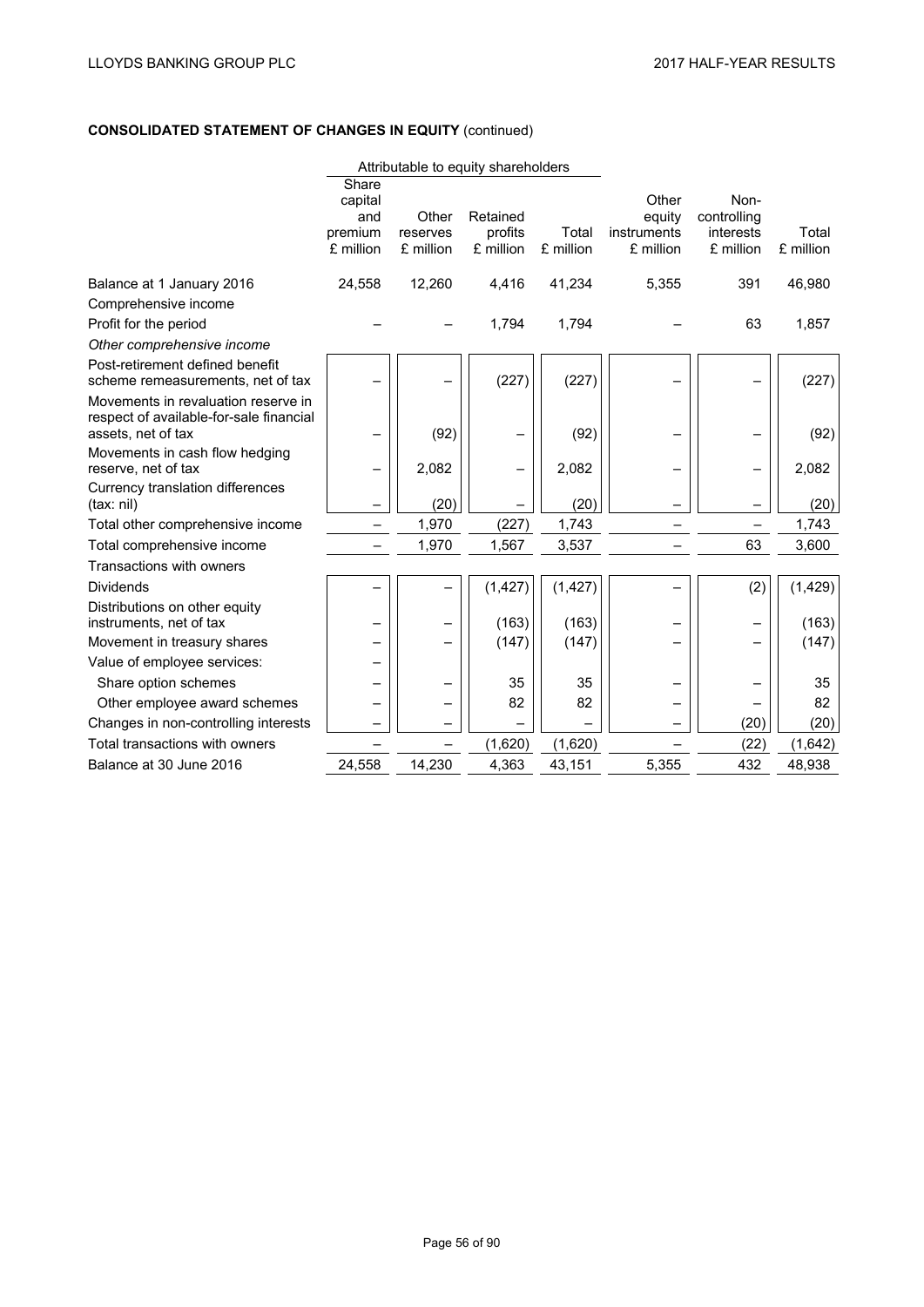**CONSOLIDATED STATEMENT OF CHANGES IN EQUITY** (continued)

| | Attributable to equity shareholders | | | | | | |
|---|---|---|---|---|---|---|---|
| | Share capital and premium £ million | Other reserves £ million | Retained profits £ million | Total £ million | Other equity instruments £ million | Non-controlling interests £ million | Total £ million |
| Balance at 1 January 2016 | 24,558 | 12,260 | 4,416 | 41,234 | 5,355 | 391 | 46,980 |
| Comprehensive income | | | | | | | |
| Profit for the period | – | – | 1,794 | 1,794 | – | 63 | 1,857 |
| *Other comprehensive income* | | | | | | | |
| Post-retirement defined benefit scheme remeasurements, net of tax | – | – | (227) | (227) | – | – | (227) |
| Movements in revaluation reserve in respect of available-for-sale financial assets, net of tax | – | (92) | – | (92) | – | – | (92) |
| Movements in cash flow hedging reserve, net of tax | – | 2,082 | – | 2,082 | – | – | 2,082 |
| Currency translation differences (tax: nil) | – | (20) | – | (20) | – | – | (20) |
| Total other comprehensive income | – | 1,970 | (227) | 1,743 | – | – | 1,743 |
| Total comprehensive income | – | 1,970 | 1,567 | 3,537 | – | 63 | 3,600 |
| Transactions with owners | | | | | | | |
| Dividends | – | – | (1,427) | (1,427) | – | (2) | (1,429) |
| Distributions on other equity instruments, net of tax | – | – | (163) | (163) | – | – | (163) |
| Movement in treasury shares | – | – | (147) | (147) | – | – | (147) |
| Value of employee services: | – | | | | | | |
| Share option schemes | – | – | 35 | 35 | – | – | 35 |
| Other employee award schemes | – | – | 82 | 82 | – | – | 82 |
| Changes in non-controlling interests | – | – | – | – | – | (20) | (20) |
| Total transactions with owners | – | – | (1,620) | (1,620) | – | (22) | (1,642) |
| Balance at 30 June 2016 | 24,558 | 14,230 | 4,363 | 43,151 | 5,355 | 432 | 48,938 |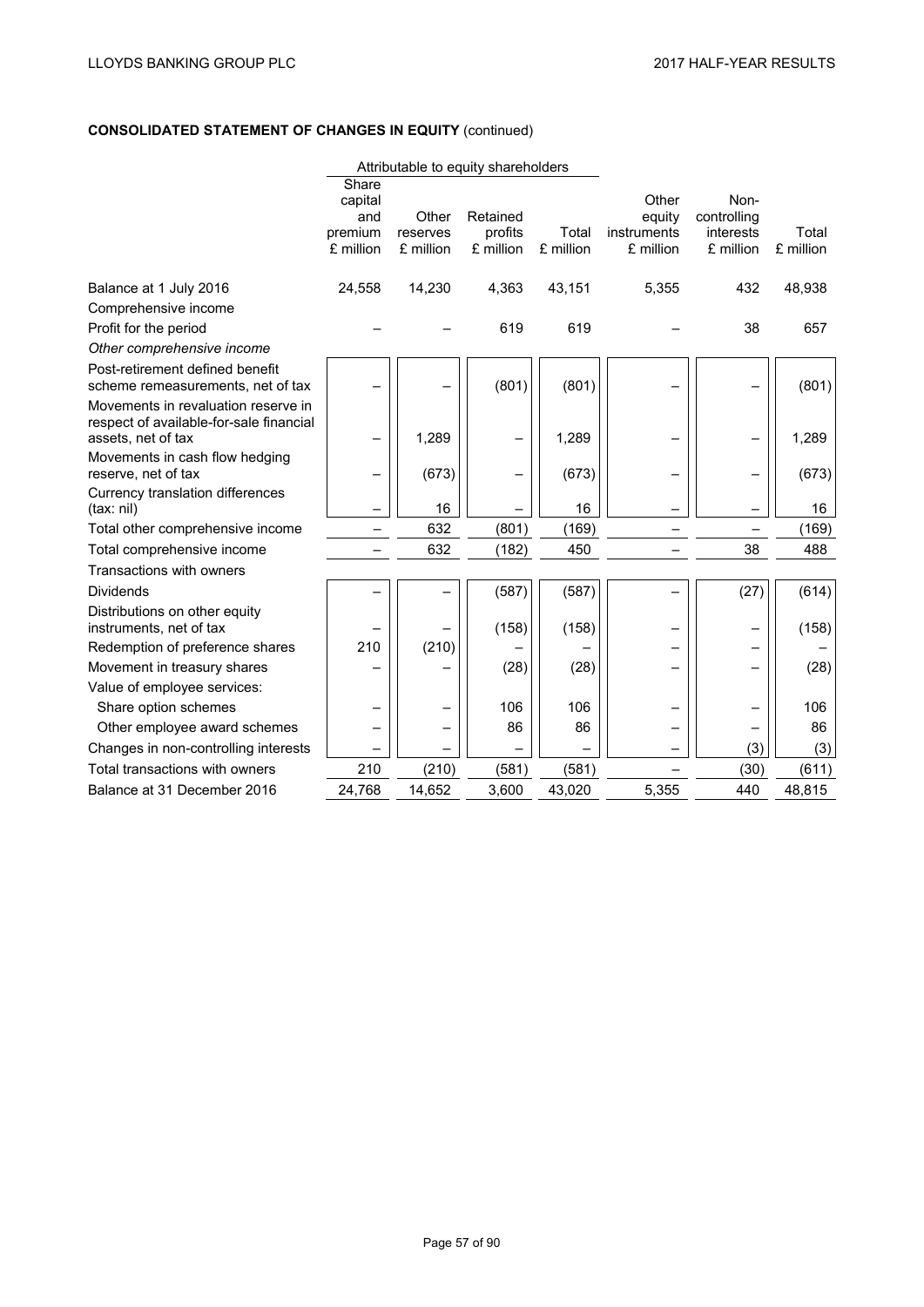## CONSOLIDATED STATEMENT OF CHANGES IN EQUITY (continued)

| | Attributable to equity shareholders | | | | | | |
|---|---|---|---|---|---|---|---|
| | Share capital and premium £ million | Other reserves £ million | Retained profits £ million | Total £ million | Other equity instruments £ million | Non-controlling interests £ million | Total £ million |
| Balance at 1 July 2016 | 24,558 | 14,230 | 4,363 | 43,151 | 5,355 | 432 | 48,938 |
| Comprehensive income | | | | | | | |
| Profit for the period | – | – | 619 | 619 | – | 38 | 657 |
| *Other comprehensive income* | | | | | | | |
| Post-retirement defined benefit scheme remeasurements, net of tax | – | – | (801) | (801) | – | – | (801) |
| Movements in revaluation reserve in respect of available-for-sale financial assets, net of tax | – | 1,289 | – | 1,289 | – | – | 1,289 |
| Movements in cash flow hedging reserve, net of tax | – | (673) | – | (673) | – | – | (673) |
| Currency translation differences (tax: nil) | – | 16 | – | 16 | – | – | 16 |
| Total other comprehensive income | – | 632 | (801) | (169) | – | – | (169) |
| Total comprehensive income | – | 632 | (182) | 450 | – | 38 | 488 |
| Transactions with owners | | | | | | | |
| Dividends | – | – | (587) | (587) | – | (27) | (614) |
| Distributions on other equity instruments, net of tax | – | – | (158) | (158) | – | – | (158) |
| Redemption of preference shares | 210 | (210) | – | – | – | – | – |
| Movement in treasury shares | – | – | (28) | (28) | – | – | (28) |
| Value of employee services: | | | | | | | |
| Share option schemes | – | – | 106 | 106 | – | – | 106 |
| Other employee award schemes | – | – | 86 | 86 | – | – | 86 |
| Changes in non-controlling interests | – | – | – | – | – | (3) | (3) |
| Total transactions with owners | 210 | (210) | (581) | (581) | – | (30) | (611) |
| Balance at 31 December 2016 | 24,768 | 14,652 | 3,600 | 43,020 | 5,355 | 440 | 48,815 |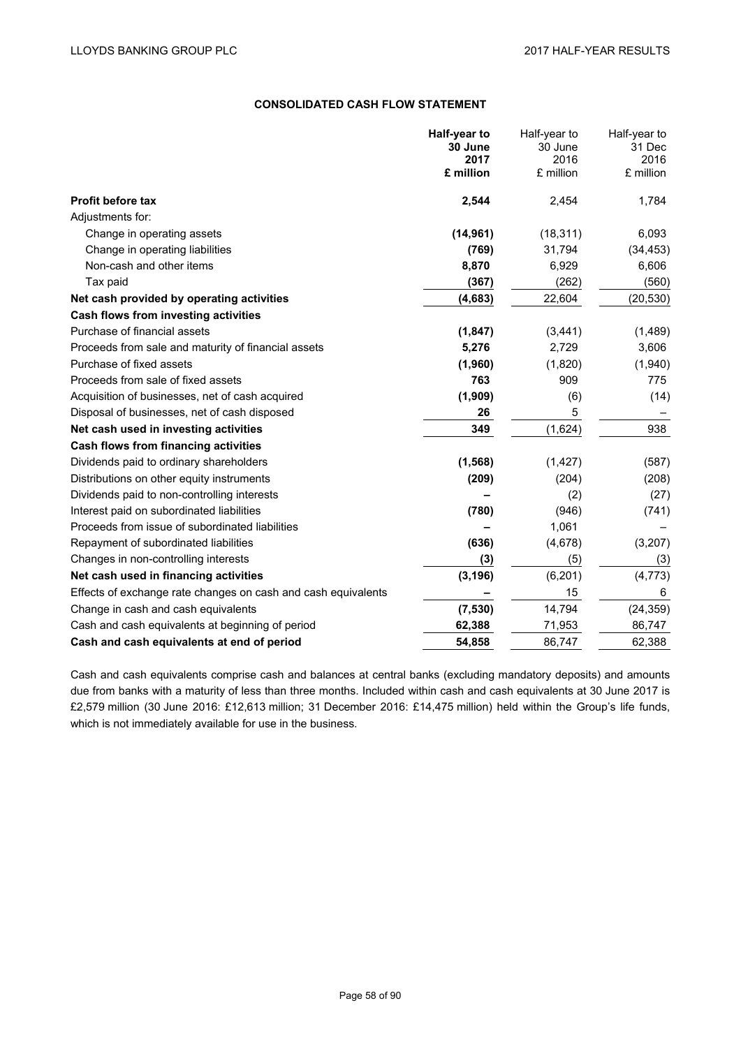## CONSOLIDATED CASH FLOW STATEMENT

| | **Half-year to 30 June 2017 £ million** | Half-year to 30 June 2016 £ million | Half-year to 31 Dec 2016 £ million |
|---|---|---|---|
| **Profit before tax** | **2,544** | 2,454 | 1,784 |
| Adjustments for: | | | |
| Change in operating assets | **(14,961)** | (18,311) | 6,093 |
| Change in operating liabilities | **(769)** | 31,794 | (34,453) |
| Non-cash and other items | **8,870** | 6,929 | 6,606 |
| Tax paid | **(367)** | (262) | (560) |
| **Net cash provided by operating activities** | **(4,683)** | 22,604 | (20,530) |
| **Cash flows from investing activities** | | | |
| Purchase of financial assets | **(1,847)** | (3,441) | (1,489) |
| Proceeds from sale and maturity of financial assets | **5,276** | 2,729 | 3,606 |
| Purchase of fixed assets | **(1,960)** | (1,820) | (1,940) |
| Proceeds from sale of fixed assets | **763** | 909 | 775 |
| Acquisition of businesses, net of cash acquired | **(1,909)** | (6) | (14) |
| Disposal of businesses, net of cash disposed | **26** | 5 | – |
| **Net cash used in investing activities** | **349** | (1,624) | 938 |
| **Cash flows from financing activities** | | | |
| Dividends paid to ordinary shareholders | **(1,568)** | (1,427) | (587) |
| Distributions on other equity instruments | **(209)** | (204) | (208) |
| Dividends paid to non-controlling interests | **–** | (2) | (27) |
| Interest paid on subordinated liabilities | **(780)** | (946) | (741) |
| Proceeds from issue of subordinated liabilities | **–** | 1,061 | – |
| Repayment of subordinated liabilities | **(636)** | (4,678) | (3,207) |
| Changes in non-controlling interests | **(3)** | (5) | (3) |
| **Net cash used in financing activities** | **(3,196)** | (6,201) | (4,773) |
| Effects of exchange rate changes on cash and cash equivalents | **–** | 15 | 6 |
| Change in cash and cash equivalents | **(7,530)** | 14,794 | (24,359) |
| Cash and cash equivalents at beginning of period | **62,388** | 71,953 | 86,747 |
| **Cash and cash equivalents at end of period** | **54,858** | 86,747 | 62,388 |

Cash and cash equivalents comprise cash and balances at central banks (excluding mandatory deposits) and amounts due from banks with a maturity of less than three months. Included within cash and cash equivalents at 30 June 2017 is £2,579 million (30 June 2016: £12,613 million; 31 December 2016: £14,475 million) held within the Group's life funds, which is not immediately available for use in the business.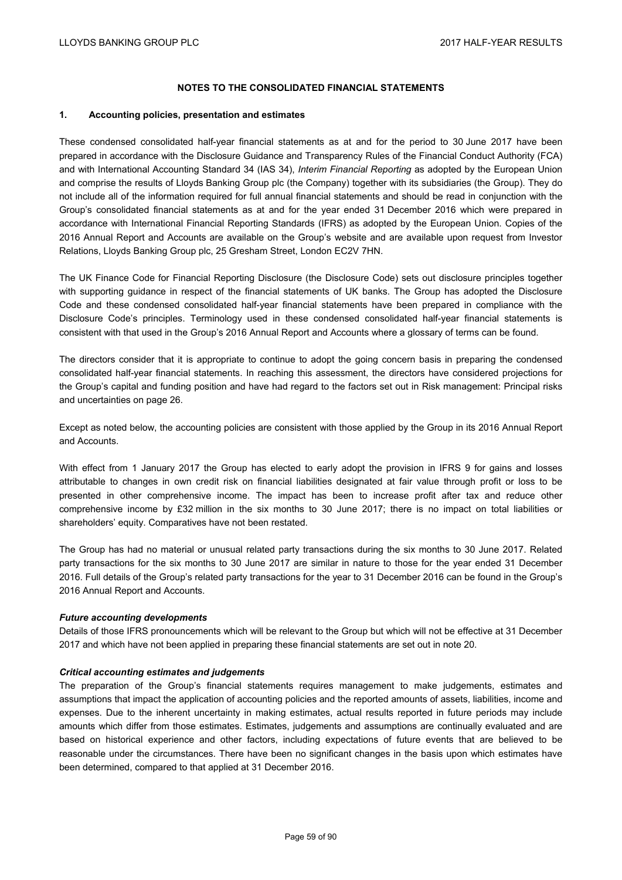## NOTES TO THE CONSOLIDATED FINANCIAL STATEMENTS

### 1. Accounting policies, presentation and estimates

These condensed consolidated half-year financial statements as at and for the period to 30 June 2017 have been prepared in accordance with the Disclosure Guidance and Transparency Rules of the Financial Conduct Authority (FCA) and with International Accounting Standard 34 (IAS 34), *Interim Financial Reporting* as adopted by the European Union and comprise the results of Lloyds Banking Group plc (the Company) together with its subsidiaries (the Group). They do not include all of the information required for full annual financial statements and should be read in conjunction with the Group's consolidated financial statements as at and for the year ended 31 December 2016 which were prepared in accordance with International Financial Reporting Standards (IFRS) as adopted by the European Union. Copies of the 2016 Annual Report and Accounts are available on the Group's website and are available upon request from Investor Relations, Lloyds Banking Group plc, 25 Gresham Street, London EC2V 7HN.

The UK Finance Code for Financial Reporting Disclosure (the Disclosure Code) sets out disclosure principles together with supporting guidance in respect of the financial statements of UK banks. The Group has adopted the Disclosure Code and these condensed consolidated half-year financial statements have been prepared in compliance with the Disclosure Code's principles. Terminology used in these condensed consolidated half-year financial statements is consistent with that used in the Group's 2016 Annual Report and Accounts where a glossary of terms can be found.

The directors consider that it is appropriate to continue to adopt the going concern basis in preparing the condensed consolidated half-year financial statements. In reaching this assessment, the directors have considered projections for the Group's capital and funding position and have had regard to the factors set out in Risk management: Principal risks and uncertainties on page 26.

Except as noted below, the accounting policies are consistent with those applied by the Group in its 2016 Annual Report and Accounts.

With effect from 1 January 2017 the Group has elected to early adopt the provision in IFRS 9 for gains and losses attributable to changes in own credit risk on financial liabilities designated at fair value through profit or loss to be presented in other comprehensive income. The impact has been to increase profit after tax and reduce other comprehensive income by £32 million in the six months to 30 June 2017; there is no impact on total liabilities or shareholders' equity. Comparatives have not been restated.

The Group has had no material or unusual related party transactions during the six months to 30 June 2017. Related party transactions for the six months to 30 June 2017 are similar in nature to those for the year ended 31 December 2016. Full details of the Group's related party transactions for the year to 31 December 2016 can be found in the Group's 2016 Annual Report and Accounts.

***Future accounting developments***

Details of those IFRS pronouncements which will be relevant to the Group but which will not be effective at 31 December 2017 and which have not been applied in preparing these financial statements are set out in note 20.

***Critical accounting estimates and judgements***

The preparation of the Group's financial statements requires management to make judgements, estimates and assumptions that impact the application of accounting policies and the reported amounts of assets, liabilities, income and expenses. Due to the inherent uncertainty in making estimates, actual results reported in future periods may include amounts which differ from those estimates. Estimates, judgements and assumptions are continually evaluated and are based on historical experience and other factors, including expectations of future events that are believed to be reasonable under the circumstances. There have been no significant changes in the basis upon which estimates have been determined, compared to that applied at 31 December 2016.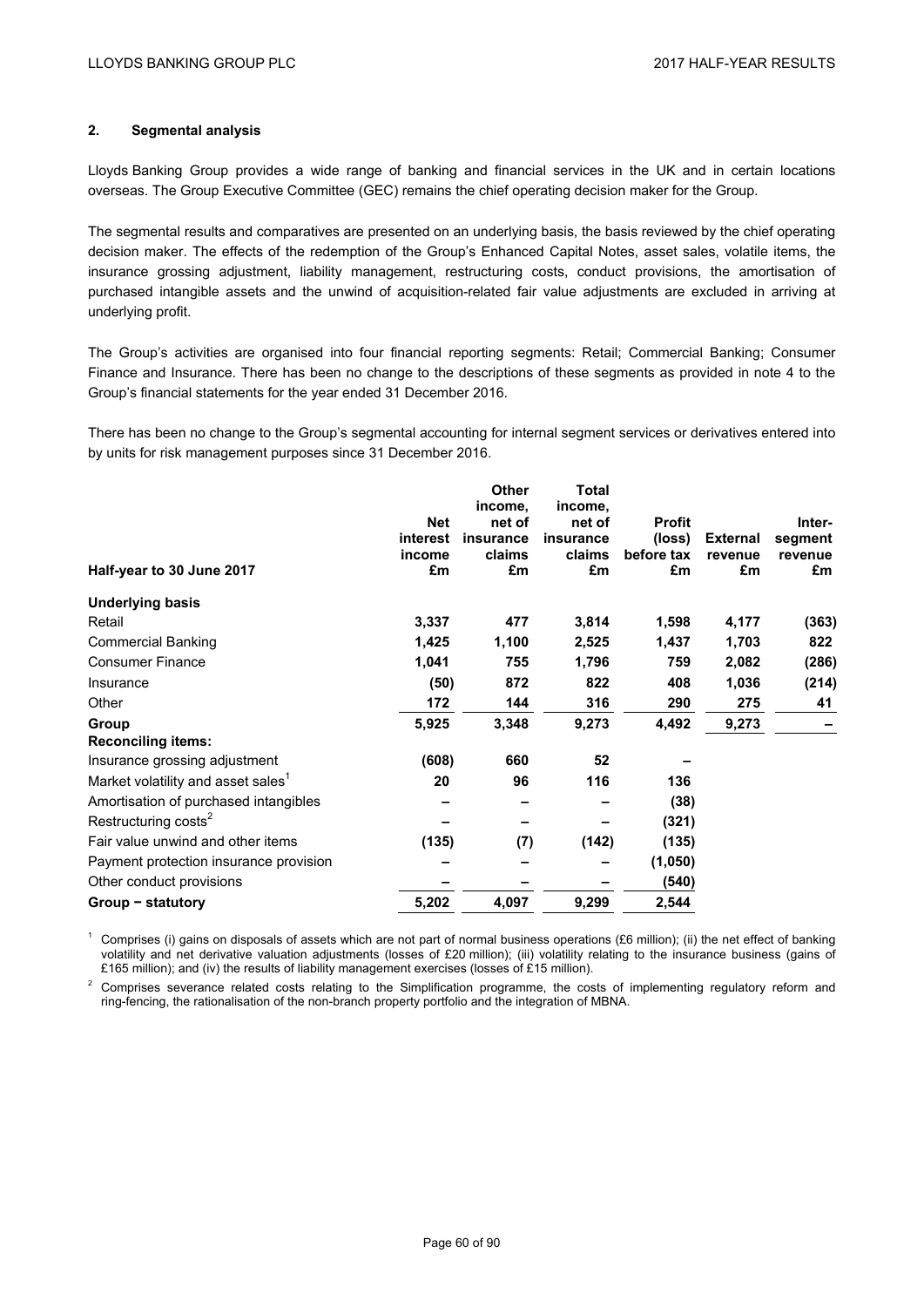## 2. Segmental analysis

Lloyds Banking Group provides a wide range of banking and financial services in the UK and in certain locations overseas. The Group Executive Committee (GEC) remains the chief operating decision maker for the Group.

The segmental results and comparatives are presented on an underlying basis, the basis reviewed by the chief operating decision maker. The effects of the redemption of the Group's Enhanced Capital Notes, asset sales, volatile items, the insurance grossing adjustment, liability management, restructuring costs, conduct provisions, the amortisation of purchased intangible assets and the unwind of acquisition-related fair value adjustments are excluded in arriving at underlying profit.

The Group's activities are organised into four financial reporting segments: Retail; Commercial Banking; Consumer Finance and Insurance. There has been no change to the descriptions of these segments as provided in note 4 to the Group's financial statements for the year ended 31 December 2016.

There has been no change to the Group's segmental accounting for internal segment services or derivatives entered into by units for risk management purposes since 31 December 2016.

| Half-year to 30 June 2017 | Net interest income £m | Other income, net of insurance claims £m | Total income, net of insurance claims £m | Profit (loss) before tax £m | External revenue £m | Inter-segment revenue £m |
|---|---|---|---|---|---|---|
| **Underlying basis** | | | | | | |
| Retail | **3,337** | **477** | **3,814** | **1,598** | **4,177** | **(363)** |
| Commercial Banking | **1,425** | **1,100** | **2,525** | **1,437** | **1,703** | **822** |
| Consumer Finance | **1,041** | **755** | **1,796** | **759** | **2,082** | **(286)** |
| Insurance | **(50)** | **872** | **822** | **408** | **1,036** | **(214)** |
| Other | **172** | **144** | **316** | **290** | **275** | **41** |
| **Group** | **5,925** | **3,348** | **9,273** | **4,492** | **9,273** | **–** |
| **Reconciling items:** | | | | | | |
| Insurance grossing adjustment | **(608)** | **660** | **52** | **–** | | |
| Market volatility and asset sales[1] | **20** | **96** | **116** | **136** | | |
| Amortisation of purchased intangibles | **–** | **–** | **–** | **(38)** | | |
| Restructuring costs[2] | **–** | **–** | **–** | **(321)** | | |
| Fair value unwind and other items | **(135)** | **(7)** | **(142)** | **(135)** | | |
| Payment protection insurance provision | **–** | **–** | **–** | **(1,050)** | | |
| Other conduct provisions | **–** | **–** | **–** | **(540)** | | |
| **Group – statutory** | **5,202** | **4,097** | **9,299** | **2,544** | | |

[1] Comprises (i) gains on disposals of assets which are not part of normal business operations (£6 million); (ii) the net effect of banking volatility and net derivative valuation adjustments (losses of £20 million); (iii) volatility relating to the insurance business (gains of £165 million); and (iv) the results of liability management exercises (losses of £15 million).

[2] Comprises severance related costs relating to the Simplification programme, the costs of implementing regulatory reform and ring-fencing, the rationalisation of the non-branch property portfolio and the integration of MBNA.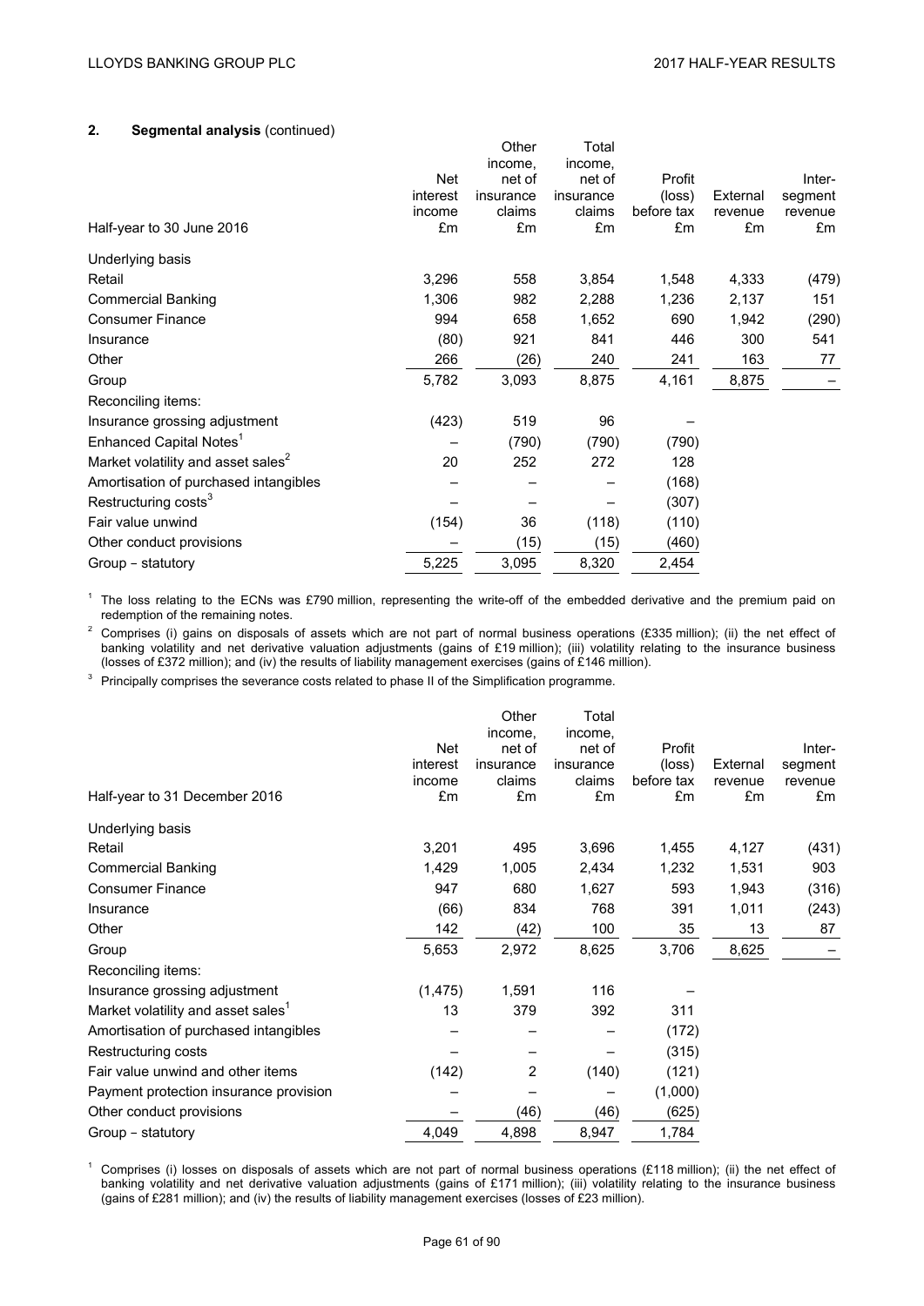## 2. Segmental analysis (continued)

| Half-year to 30 June 2016 | Net interest income £m | Other income, net of insurance claims £m | Total income, net of insurance claims £m | Profit (loss) before tax £m | External revenue £m | Inter-segment revenue £m |
|---|---|---|---|---|---|---|
| Underlying basis | | | | | | |
| Retail | 3,296 | 558 | 3,854 | 1,548 | 4,333 | (479) |
| Commercial Banking | 1,306 | 982 | 2,288 | 1,236 | 2,137 | 151 |
| Consumer Finance | 994 | 658 | 1,652 | 690 | 1,942 | (290) |
| Insurance | (80) | 921 | 841 | 446 | 300 | 541 |
| Other | 266 | (26) | 240 | 241 | 163 | 77 |
| Group | 5,782 | 3,093 | 8,875 | 4,161 | 8,875 | – |
| Reconciling items: | | | | | | |
| Insurance grossing adjustment | (423) | 519 | 96 | – | | |
| Enhanced Capital Notes[1] | – | (790) | (790) | (790) | | |
| Market volatility and asset sales[2] | 20 | 252 | 272 | 128 | | |
| Amortisation of purchased intangibles | – | – | – | (168) | | |
| Restructuring costs[3] | – | – | – | (307) | | |
| Fair value unwind | (154) | 36 | (118) | (110) | | |
| Other conduct provisions | – | (15) | (15) | (460) | | |
| Group – statutory | 5,225 | 3,095 | 8,320 | 2,454 | | |

[1] The loss relating to the ECNs was £790 million, representing the write-off of the embedded derivative and the premium paid on redemption of the remaining notes.

[2] Comprises (i) gains on disposals of assets which are not part of normal business operations (£335 million); (ii) the net effect of banking volatility and net derivative valuation adjustments (gains of £19 million); (iii) volatility relating to the insurance business (losses of £372 million); and (iv) the results of liability management exercises (gains of £146 million).

[3] Principally comprises the severance costs related to phase II of the Simplification programme.

| Half-year to 31 December 2016 | Net interest income £m | Other income, net of insurance claims £m | Total income, net of insurance claims £m | Profit (loss) before tax £m | External revenue £m | Inter-segment revenue £m |
|---|---|---|---|---|---|---|
| Underlying basis | | | | | | |
| Retail | 3,201 | 495 | 3,696 | 1,455 | 4,127 | (431) |
| Commercial Banking | 1,429 | 1,005 | 2,434 | 1,232 | 1,531 | 903 |
| Consumer Finance | 947 | 680 | 1,627 | 593 | 1,943 | (316) |
| Insurance | (66) | 834 | 768 | 391 | 1,011 | (243) |
| Other | 142 | (42) | 100 | 35 | 13 | 87 |
| Group | 5,653 | 2,972 | 8,625 | 3,706 | 8,625 | – |
| Reconciling items: | | | | | | |
| Insurance grossing adjustment | (1,475) | 1,591 | 116 | – | | |
| Market volatility and asset sales[1] | 13 | 379 | 392 | 311 | | |
| Amortisation of purchased intangibles | – | – | – | (172) | | |
| Restructuring costs | – | – | – | (315) | | |
| Fair value unwind and other items | (142) | 2 | (140) | (121) | | |
| Payment protection insurance provision | – | – | – | (1,000) | | |
| Other conduct provisions | – | (46) | (46) | (625) | | |
| Group – statutory | 4,049 | 4,898 | 8,947 | 1,784 | | |

[1] Comprises (i) losses on disposals of assets which are not part of normal business operations (£118 million); (ii) the net effect of banking volatility and net derivative valuation adjustments (gains of £171 million); (iii) volatility relating to the insurance business (gains of £281 million); and (iv) the results of liability management exercises (losses of £23 million).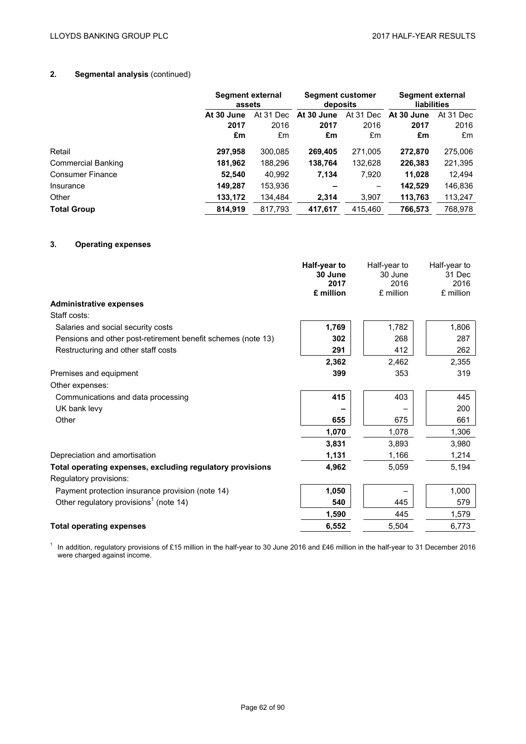## 2. Segmental analysis (continued)

| | Segment external assets | | Segment customer deposits | | Segment external liabilities | |
|---|---|---|---|---|---|---|
| | **At 30 June 2017 £m** | At 31 Dec 2016 £m | **At 30 June 2017 £m** | At 31 Dec 2016 £m | **At 30 June 2017 £m** | At 31 Dec 2016 £m |
| Retail | **297,958** | 300,085 | **269,405** | 271,005 | **272,870** | 275,006 |
| Commercial Banking | **181,962** | 188,296 | **138,764** | 132,628 | **226,383** | 221,395 |
| Consumer Finance | **52,540** | 40,992 | **7,134** | 7,920 | **11,028** | 12,494 |
| Insurance | **149,287** | 153,936 | **–** | – | **142,529** | 146,836 |
| Other | **133,172** | 134,484 | **2,314** | 3,907 | **113,763** | 113,247 |
| **Total Group** | **814,919** | 817,793 | **417,617** | 415,460 | **766,573** | 768,978 |

## 3. Operating expenses

| | **Half-year to 30 June 2017 £ million** | Half-year to 30 June 2016 £ million | Half-year to 31 Dec 2016 £ million |
|---|---|---|---|
| **Administrative expenses** | | | |
| Staff costs: | | | |
| Salaries and social security costs | **1,769** | 1,782 | 1,806 |
| Pensions and other post-retirement benefit schemes (note 13) | **302** | 268 | 287 |
| Restructuring and other staff costs | **291** | 412 | 262 |
| | **2,362** | 2,462 | 2,355 |
| Premises and equipment | **399** | 353 | 319 |
| Other expenses: | | | |
| Communications and data processing | **415** | 403 | 445 |
| UK bank levy | **–** | – | 200 |
| Other | **655** | 675 | 661 |
| | **1,070** | 1,078 | 1,306 |
| | **3,831** | 3,893 | 3,980 |
| Depreciation and amortisation | **1,131** | 1,166 | 1,214 |
| **Total operating expenses, excluding regulatory provisions** | **4,962** | 5,059 | 5,194 |
| Regulatory provisions: | | | |
| Payment protection insurance provision (note 14) | **1,050** | – | 1,000 |
| Other regulatory provisions[1] (note 14) | **540** | 445 | 579 |
| | **1,590** | 445 | 1,579 |
| **Total operating expenses** | **6,552** | 5,504 | 6,773 |

[1] In addition, regulatory provisions of £15 million in the half-year to 30 June 2016 and £46 million in the half-year to 31 December 2016 were charged against income.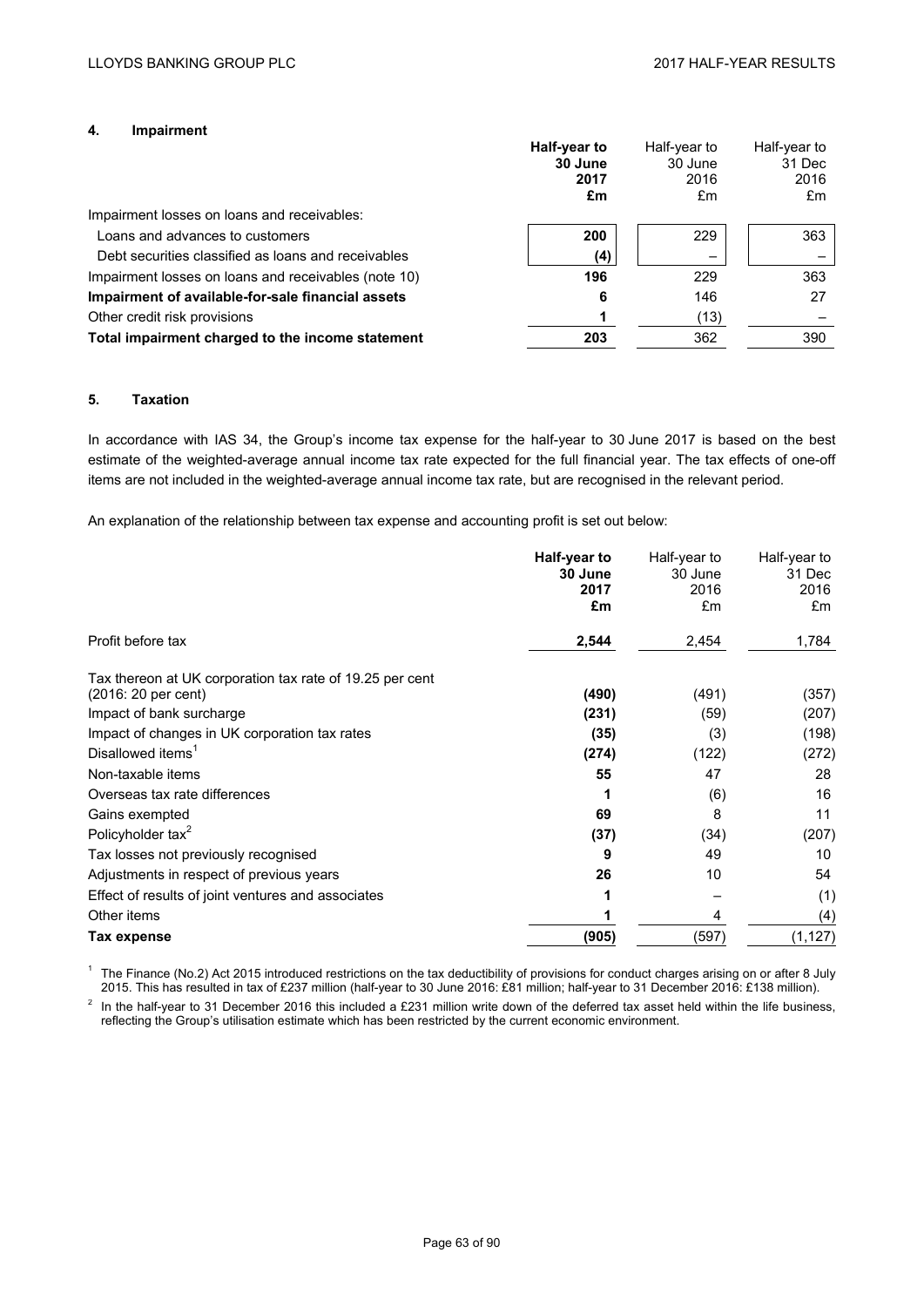## 4. Impairment

| | **Half-year to 30 June 2017 £m** | Half-year to 30 June 2016 £m | Half-year to 31 Dec 2016 £m |
|---|---|---|---|
| Impairment losses on loans and receivables: | | | |
| Loans and advances to customers | **200** | 229 | 363 |
| Debt securities classified as loans and receivables | **(4)** | – | – |
| Impairment losses on loans and receivables (note 10) | **196** | 229 | 363 |
| **Impairment of available-for-sale financial assets** | **6** | 146 | 27 |
| Other credit risk provisions | **1** | (13) | – |
| **Total impairment charged to the income statement** | **203** | 362 | 390 |

## 5. Taxation

In accordance with IAS 34, the Group's income tax expense for the half-year to 30 June 2017 is based on the best estimate of the weighted-average annual income tax rate expected for the full financial year. The tax effects of one-off items are not included in the weighted-average annual income tax rate, but are recognised in the relevant period.

An explanation of the relationship between tax expense and accounting profit is set out below:

| | **Half-year to 30 June 2017 £m** | Half-year to 30 June 2016 £m | Half-year to 31 Dec 2016 £m |
|---|---|---|---|
| Profit before tax | **2,544** | 2,454 | 1,784 |
| Tax thereon at UK corporation tax rate of 19.25 per cent (2016: 20 per cent) | **(490)** | (491) | (357) |
| Impact of bank surcharge | **(231)** | (59) | (207) |
| Impact of changes in UK corporation tax rates | **(35)** | (3) | (198) |
| Disallowed items[1] | **(274)** | (122) | (272) |
| Non-taxable items | **55** | 47 | 28 |
| Overseas tax rate differences | **1** | (6) | 16 |
| Gains exempted | **69** | 8 | 11 |
| Policyholder tax[2] | **(37)** | (34) | (207) |
| Tax losses not previously recognised | **9** | 49 | 10 |
| Adjustments in respect of previous years | **26** | 10 | 54 |
| Effect of results of joint ventures and associates | **1** | – | (1) |
| Other items | **1** | 4 | (4) |
| **Tax expense** | **(905)** | (597) | (1,127) |

[1] The Finance (No.2) Act 2015 introduced restrictions on the tax deductibility of provisions for conduct charges arising on or after 8 July 2015. This has resulted in tax of £237 million (half-year to 30 June 2016: £81 million; half-year to 31 December 2016: £138 million).

[2] In the half-year to 31 December 2016 this included a £231 million write down of the deferred tax asset held within the life business, reflecting the Group's utilisation estimate which has been restricted by the current economic environment.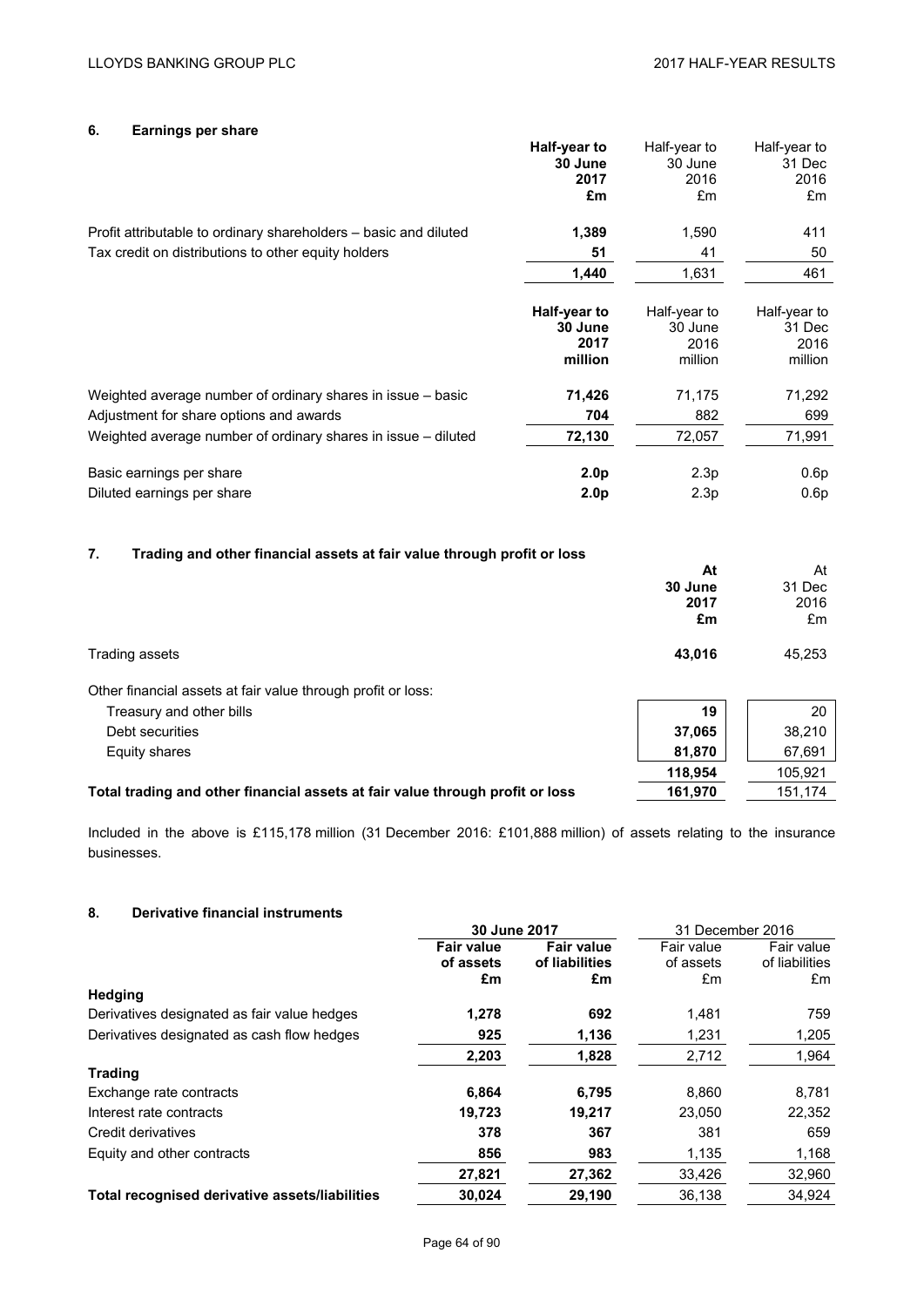## 6. Earnings per share

| | **Half-year to 30 June 2017 £m** | Half-year to 30 June 2016 £m | Half-year to 31 Dec 2016 £m |
|---|---|---|---|
| Profit attributable to ordinary shareholders – basic and diluted | **1,389** | 1,590 | 411 |
| Tax credit on distributions to other equity holders | **51** | 41 | 50 |
| | **1,440** | 1,631 | 461 |

| | **Half-year to 30 June 2017 million** | Half-year to 30 June 2016 million | Half-year to 31 Dec 2016 million |
|---|---|---|---|
| Weighted average number of ordinary shares in issue – basic | **71,426** | 71,175 | 71,292 |
| Adjustment for share options and awards | **704** | 882 | 699 |
| Weighted average number of ordinary shares in issue – diluted | **72,130** | 72,057 | 71,991 |
| Basic earnings per share | **2.0p** | 2.3p | 0.6p |
| Diluted earnings per share | **2.0p** | 2.3p | 0.6p |

## 7. Trading and other financial assets at fair value through profit or loss

| | **At 30 June 2017 £m** | At 31 Dec 2016 £m |
|---|---|---|
| Trading assets | **43,016** | 45,253 |
| Other financial assets at fair value through profit or loss: | | |
| Treasury and other bills | **19** | 20 |
| Debt securities | **37,065** | 38,210 |
| Equity shares | **81,870** | 67,691 |
| | **118,954** | 105,921 |
| **Total trading and other financial assets at fair value through profit or loss** | **161,970** | 151,174 |

Included in the above is £115,178 million (31 December 2016: £101,888 million) of assets relating to the insurance businesses.

## 8. Derivative financial instruments

| | **30 June 2017** | | 31 December 2016 | |
|---|---|---|---|---|
| | **Fair value of assets £m** | **Fair value of liabilities £m** | Fair value of assets £m | Fair value of liabilities £m |
| **Hedging** | | | | |
| Derivatives designated as fair value hedges | **1,278** | **692** | 1,481 | 759 |
| Derivatives designated as cash flow hedges | **925** | **1,136** | 1,231 | 1,205 |
| | **2,203** | **1,828** | 2,712 | 1,964 |
| **Trading** | | | | |
| Exchange rate contracts | **6,864** | **6,795** | 8,860 | 8,781 |
| Interest rate contracts | **19,723** | **19,217** | 23,050 | 22,352 |
| Credit derivatives | **378** | **367** | 381 | 659 |
| Equity and other contracts | **856** | **983** | 1,135 | 1,168 |
| | **27,821** | **27,362** | 33,426 | 32,960 |
| **Total recognised derivative assets/liabilities** | **30,024** | **29,190** | 36,138 | 34,924 |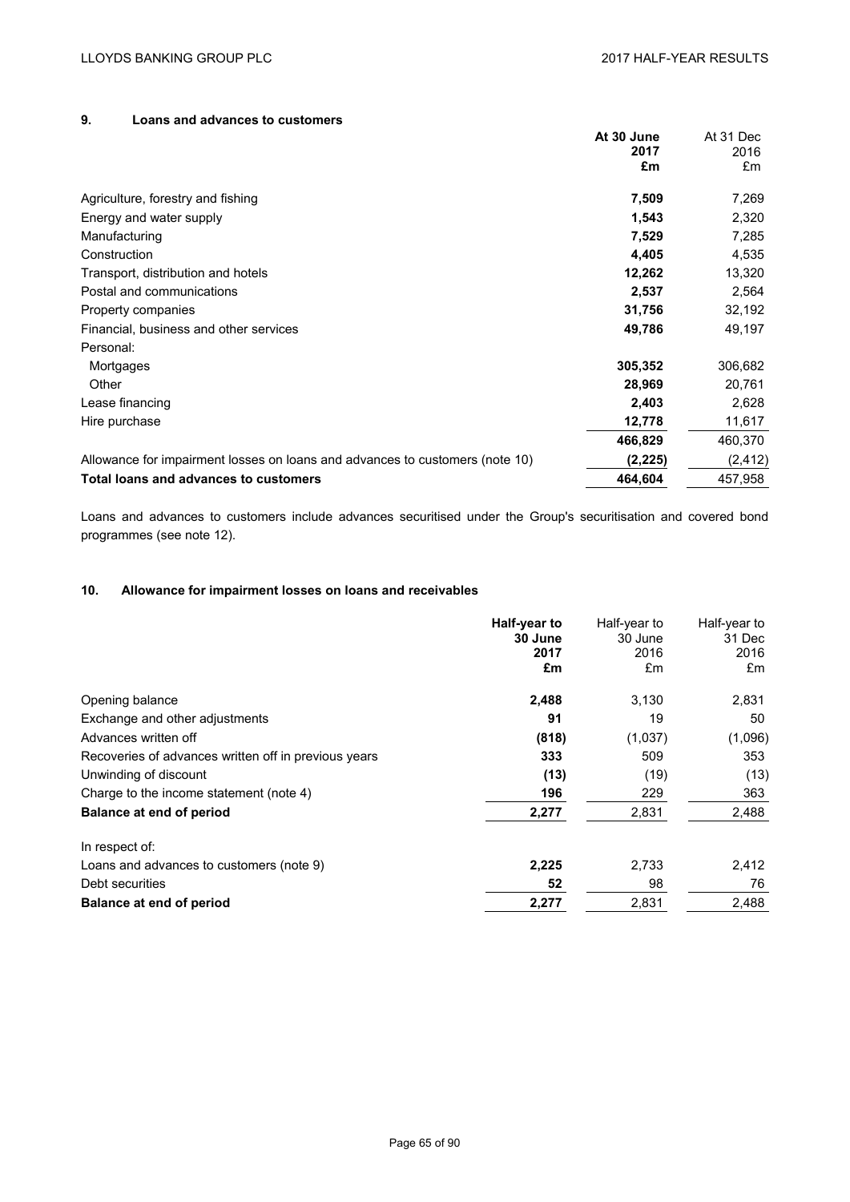## 9. Loans and advances to customers

| | At 30 June 2017 £m | At 31 Dec 2016 £m |
|---|---|---|
| Agriculture, forestry and fishing | **7,509** | 7,269 |
| Energy and water supply | **1,543** | 2,320 |
| Manufacturing | **7,529** | 7,285 |
| Construction | **4,405** | 4,535 |
| Transport, distribution and hotels | **12,262** | 13,320 |
| Postal and communications | **2,537** | 2,564 |
| Property companies | **31,756** | 32,192 |
| Financial, business and other services | **49,786** | 49,197 |
| Personal: | | |
| Mortgages | **305,352** | 306,682 |
| Other | **28,969** | 20,761 |
| Lease financing | **2,403** | 2,628 |
| Hire purchase | **12,778** | 11,617 |
| | **466,829** | 460,370 |
| Allowance for impairment losses on loans and advances to customers (note 10) | **(2,225)** | (2,412) |
| **Total loans and advances to customers** | **464,604** | 457,958 |

Loans and advances to customers include advances securitised under the Group's securitisation and covered bond programmes (see note 12).

## 10. Allowance for impairment losses on loans and receivables

| | Half-year to 30 June 2017 £m | Half-year to 30 June 2016 £m | Half-year to 31 Dec 2016 £m |
|---|---|---|---|
| Opening balance | **2,488** | 3,130 | 2,831 |
| Exchange and other adjustments | **91** | 19 | 50 |
| Advances written off | **(818)** | (1,037) | (1,096) |
| Recoveries of advances written off in previous years | **333** | 509 | 353 |
| Unwinding of discount | **(13)** | (19) | (13) |
| Charge to the income statement (note 4) | **196** | 229 | 363 |
| **Balance at end of period** | **2,277** | 2,831 | 2,488 |
| In respect of: | | | |
| Loans and advances to customers (note 9) | **2,225** | 2,733 | 2,412 |
| Debt securities | **52** | 98 | 76 |
| **Balance at end of period** | **2,277** | 2,831 | 2,488 |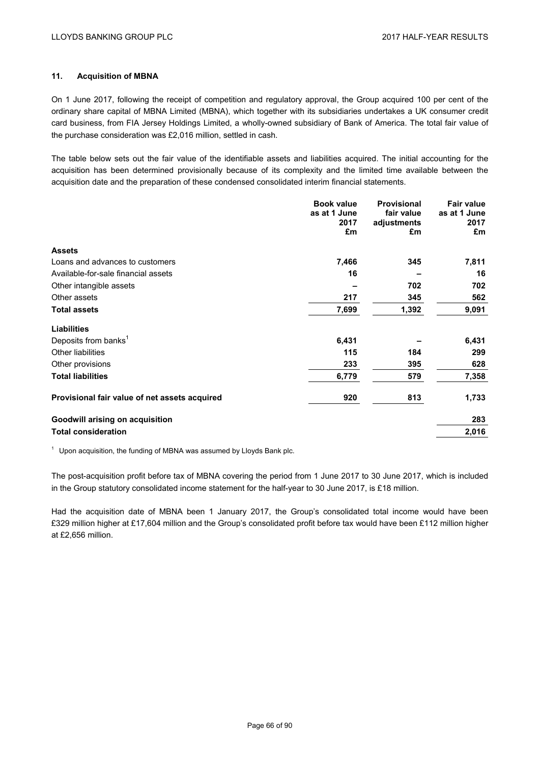## 11. Acquisition of MBNA

On 1 June 2017, following the receipt of competition and regulatory approval, the Group acquired 100 per cent of the ordinary share capital of MBNA Limited (MBNA), which together with its subsidiaries undertakes a UK consumer credit card business, from FIA Jersey Holdings Limited, a wholly-owned subsidiary of Bank of America. The total fair value of the purchase consideration was £2,016 million, settled in cash.

The table below sets out the fair value of the identifiable assets and liabilities acquired. The initial accounting for the acquisition has been determined provisionally because of its complexity and the limited time available between the acquisition date and the preparation of these condensed consolidated interim financial statements.

| | Book value as at 1 June 2017 £m | Provisional fair value adjustments £m | Fair value as at 1 June 2017 £m |
|---|---|---|---|
| **Assets** | | | |
| Loans and advances to customers | **7,466** | **345** | **7,811** |
| Available-for-sale financial assets | **16** | **–** | **16** |
| Other intangible assets | **–** | **702** | **702** |
| Other assets | **217** | **345** | **562** |
| **Total assets** | **7,699** | **1,392** | **9,091** |
| **Liabilities** | | | |
| Deposits from banks[1] | **6,431** | **–** | **6,431** |
| Other liabilities | **115** | **184** | **299** |
| Other provisions | **233** | **395** | **628** |
| **Total liabilities** | **6,779** | **579** | **7,358** |
| **Provisional fair value of net assets acquired** | **920** | **813** | **1,733** |
| **Goodwill arising on acquisition** | | | **283** |
| **Total consideration** | | | **2,016** |

[1] Upon acquisition, the funding of MBNA was assumed by Lloyds Bank plc.

The post-acquisition profit before tax of MBNA covering the period from 1 June 2017 to 30 June 2017, which is included in the Group statutory consolidated income statement for the half-year to 30 June 2017, is £18 million.

Had the acquisition date of MBNA been 1 January 2017, the Group's consolidated total income would have been £329 million higher at £17,604 million and the Group's consolidated profit before tax would have been £112 million higher at £2,656 million.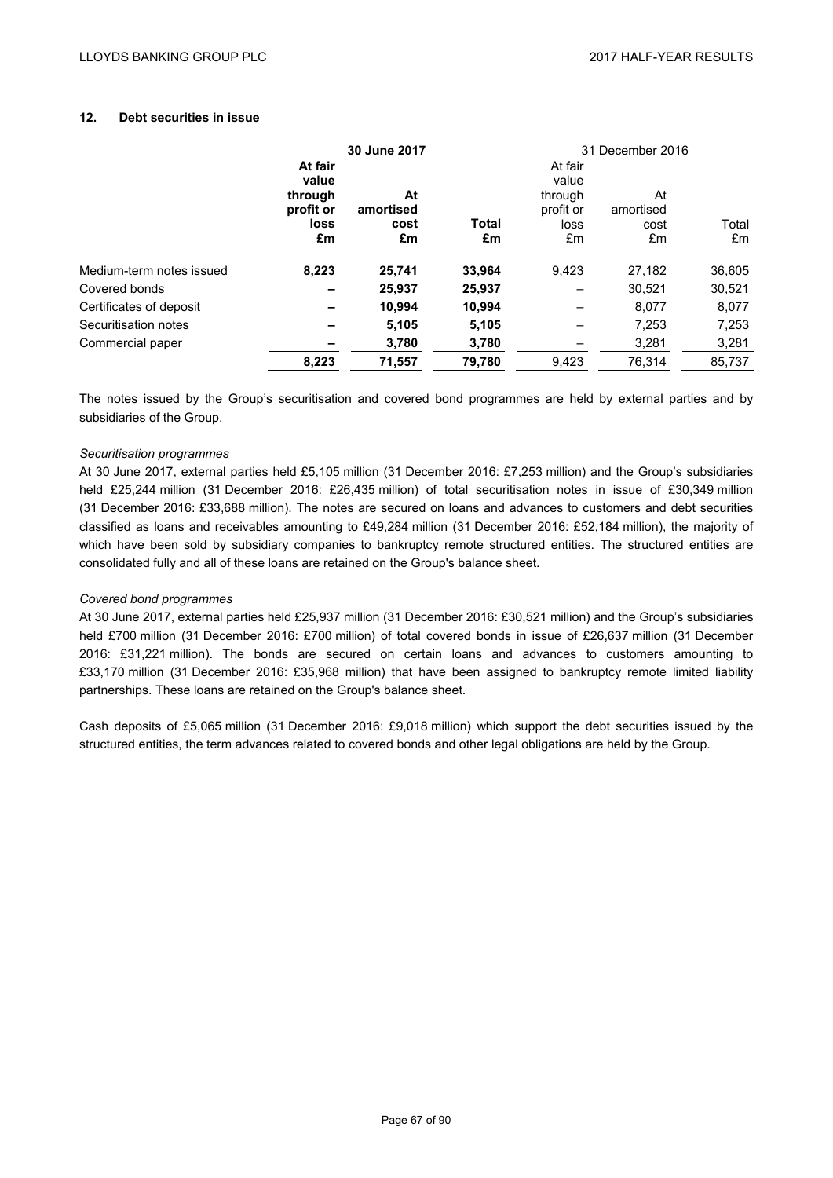## 12. Debt securities in issue

| | 30 June 2017 | | | 31 December 2016 | | |
|---|---|---|---|---|---|---|
| | **At fair value through profit or loss £m** | **At amortised cost £m** | **Total £m** | At fair value through profit or loss £m | At amortised cost £m | Total £m |
| Medium-term notes issued | **8,223** | **25,741** | **33,964** | 9,423 | 27,182 | 36,605 |
| Covered bonds | **–** | **25,937** | **25,937** | – | 30,521 | 30,521 |
| Certificates of deposit | **–** | **10,994** | **10,994** | – | 8,077 | 8,077 |
| Securitisation notes | **–** | **5,105** | **5,105** | – | 7,253 | 7,253 |
| Commercial paper | **–** | **3,780** | **3,780** | – | 3,281 | 3,281 |
| | **8,223** | **71,557** | **79,780** | 9,423 | 76,314 | 85,737 |

The notes issued by the Group's securitisation and covered bond programmes are held by external parties and by subsidiaries of the Group.

*Securitisation programmes*

At 30 June 2017, external parties held £5,105 million (31 December 2016: £7,253 million) and the Group's subsidiaries held £25,244 million (31 December 2016: £26,435 million) of total securitisation notes in issue of £30,349 million (31 December 2016: £33,688 million). The notes are secured on loans and advances to customers and debt securities classified as loans and receivables amounting to £49,284 million (31 December 2016: £52,184 million), the majority of which have been sold by subsidiary companies to bankruptcy remote structured entities. The structured entities are consolidated fully and all of these loans are retained on the Group's balance sheet.

*Covered bond programmes*

At 30 June 2017, external parties held £25,937 million (31 December 2016: £30,521 million) and the Group's subsidiaries held £700 million (31 December 2016: £700 million) of total covered bonds in issue of £26,637 million (31 December 2016: £31,221 million). The bonds are secured on certain loans and advances to customers amounting to £33,170 million (31 December 2016: £35,968 million) that have been assigned to bankruptcy remote limited liability partnerships. These loans are retained on the Group's balance sheet.

Cash deposits of £5,065 million (31 December 2016: £9,018 million) which support the debt securities issued by the structured entities, the term advances related to covered bonds and other legal obligations are held by the Group.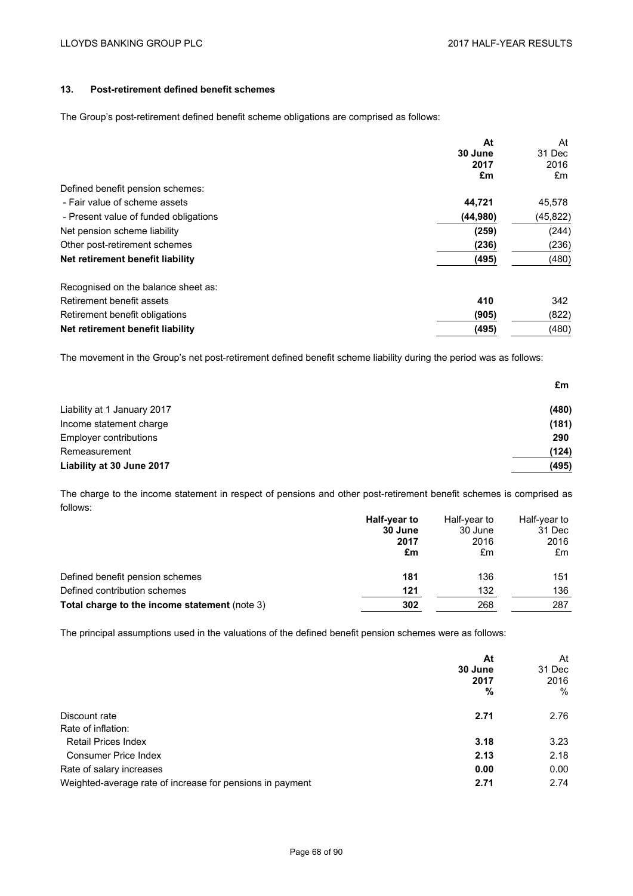## 13. Post-retirement defined benefit schemes

The Group's post-retirement defined benefit scheme obligations are comprised as follows:

| | **At 30 June 2017 £m** | At 31 Dec 2016 £m |
|---|---|---|
| Defined benefit pension schemes: | | |
| - Fair value of scheme assets | **44,721** | 45,578 |
| - Present value of funded obligations | **(44,980)** | (45,822) |
| Net pension scheme liability | **(259)** | (244) |
| Other post-retirement schemes | **(236)** | (236) |
| **Net retirement benefit liability** | **(495)** | (480) |
| Recognised on the balance sheet as: | | |
| Retirement benefit assets | **410** | 342 |
| Retirement benefit obligations | **(905)** | (822) |
| **Net retirement benefit liability** | **(495)** | (480) |

The movement in the Group's net post-retirement defined benefit scheme liability during the period was as follows:

| | **£m** |
|---|---|
| Liability at 1 January 2017 | **(480)** |
| Income statement charge | **(181)** |
| Employer contributions | **290** |
| Remeasurement | **(124)** |
| **Liability at 30 June 2017** | **(495)** |

The charge to the income statement in respect of pensions and other post-retirement benefit schemes is comprised as follows:

| | **Half-year to 30 June 2017 £m** | Half-year to 30 June 2016 £m | Half-year to 31 Dec 2016 £m |
|---|---|---|---|
| Defined benefit pension schemes | **181** | 136 | 151 |
| Defined contribution schemes | **121** | 132 | 136 |
| **Total charge to the income statement** (note 3) | **302** | 268 | 287 |

The principal assumptions used in the valuations of the defined benefit pension schemes were as follows:

| | **At 30 June 2017 %** | At 31 Dec 2016 % |
|---|---|---|
| Discount rate | **2.71** | 2.76 |
| Rate of inflation: | | |
| Retail Prices Index | **3.18** | 3.23 |
| Consumer Price Index | **2.13** | 2.18 |
| Rate of salary increases | **0.00** | 0.00 |
| Weighted-average rate of increase for pensions in payment | **2.71** | 2.74 |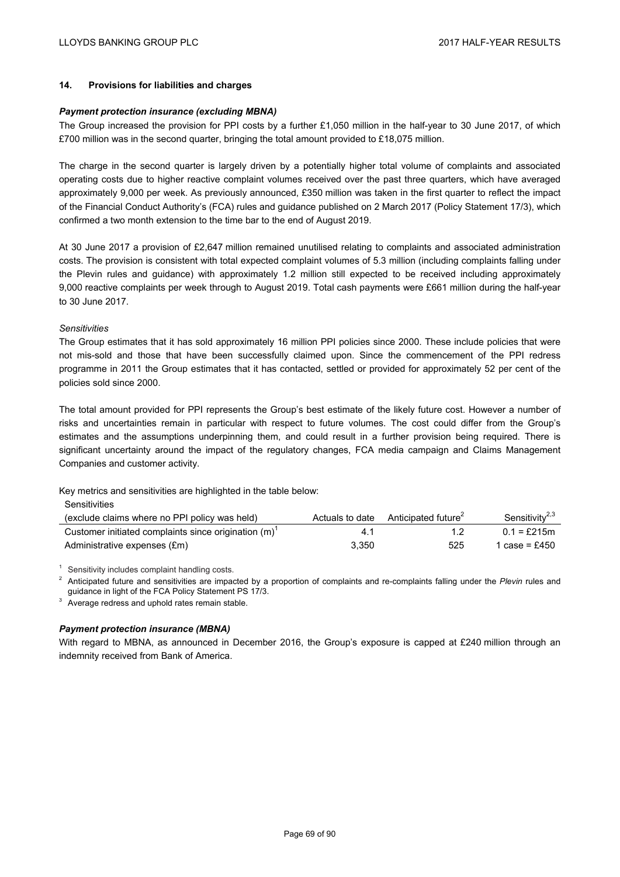## 14. Provisions for liabilities and charges

***Payment protection insurance (excluding MBNA)***

The Group increased the provision for PPI costs by a further £1,050 million in the half-year to 30 June 2017, of which £700 million was in the second quarter, bringing the total amount provided to £18,075 million.

The charge in the second quarter is largely driven by a potentially higher total volume of complaints and associated operating costs due to higher reactive complaint volumes received over the past three quarters, which have averaged approximately 9,000 per week. As previously announced, £350 million was taken in the first quarter to reflect the impact of the Financial Conduct Authority's (FCA) rules and guidance published on 2 March 2017 (Policy Statement 17/3), which confirmed a two month extension to the time bar to the end of August 2019.

At 30 June 2017 a provision of £2,647 million remained unutilised relating to complaints and associated administration costs. The provision is consistent with total expected complaint volumes of 5.3 million (including complaints falling under the Plevin rules and guidance) with approximately 1.2 million still expected to be received including approximately 9,000 reactive complaints per week through to August 2019. Total cash payments were £661 million during the half-year to 30 June 2017.

*Sensitivities*

The Group estimates that it has sold approximately 16 million PPI policies since 2000. These include policies that were not mis-sold and those that have been successfully claimed upon. Since the commencement of the PPI redress programme in 2011 the Group estimates that it has contacted, settled or provided for approximately 52 per cent of the policies sold since 2000.

The total amount provided for PPI represents the Group's best estimate of the likely future cost. However a number of risks and uncertainties remain in particular with respect to future volumes. The cost could differ from the Group's estimates and the assumptions underpinning them, and could result in a further provision being required. There is significant uncertainty around the impact of the regulatory changes, FCA media campaign and Claims Management Companies and customer activity.

Key metrics and sensitivities are highlighted in the table below:

| Sensitivities<br>(exclude claims where no PPI policy was held) | Actuals to date | Anticipated future[2] | Sensitivity[2,3] |
|---|---|---|---|
| Customer initiated complaints since origination (m)[1] | 4.1 | 1.2 | 0.1 = £215m |
| Administrative expenses (£m) | 3,350 | 525 | 1 case = £450 |

[1] Sensitivity includes complaint handling costs.

[2] Anticipated future and sensitivities are impacted by a proportion of complaints and re-complaints falling under the *Plevin* rules and guidance in light of the FCA Policy Statement PS 17/3.

[3] Average redress and uphold rates remain stable.

***Payment protection insurance (MBNA)***

With regard to MBNA, as announced in December 2016, the Group's exposure is capped at £240 million through an indemnity received from Bank of America.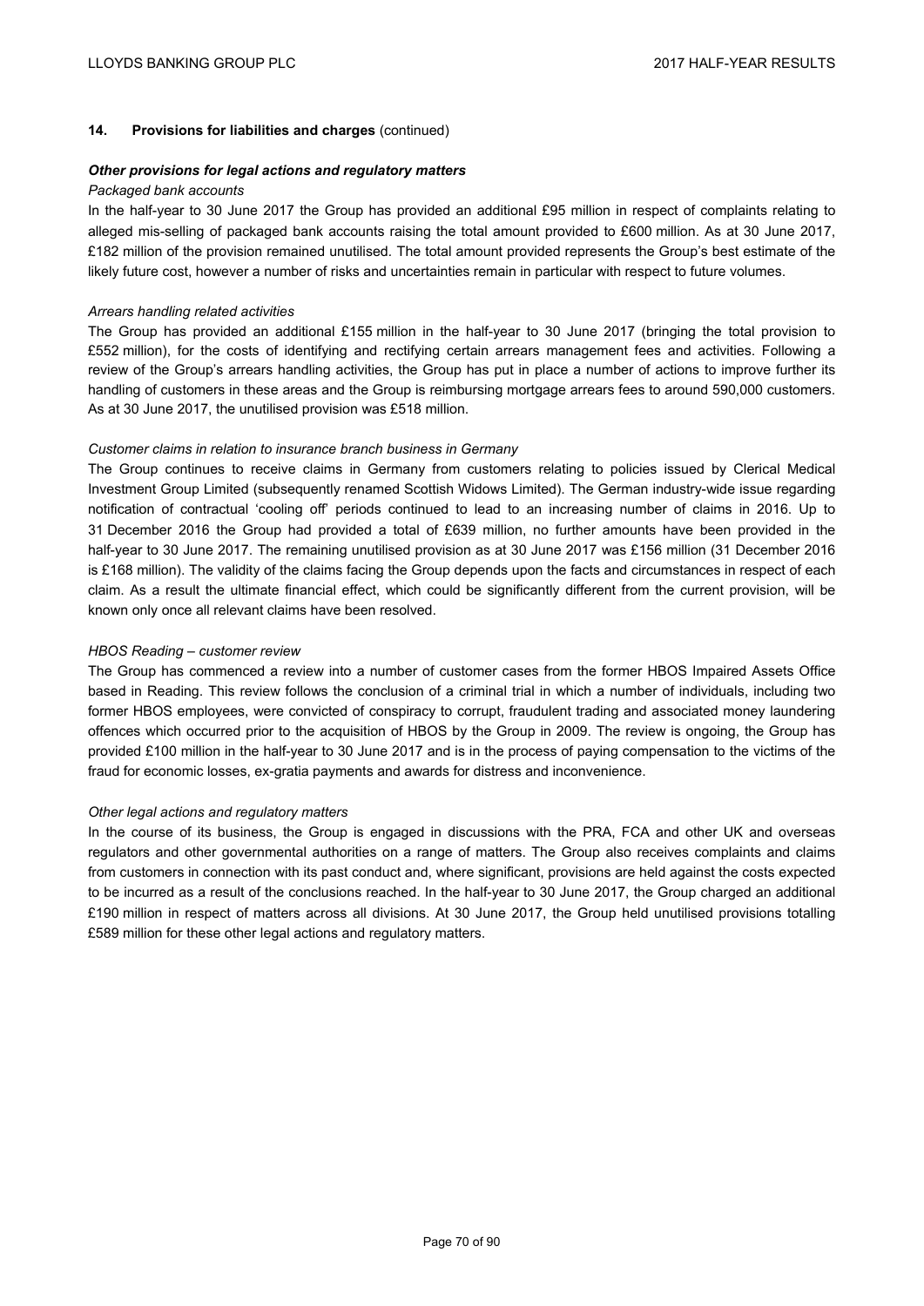### 14. Provisions for liabilities and charges (continued)

***Other provisions for legal actions and regulatory matters***

*Packaged bank accounts*

In the half-year to 30 June 2017 the Group has provided an additional £95 million in respect of complaints relating to alleged mis-selling of packaged bank accounts raising the total amount provided to £600 million. As at 30 June 2017, £182 million of the provision remained unutilised. The total amount provided represents the Group's best estimate of the likely future cost, however a number of risks and uncertainties remain in particular with respect to future volumes.

*Arrears handling related activities*

The Group has provided an additional £155 million in the half-year to 30 June 2017 (bringing the total provision to £552 million), for the costs of identifying and rectifying certain arrears management fees and activities. Following a review of the Group's arrears handling activities, the Group has put in place a number of actions to improve further its handling of customers in these areas and the Group is reimbursing mortgage arrears fees to around 590,000 customers. As at 30 June 2017, the unutilised provision was £518 million.

*Customer claims in relation to insurance branch business in Germany*

The Group continues to receive claims in Germany from customers relating to policies issued by Clerical Medical Investment Group Limited (subsequently renamed Scottish Widows Limited). The German industry-wide issue regarding notification of contractual 'cooling off' periods continued to lead to an increasing number of claims in 2016. Up to 31 December 2016 the Group had provided a total of £639 million, no further amounts have been provided in the half-year to 30 June 2017. The remaining unutilised provision as at 30 June 2017 was £156 million (31 December 2016 is £168 million). The validity of the claims facing the Group depends upon the facts and circumstances in respect of each claim. As a result the ultimate financial effect, which could be significantly different from the current provision, will be known only once all relevant claims have been resolved.

*HBOS Reading – customer review*

The Group has commenced a review into a number of customer cases from the former HBOS Impaired Assets Office based in Reading. This review follows the conclusion of a criminal trial in which a number of individuals, including two former HBOS employees, were convicted of conspiracy to corrupt, fraudulent trading and associated money laundering offences which occurred prior to the acquisition of HBOS by the Group in 2009. The review is ongoing, the Group has provided £100 million in the half-year to 30 June 2017 and is in the process of paying compensation to the victims of the fraud for economic losses, ex-gratia payments and awards for distress and inconvenience.

*Other legal actions and regulatory matters*

In the course of its business, the Group is engaged in discussions with the PRA, FCA and other UK and overseas regulators and other governmental authorities on a range of matters. The Group also receives complaints and claims from customers in connection with its past conduct and, where significant, provisions are held against the costs expected to be incurred as a result of the conclusions reached. In the half-year to 30 June 2017, the Group charged an additional £190 million in respect of matters across all divisions. At 30 June 2017, the Group held unutilised provisions totalling £589 million for these other legal actions and regulatory matters.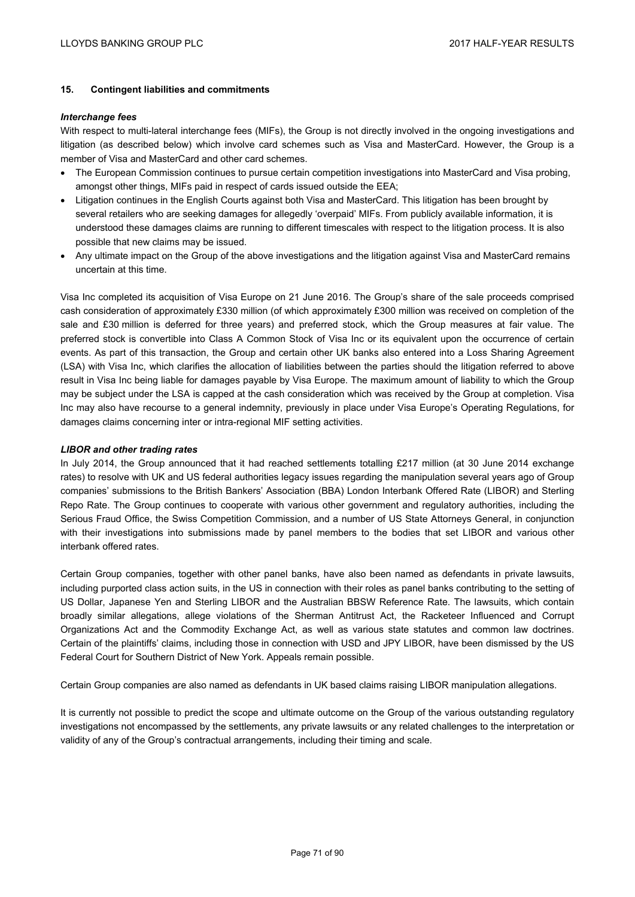## 15. Contingent liabilities and commitments

### *Interchange fees*

With respect to multi-lateral interchange fees (MIFs), the Group is not directly involved in the ongoing investigations and litigation (as described below) which involve card schemes such as Visa and MasterCard. However, the Group is a member of Visa and MasterCard and other card schemes.

- The European Commission continues to pursue certain competition investigations into MasterCard and Visa probing, amongst other things, MIFs paid in respect of cards issued outside the EEA;
- Litigation continues in the English Courts against both Visa and MasterCard. This litigation has been brought by several retailers who are seeking damages for allegedly 'overpaid' MIFs. From publicly available information, it is understood these damages claims are running to different timescales with respect to the litigation process. It is also possible that new claims may be issued.
- Any ultimate impact on the Group of the above investigations and the litigation against Visa and MasterCard remains uncertain at this time.

Visa Inc completed its acquisition of Visa Europe on 21 June 2016. The Group's share of the sale proceeds comprised cash consideration of approximately £330 million (of which approximately £300 million was received on completion of the sale and £30 million is deferred for three years) and preferred stock, which the Group measures at fair value. The preferred stock is convertible into Class A Common Stock of Visa Inc or its equivalent upon the occurrence of certain events. As part of this transaction, the Group and certain other UK banks also entered into a Loss Sharing Agreement (LSA) with Visa Inc, which clarifies the allocation of liabilities between the parties should the litigation referred to above result in Visa Inc being liable for damages payable by Visa Europe. The maximum amount of liability to which the Group may be subject under the LSA is capped at the cash consideration which was received by the Group at completion. Visa Inc may also have recourse to a general indemnity, previously in place under Visa Europe's Operating Regulations, for damages claims concerning inter or intra-regional MIF setting activities.

### *LIBOR and other trading rates*

In July 2014, the Group announced that it had reached settlements totalling £217 million (at 30 June 2014 exchange rates) to resolve with UK and US federal authorities legacy issues regarding the manipulation several years ago of Group companies' submissions to the British Bankers' Association (BBA) London Interbank Offered Rate (LIBOR) and Sterling Repo Rate. The Group continues to cooperate with various other government and regulatory authorities, including the Serious Fraud Office, the Swiss Competition Commission, and a number of US State Attorneys General, in conjunction with their investigations into submissions made by panel members to the bodies that set LIBOR and various other interbank offered rates.

Certain Group companies, together with other panel banks, have also been named as defendants in private lawsuits, including purported class action suits, in the US in connection with their roles as panel banks contributing to the setting of US Dollar, Japanese Yen and Sterling LIBOR and the Australian BBSW Reference Rate. The lawsuits, which contain broadly similar allegations, allege violations of the Sherman Antitrust Act, the Racketeer Influenced and Corrupt Organizations Act and the Commodity Exchange Act, as well as various state statutes and common law doctrines. Certain of the plaintiffs' claims, including those in connection with USD and JPY LIBOR, have been dismissed by the US Federal Court for Southern District of New York. Appeals remain possible.

Certain Group companies are also named as defendants in UK based claims raising LIBOR manipulation allegations.

It is currently not possible to predict the scope and ultimate outcome on the Group of the various outstanding regulatory investigations not encompassed by the settlements, any private lawsuits or any related challenges to the interpretation or validity of any of the Group's contractual arrangements, including their timing and scale.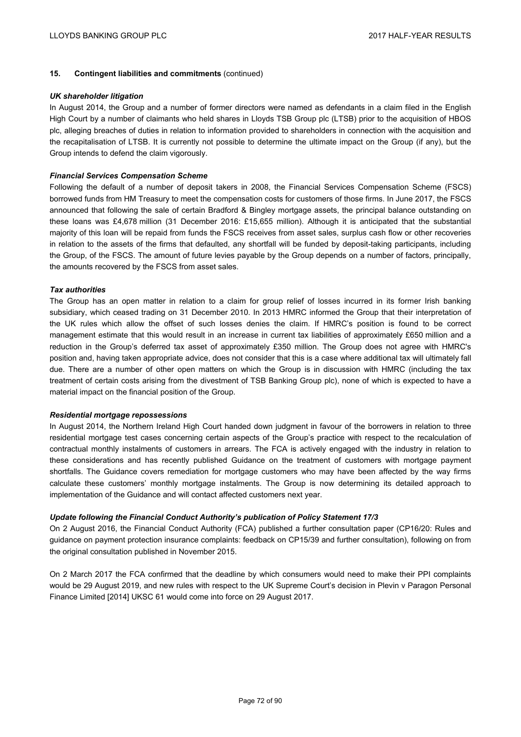## 15. Contingent liabilities and commitments (continued)

***UK shareholder litigation***

In August 2014, the Group and a number of former directors were named as defendants in a claim filed in the English High Court by a number of claimants who held shares in Lloyds TSB Group plc (LTSB) prior to the acquisition of HBOS plc, alleging breaches of duties in relation to information provided to shareholders in connection with the acquisition and the recapitalisation of LTSB. It is currently not possible to determine the ultimate impact on the Group (if any), but the Group intends to defend the claim vigorously.

***Financial Services Compensation Scheme***

Following the default of a number of deposit takers in 2008, the Financial Services Compensation Scheme (FSCS) borrowed funds from HM Treasury to meet the compensation costs for customers of those firms. In June 2017, the FSCS announced that following the sale of certain Bradford & Bingley mortgage assets, the principal balance outstanding on these loans was £4,678 million (31 December 2016: £15,655 million). Although it is anticipated that the substantial majority of this loan will be repaid from funds the FSCS receives from asset sales, surplus cash flow or other recoveries in relation to the assets of the firms that defaulted, any shortfall will be funded by deposit-taking participants, including the Group, of the FSCS. The amount of future levies payable by the Group depends on a number of factors, principally, the amounts recovered by the FSCS from asset sales.

***Tax authorities***

The Group has an open matter in relation to a claim for group relief of losses incurred in its former Irish banking subsidiary, which ceased trading on 31 December 2010. In 2013 HMRC informed the Group that their interpretation of the UK rules which allow the offset of such losses denies the claim. If HMRC's position is found to be correct management estimate that this would result in an increase in current tax liabilities of approximately £650 million and a reduction in the Group's deferred tax asset of approximately £350 million. The Group does not agree with HMRC's position and, having taken appropriate advice, does not consider that this is a case where additional tax will ultimately fall due. There are a number of other open matters on which the Group is in discussion with HMRC (including the tax treatment of certain costs arising from the divestment of TSB Banking Group plc), none of which is expected to have a material impact on the financial position of the Group.

***Residential mortgage repossessions***

In August 2014, the Northern Ireland High Court handed down judgment in favour of the borrowers in relation to three residential mortgage test cases concerning certain aspects of the Group's practice with respect to the recalculation of contractual monthly instalments of customers in arrears. The FCA is actively engaged with the industry in relation to these considerations and has recently published Guidance on the treatment of customers with mortgage payment shortfalls. The Guidance covers remediation for mortgage customers who may have been affected by the way firms calculate these customers' monthly mortgage instalments. The Group is now determining its detailed approach to implementation of the Guidance and will contact affected customers next year.

***Update following the Financial Conduct Authority's publication of Policy Statement 17/3***

On 2 August 2016, the Financial Conduct Authority (FCA) published a further consultation paper (CP16/20: Rules and guidance on payment protection insurance complaints: feedback on CP15/39 and further consultation), following on from the original consultation published in November 2015.

On 2 March 2017 the FCA confirmed that the deadline by which consumers would need to make their PPI complaints would be 29 August 2019, and new rules with respect to the UK Supreme Court's decision in Plevin v Paragon Personal Finance Limited [2014] UKSC 61 would come into force on 29 August 2017.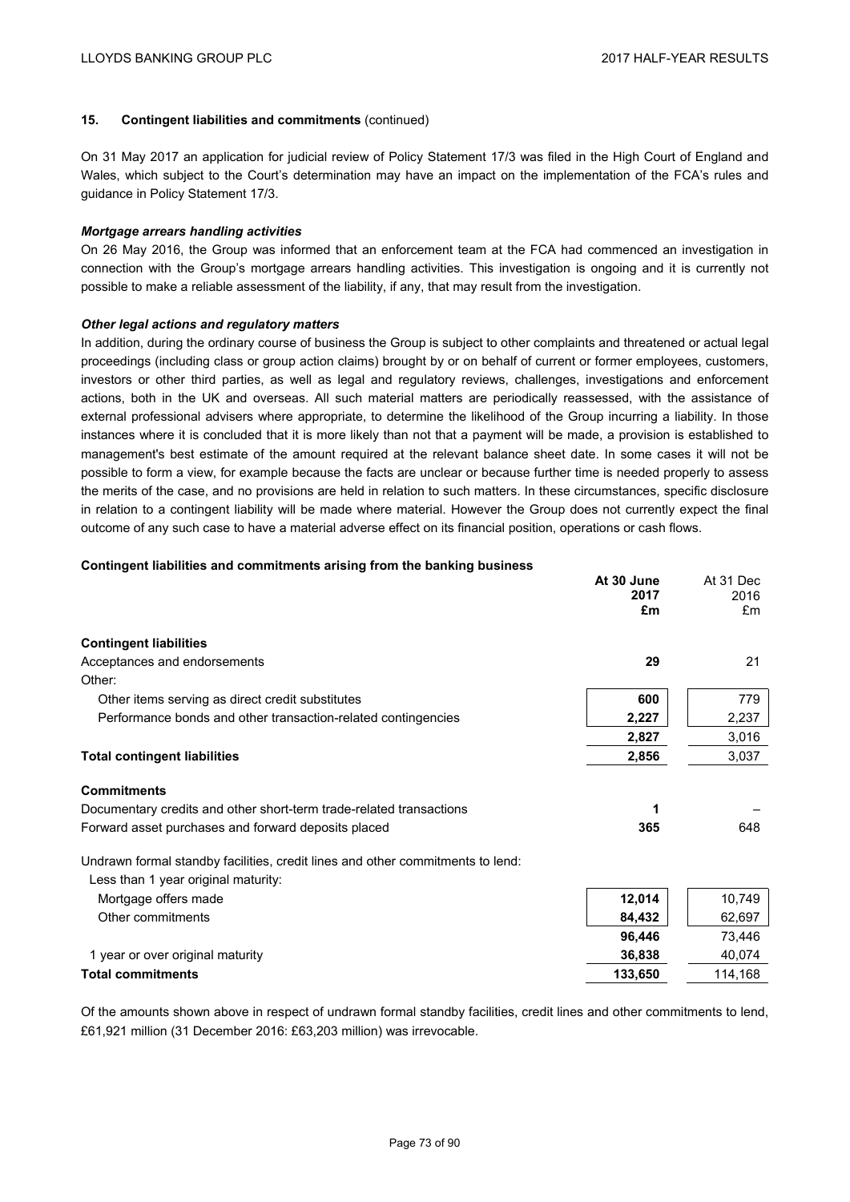## 15. Contingent liabilities and commitments (continued)

On 31 May 2017 an application for judicial review of Policy Statement 17/3 was filed in the High Court of England and Wales, which subject to the Court's determination may have an impact on the implementation of the FCA's rules and guidance in Policy Statement 17/3.

***Mortgage arrears handling activities***

On 26 May 2016, the Group was informed that an enforcement team at the FCA had commenced an investigation in connection with the Group's mortgage arrears handling activities. This investigation is ongoing and it is currently not possible to make a reliable assessment of the liability, if any, that may result from the investigation.

***Other legal actions and regulatory matters***

In addition, during the ordinary course of business the Group is subject to other complaints and threatened or actual legal proceedings (including class or group action claims) brought by or on behalf of current or former employees, customers, investors or other third parties, as well as legal and regulatory reviews, challenges, investigations and enforcement actions, both in the UK and overseas. All such material matters are periodically reassessed, with the assistance of external professional advisers where appropriate, to determine the likelihood of the Group incurring a liability. In those instances where it is concluded that it is more likely than not that a payment will be made, a provision is established to management's best estimate of the amount required at the relevant balance sheet date. In some cases it will not be possible to form a view, for example because the facts are unclear or because further time is needed properly to assess the merits of the case, and no provisions are held in relation to such matters. In these circumstances, specific disclosure in relation to a contingent liability will be made where material. However the Group does not currently expect the final outcome of any such case to have a material adverse effect on its financial position, operations or cash flows.

**Contingent liabilities and commitments arising from the banking business**

| | **At 30 June 2017 £m** | At 31 Dec 2016 £m |
|---|---|---|
| **Contingent liabilities** | | |
| Acceptances and endorsements | **29** | 21 |
| Other: | | |
| Other items serving as direct credit substitutes | **600** | 779 |
| Performance bonds and other transaction-related contingencies | **2,227** | 2,237 |
| | **2,827** | 3,016 |
| **Total contingent liabilities** | **2,856** | 3,037 |
| **Commitments** | | |
| Documentary credits and other short-term trade-related transactions | **1** | – |
| Forward asset purchases and forward deposits placed | **365** | 648 |
| Undrawn formal standby facilities, credit lines and other commitments to lend: | | |
| Less than 1 year original maturity: | | |
| Mortgage offers made | **12,014** | 10,749 |
| Other commitments | **84,432** | 62,697 |
| | **96,446** | 73,446 |
| 1 year or over original maturity | **36,838** | 40,074 |
| **Total commitments** | **133,650** | 114,168 |

Of the amounts shown above in respect of undrawn formal standby facilities, credit lines and other commitments to lend, £61,921 million (31 December 2016: £63,203 million) was irrevocable.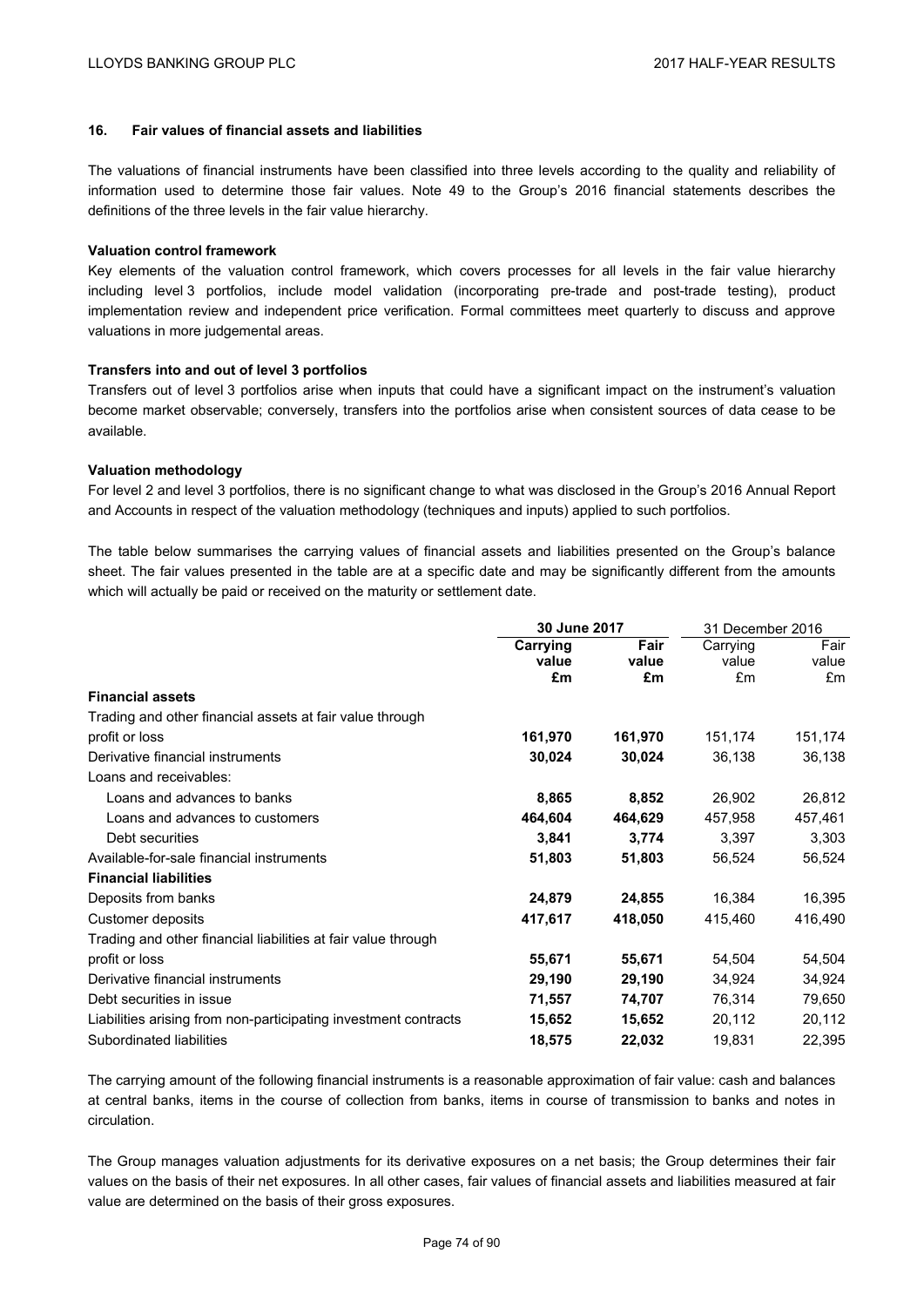### 16. Fair values of financial assets and liabilities

The valuations of financial instruments have been classified into three levels according to the quality and reliability of information used to determine those fair values. Note 49 to the Group's 2016 financial statements describes the definitions of the three levels in the fair value hierarchy.

**Valuation control framework**

Key elements of the valuation control framework, which covers processes for all levels in the fair value hierarchy including level 3 portfolios, include model validation (incorporating pre-trade and post-trade testing), product implementation review and independent price verification. Formal committees meet quarterly to discuss and approve valuations in more judgemental areas.

**Transfers into and out of level 3 portfolios**

Transfers out of level 3 portfolios arise when inputs that could have a significant impact on the instrument's valuation become market observable; conversely, transfers into the portfolios arise when consistent sources of data cease to be available.

**Valuation methodology**

For level 2 and level 3 portfolios, there is no significant change to what was disclosed in the Group's 2016 Annual Report and Accounts in respect of the valuation methodology (techniques and inputs) applied to such portfolios.

The table below summarises the carrying values of financial assets and liabilities presented on the Group's balance sheet. The fair values presented in the table are at a specific date and may be significantly different from the amounts which will actually be paid or received on the maturity or settlement date.

| | **30 June 2017** | | 31 December 2016 | |
|---|---|---|---|---|
| | **Carrying value £m** | **Fair value £m** | Carrying value £m | Fair value £m |
| **Financial assets** | | | | |
| Trading and other financial assets at fair value through profit or loss | **161,970** | **161,970** | 151,174 | 151,174 |
| Derivative financial instruments | **30,024** | **30,024** | 36,138 | 36,138 |
| Loans and receivables: | | | | |
| Loans and advances to banks | **8,865** | **8,852** | 26,902 | 26,812 |
| Loans and advances to customers | **464,604** | **464,629** | 457,958 | 457,461 |
| Debt securities | **3,841** | **3,774** | 3,397 | 3,303 |
| Available-for-sale financial instruments | **51,803** | **51,803** | 56,524 | 56,524 |
| **Financial liabilities** | | | | |
| Deposits from banks | **24,879** | **24,855** | 16,384 | 16,395 |
| Customer deposits | **417,617** | **418,050** | 415,460 | 416,490 |
| Trading and other financial liabilities at fair value through profit or loss | **55,671** | **55,671** | 54,504 | 54,504 |
| Derivative financial instruments | **29,190** | **29,190** | 34,924 | 34,924 |
| Debt securities in issue | **71,557** | **74,707** | 76,314 | 79,650 |
| Liabilities arising from non-participating investment contracts | **15,652** | **15,652** | 20,112 | 20,112 |
| Subordinated liabilities | **18,575** | **22,032** | 19,831 | 22,395 |

The carrying amount of the following financial instruments is a reasonable approximation of fair value: cash and balances at central banks, items in the course of collection from banks, items in course of transmission to banks and notes in circulation.

The Group manages valuation adjustments for its derivative exposures on a net basis; the Group determines their fair values on the basis of their net exposures. In all other cases, fair values of financial assets and liabilities measured at fair value are determined on the basis of their gross exposures.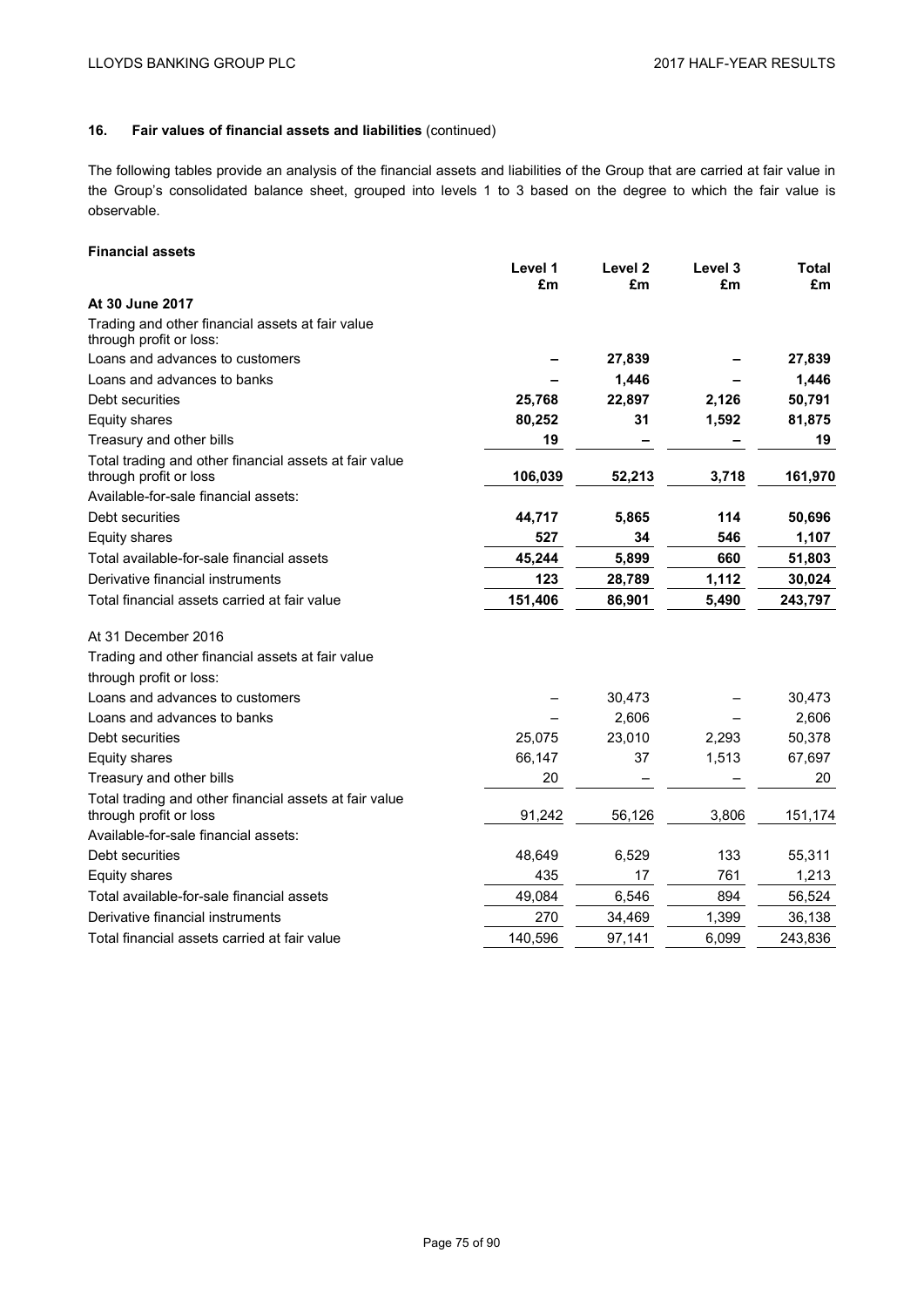## 16. Fair values of financial assets and liabilities (continued)

The following tables provide an analysis of the financial assets and liabilities of the Group that are carried at fair value in the Group's consolidated balance sheet, grouped into levels 1 to 3 based on the degree to which the fair value is observable.

### Financial assets

| | Level 1 £m | Level 2 £m | Level 3 £m | Total £m |
|---|---|---|---|---|
| **At 30 June 2017** | | | | |
| Trading and other financial assets at fair value through profit or loss: | | | | |
| Loans and advances to customers | **–** | **27,839** | **–** | **27,839** |
| Loans and advances to banks | **–** | **1,446** | **–** | **1,446** |
| Debt securities | **25,768** | **22,897** | **2,126** | **50,791** |
| Equity shares | **80,252** | **31** | **1,592** | **81,875** |
| Treasury and other bills | **19** | **–** | **–** | **19** |
| Total trading and other financial assets at fair value through profit or loss | **106,039** | **52,213** | **3,718** | **161,970** |
| Available-for-sale financial assets: | | | | |
| Debt securities | **44,717** | **5,865** | **114** | **50,696** |
| Equity shares | **527** | **34** | **546** | **1,107** |
| Total available-for-sale financial assets | **45,244** | **5,899** | **660** | **51,803** |
| Derivative financial instruments | **123** | **28,789** | **1,112** | **30,024** |
| Total financial assets carried at fair value | **151,406** | **86,901** | **5,490** | **243,797** |
| At 31 December 2016 | | | | |
| Trading and other financial assets at fair value through profit or loss: | | | | |
| Loans and advances to customers | – | 30,473 | – | 30,473 |
| Loans and advances to banks | – | 2,606 | – | 2,606 |
| Debt securities | 25,075 | 23,010 | 2,293 | 50,378 |
| Equity shares | 66,147 | 37 | 1,513 | 67,697 |
| Treasury and other bills | 20 | – | – | 20 |
| Total trading and other financial assets at fair value through profit or loss | 91,242 | 56,126 | 3,806 | 151,174 |
| Available-for-sale financial assets: | | | | |
| Debt securities | 48,649 | 6,529 | 133 | 55,311 |
| Equity shares | 435 | 17 | 761 | 1,213 |
| Total available-for-sale financial assets | 49,084 | 6,546 | 894 | 56,524 |
| Derivative financial instruments | 270 | 34,469 | 1,399 | 36,138 |
| Total financial assets carried at fair value | 140,596 | 97,141 | 6,099 | 243,836 |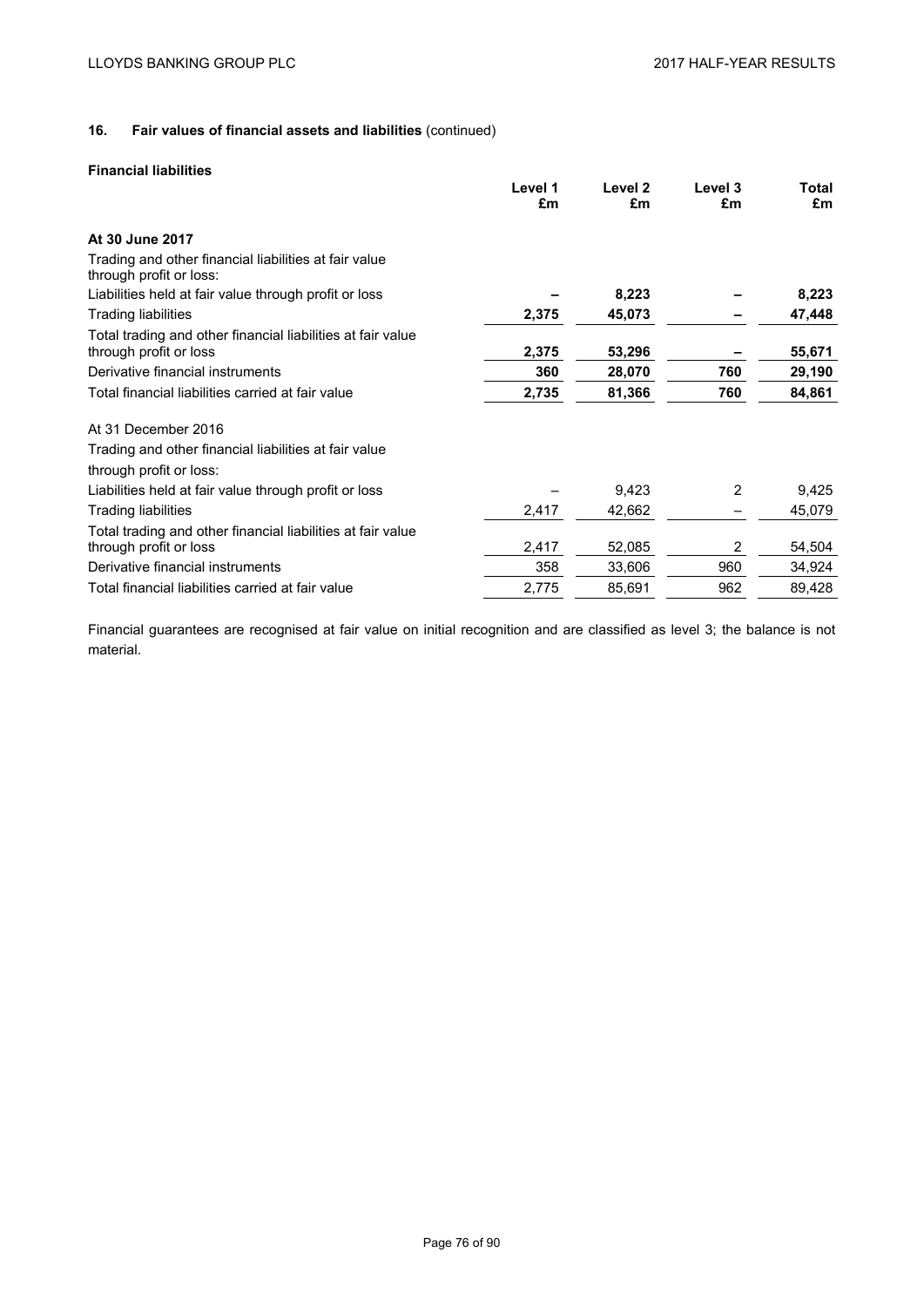## 16. Fair values of financial assets and liabilities (continued)

**Financial liabilities**

| | Level 1 £m | Level 2 £m | Level 3 £m | Total £m |
|---|---|---|---|---|
| **At 30 June 2017** | | | | |
| Trading and other financial liabilities at fair value through profit or loss: | | | | |
| Liabilities held at fair value through profit or loss | **–** | **8,223** | **–** | **8,223** |
| Trading liabilities | **2,375** | **45,073** | **–** | **47,448** |
| Total trading and other financial liabilities at fair value through profit or loss | **2,375** | **53,296** | **–** | **55,671** |
| Derivative financial instruments | **360** | **28,070** | **760** | **29,190** |
| Total financial liabilities carried at fair value | **2,735** | **81,366** | **760** | **84,861** |
| At 31 December 2016 | | | | |
| Trading and other financial liabilities at fair value through profit or loss: | | | | |
| Liabilities held at fair value through profit or loss | – | 9,423 | 2 | 9,425 |
| Trading liabilities | 2,417 | 42,662 | – | 45,079 |
| Total trading and other financial liabilities at fair value through profit or loss | 2,417 | 52,085 | 2 | 54,504 |
| Derivative financial instruments | 358 | 33,606 | 960 | 34,924 |
| Total financial liabilities carried at fair value | 2,775 | 85,691 | 962 | 89,428 |

Financial guarantees are recognised at fair value on initial recognition and are classified as level 3; the balance is not material.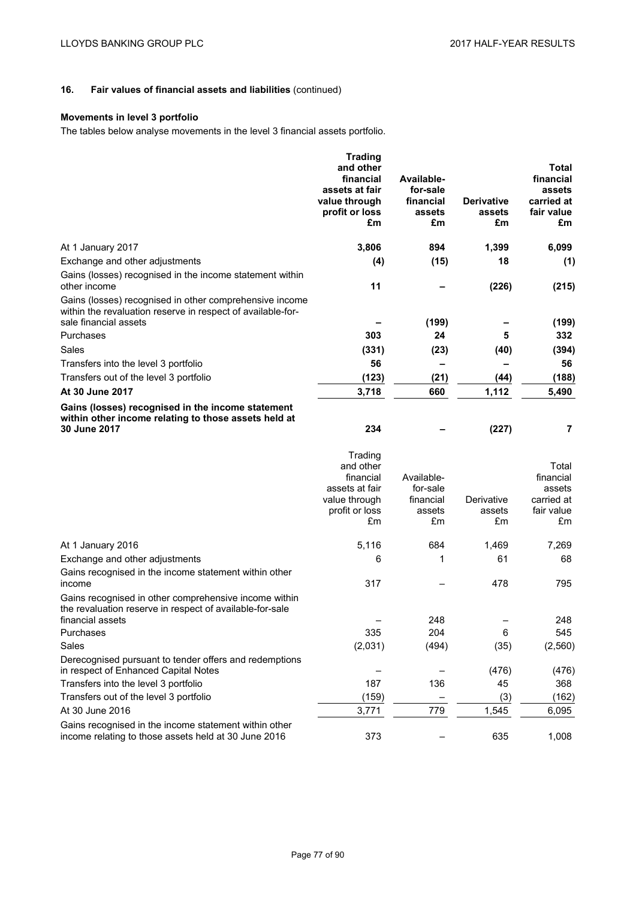## 16. Fair values of financial assets and liabilities (continued)

### Movements in level 3 portfolio

The tables below analyse movements in the level 3 financial assets portfolio.

| | **Trading and other financial assets at fair value through profit or loss £m** | **Available-for-sale financial assets £m** | **Derivative assets £m** | **Total financial assets carried at fair value £m** |
|---|---|---|---|---|
| At 1 January 2017 | **3,806** | **894** | **1,399** | **6,099** |
| Exchange and other adjustments | **(4)** | **(15)** | **18** | **(1)** |
| Gains (losses) recognised in the income statement within other income | **11** | **–** | **(226)** | **(215)** |
| Gains (losses) recognised in other comprehensive income within the revaluation reserve in respect of available-for-sale financial assets | **–** | **(199)** | **–** | **(199)** |
| Purchases | **303** | **24** | **5** | **332** |
| Sales | **(331)** | **(23)** | **(40)** | **(394)** |
| Transfers into the level 3 portfolio | **56** | **–** | **–** | **56** |
| Transfers out of the level 3 portfolio | **(123)** | **(21)** | **(44)** | **(188)** |
| **At 30 June 2017** | **3,718** | **660** | **1,112** | **5,490** |
| **Gains (losses) recognised in the income statement within other income relating to those assets held at 30 June 2017** | **234** | **–** | **(227)** | **7** |

| | Trading and other financial assets at fair value through profit or loss £m | Available-for-sale financial assets £m | Derivative assets £m | Total financial assets carried at fair value £m |
|---|---|---|---|---|
| At 1 January 2016 | 5,116 | 684 | 1,469 | 7,269 |
| Exchange and other adjustments | 6 | 1 | 61 | 68 |
| Gains recognised in the income statement within other income | 317 | – | 478 | 795 |
| Gains recognised in other comprehensive income within the revaluation reserve in respect of available-for-sale financial assets | – | 248 | – | 248 |
| Purchases | 335 | 204 | 6 | 545 |
| Sales | (2,031) | (494) | (35) | (2,560) |
| Derecognised pursuant to tender offers and redemptions in respect of Enhanced Capital Notes | – | – | (476) | (476) |
| Transfers into the level 3 portfolio | 187 | 136 | 45 | 368 |
| Transfers out of the level 3 portfolio | (159) | – | (3) | (162) |
| At 30 June 2016 | 3,771 | 779 | 1,545 | 6,095 |
| Gains recognised in the income statement within other income relating to those assets held at 30 June 2016 | 373 | – | 635 | 1,008 |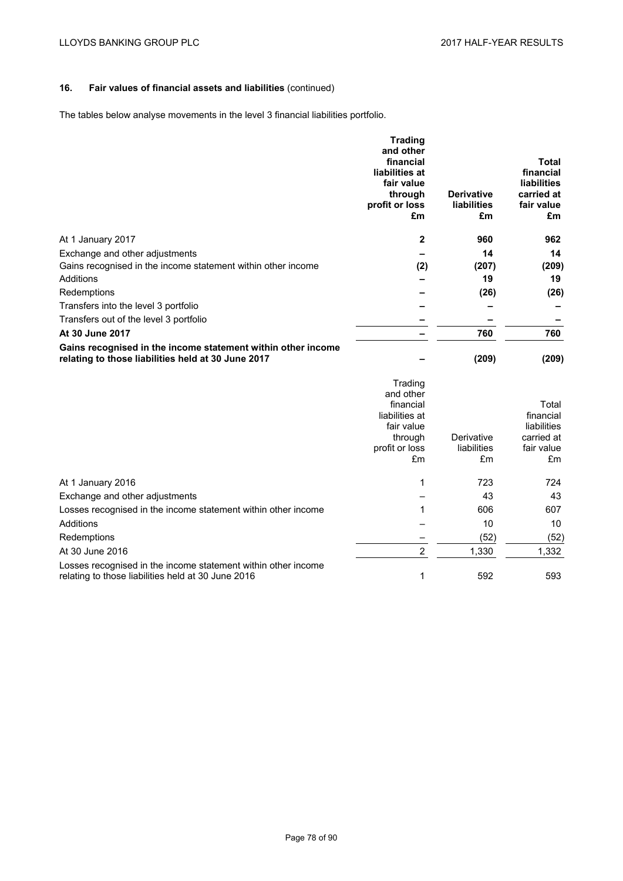## 16. Fair values of financial assets and liabilities (continued)

The tables below analyse movements in the level 3 financial liabilities portfolio.

| | **Trading and other financial liabilities at fair value through profit or loss £m** | **Derivative liabilities £m** | **Total financial liabilities carried at fair value £m** |
|---|---|---|---|
| At 1 January 2017 | **2** | **960** | **962** |
| Exchange and other adjustments | **–** | **14** | **14** |
| Gains recognised in the income statement within other income | **(2)** | **(207)** | **(209)** |
| Additions | **–** | **19** | **19** |
| Redemptions | **–** | **(26)** | **(26)** |
| Transfers into the level 3 portfolio | **–** | **–** | **–** |
| Transfers out of the level 3 portfolio | **–** | **–** | **–** |
| **At 30 June 2017** | **–** | **760** | **760** |
| **Gains recognised in the income statement within other income relating to those liabilities held at 30 June 2017** | **–** | **(209)** | **(209)** |

| | Trading and other financial liabilities at fair value through profit or loss £m | Derivative liabilities £m | Total financial liabilities carried at fair value £m |
|---|---|---|---|
| At 1 January 2016 | 1 | 723 | 724 |
| Exchange and other adjustments | – | 43 | 43 |
| Losses recognised in the income statement within other income | 1 | 606 | 607 |
| Additions | – | 10 | 10 |
| Redemptions | – | (52) | (52) |
| At 30 June 2016 | 2 | 1,330 | 1,332 |
| Losses recognised in the income statement within other income relating to those liabilities held at 30 June 2016 | 1 | 592 | 593 |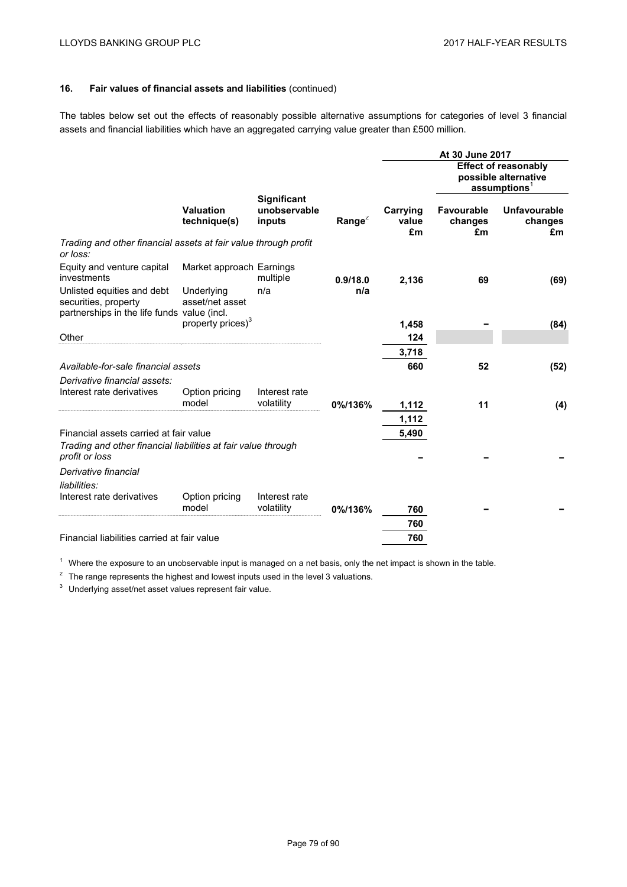### 16. Fair values of financial assets and liabilities (continued)

The tables below set out the effects of reasonably possible alternative assumptions for categories of level 3 financial assets and financial liabilities which have an aggregated carrying value greater than £500 million.

| | | | | At 30 June 2017 | | |
|---|---|---|---|---|---|---|
| | | | | | Effect of reasonably possible alternative assumptions[1] | |
| | Valuation technique(s) | Significant unobservable inputs | Range[2] | Carrying value £m | Favourable changes £m | Unfavourable changes £m |
| *Trading and other financial assets at fair value through profit or loss:* | | | | | | |
| Equity and venture capital investments | Market approach | Earnings multiple | 0.9/18.0 | 2,136 | 69 | (69) |
| Unlisted equities and debt securities, property partnerships in the life funds | Underlying asset/net asset value (incl. property prices)[3] | n/a | n/a | 1,458 | – | (84) |
| Other | | | | 124 | | |
| | | | | 3,718 | | |
| *Available-for-sale financial assets* | | | | 660 | 52 | (52) |
| *Derivative financial assets:* | | | | | | |
| Interest rate derivatives | Option pricing model | Interest rate volatility | 0%/136% | 1,112 | 11 | (4) |
| | | | | 1,112 | | |
| Financial assets carried at fair value | | | | 5,490 | | |
| *Trading and other financial liabilities at fair value through profit or loss* | | | | – | – | – |
| *Derivative financial liabilities:* | | | | | | |
| Interest rate derivatives | Option pricing model | Interest rate volatility | 0%/136% | 760 | – | – |
| | | | | 760 | | |
| Financial liabilities carried at fair value | | | | 760 | | |

[1] Where the exposure to an unobservable input is managed on a net basis, only the net impact is shown in the table.

[2] The range represents the highest and lowest inputs used in the level 3 valuations.

[3] Underlying asset/net asset values represent fair value.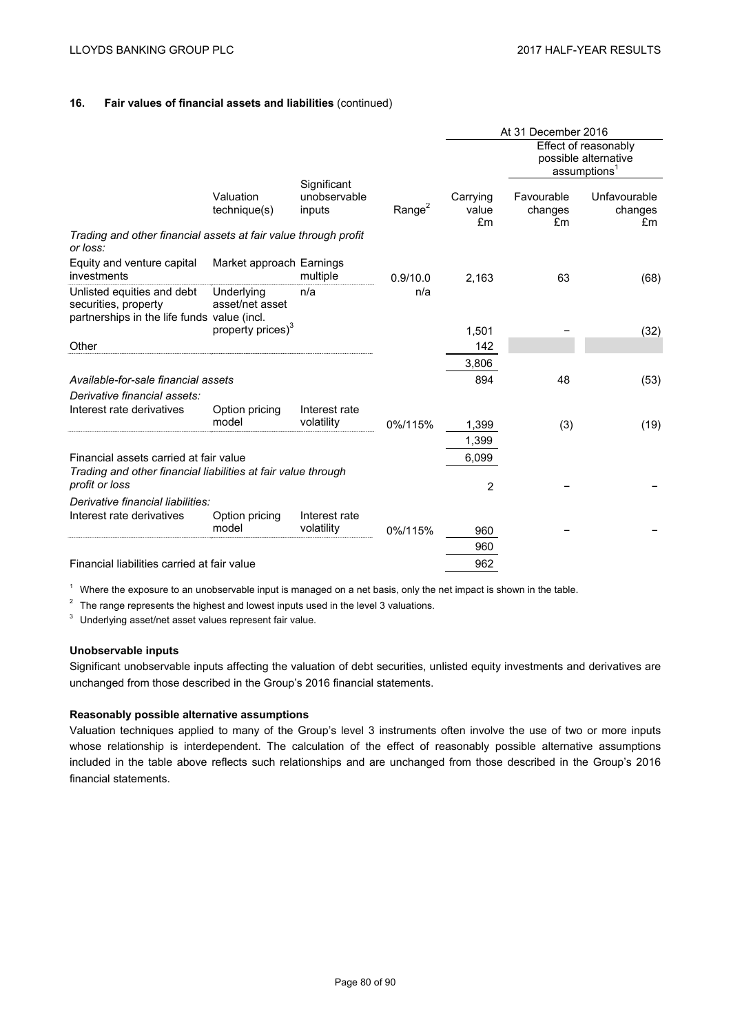## 16. Fair values of financial assets and liabilities (continued)

| | | | | At 31 December 2016 | | |
|---|---|---|---|---|---|---|
| | | | | | Effect of reasonably possible alternative assumptions[1] | |
| | Valuation technique(s) | Significant unobservable inputs | Range[2] | Carrying value £m | Favourable changes £m | Unfavourable changes £m |
| *Trading and other financial assets at fair value through profit or loss:* | | | | | | |
| Equity and venture capital investments | Market approach | Earnings multiple | 0.9/10.0 | 2,163 | 63 | (68) |
| Unlisted equities and debt securities, property partnerships in the life funds | Underlying asset/net asset value (incl. property prices)[3] | n/a | n/a | 1,501 | – | (32) |
| Other | | | | 142 | | |
| | | | | 3,806 | | |
| *Available-for-sale financial assets* | | | | 894 | 48 | (53) |
| *Derivative financial assets:* | | | | | | |
| Interest rate derivatives | Option pricing model | Interest rate volatility | 0%/115% | 1,399 | (3) | (19) |
| | | | | 1,399 | | |
| Financial assets carried at fair value | | | | 6,099 | | |
| *Trading and other financial liabilities at fair value through profit or loss* | | | | 2 | – | – |
| *Derivative financial liabilities:* | | | | | | |
| Interest rate derivatives | Option pricing model | Interest rate volatility | 0%/115% | 960 | – | – |
| | | | | 960 | | |
| Financial liabilities carried at fair value | | | | 962 | | |

[1] Where the exposure to an unobservable input is managed on a net basis, only the net impact is shown in the table.

[2] The range represents the highest and lowest inputs used in the level 3 valuations.

[3] Underlying asset/net asset values represent fair value.

**Unobservable inputs**

Significant unobservable inputs affecting the valuation of debt securities, unlisted equity investments and derivatives are unchanged from those described in the Group's 2016 financial statements.

**Reasonably possible alternative assumptions**

Valuation techniques applied to many of the Group's level 3 instruments often involve the use of two or more inputs whose relationship is interdependent. The calculation of the effect of reasonably possible alternative assumptions included in the table above reflects such relationships and are unchanged from those described in the Group's 2016 financial statements.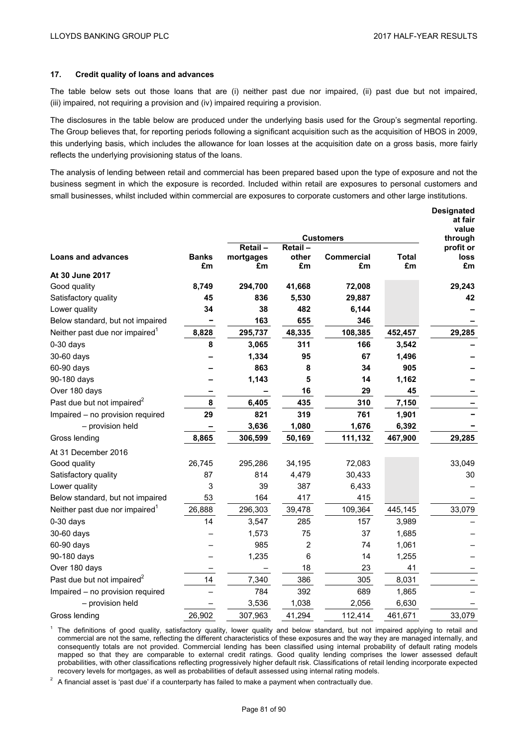## 17. Credit quality of loans and advances

The table below sets out those loans that are (i) neither past due nor impaired, (ii) past due but not impaired, (iii) impaired, not requiring a provision and (iv) impaired requiring a provision.

The disclosures in the table below are produced under the underlying basis used for the Group's segmental reporting. The Group believes that, for reporting periods following a significant acquisition such as the acquisition of HBOS in 2009, this underlying basis, which includes the allowance for loan losses at the acquisition date on a gross basis, more fairly reflects the underlying provisioning status of the loans.

The analysis of lending between retail and commercial has been prepared based upon the type of exposure and not the business segment in which the exposure is recorded. Included within retail are exposures to personal customers and small businesses, whilst included within commercial are exposures to corporate customers and other large institutions.

| | | Customers | | | | Designated at fair value through profit or loss |
|---|---|---|---|---|---|---|
| **Loans and advances** | **Banks £m** | **Retail – mortgages £m** | **Retail – other £m** | **Commercial £m** | **Total £m** | **£m** |
| **At 30 June 2017** | | | | | | |
| Good quality | **8,749** | **294,700** | **41,668** | **72,008** | | **29,243** |
| Satisfactory quality | **45** | **836** | **5,530** | **29,887** | | **42** |
| Lower quality | **34** | **38** | **482** | **6,144** | | **–** |
| Below standard, but not impaired | **–** | **163** | **655** | **346** | | **–** |
| Neither past due nor impaired[1] | **8,828** | **295,737** | **48,335** | **108,385** | **452,457** | **29,285** |
| 0-30 days | **8** | **3,065** | **311** | **166** | **3,542** | **–** |
| 30-60 days | **–** | **1,334** | **95** | **67** | **1,496** | **–** |
| 60-90 days | **–** | **863** | **8** | **34** | **905** | **–** |
| 90-180 days | **–** | **1,143** | **5** | **14** | **1,162** | **–** |
| Over 180 days | **–** | **–** | **16** | **29** | **45** | **–** |
| Past due but not impaired[2] | **8** | **6,405** | **435** | **310** | **7,150** | **–** |
| Impaired – no provision required | **29** | **821** | **319** | **761** | **1,901** | **–** |
| – provision held | **–** | **3,636** | **1,080** | **1,676** | **6,392** | **–** |
| Gross lending | **8,865** | **306,599** | **50,169** | **111,132** | **467,900** | **29,285** |
| At 31 December 2016 | | | | | | |
| Good quality | 26,745 | 295,286 | 34,195 | 72,083 | | 33,049 |
| Satisfactory quality | 87 | 814 | 4,479 | 30,433 | | 30 |
| Lower quality | 3 | 39 | 387 | 6,433 | | – |
| Below standard, but not impaired | 53 | 164 | 417 | 415 | | – |
| Neither past due nor impaired[1] | 26,888 | 296,303 | 39,478 | 109,364 | 445,145 | 33,079 |
| 0-30 days | 14 | 3,547 | 285 | 157 | 3,989 | – |
| 30-60 days | – | 1,573 | 75 | 37 | 1,685 | – |
| 60-90 days | – | 985 | 2 | 74 | 1,061 | – |
| 90-180 days | – | 1,235 | 6 | 14 | 1,255 | – |
| Over 180 days | – | – | 18 | 23 | 41 | – |
| Past due but not impaired[2] | 14 | 7,340 | 386 | 305 | 8,031 | – |
| Impaired – no provision required | – | 784 | 392 | 689 | 1,865 | – |
| – provision held | – | 3,536 | 1,038 | 2,056 | 6,630 | – |
| Gross lending | 26,902 | 307,963 | 41,294 | 112,414 | 461,671 | 33,079 |

[1] The definitions of good quality, satisfactory quality, lower quality and below standard, but not impaired applying to retail and commercial are not the same, reflecting the different characteristics of these exposures and the way they are managed internally, and consequently totals are not provided. Commercial lending has been classified using internal probability of default rating models mapped so that they are comparable to external credit ratings. Good quality lending comprises the lower assessed default probabilities, with other classifications reflecting progressively higher default risk. Classifications of retail lending incorporate expected recovery levels for mortgages, as well as probabilities of default assessed using internal rating models.

[2] A financial asset is 'past due' if a counterparty has failed to make a payment when contractually due.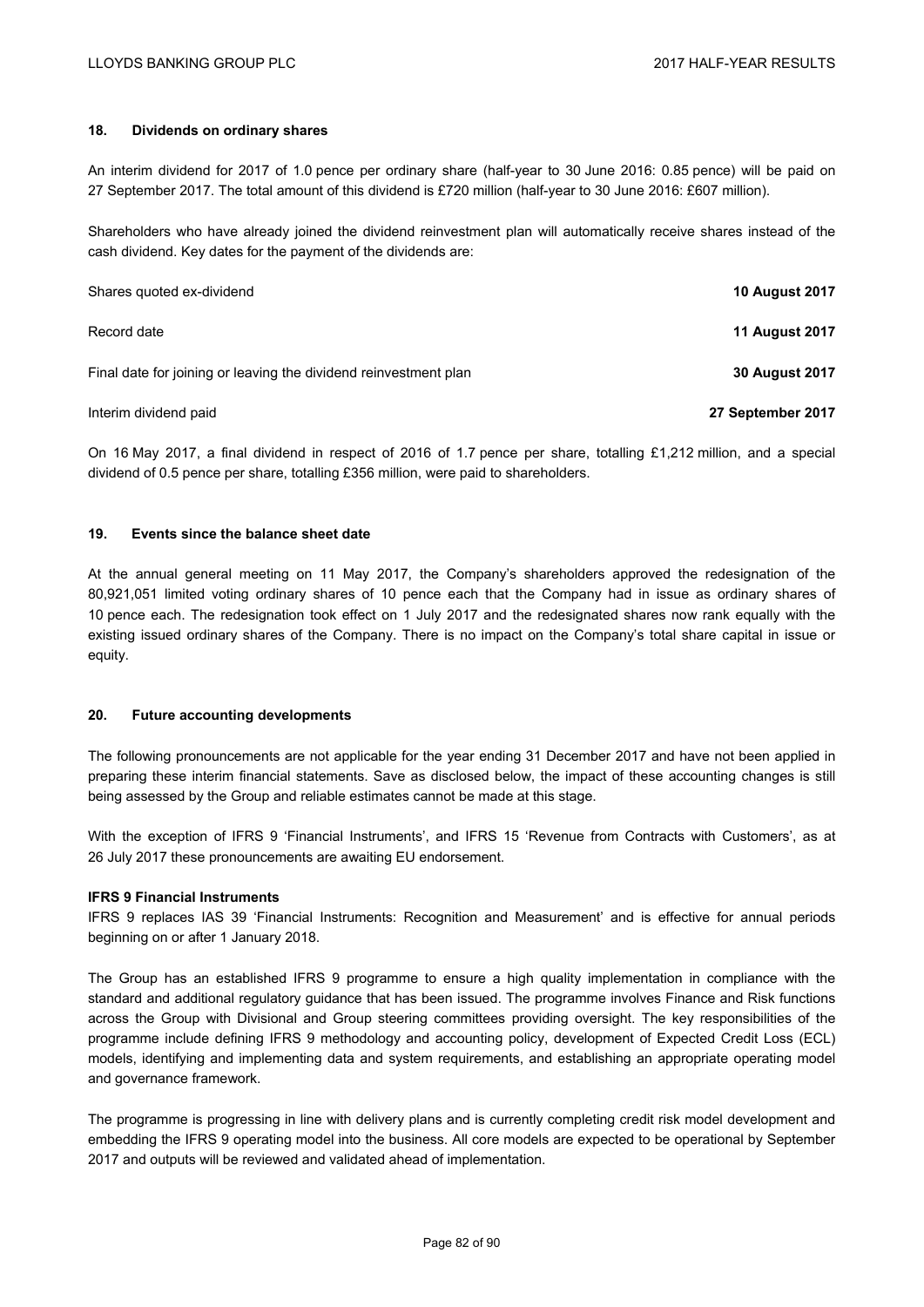## 18. Dividends on ordinary shares

An interim dividend for 2017 of 1.0 pence per ordinary share (half-year to 30 June 2016: 0.85 pence) will be paid on 27 September 2017. The total amount of this dividend is £720 million (half-year to 30 June 2016: £607 million).

Shareholders who have already joined the dividend reinvestment plan will automatically receive shares instead of the cash dividend. Key dates for the payment of the dividends are:

| | |
|---|---|
| Shares quoted ex-dividend | **10 August 2017** |
| Record date | **11 August 2017** |
| Final date for joining or leaving the dividend reinvestment plan | **30 August 2017** |
| Interim dividend paid | **27 September 2017** |

On 16 May 2017, a final dividend in respect of 2016 of 1.7 pence per share, totalling £1,212 million, and a special dividend of 0.5 pence per share, totalling £356 million, were paid to shareholders.

## 19. Events since the balance sheet date

At the annual general meeting on 11 May 2017, the Company's shareholders approved the redesignation of the 80,921,051 limited voting ordinary shares of 10 pence each that the Company had in issue as ordinary shares of 10 pence each. The redesignation took effect on 1 July 2017 and the redesignated shares now rank equally with the existing issued ordinary shares of the Company. There is no impact on the Company's total share capital in issue or equity.

## 20. Future accounting developments

The following pronouncements are not applicable for the year ending 31 December 2017 and have not been applied in preparing these interim financial statements. Save as disclosed below, the impact of these accounting changes is still being assessed by the Group and reliable estimates cannot be made at this stage.

With the exception of IFRS 9 'Financial Instruments', and IFRS 15 'Revenue from Contracts with Customers', as at 26 July 2017 these pronouncements are awaiting EU endorsement.

### IFRS 9 Financial Instruments

IFRS 9 replaces IAS 39 'Financial Instruments: Recognition and Measurement' and is effective for annual periods beginning on or after 1 January 2018.

The Group has an established IFRS 9 programme to ensure a high quality implementation in compliance with the standard and additional regulatory guidance that has been issued. The programme involves Finance and Risk functions across the Group with Divisional and Group steering committees providing oversight. The key responsibilities of the programme include defining IFRS 9 methodology and accounting policy, development of Expected Credit Loss (ECL) models, identifying and implementing data and system requirements, and establishing an appropriate operating model and governance framework.

The programme is progressing in line with delivery plans and is currently completing credit risk model development and embedding the IFRS 9 operating model into the business. All core models are expected to be operational by September 2017 and outputs will be reviewed and validated ahead of implementation.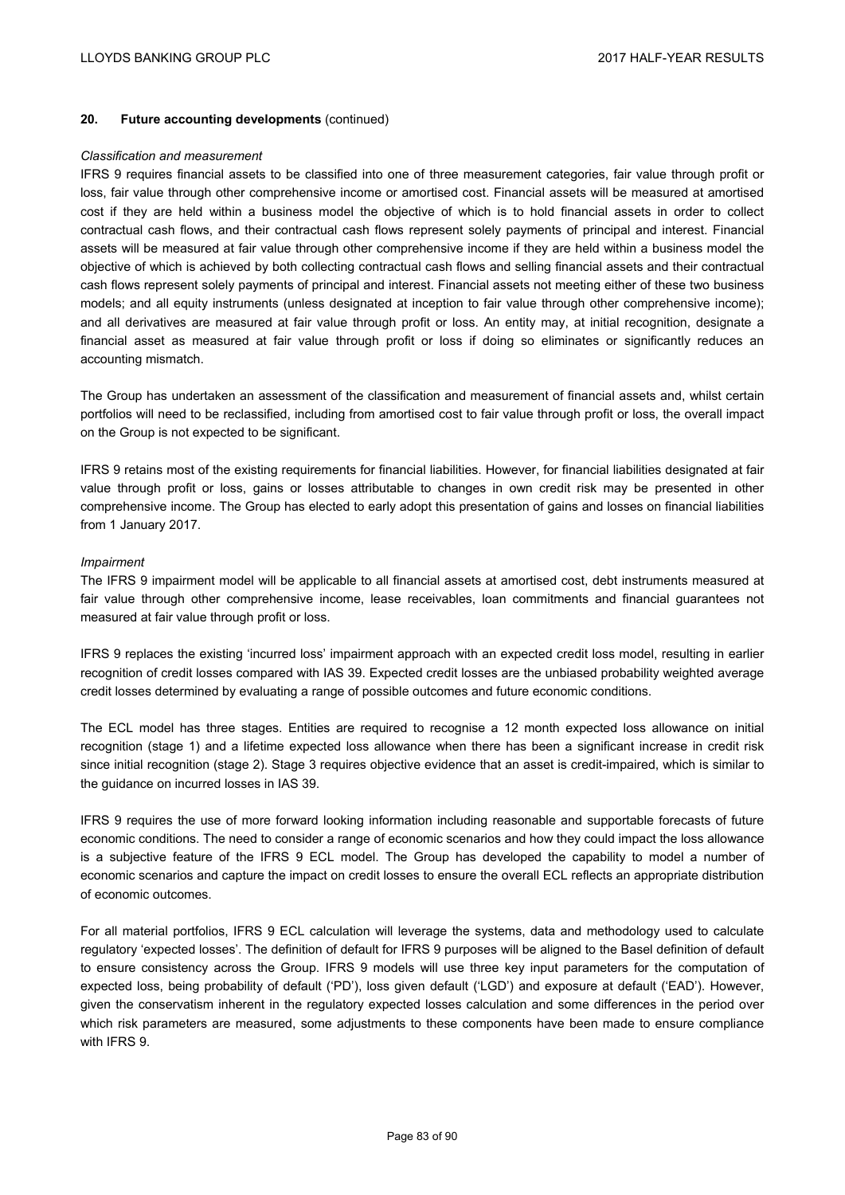## 20. Future accounting developments (continued)

*Classification and measurement*

IFRS 9 requires financial assets to be classified into one of three measurement categories, fair value through profit or loss, fair value through other comprehensive income or amortised cost. Financial assets will be measured at amortised cost if they are held within a business model the objective of which is to hold financial assets in order to collect contractual cash flows, and their contractual cash flows represent solely payments of principal and interest. Financial assets will be measured at fair value through other comprehensive income if they are held within a business model the objective of which is achieved by both collecting contractual cash flows and selling financial assets and their contractual cash flows represent solely payments of principal and interest. Financial assets not meeting either of these two business models; and all equity instruments (unless designated at inception to fair value through other comprehensive income); and all derivatives are measured at fair value through profit or loss. An entity may, at initial recognition, designate a financial asset as measured at fair value through profit or loss if doing so eliminates or significantly reduces an accounting mismatch.

The Group has undertaken an assessment of the classification and measurement of financial assets and, whilst certain portfolios will need to be reclassified, including from amortised cost to fair value through profit or loss, the overall impact on the Group is not expected to be significant.

IFRS 9 retains most of the existing requirements for financial liabilities. However, for financial liabilities designated at fair value through profit or loss, gains or losses attributable to changes in own credit risk may be presented in other comprehensive income. The Group has elected to early adopt this presentation of gains and losses on financial liabilities from 1 January 2017.

*Impairment*

The IFRS 9 impairment model will be applicable to all financial assets at amortised cost, debt instruments measured at fair value through other comprehensive income, lease receivables, loan commitments and financial guarantees not measured at fair value through profit or loss.

IFRS 9 replaces the existing 'incurred loss' impairment approach with an expected credit loss model, resulting in earlier recognition of credit losses compared with IAS 39. Expected credit losses are the unbiased probability weighted average credit losses determined by evaluating a range of possible outcomes and future economic conditions.

The ECL model has three stages. Entities are required to recognise a 12 month expected loss allowance on initial recognition (stage 1) and a lifetime expected loss allowance when there has been a significant increase in credit risk since initial recognition (stage 2). Stage 3 requires objective evidence that an asset is credit-impaired, which is similar to the guidance on incurred losses in IAS 39.

IFRS 9 requires the use of more forward looking information including reasonable and supportable forecasts of future economic conditions. The need to consider a range of economic scenarios and how they could impact the loss allowance is a subjective feature of the IFRS 9 ECL model. The Group has developed the capability to model a number of economic scenarios and capture the impact on credit losses to ensure the overall ECL reflects an appropriate distribution of economic outcomes.

For all material portfolios, IFRS 9 ECL calculation will leverage the systems, data and methodology used to calculate regulatory 'expected losses'. The definition of default for IFRS 9 purposes will be aligned to the Basel definition of default to ensure consistency across the Group. IFRS 9 models will use three key input parameters for the computation of expected loss, being probability of default ('PD'), loss given default ('LGD') and exposure at default ('EAD'). However, given the conservatism inherent in the regulatory expected losses calculation and some differences in the period over which risk parameters are measured, some adjustments to these components have been made to ensure compliance with IFRS 9.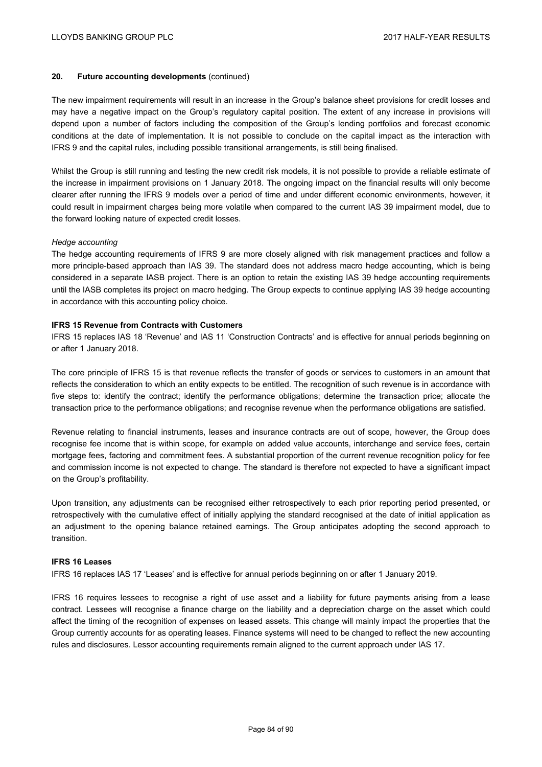### 20. Future accounting developments (continued)

The new impairment requirements will result in an increase in the Group's balance sheet provisions for credit losses and may have a negative impact on the Group's regulatory capital position. The extent of any increase in provisions will depend upon a number of factors including the composition of the Group's lending portfolios and forecast economic conditions at the date of implementation. It is not possible to conclude on the capital impact as the interaction with IFRS 9 and the capital rules, including possible transitional arrangements, is still being finalised.

Whilst the Group is still running and testing the new credit risk models, it is not possible to provide a reliable estimate of the increase in impairment provisions on 1 January 2018. The ongoing impact on the financial results will only become clearer after running the IFRS 9 models over a period of time and under different economic environments, however, it could result in impairment charges being more volatile when compared to the current IAS 39 impairment model, due to the forward looking nature of expected credit losses.

*Hedge accounting*

The hedge accounting requirements of IFRS 9 are more closely aligned with risk management practices and follow a more principle-based approach than IAS 39. The standard does not address macro hedge accounting, which is being considered in a separate IASB project. There is an option to retain the existing IAS 39 hedge accounting requirements until the IASB completes its project on macro hedging. The Group expects to continue applying IAS 39 hedge accounting in accordance with this accounting policy choice.

**IFRS 15 Revenue from Contracts with Customers**

IFRS 15 replaces IAS 18 'Revenue' and IAS 11 'Construction Contracts' and is effective for annual periods beginning on or after 1 January 2018.

The core principle of IFRS 15 is that revenue reflects the transfer of goods or services to customers in an amount that reflects the consideration to which an entity expects to be entitled. The recognition of such revenue is in accordance with five steps to: identify the contract; identify the performance obligations; determine the transaction price; allocate the transaction price to the performance obligations; and recognise revenue when the performance obligations are satisfied.

Revenue relating to financial instruments, leases and insurance contracts are out of scope, however, the Group does recognise fee income that is within scope, for example on added value accounts, interchange and service fees, certain mortgage fees, factoring and commitment fees. A substantial proportion of the current revenue recognition policy for fee and commission income is not expected to change. The standard is therefore not expected to have a significant impact on the Group's profitability.

Upon transition, any adjustments can be recognised either retrospectively to each prior reporting period presented, or retrospectively with the cumulative effect of initially applying the standard recognised at the date of initial application as an adjustment to the opening balance retained earnings. The Group anticipates adopting the second approach to transition.

**IFRS 16 Leases**

IFRS 16 replaces IAS 17 'Leases' and is effective for annual periods beginning on or after 1 January 2019.

IFRS 16 requires lessees to recognise a right of use asset and a liability for future payments arising from a lease contract. Lessees will recognise a finance charge on the liability and a depreciation charge on the asset which could affect the timing of the recognition of expenses on leased assets. This change will mainly impact the properties that the Group currently accounts for as operating leases. Finance systems will need to be changed to reflect the new accounting rules and disclosures. Lessor accounting requirements remain aligned to the current approach under IAS 17.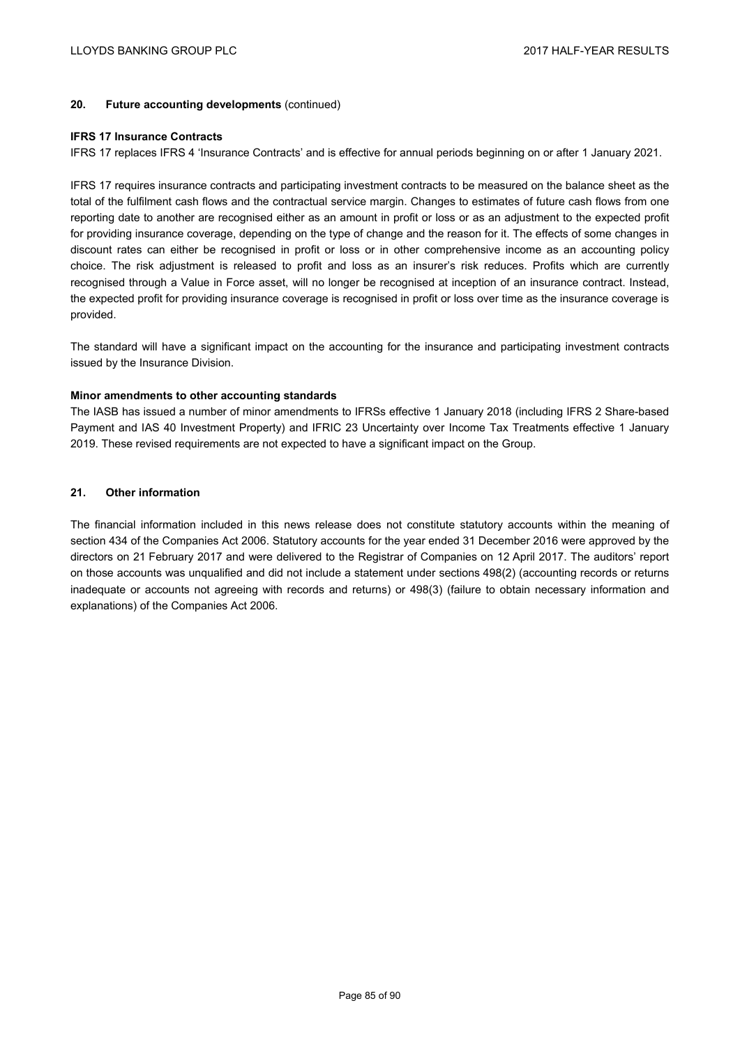## 20. Future accounting developments (continued)

### IFRS 17 Insurance Contracts

IFRS 17 replaces IFRS 4 'Insurance Contracts' and is effective for annual periods beginning on or after 1 January 2021.

IFRS 17 requires insurance contracts and participating investment contracts to be measured on the balance sheet as the total of the fulfilment cash flows and the contractual service margin. Changes to estimates of future cash flows from one reporting date to another are recognised either as an amount in profit or loss or as an adjustment to the expected profit for providing insurance coverage, depending on the type of change and the reason for it. The effects of some changes in discount rates can either be recognised in profit or loss or in other comprehensive income as an accounting policy choice. The risk adjustment is released to profit and loss as an insurer's risk reduces. Profits which are currently recognised through a Value in Force asset, will no longer be recognised at inception of an insurance contract. Instead, the expected profit for providing insurance coverage is recognised in profit or loss over time as the insurance coverage is provided.

The standard will have a significant impact on the accounting for the insurance and participating investment contracts issued by the Insurance Division.

### Minor amendments to other accounting standards

The IASB has issued a number of minor amendments to IFRSs effective 1 January 2018 (including IFRS 2 Share-based Payment and IAS 40 Investment Property) and IFRIC 23 Uncertainty over Income Tax Treatments effective 1 January 2019. These revised requirements are not expected to have a significant impact on the Group.

## 21. Other information

The financial information included in this news release does not constitute statutory accounts within the meaning of section 434 of the Companies Act 2006. Statutory accounts for the year ended 31 December 2016 were approved by the directors on 21 February 2017 and were delivered to the Registrar of Companies on 12 April 2017. The auditors' report on those accounts was unqualified and did not include a statement under sections 498(2) (accounting records or returns inadequate or accounts not agreeing with records and returns) or 498(3) (failure to obtain necessary information and explanations) of the Companies Act 2006.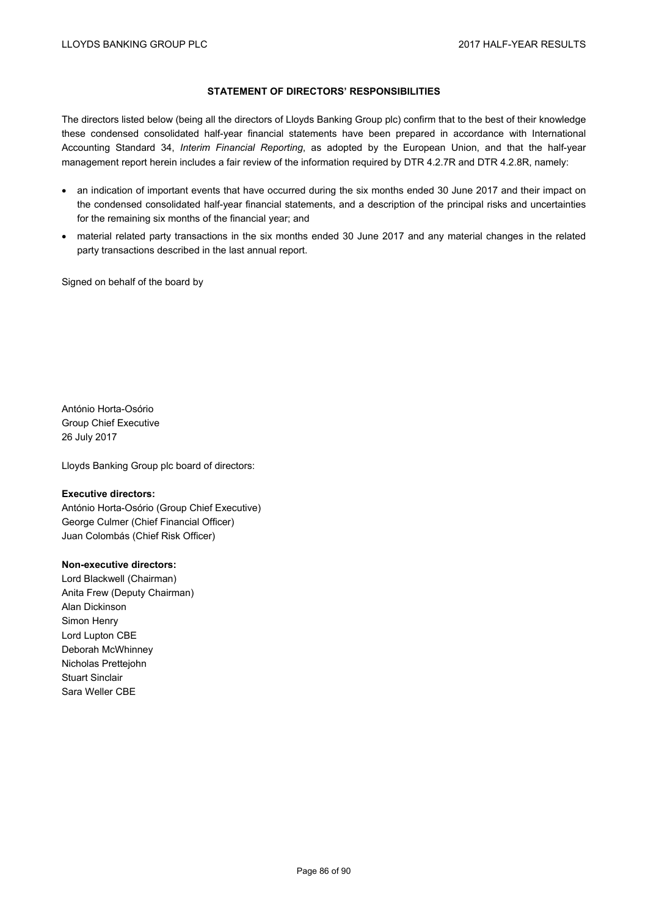## STATEMENT OF DIRECTORS' RESPONSIBILITIES

The directors listed below (being all the directors of Lloyds Banking Group plc) confirm that to the best of their knowledge these condensed consolidated half-year financial statements have been prepared in accordance with International Accounting Standard 34, *Interim Financial Reporting*, as adopted by the European Union, and that the half-year management report herein includes a fair review of the information required by DTR 4.2.7R and DTR 4.2.8R, namely:

- an indication of important events that have occurred during the six months ended 30 June 2017 and their impact on the condensed consolidated half-year financial statements, and a description of the principal risks and uncertainties for the remaining six months of the financial year; and
- material related party transactions in the six months ended 30 June 2017 and any material changes in the related party transactions described in the last annual report.

Signed on behalf of the board by

António Horta-Osório
Group Chief Executive
26 July 2017

Lloyds Banking Group plc board of directors:

**Executive directors:**
António Horta-Osório (Group Chief Executive)
George Culmer (Chief Financial Officer)
Juan Colombás (Chief Risk Officer)

**Non-executive directors:**
Lord Blackwell (Chairman)
Anita Frew (Deputy Chairman)
Alan Dickinson
Simon Henry
Lord Lupton CBE
Deborah McWhinney
Nicholas Prettejohn
Stuart Sinclair
Sara Weller CBE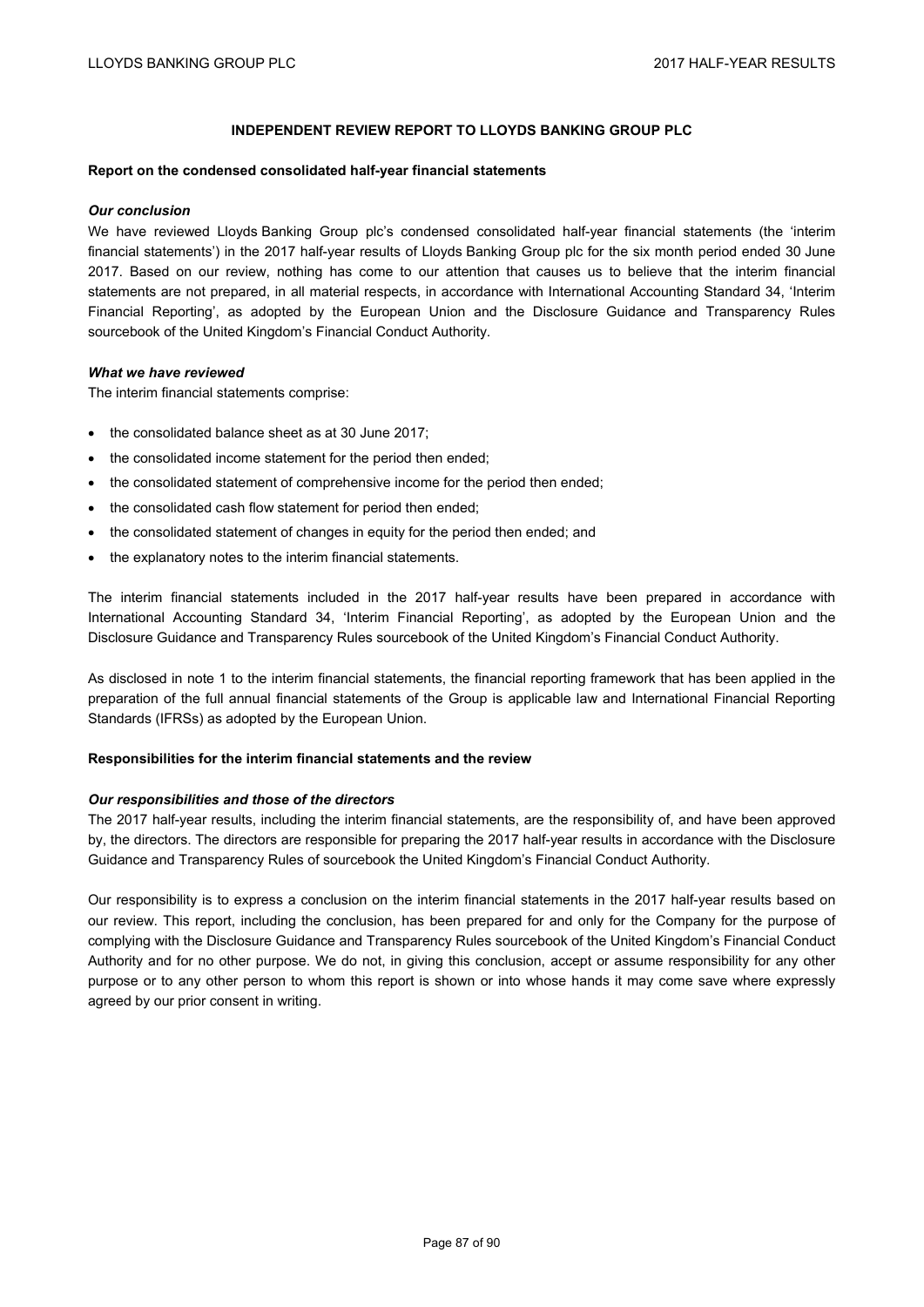## INDEPENDENT REVIEW REPORT TO LLOYDS BANKING GROUP PLC

### Report on the condensed consolidated half-year financial statements

***Our conclusion***

We have reviewed Lloyds Banking Group plc's condensed consolidated half-year financial statements (the 'interim financial statements') in the 2017 half-year results of Lloyds Banking Group plc for the six month period ended 30 June 2017. Based on our review, nothing has come to our attention that causes us to believe that the interim financial statements are not prepared, in all material respects, in accordance with International Accounting Standard 34, 'Interim Financial Reporting', as adopted by the European Union and the Disclosure Guidance and Transparency Rules sourcebook of the United Kingdom's Financial Conduct Authority.

***What we have reviewed***

The interim financial statements comprise:

- the consolidated balance sheet as at 30 June 2017;
- the consolidated income statement for the period then ended;
- the consolidated statement of comprehensive income for the period then ended;
- the consolidated cash flow statement for period then ended;
- the consolidated statement of changes in equity for the period then ended; and
- the explanatory notes to the interim financial statements.

The interim financial statements included in the 2017 half-year results have been prepared in accordance with International Accounting Standard 34, 'Interim Financial Reporting', as adopted by the European Union and the Disclosure Guidance and Transparency Rules sourcebook of the United Kingdom's Financial Conduct Authority.

As disclosed in note 1 to the interim financial statements, the financial reporting framework that has been applied in the preparation of the full annual financial statements of the Group is applicable law and International Financial Reporting Standards (IFRSs) as adopted by the European Union.

### Responsibilities for the interim financial statements and the review

***Our responsibilities and those of the directors***

The 2017 half-year results, including the interim financial statements, are the responsibility of, and have been approved by, the directors. The directors are responsible for preparing the 2017 half-year results in accordance with the Disclosure Guidance and Transparency Rules of sourcebook the United Kingdom's Financial Conduct Authority.

Our responsibility is to express a conclusion on the interim financial statements in the 2017 half-year results based on our review. This report, including the conclusion, has been prepared for and only for the Company for the purpose of complying with the Disclosure Guidance and Transparency Rules sourcebook of the United Kingdom's Financial Conduct Authority and for no other purpose. We do not, in giving this conclusion, accept or assume responsibility for any other purpose or to any other person to whom this report is shown or into whose hands it may come save where expressly agreed by our prior consent in writing.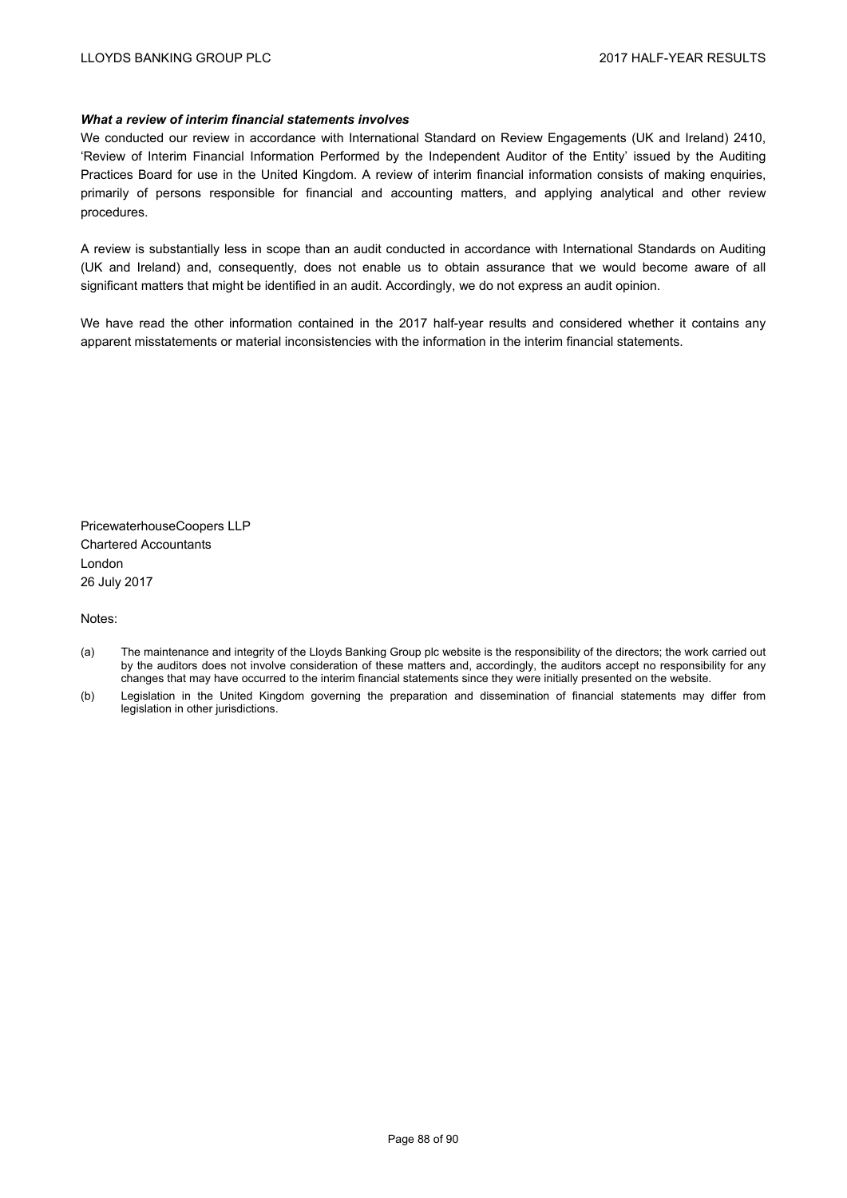***What a review of interim financial statements involves***

We conducted our review in accordance with International Standard on Review Engagements (UK and Ireland) 2410, 'Review of Interim Financial Information Performed by the Independent Auditor of the Entity' issued by the Auditing Practices Board for use in the United Kingdom. A review of interim financial information consists of making enquiries, primarily of persons responsible for financial and accounting matters, and applying analytical and other review procedures.

A review is substantially less in scope than an audit conducted in accordance with International Standards on Auditing (UK and Ireland) and, consequently, does not enable us to obtain assurance that we would become aware of all significant matters that might be identified in an audit. Accordingly, we do not express an audit opinion.

We have read the other information contained in the 2017 half-year results and considered whether it contains any apparent misstatements or material inconsistencies with the information in the interim financial statements.

PricewaterhouseCoopers LLP
Chartered Accountants
London
26 July 2017

Notes:

(a) The maintenance and integrity of the Lloyds Banking Group plc website is the responsibility of the directors; the work carried out by the auditors does not involve consideration of these matters and, accordingly, the auditors accept no responsibility for any changes that may have occurred to the interim financial statements since they were initially presented on the website.

(b) Legislation in the United Kingdom governing the preparation and dissemination of financial statements may differ from legislation in other jurisdictions.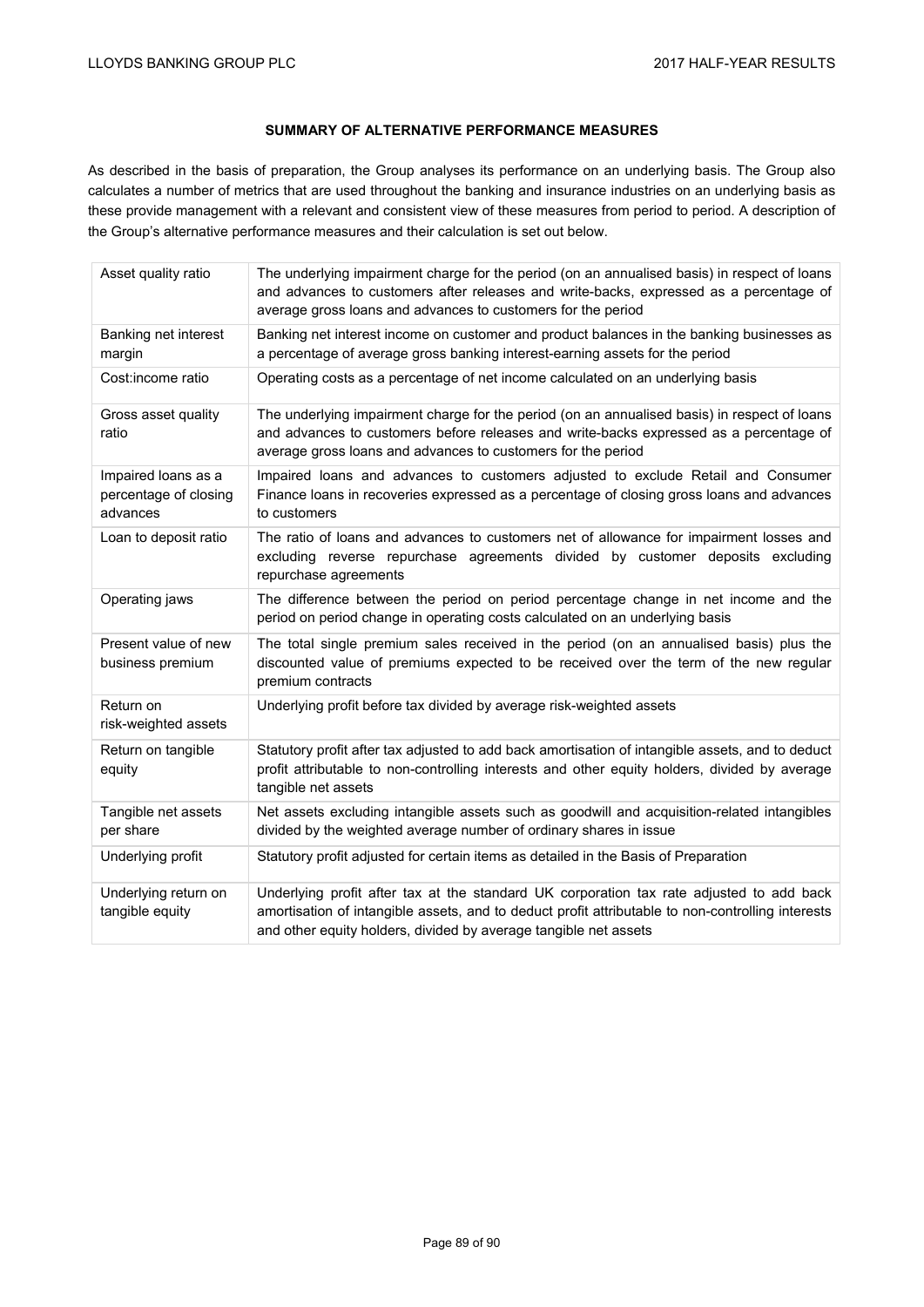## SUMMARY OF ALTERNATIVE PERFORMANCE MEASURES

As described in the basis of preparation, the Group analyses its performance on an underlying basis. The Group also calculates a number of metrics that are used throughout the banking and insurance industries on an underlying basis as these provide management with a relevant and consistent view of these measures from period to period. A description of the Group's alternative performance measures and their calculation is set out below.

| | |
|---|---|
| Asset quality ratio | The underlying impairment charge for the period (on an annualised basis) in respect of loans and advances to customers after releases and write-backs, expressed as a percentage of average gross loans and advances to customers for the period |
| Banking net interest margin | Banking net interest income on customer and product balances in the banking businesses as a percentage of average gross banking interest-earning assets for the period |
| Cost:income ratio | Operating costs as a percentage of net income calculated on an underlying basis |
| Gross asset quality ratio | The underlying impairment charge for the period (on an annualised basis) in respect of loans and advances to customers before releases and write-backs expressed as a percentage of average gross loans and advances to customers for the period |
| Impaired loans as a percentage of closing advances | Impaired loans and advances to customers adjusted to exclude Retail and Consumer Finance loans in recoveries expressed as a percentage of closing gross loans and advances to customers |
| Loan to deposit ratio | The ratio of loans and advances to customers net of allowance for impairment losses and excluding reverse repurchase agreements divided by customer deposits excluding repurchase agreements |
| Operating jaws | The difference between the period on period percentage change in net income and the period on period change in operating costs calculated on an underlying basis |
| Present value of new business premium | The total single premium sales received in the period (on an annualised basis) plus the discounted value of premiums expected to be received over the term of the new regular premium contracts |
| Return on risk-weighted assets | Underlying profit before tax divided by average risk-weighted assets |
| Return on tangible equity | Statutory profit after tax adjusted to add back amortisation of intangible assets, and to deduct profit attributable to non-controlling interests and other equity holders, divided by average tangible net assets |
| Tangible net assets per share | Net assets excluding intangible assets such as goodwill and acquisition-related intangibles divided by the weighted average number of ordinary shares in issue |
| Underlying profit | Statutory profit adjusted for certain items as detailed in the Basis of Preparation |
| Underlying return on tangible equity | Underlying profit after tax at the standard UK corporation tax rate adjusted to add back amortisation of intangible assets, and to deduct profit attributable to non-controlling interests and other equity holders, divided by average tangible net assets |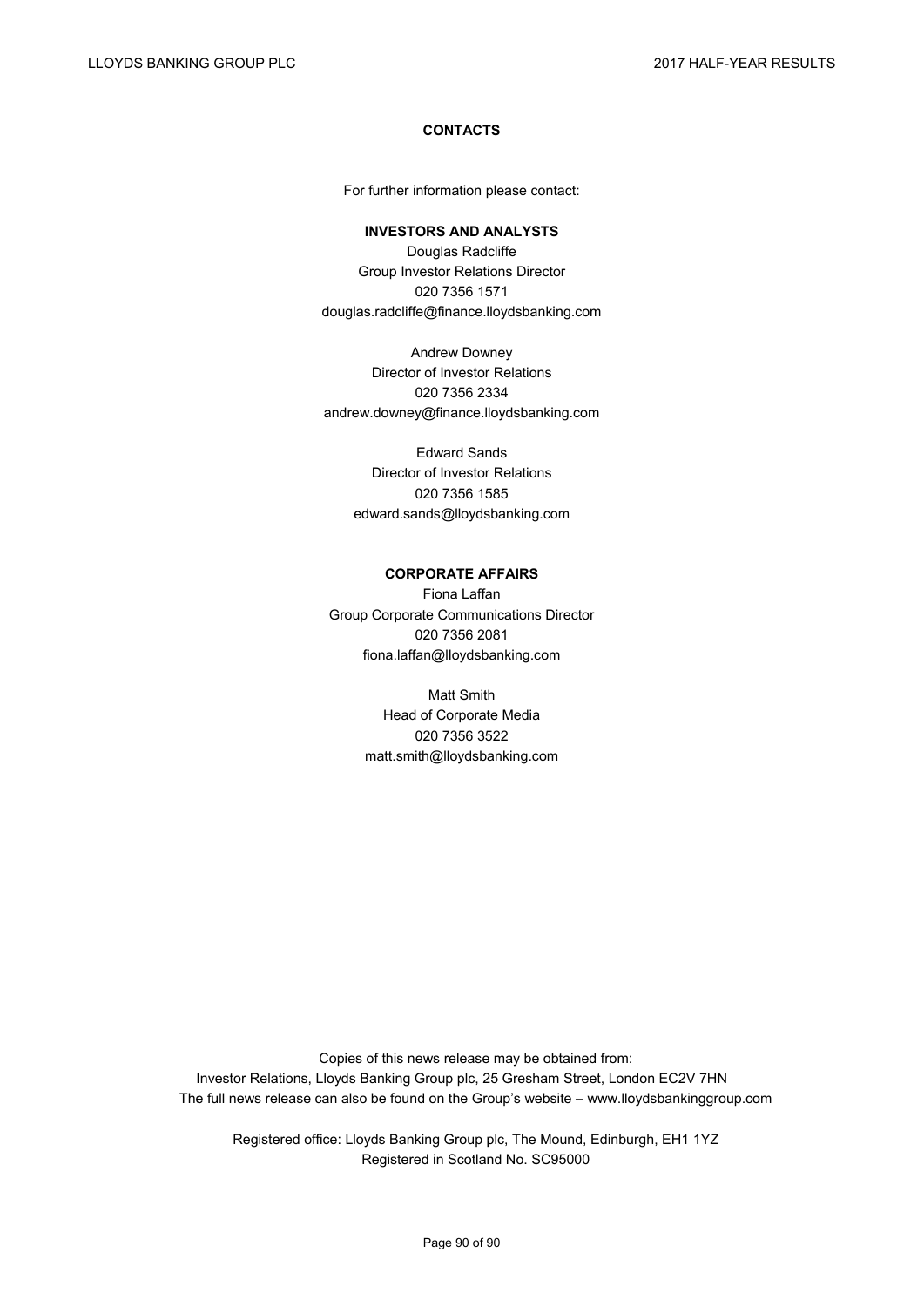## CONTACTS

For further information please contact:

### INVESTORS AND ANALYSTS

Douglas Radcliffe
Group Investor Relations Director
020 7356 1571
douglas.radcliffe@finance.lloydsbanking.com

Andrew Downey
Director of Investor Relations
020 7356 2334
andrew.downey@finance.lloydsbanking.com

Edward Sands
Director of Investor Relations
020 7356 1585
edward.sands@lloydsbanking.com

### CORPORATE AFFAIRS

Fiona Laffan
Group Corporate Communications Director
020 7356 2081
fiona.laffan@lloydsbanking.com

Matt Smith
Head of Corporate Media
020 7356 3522
matt.smith@lloydsbanking.com

Copies of this news release may be obtained from:
Investor Relations, Lloyds Banking Group plc, 25 Gresham Street, London EC2V 7HN
The full news release can also be found on the Group's website – www.lloydsbankinggroup.com

Registered office: Lloyds Banking Group plc, The Mound, Edinburgh, EH1 1YZ
Registered in Scotland No. SC95000